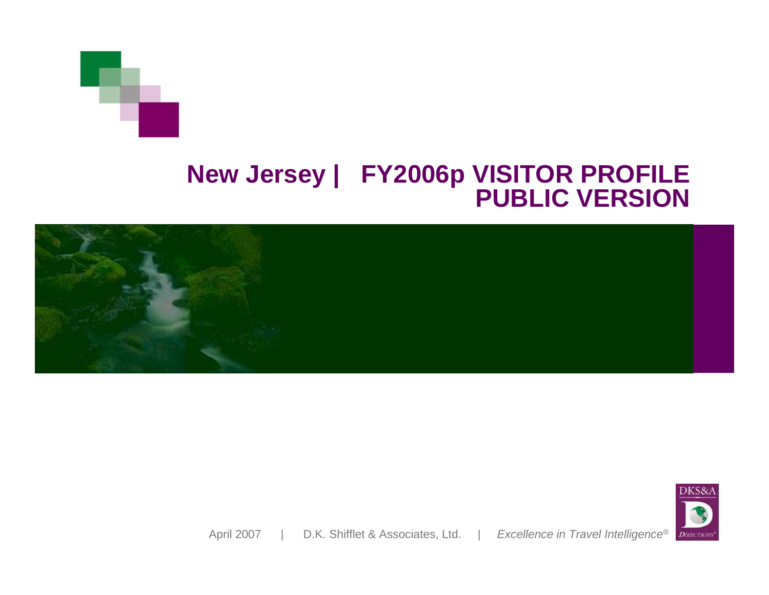# New Jersey | FY2006p VISITOR PROFILE PUBLIC VERSION

April 2007 | D.K. Shifflet & Associates, Ltd. | *Excellence in Travel Intelligence®*

DKS&A DIRECTIONS®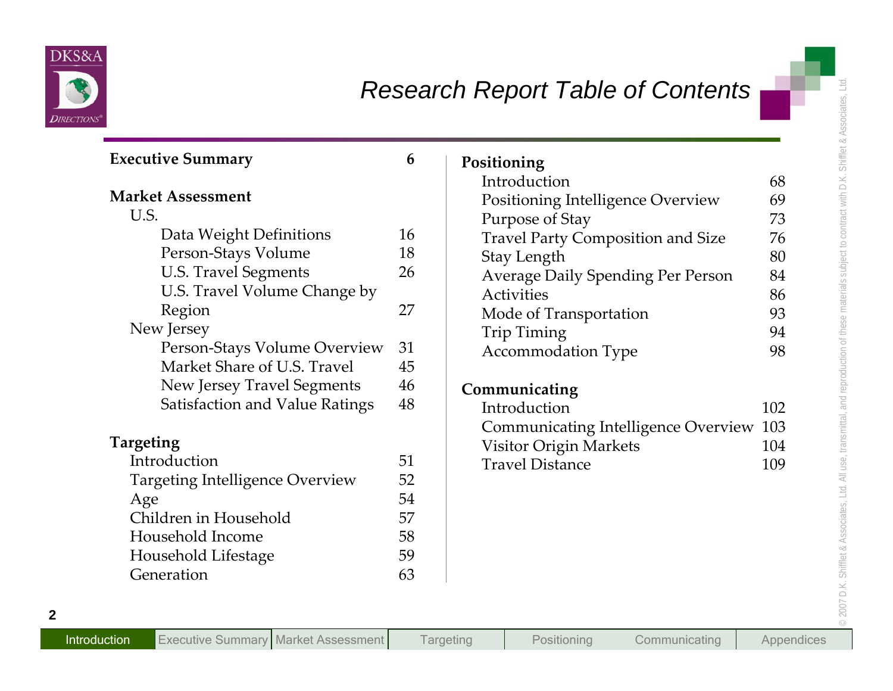# Research Report Table of Contents

**Executive Summary** 6

**Market Assessment**

- U.S.
  - Data Weight Definitions 16
  - Person-Stays Volume 18
  - U.S. Travel Segments 26
  - U.S. Travel Volume Change by Region 27
- New Jersey
  - Person-Stays Volume Overview 31
  - Market Share of U.S. Travel 45
  - New Jersey Travel Segments 46
  - Satisfaction and Value Ratings 48

**Targeting**

- Introduction 51
- Targeting Intelligence Overview 52
- Age 54
- Children in Household 57
- Household Income 58
- Household Lifestage 59
- Generation 63

**Positioning**

- Introduction 68
- Positioning Intelligence Overview 69
- Purpose of Stay 73
- Travel Party Composition and Size 76
- Stay Length 80
- Average Daily Spending Per Person 84
- Activities 86
- Mode of Transportation 93
- Trip Timing 94
- Accommodation Type 98

**Communicating**

- Introduction 102
- Communicating Intelligence Overview 103
- Visitor Origin Markets 104
- Travel Distance 109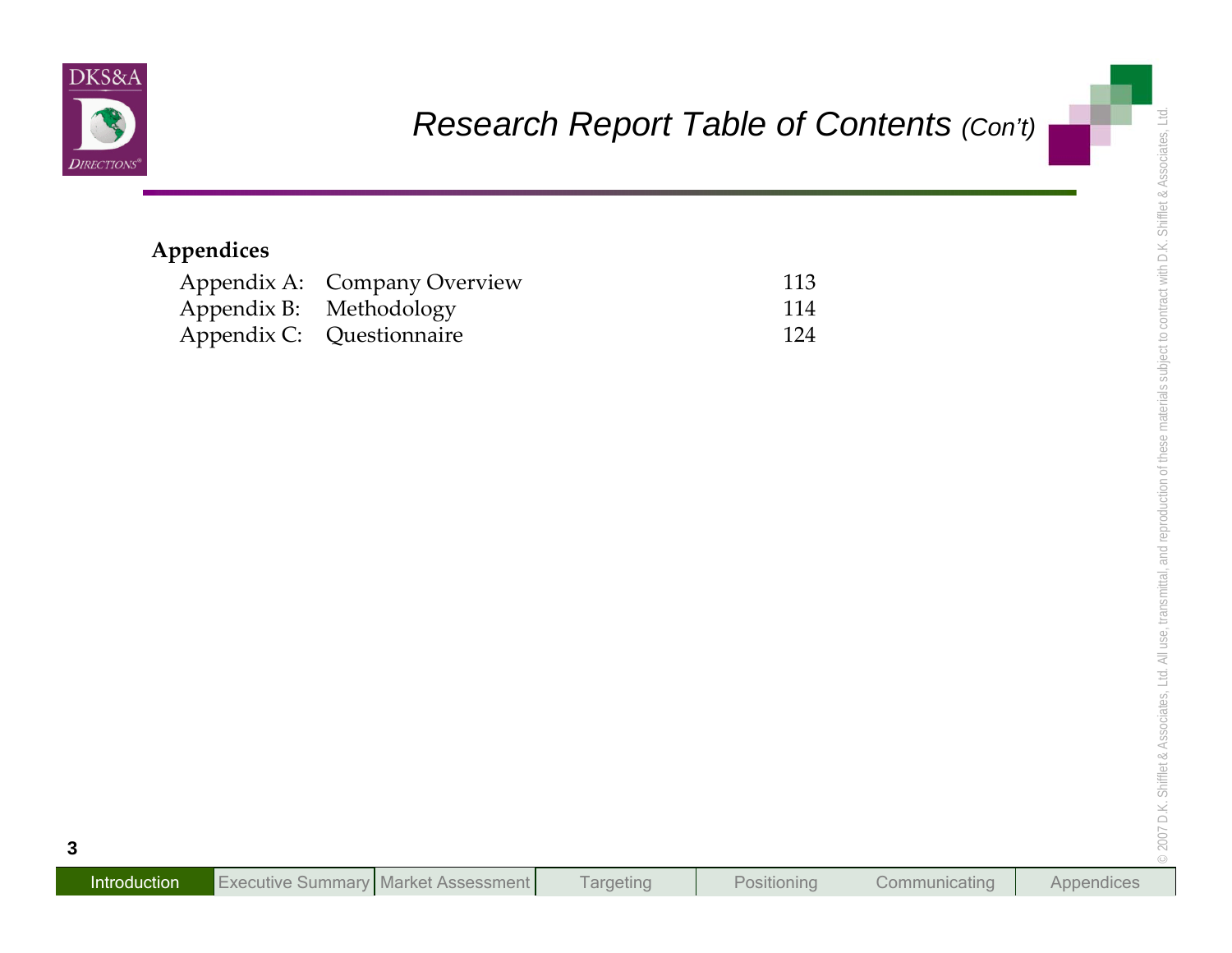# Research Report Table of Contents *(Con't)*

**Appendices**

| | | |
|---|---|---|
| Appendix A: | Company Overview | 113 |
| Appendix B: | Methodology | 114 |
| Appendix C: | Questionnaire | 124 |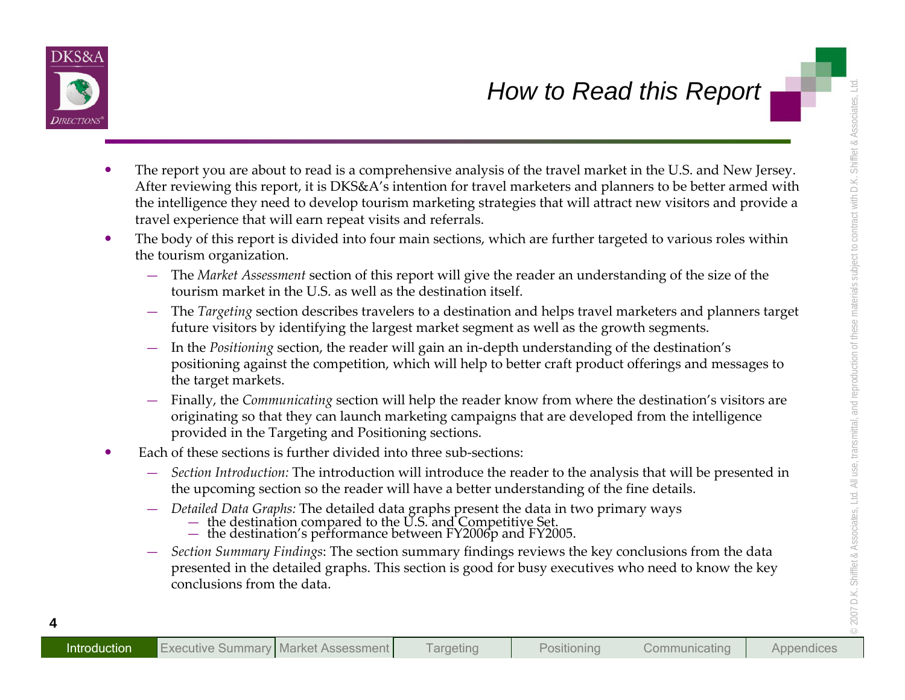# How to Read this Report

- The report you are about to read is a comprehensive analysis of the travel market in the U.S. and New Jersey. After reviewing this report, it is DKS&A's intention for travel marketers and planners to be better armed with the intelligence they need to develop tourism marketing strategies that will attract new visitors and provide a travel experience that will earn repeat visits and referrals.
- The body of this report is divided into four main sections, which are further targeted to various roles within the tourism organization.
  - The *Market Assessment* section of this report will give the reader an understanding of the size of the tourism market in the U.S. as well as the destination itself.
  - The *Targeting* section describes travelers to a destination and helps travel marketers and planners target future visitors by identifying the largest market segment as well as the growth segments.
  - In the *Positioning* section, the reader will gain an in-depth understanding of the destination's positioning against the competition, which will help to better craft product offerings and messages to the target markets.
  - Finally, the *Communicating* section will help the reader know from where the destination's visitors are originating so that they can launch marketing campaigns that are developed from the intelligence provided in the Targeting and Positioning sections.
- Each of these sections is further divided into three sub-sections:
  - *Section Introduction:* The introduction will introduce the reader to the analysis that will be presented in the upcoming section so the reader will have a better understanding of the fine details.
  - *Detailed Data Graphs:* The detailed data graphs present the data in two primary ways
    - the destination compared to the U.S. and Competitive Set.
    - the destination's performance between FY2006p and FY2005.
  - *Section Summary Findings*: The section summary findings reviews the key conclusions from the data presented in the detailed graphs. This section is good for busy executives who need to know the key conclusions from the data.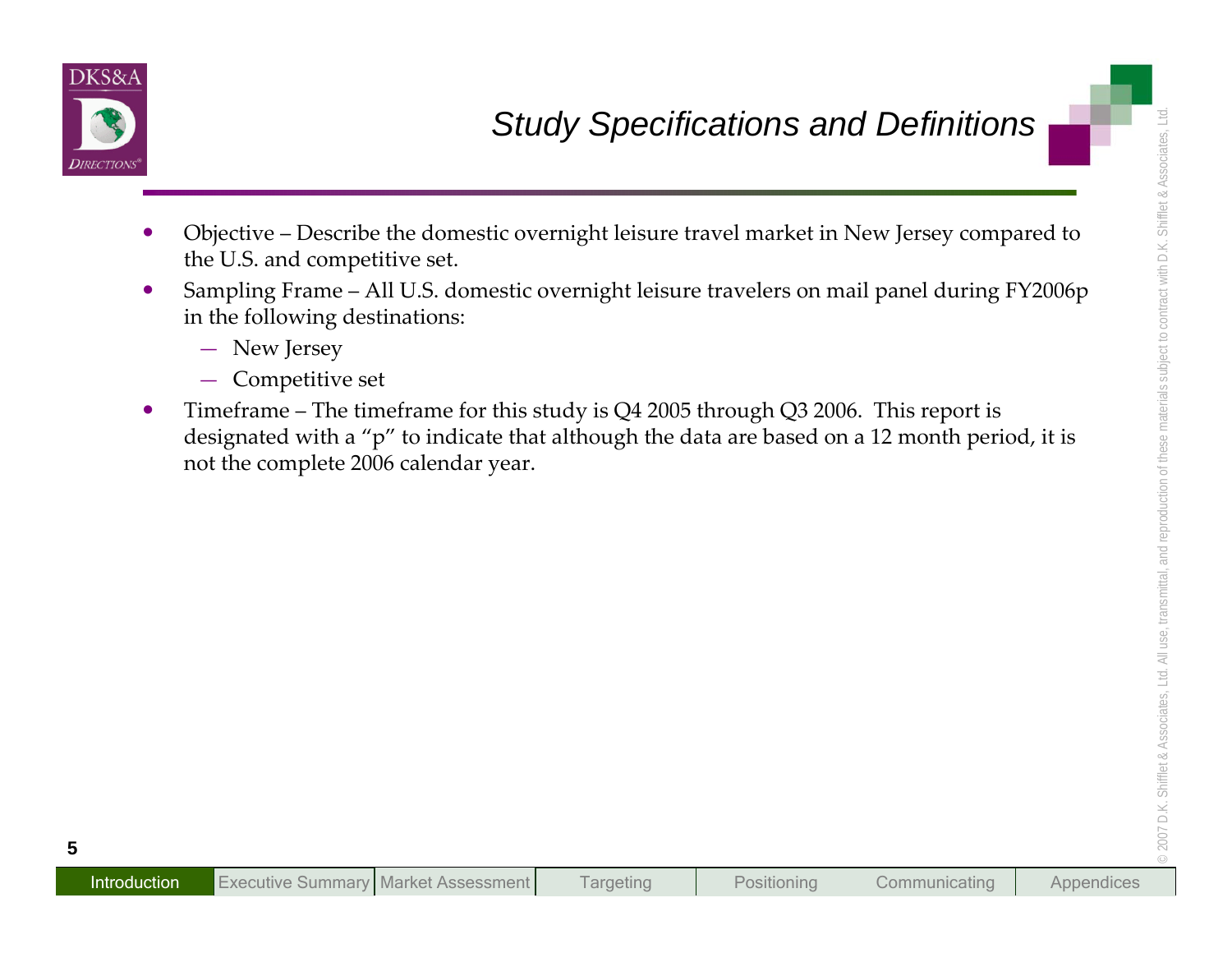# Study Specifications and Definitions

- Objective – Describe the domestic overnight leisure travel market in New Jersey compared to the U.S. and competitive set.
- Sampling Frame – All U.S. domestic overnight leisure travelers on mail panel during FY2006p in the following destinations:
  - New Jersey
  - Competitive set
- Timeframe – The timeframe for this study is Q4 2005 through Q3 2006. This report is designated with a "p" to indicate that although the data are based on a 12 month period, it is not the complete 2006 calendar year.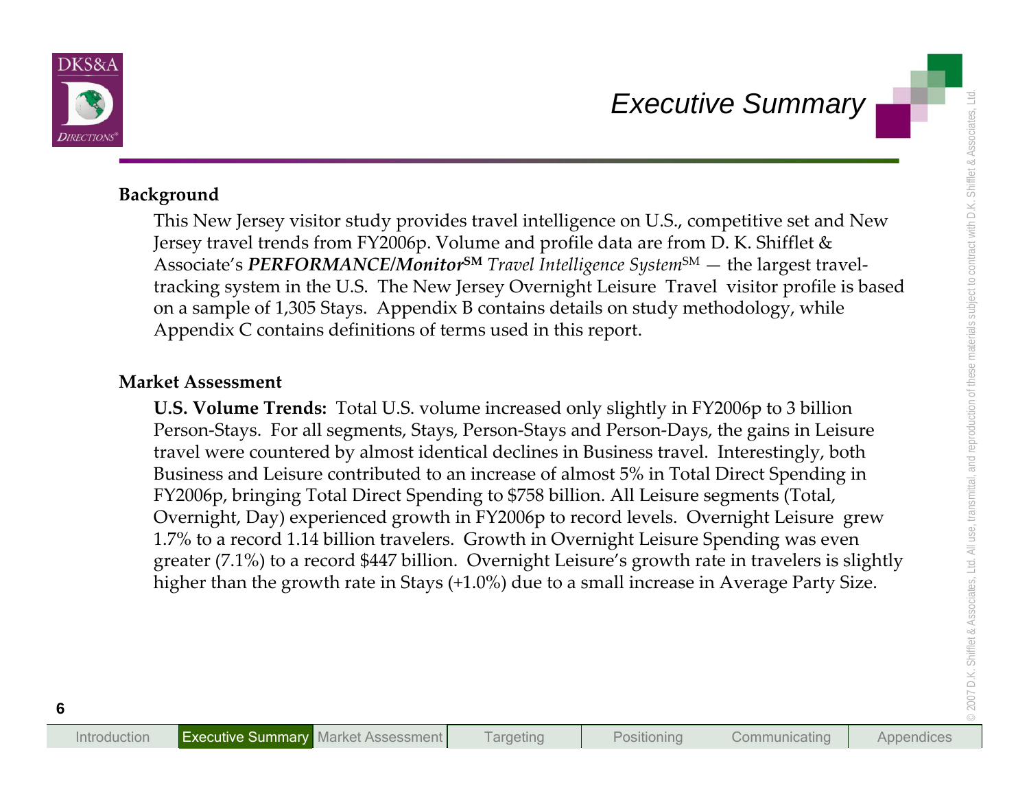# Executive Summary

**Background**

This New Jersey visitor study provides travel intelligence on U.S., competitive set and New Jersey travel trends from FY2006p. Volume and profile data are from D. K. Shifflet & Associate's ***PERFORMANCE/Monitor***SM *Travel Intelligence System*SM — the largest travel-tracking system in the U.S. The New Jersey Overnight Leisure Travel visitor profile is based on a sample of 1,305 Stays. Appendix B contains details on study methodology, while Appendix C contains definitions of terms used in this report.

**Market Assessment**

**U.S. Volume Trends:** Total U.S. volume increased only slightly in FY2006p to 3 billion Person-Stays. For all segments, Stays, Person-Stays and Person-Days, the gains in Leisure travel were countered by almost identical declines in Business travel. Interestingly, both Business and Leisure contributed to an increase of almost 5% in Total Direct Spending in FY2006p, bringing Total Direct Spending to $758 billion. All Leisure segments (Total, Overnight, Day) experienced growth in FY2006p to record levels. Overnight Leisure grew 1.7% to a record 1.14 billion travelers. Growth in Overnight Leisure Spending was even greater (7.1%) to a record $447 billion. Overnight Leisure's growth rate in travelers is slightly higher than the growth rate in Stays (+1.0%) due to a small increase in Average Party Size.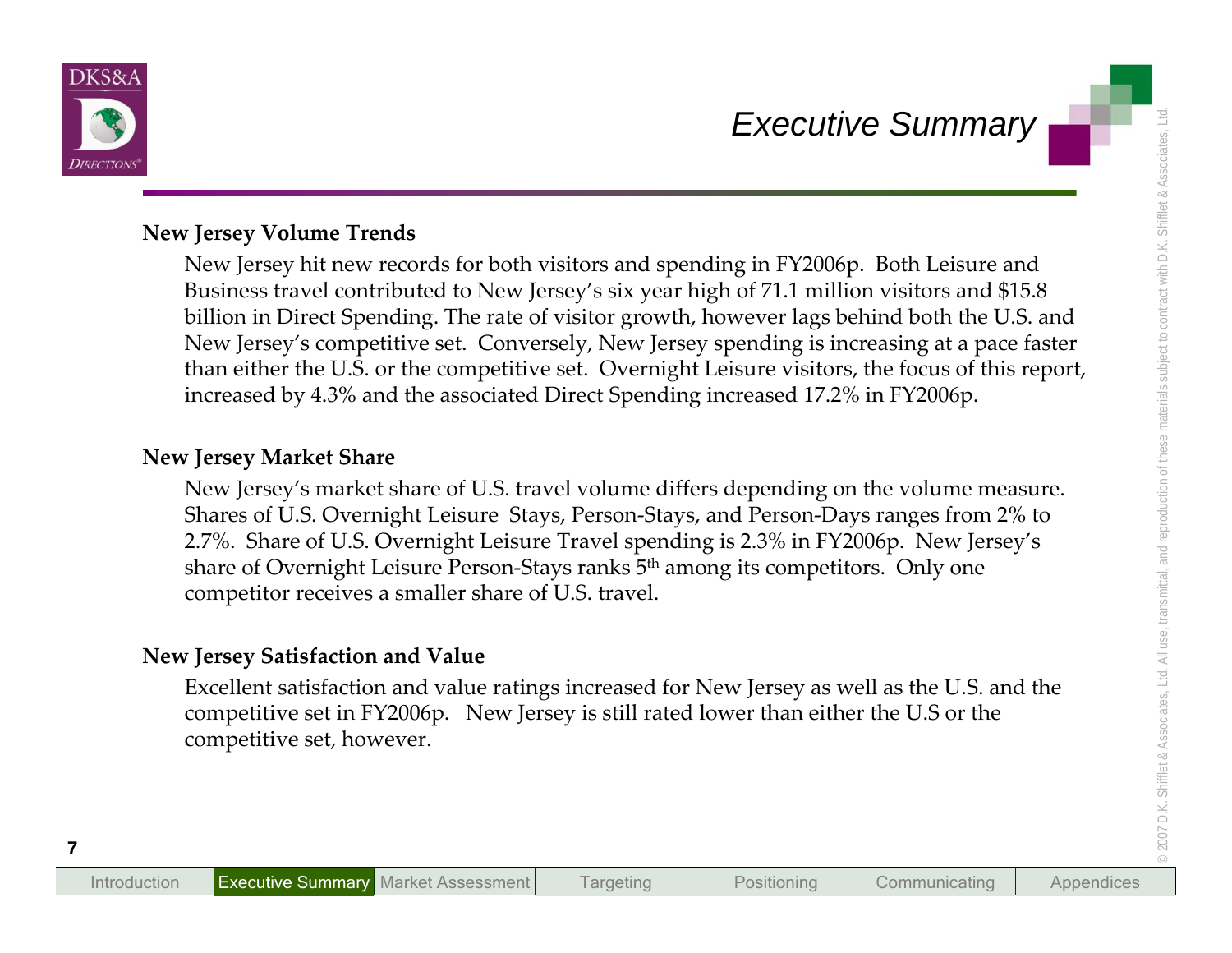# Executive Summary

### New Jersey Volume Trends

New Jersey hit new records for both visitors and spending in FY2006p. Both Leisure and Business travel contributed to New Jersey's six year high of 71.1 million visitors and $15.8 billion in Direct Spending. The rate of visitor growth, however lags behind both the U.S. and New Jersey's competitive set. Conversely, New Jersey spending is increasing at a pace faster than either the U.S. or the competitive set. Overnight Leisure visitors, the focus of this report, increased by 4.3% and the associated Direct Spending increased 17.2% in FY2006p.

### New Jersey Market Share

New Jersey's market share of U.S. travel volume differs depending on the volume measure. Shares of U.S. Overnight Leisure Stays, Person-Stays, and Person-Days ranges from 2% to 2.7%. Share of U.S. Overnight Leisure Travel spending is 2.3% in FY2006p. New Jersey's share of Overnight Leisure Person-Stays ranks 5th among its competitors. Only one competitor receives a smaller share of U.S. travel.

### New Jersey Satisfaction and Value

Excellent satisfaction and value ratings increased for New Jersey as well as the U.S. and the competitive set in FY2006p. New Jersey is still rated lower than either the U.S or the competitive set, however.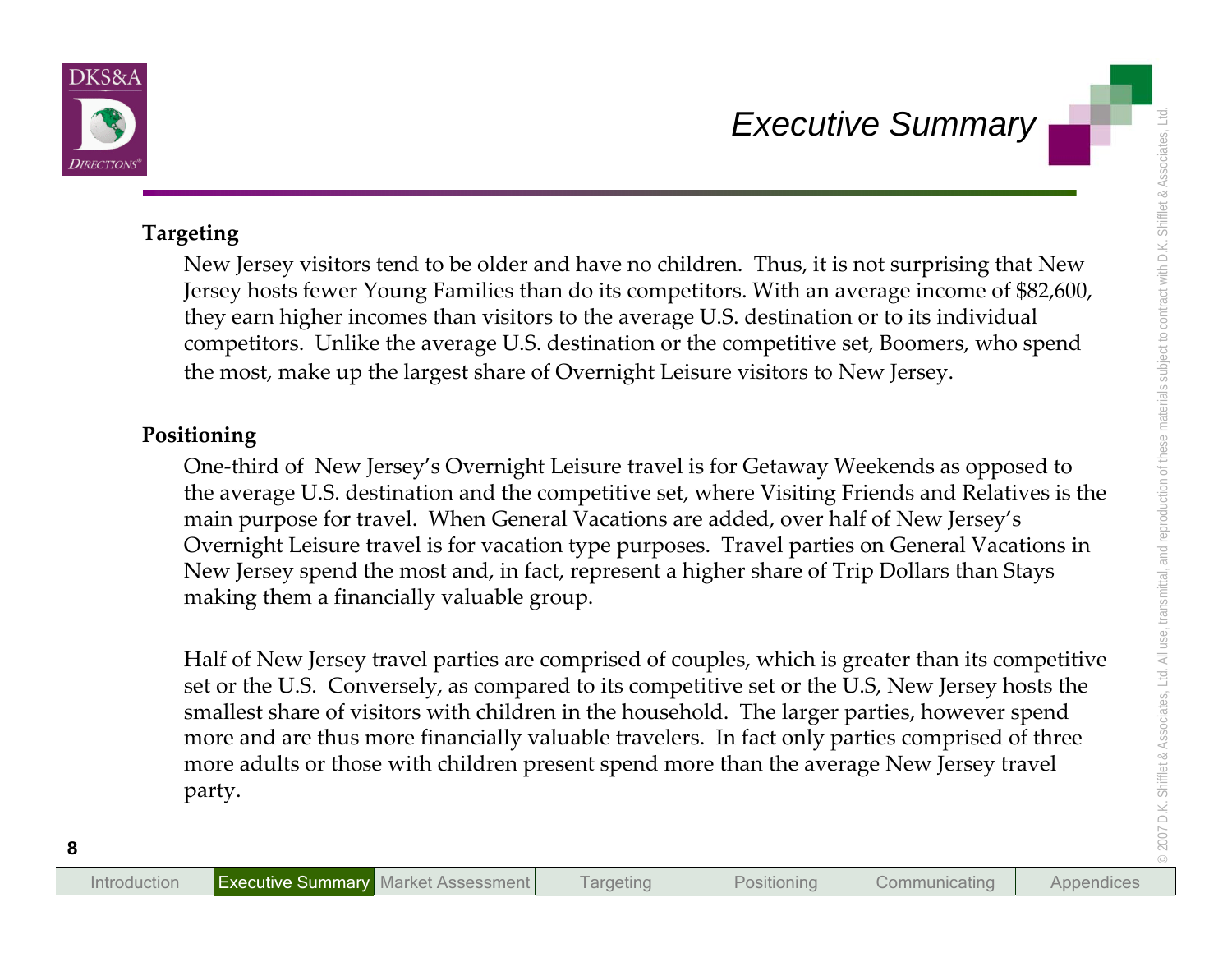# Executive Summary

**Targeting**

New Jersey visitors tend to be older and have no children. Thus, it is not surprising that New Jersey hosts fewer Young Families than do its competitors. With an average income of $82,600, they earn higher incomes than visitors to the average U.S. destination or to its individual competitors. Unlike the average U.S. destination or the competitive set, Boomers, who spend the most, make up the largest share of Overnight Leisure visitors to New Jersey.

**Positioning**

One-third of New Jersey's Overnight Leisure travel is for Getaway Weekends as opposed to the average U.S. destination and the competitive set, where Visiting Friends and Relatives is the main purpose for travel. When General Vacations are added, over half of New Jersey's Overnight Leisure travel is for vacation type purposes. Travel parties on General Vacations in New Jersey spend the most and, in fact, represent a higher share of Trip Dollars than Stays making them a financially valuable group.

Half of New Jersey travel parties are comprised of couples, which is greater than its competitive set or the U.S. Conversely, as compared to its competitive set or the U.S, New Jersey hosts the smallest share of visitors with children in the household. The larger parties, however spend more and are thus more financially valuable travelers. In fact only parties comprised of three more adults or those with children present spend more than the average New Jersey travel party.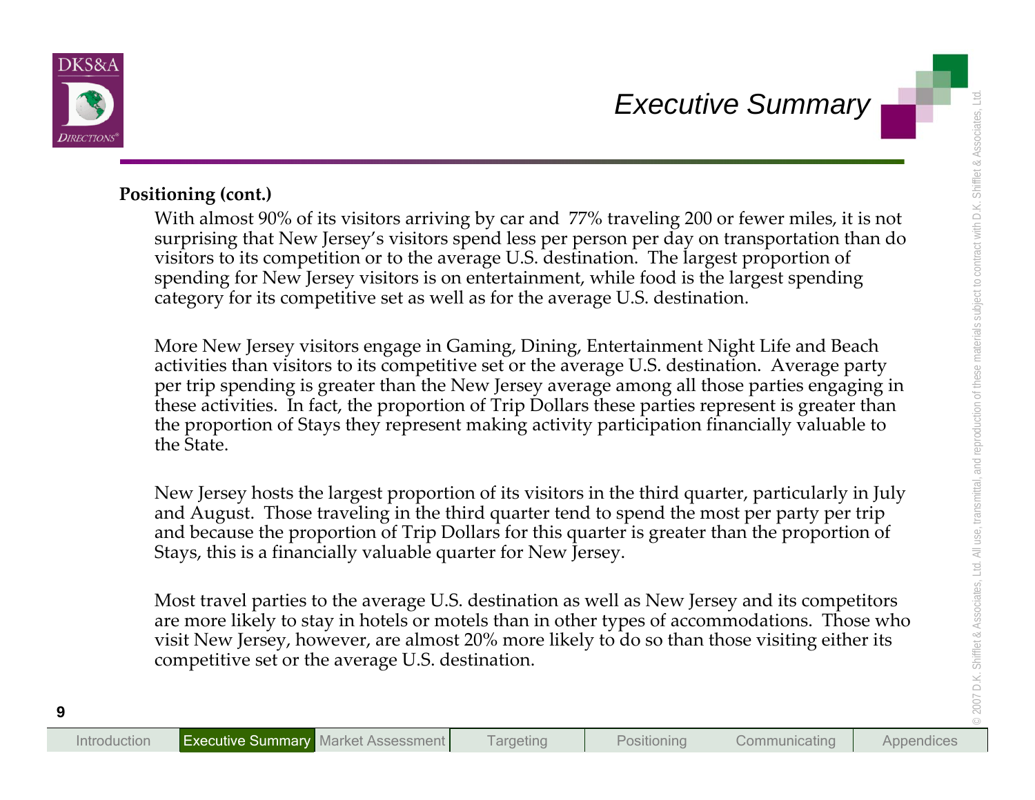# Executive Summary

**Positioning (cont.)**

With almost 90% of its visitors arriving by car and 77% traveling 200 or fewer miles, it is not surprising that New Jersey's visitors spend less per person per day on transportation than do visitors to its competition or to the average U.S. destination. The largest proportion of spending for New Jersey visitors is on entertainment, while food is the largest spending category for its competitive set as well as for the average U.S. destination.

More New Jersey visitors engage in Gaming, Dining, Entertainment Night Life and Beach activities than visitors to its competitive set or the average U.S. destination. Average party per trip spending is greater than the New Jersey average among all those parties engaging in these activities. In fact, the proportion of Trip Dollars these parties represent is greater than the proportion of Stays they represent making activity participation financially valuable to the State.

New Jersey hosts the largest proportion of its visitors in the third quarter, particularly in July and August. Those traveling in the third quarter tend to spend the most per party per trip and because the proportion of Trip Dollars for this quarter is greater than the proportion of Stays, this is a financially valuable quarter for New Jersey.

Most travel parties to the average U.S. destination as well as New Jersey and its competitors are more likely to stay in hotels or motels than in other types of accommodations. Those who visit New Jersey, however, are almost 20% more likely to do so than those visiting either its competitive set or the average U.S. destination.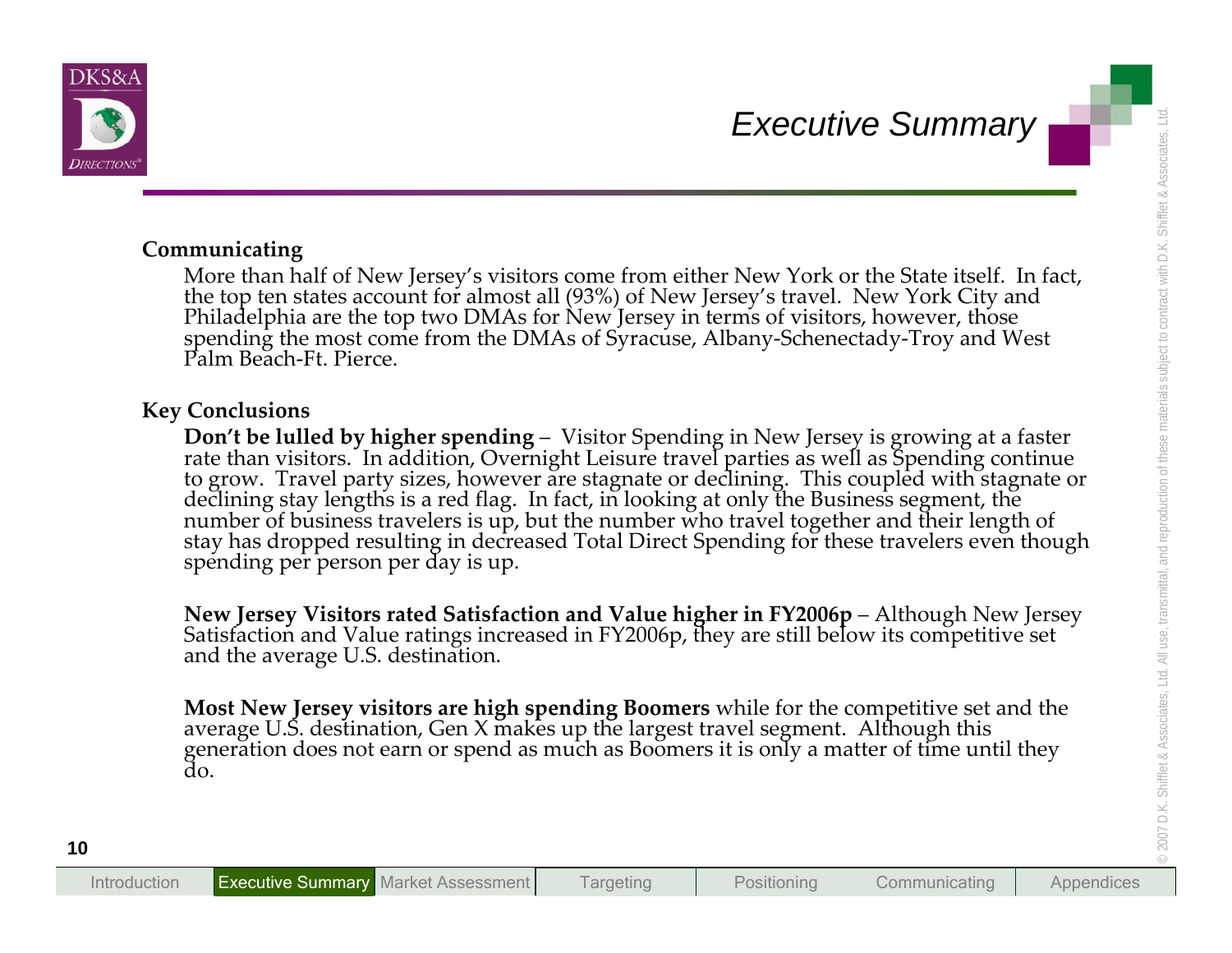## Executive Summary

### Communicating

More than half of New Jersey's visitors come from either New York or the State itself. In fact, the top ten states account for almost all (93%) of New Jersey's travel. New York City and Philadelphia are the top two DMAs for New Jersey in terms of visitors, however, those spending the most come from the DMAs of Syracuse, Albany-Schenectady-Troy and West Palm Beach-Ft. Pierce.

### Key Conclusions

**Don't be lulled by higher spending** – Visitor Spending in New Jersey is growing at a faster rate than visitors. In addition, Overnight Leisure travel parties as well as Spending continue to grow. Travel party sizes, however are stagnate or declining. This coupled with stagnate or declining stay lengths is a red flag. In fact, in looking at only the Business segment, the number of business travelers is up, but the number who travel together and their length of stay has dropped resulting in decreased Total Direct Spending for these travelers even though spending per person per day is up.

**New Jersey Visitors rated Satisfaction and Value higher in FY2006p** – Although New Jersey Satisfaction and Value ratings increased in FY2006p, they are still below its competitive set and the average U.S. destination.

**Most New Jersey visitors are high spending Boomers** while for the competitive set and the average U.S. destination, Gen X makes up the largest travel segment. Although this generation does not earn or spend as much as Boomers it is only a matter of time until they do.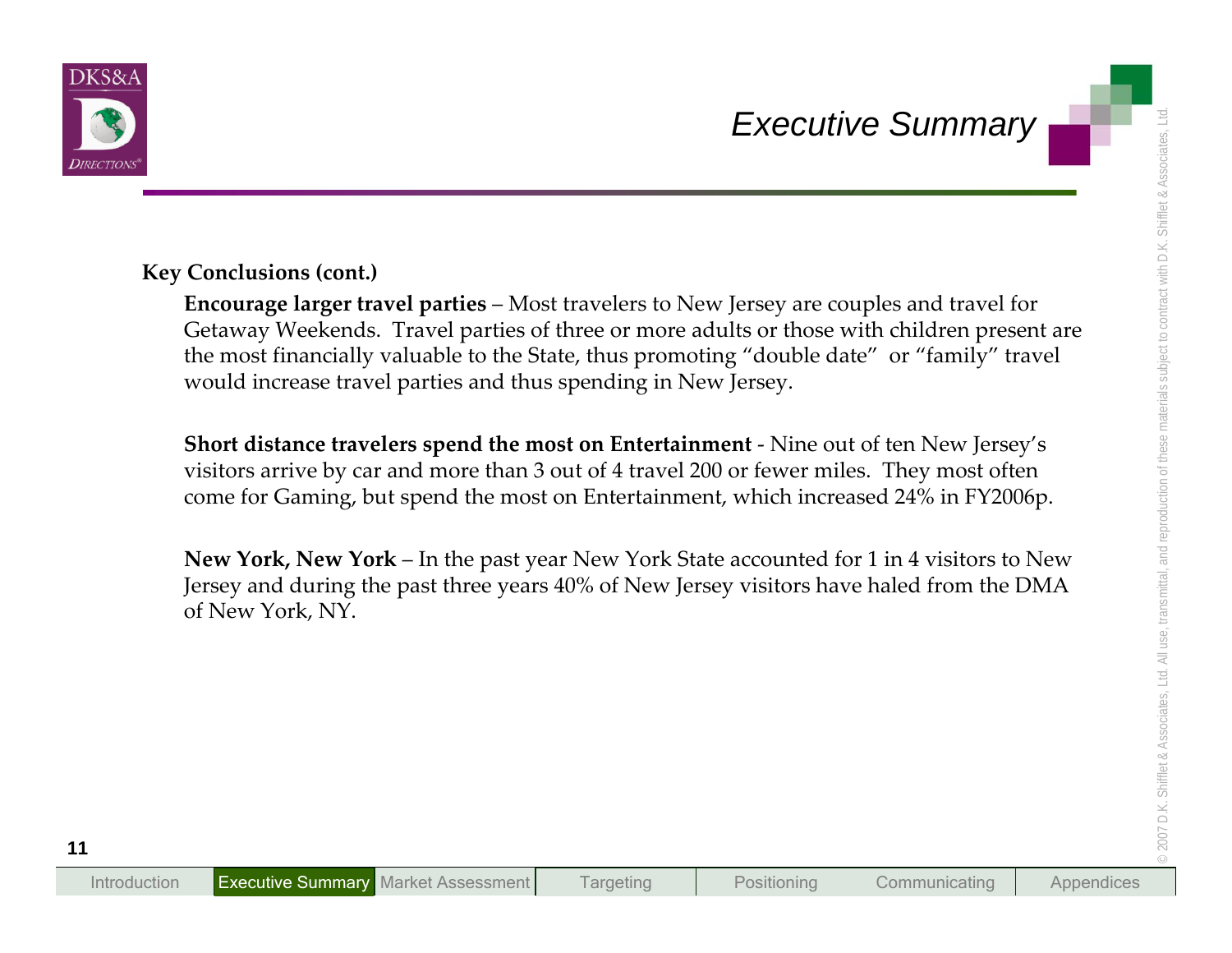## Executive Summary

**Key Conclusions (cont.)**

**Encourage larger travel parties** – Most travelers to New Jersey are couples and travel for Getaway Weekends. Travel parties of three or more adults or those with children present are the most financially valuable to the State, thus promoting "double date" or "family" travel would increase travel parties and thus spending in New Jersey.

**Short distance travelers spend the most on Entertainment** - Nine out of ten New Jersey's visitors arrive by car and more than 3 out of 4 travel 200 or fewer miles. They most often come for Gaming, but spend the most on Entertainment, which increased 24% in FY2006p.

**New York, New York** – In the past year New York State accounted for 1 in 4 visitors to New Jersey and during the past three years 40% of New Jersey visitors have haled from the DMA of New York, NY.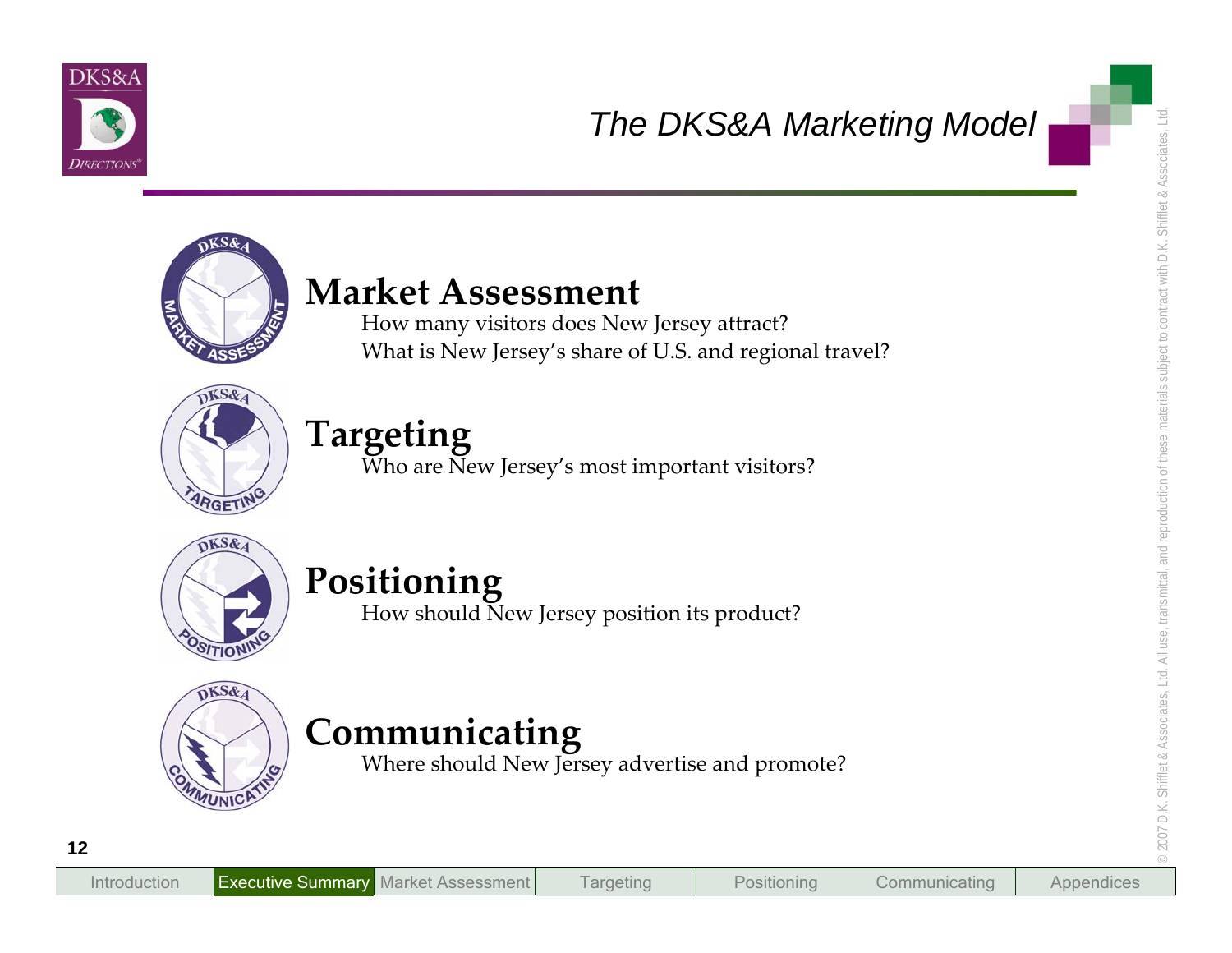# The DKS&A Marketing Model

## Market Assessment

How many visitors does New Jersey attract?
What is New Jersey's share of U.S. and regional travel?

## Targeting

Who are New Jersey's most important visitors?

## Positioning

How should New Jersey position its product?

## Communicating

Where should New Jersey advertise and promote?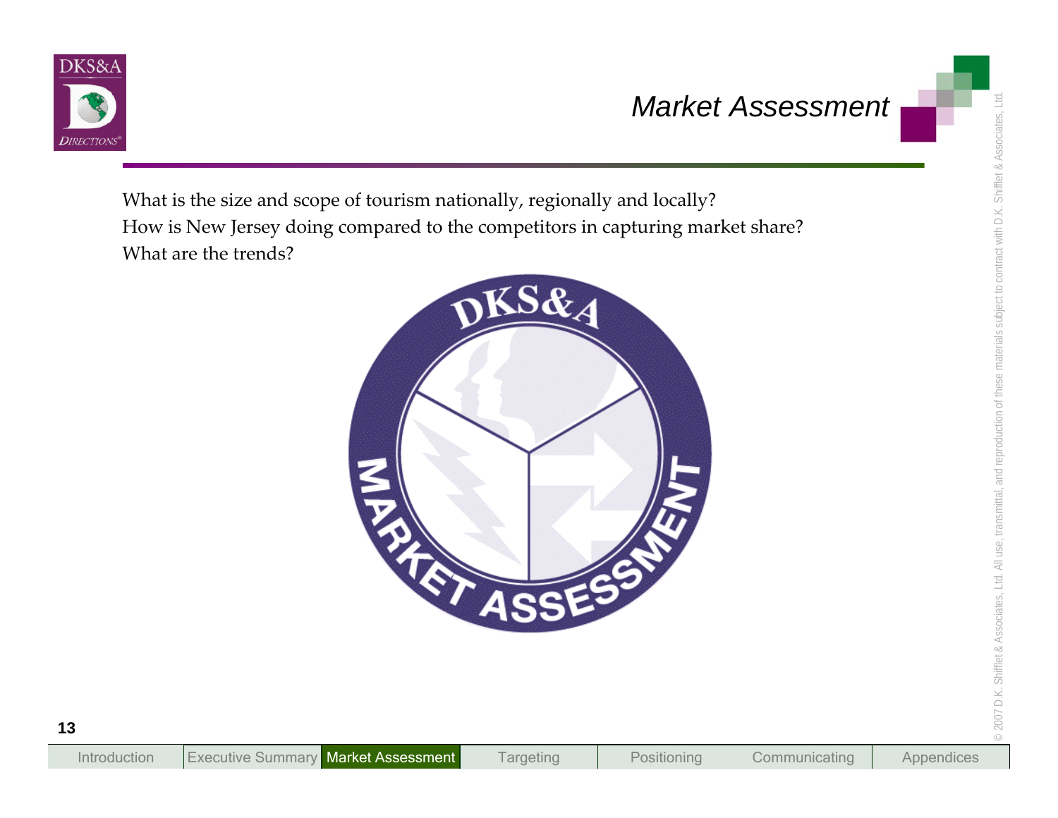# Market Assessment

What is the size and scope of tourism nationally, regionally and locally?
How is New Jersey doing compared to the competitors in capturing market share?
What are the trends?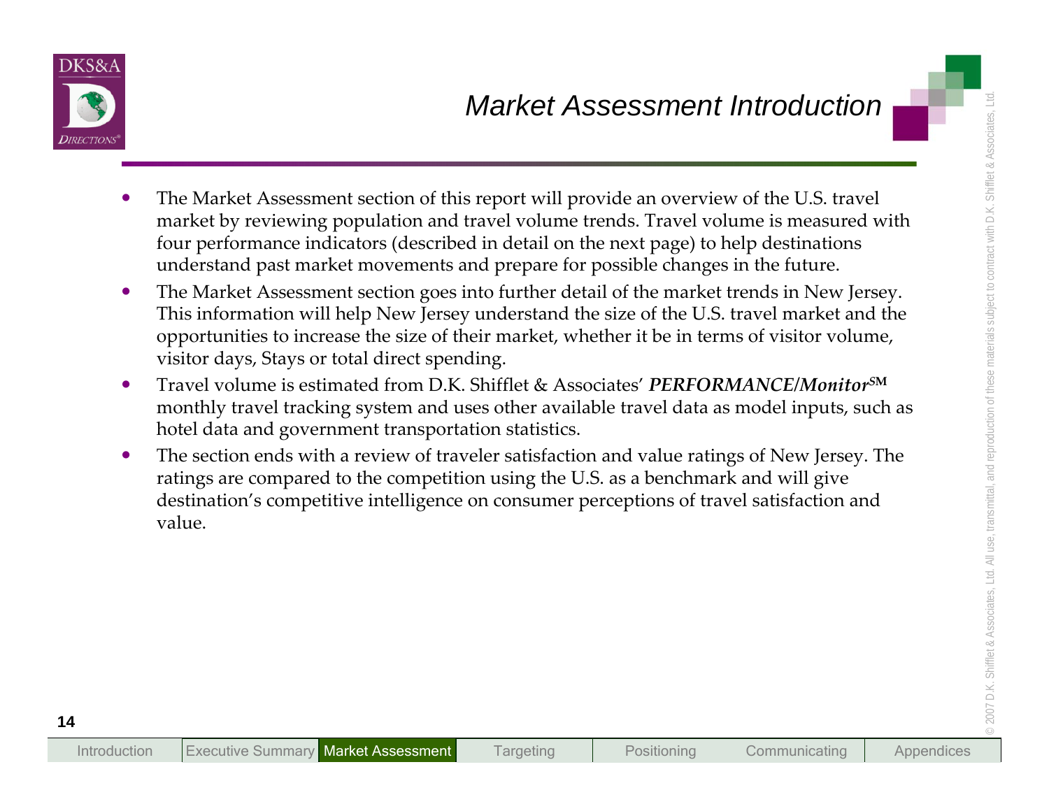# Market Assessment Introduction

- The Market Assessment section of this report will provide an overview of the U.S. travel market by reviewing population and travel volume trends. Travel volume is measured with four performance indicators (described in detail on the next page) to help destinations understand past market movements and prepare for possible changes in the future.
- The Market Assessment section goes into further detail of the market trends in New Jersey. This information will help New Jersey understand the size of the U.S. travel market and the opportunities to increase the size of their market, whether it be in terms of visitor volume, visitor days, Stays or total direct spending.
- Travel volume is estimated from D.K. Shifflet & Associates' ***PERFORMANCE/Monitor***SM monthly travel tracking system and uses other available travel data as model inputs, such as hotel data and government transportation statistics.
- The section ends with a review of traveler satisfaction and value ratings of New Jersey. The ratings are compared to the competition using the U.S. as a benchmark and will give destination's competitive intelligence on consumer perceptions of travel satisfaction and value.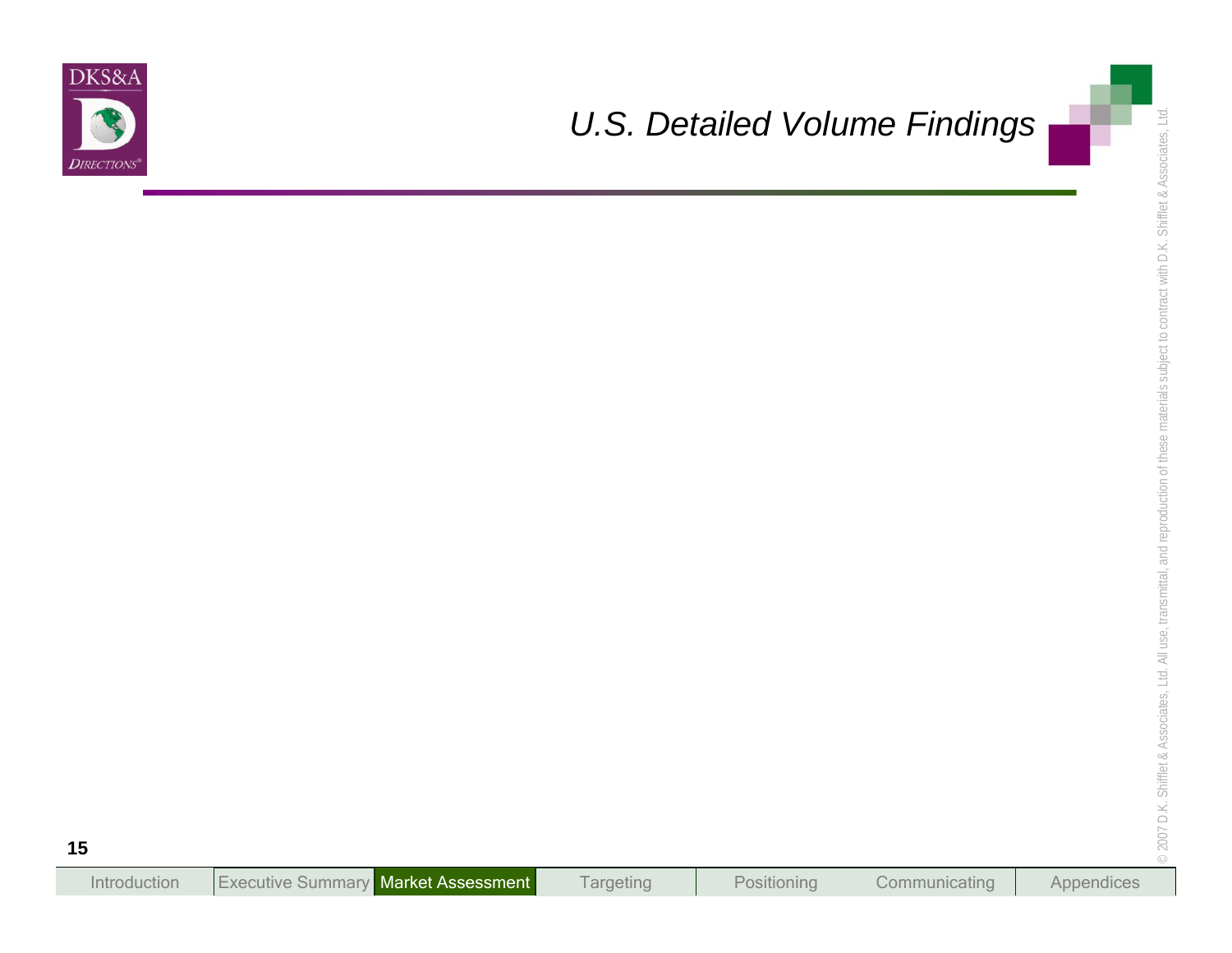# U.S. Detailed Volume Findings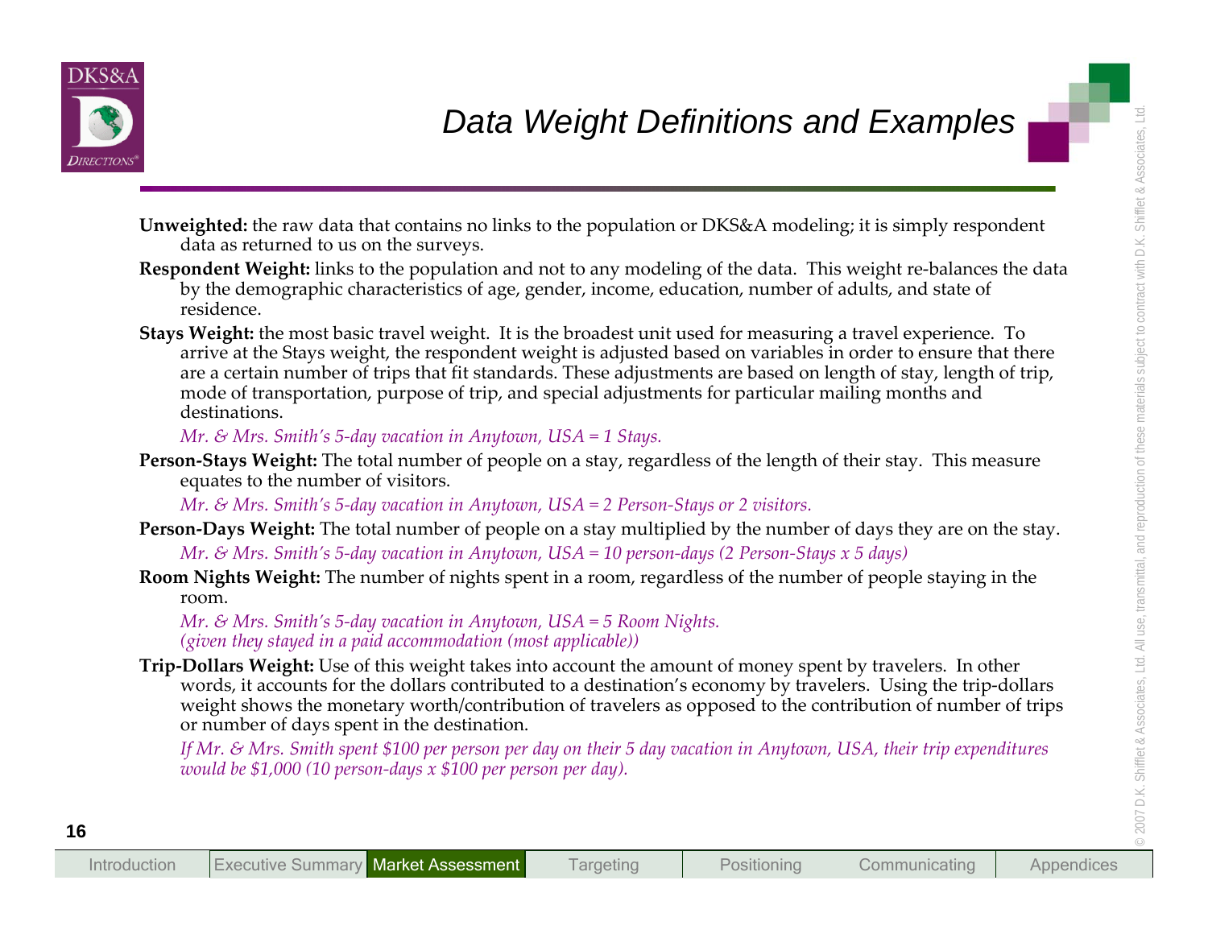# Data Weight Definitions and Examples

**Unweighted:** the raw data that contains no links to the population or DKS&A modeling; it is simply respondent data as returned to us on the surveys.

**Respondent Weight:** links to the population and not to any modeling of the data. This weight re-balances the data by the demographic characteristics of age, gender, income, education, number of adults, and state of residence.

**Stays Weight:** the most basic travel weight. It is the broadest unit used for measuring a travel experience. To arrive at the Stays weight, the respondent weight is adjusted based on variables in order to ensure that there are a certain number of trips that fit standards. These adjustments are based on length of stay, length of trip, mode of transportation, purpose of trip, and special adjustments for particular mailing months and destinations.

*Mr. & Mrs. Smith's 5-day vacation in Anytown, USA = 1 Stays.*

**Person-Stays Weight:** The total number of people on a stay, regardless of the length of their stay. This measure equates to the number of visitors.

*Mr. & Mrs. Smith's 5-day vacation in Anytown, USA = 2 Person-Stays or 2 visitors.*

**Person-Days Weight:** The total number of people on a stay multiplied by the number of days they are on the stay.

*Mr. & Mrs. Smith's 5-day vacation in Anytown, USA = 10 person-days (2 Person-Stays x 5 days)*

**Room Nights Weight:** The number of nights spent in a room, regardless of the number of people staying in the room.

*Mr. & Mrs. Smith's 5-day vacation in Anytown, USA = 5 Room Nights.*
*(given they stayed in a paid accommodation (most applicable))*

**Trip-Dollars Weight:** Use of this weight takes into account the amount of money spent by travelers. In other words, it accounts for the dollars contributed to a destination's economy by travelers. Using the trip-dollars weight shows the monetary worth/contribution of travelers as opposed to the contribution of number of trips or number of days spent in the destination.

*If Mr. & Mrs. Smith spent $100 per person per day on their 5 day vacation in Anytown, USA, their trip expenditures would be $1,000 (10 person-days x $100 per person per day).*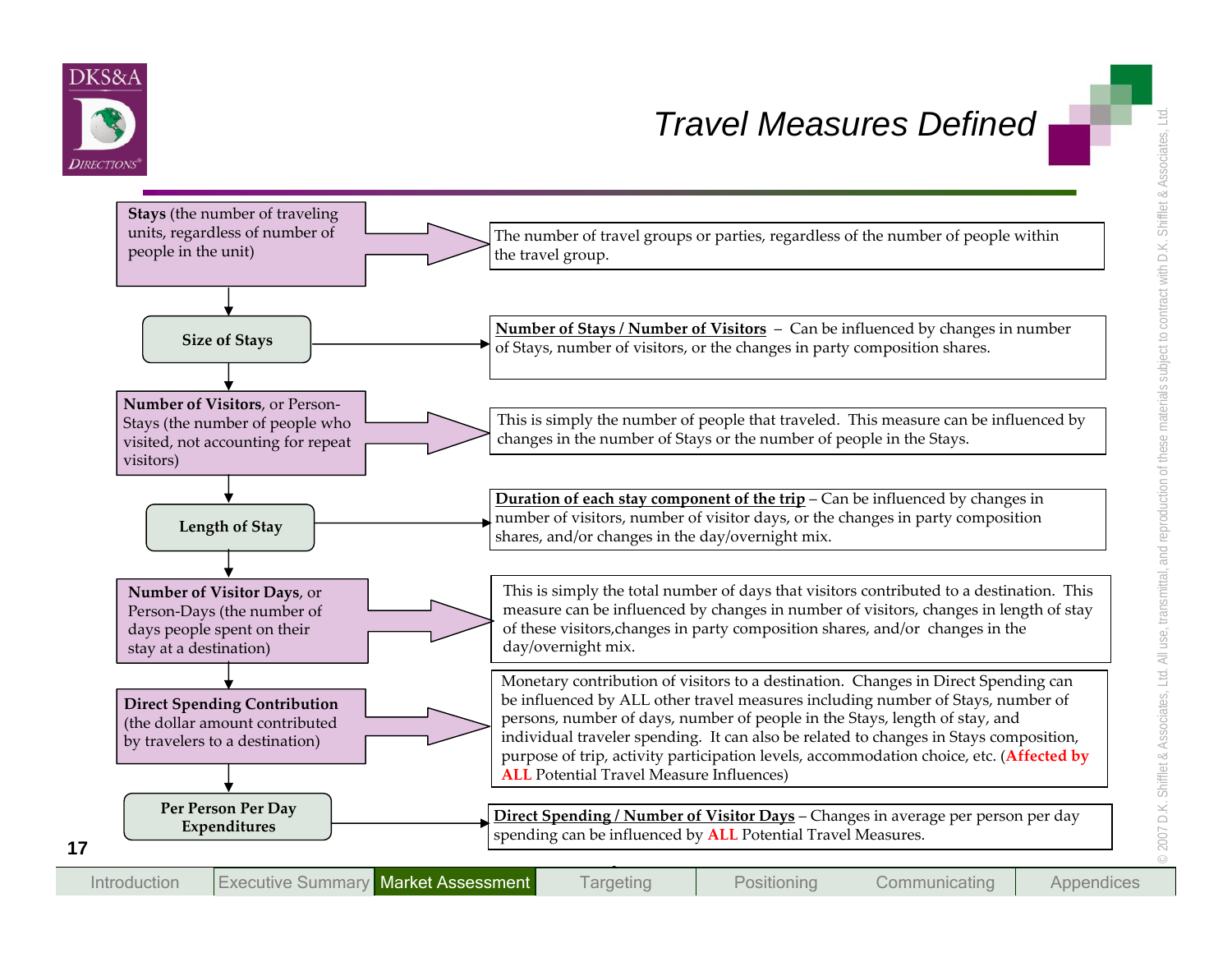# Travel Measures Defined

| Measure | Definition |
|---|---|
| **Stays** (the number of traveling units, regardless of number of people in the unit) | The number of travel groups or parties, regardless of the number of people within the travel group. |
| **Size of Stays** | **Number of Stays / Number of Visitors** – Can be influenced by changes in number of Stays, number of visitors, or the changes in party composition shares. |
| **Number of Visitors**, or Person-Stays (the number of people who visited, not accounting for repeat visitors) | This is simply the number of people that traveled. This measure can be influenced by changes in the number of Stays or the number of people in the Stays. |
| **Length of Stay** | **Duration of each stay component of the trip** – Can be influenced by changes in number of visitors, number of visitor days, or the changes in party composition shares, and/or changes in the day/overnight mix. |
| **Number of Visitor Days**, or Person-Days (the number of days people spent on their stay at a destination) | This is simply the total number of days that visitors contributed to a destination. This measure can be influenced by changes in number of visitors, changes in length of stay of these visitors,changes in party composition shares, and/or changes in the day/overnight mix. |
| **Direct Spending Contribution** (the dollar amount contributed by travelers to a destination) | Monetary contribution of visitors to a destination. Changes in Direct Spending can be influenced by ALL other travel measures including number of Stays, number of persons, number of days, number of people in the Stays, length of stay, and individual traveler spending. It can also be related to changes in Stays composition, purpose of trip, activity participation levels, accommodation choice, etc. (**Affected by ALL** Potential Travel Measure Influences) |
| **Per Person Per Day Expenditures** | **Direct Spending / Number of Visitor Days** – Changes in average per person per day spending can be influenced by **ALL** Potential Travel Measures. |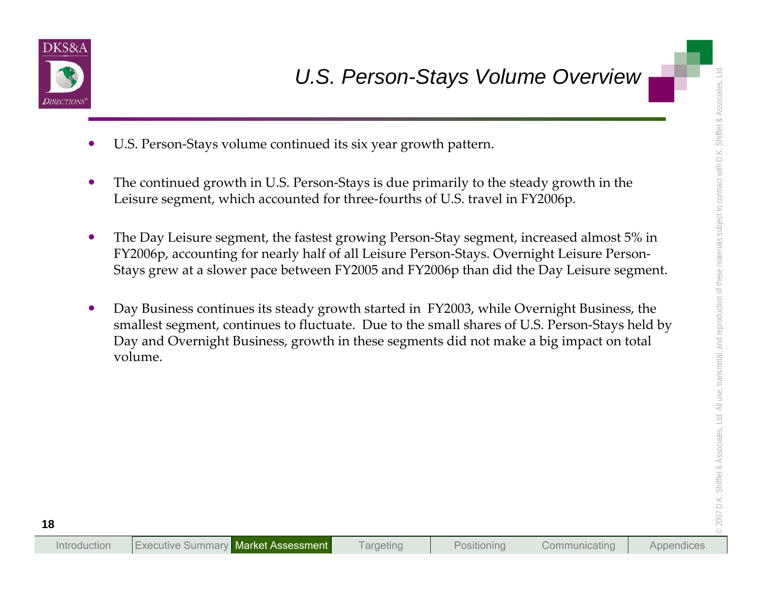# U.S. Person-Stays Volume Overview

- U.S. Person-Stays volume continued its six year growth pattern.
- The continued growth in U.S. Person-Stays is due primarily to the steady growth in the Leisure segment, which accounted for three-fourths of U.S. travel in FY2006p.
- The Day Leisure segment, the fastest growing Person-Stay segment, increased almost 5% in FY2006p, accounting for nearly half of all Leisure Person-Stays. Overnight Leisure Person-Stays grew at a slower pace between FY2005 and FY2006p than did the Day Leisure segment.
- Day Business continues its steady growth started in FY2003, while Overnight Business, the smallest segment, continues to fluctuate. Due to the small shares of U.S. Person-Stays held by Day and Overnight Business, growth in these segments did not make a big impact on total volume.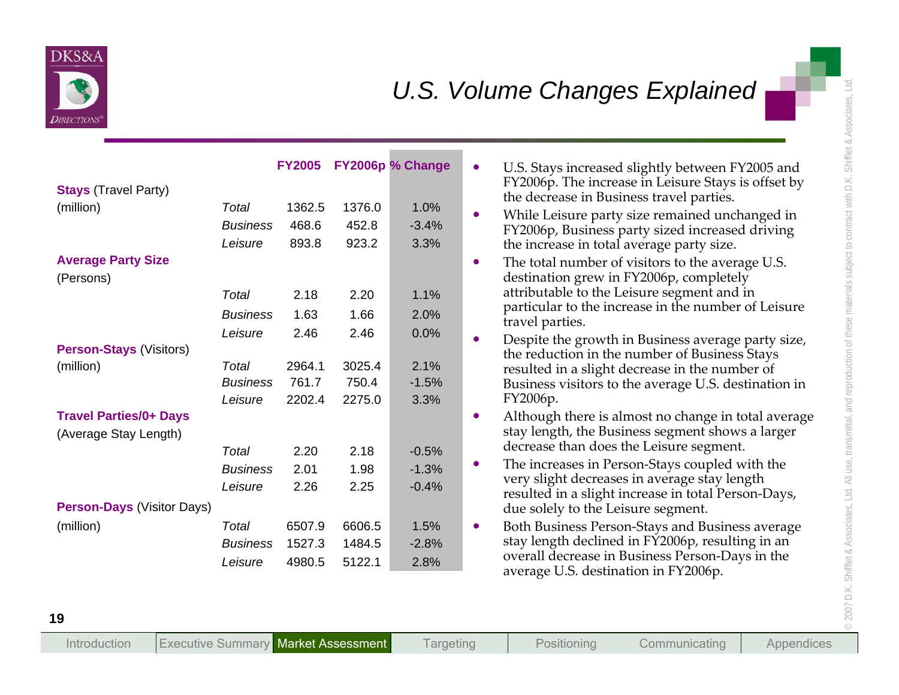# U.S. Volume Changes Explained

| | | FY2005 | FY2006p | % Change |
|---|---|---|---|---|
| **Stays** (Travel Party) (million) | *Total* | 1362.5 | 1376.0 | 1.0% |
| | *Business* | 468.6 | 452.8 | -3.4% |
| | *Leisure* | 893.8 | 923.2 | 3.3% |
| **Average Party Size** (Persons) | *Total* | 2.18 | 2.20 | 1.1% |
| | *Business* | 1.63 | 1.66 | 2.0% |
| | *Leisure* | 2.46 | 2.46 | 0.0% |
| **Person-Stays** (Visitors) (million) | *Total* | 2964.1 | 3025.4 | 2.1% |
| | *Business* | 761.7 | 750.4 | -1.5% |
| | *Leisure* | 2202.4 | 2275.0 | 3.3% |
| **Travel Parties/0+ Days** (Average Stay Length) | *Total* | 2.20 | 2.18 | -0.5% |
| | *Business* | 2.01 | 1.98 | -1.3% |
| | *Leisure* | 2.26 | 2.25 | -0.4% |
| **Person-Days** (Visitor Days) (million) | *Total* | 6507.9 | 6606.5 | 1.5% |
| | *Business* | 1527.3 | 1484.5 | -2.8% |
| | *Leisure* | 4980.5 | 5122.1 | 2.8% |

- U.S. Stays increased slightly between FY2005 and FY2006p. The increase in Leisure Stays is offset by the decrease in Business travel parties.
- While Leisure party size remained unchanged in FY2006p, Business party sized increased driving the increase in total average party size.
- The total number of visitors to the average U.S. destination grew in FY2006p, completely attributable to the Leisure segment and in particular to the increase in the number of Leisure travel parties.
- Despite the growth in Business average party size, the reduction in the number of Business Stays resulted in a slight decrease in the number of Business visitors to the average U.S. destination in FY2006p.
- Although there is almost no change in total average stay length, the Business segment shows a larger decrease than does the Leisure segment.
- The increases in Person-Stays coupled with the very slight decreases in average stay length resulted in a slight increase in total Person-Days, due solely to the Leisure segment.
- Both Business Person-Stays and Business average stay length declined in FY2006p, resulting in an overall decrease in Business Person-Days in the average U.S. destination in FY2006p.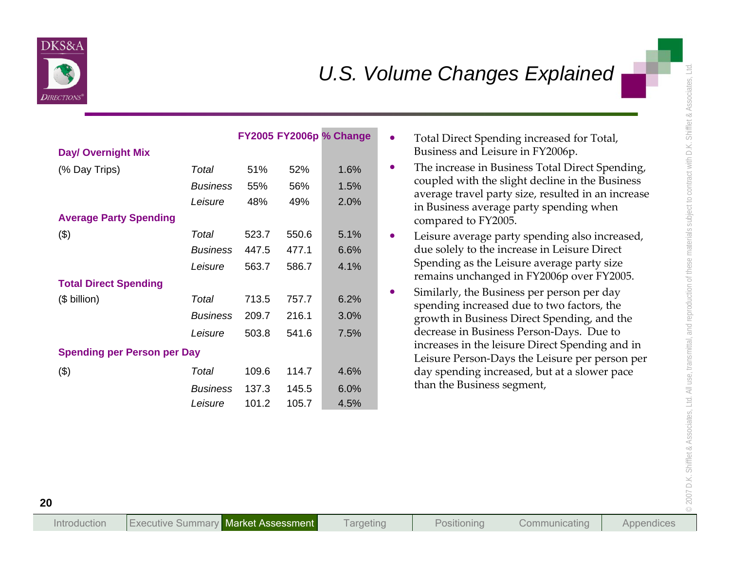# U.S. Volume Changes Explained

| | | FY2005 | FY2006p | % Change |
|---|---|---|---|---|
| **Day/ Overnight Mix** | | | | |
| (% Day Trips) | *Total* | 51% | 52% | 1.6% |
| | *Business* | 55% | 56% | 1.5% |
| | *Leisure* | 48% | 49% | 2.0% |
| **Average Party Spending** | | | | |
| ($) | *Total* | 523.7 | 550.6 | 5.1% |
| | *Business* | 447.5 | 477.1 | 6.6% |
| | *Leisure* | 563.7 | 586.7 | 4.1% |
| **Total Direct Spending** | | | | |
| ($ billion) | *Total* | 713.5 | 757.7 | 6.2% |
| | *Business* | 209.7 | 216.1 | 3.0% |
| | *Leisure* | 503.8 | 541.6 | 7.5% |
| **Spending per Person per Day** | | | | |
| ($) | *Total* | 109.6 | 114.7 | 4.6% |
| | *Business* | 137.3 | 145.5 | 6.0% |
| | *Leisure* | 101.2 | 105.7 | 4.5% |

- Total Direct Spending increased for Total, Business and Leisure in FY2006p.
- The increase in Business Total Direct Spending, coupled with the slight decline in the Business average travel party size, resulted in an increase in Business average party spending when compared to FY2005.
- Leisure average party spending also increased, due solely to the increase in Leisure Direct Spending as the Leisure average party size remains unchanged in FY2006p over FY2005.
- Similarly, the Business per person per day spending increased due to two factors, the growth in Business Direct Spending, and the decrease in Business Person-Days. Due to increases in the leisure Direct Spending and in Leisure Person-Days the Leisure per person per day spending increased, but at a slower pace than the Business segment,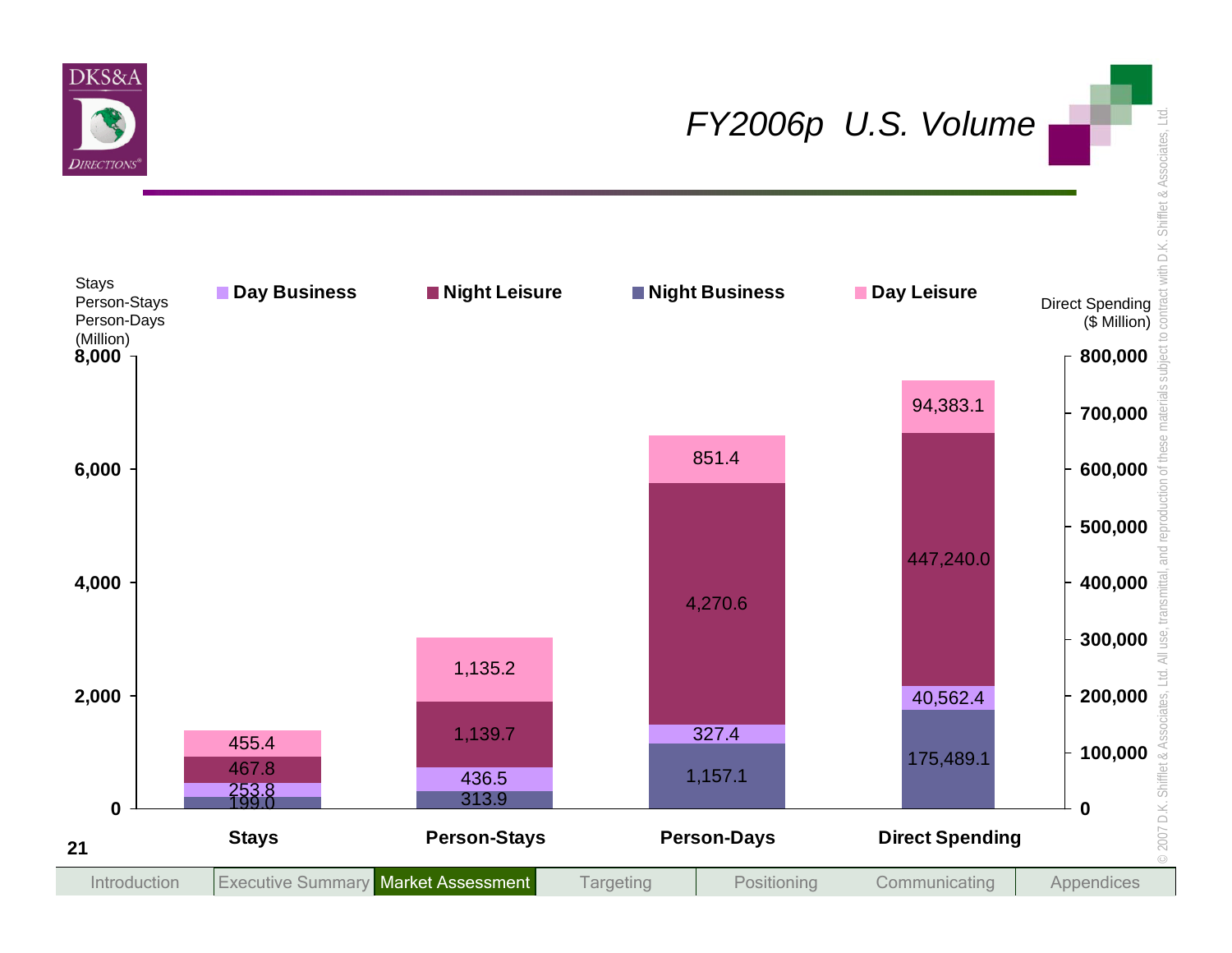# FY2006p U.S. Volume

| | Stays (Million) | Person-Stays (Million) | Person-Days (Million) | Direct Spending ($ Million) |
|---|---|---|---|---|
| Day Leisure | 455.4 | 1,135.2 | 851.4 | 94,383.1 |
| Night Leisure | 467.8 | 1,139.7 | 4,270.6 | 447,240.0 |
| Day Business | 253.8 | 436.5 | 327.4 | 40,562.4 |
| Night Business | 199.0 | 313.9 | 1,157.1 | 175,489.1 |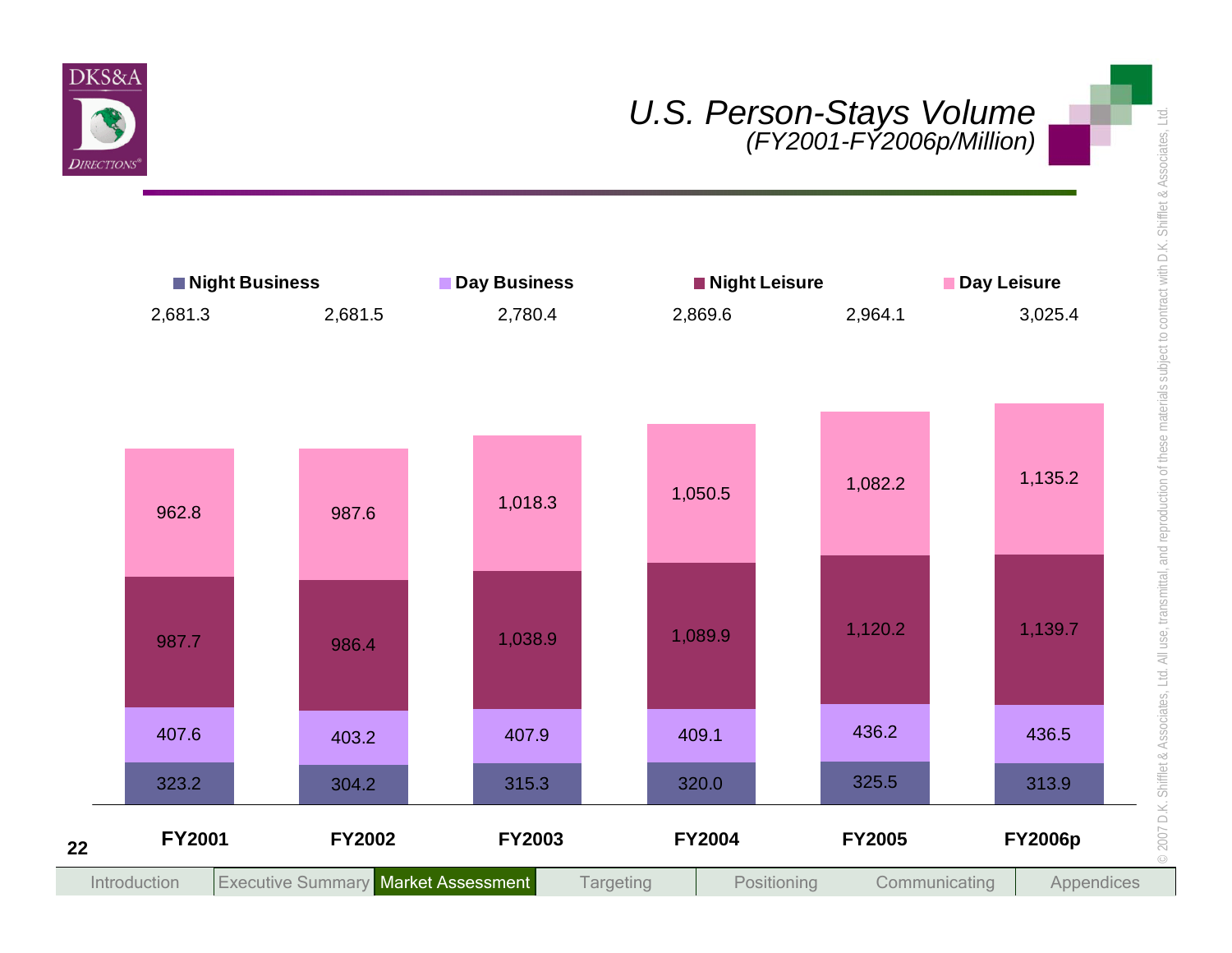# U.S. Person-Stays Volume
*(FY2001-FY2006p/Million)*

| | FY2001 | FY2002 | FY2003 | FY2004 | FY2005 | FY2006p |
|---|---|---|---|---|---|---|
| Day Leisure | 962.8 | 987.6 | 1,018.3 | 1,050.5 | 1,082.2 | 1,135.2 |
| Night Leisure | 987.7 | 986.4 | 1,038.9 | 1,089.9 | 1,120.2 | 1,139.7 |
| Day Business | 407.6 | 403.2 | 407.9 | 409.1 | 436.2 | 436.5 |
| Night Business | 323.2 | 304.2 | 315.3 | 320.0 | 325.5 | 313.9 |
| Total | 2,681.3 | 2,681.5 | 2,780.4 | 2,869.6 | 2,964.1 | 3,025.4 |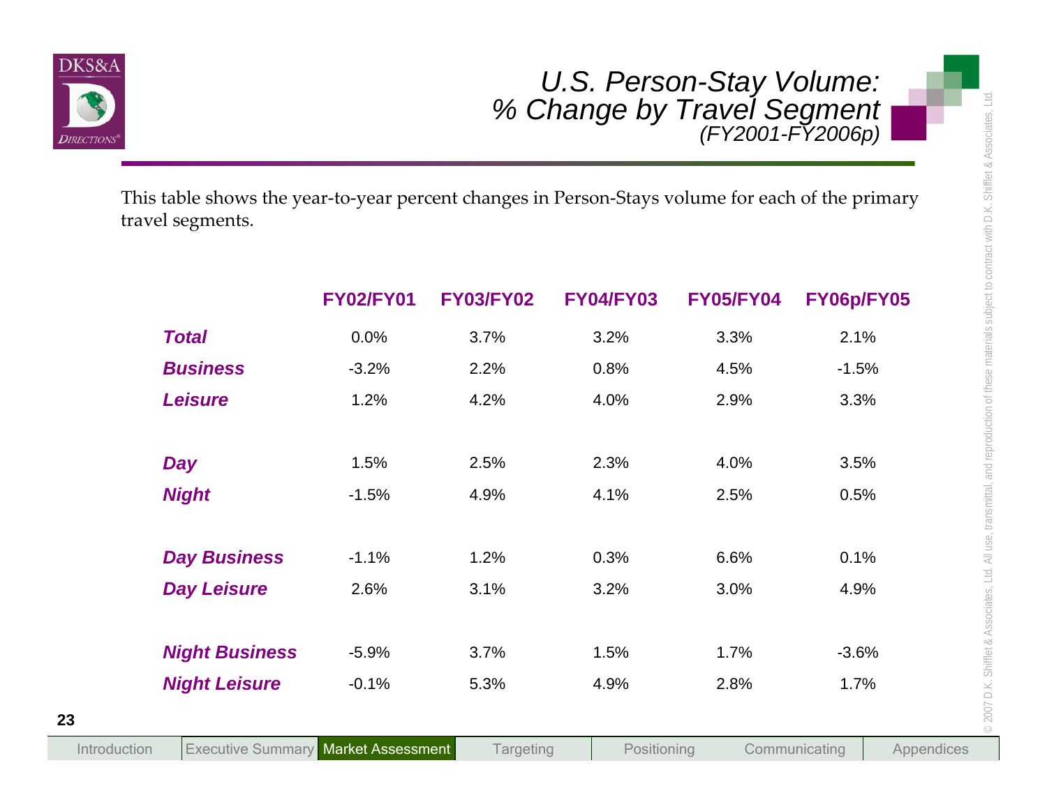# U.S. Person-Stay Volume: % Change by Travel Segment

*(FY2001-FY2006p)*

This table shows the year-to-year percent changes in Person-Stays volume for each of the primary travel segments.

| | FY02/FY01 | FY03/FY02 | FY04/FY03 | FY05/FY04 | FY06p/FY05 |
|---|---|---|---|---|---|
| ***Total*** | 0.0% | 3.7% | 3.2% | 3.3% | 2.1% |
| ***Business*** | -3.2% | 2.2% | 0.8% | 4.5% | -1.5% |
| ***Leisure*** | 1.2% | 4.2% | 4.0% | 2.9% | 3.3% |
| ***Day*** | 1.5% | 2.5% | 2.3% | 4.0% | 3.5% |
| ***Night*** | -1.5% | 4.9% | 4.1% | 2.5% | 0.5% |
| ***Day Business*** | -1.1% | 1.2% | 0.3% | 6.6% | 0.1% |
| ***Day Leisure*** | 2.6% | 3.1% | 3.2% | 3.0% | 4.9% |
| ***Night Business*** | -5.9% | 3.7% | 1.5% | 1.7% | -3.6% |
| ***Night Leisure*** | -0.1% | 5.3% | 4.9% | 2.8% | 1.7% |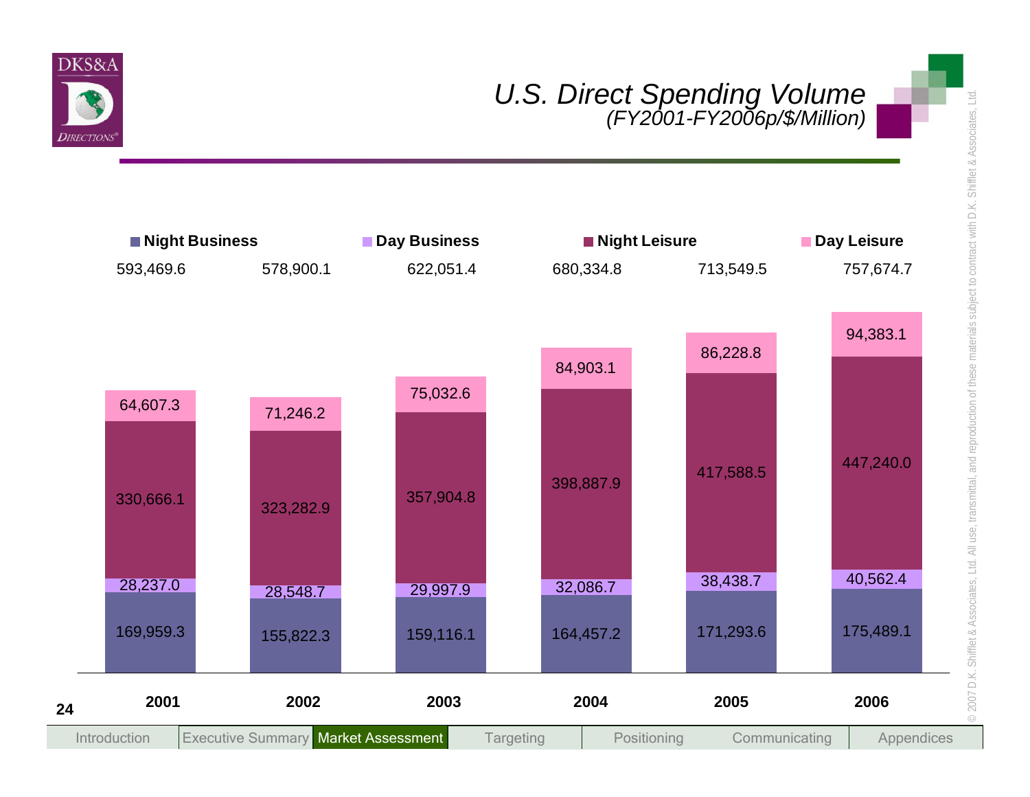# *U.S. Direct Spending Volume*
*(FY2001-FY2006p/$/Million)*

| | 2001 | 2002 | 2003 | 2004 | 2005 | 2006 |
|---|---|---|---|---|---|---|
| Total | 593,469.6 | 578,900.1 | 622,051.4 | 680,334.8 | 713,549.5 | 757,674.7 |
| Day Leisure | 64,607.3 | 71,246.2 | 75,032.6 | 84,903.1 | 86,228.8 | 94,383.1 |
| Night Leisure | 330,666.1 | 323,282.9 | 357,904.8 | 398,887.9 | 417,588.5 | 447,240.0 |
| Day Business | 28,237.0 | 28,548.7 | 29,997.9 | 32,086.7 | 38,438.7 | 40,562.4 |
| Night Business | 169,959.3 | 155,822.3 | 159,116.1 | 164,457.2 | 171,293.6 | 175,489.1 |

© 2007 D.K. Shifflet & Associates, Ltd. All use, transmittal, and reproduction of these materials subject to contract with D.K. Shifflet & Associates, Ltd.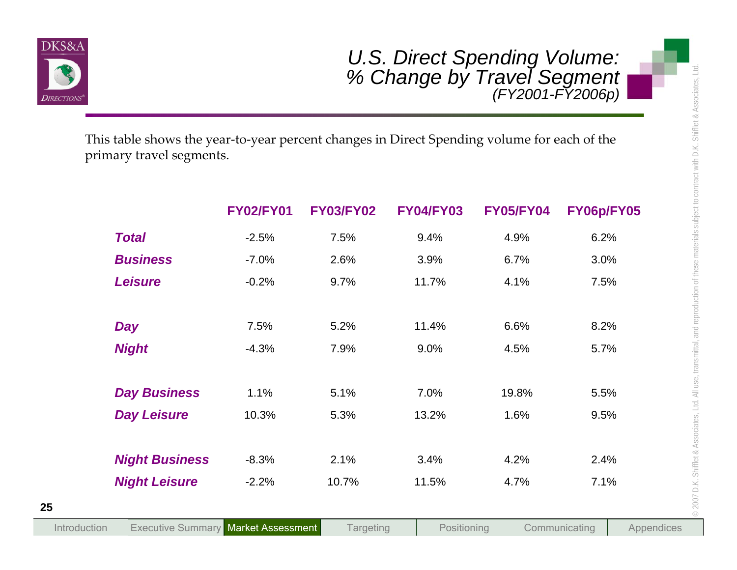# U.S. Direct Spending Volume: % Change by Travel Segment

*(FY2001-FY2006p)*

This table shows the year-to-year percent changes in Direct Spending volume for each of the primary travel segments.

| | FY02/FY01 | FY03/FY02 | FY04/FY03 | FY05/FY04 | FY06p/FY05 |
|---|---|---|---|---|---|
| ***Total*** | -2.5% | 7.5% | 9.4% | 4.9% | 6.2% |
| ***Business*** | -7.0% | 2.6% | 3.9% | 6.7% | 3.0% |
| ***Leisure*** | -0.2% | 9.7% | 11.7% | 4.1% | 7.5% |
| ***Day*** | 7.5% | 5.2% | 11.4% | 6.6% | 8.2% |
| ***Night*** | -4.3% | 7.9% | 9.0% | 4.5% | 5.7% |
| ***Day Business*** | 1.1% | 5.1% | 7.0% | 19.8% | 5.5% |
| ***Day Leisure*** | 10.3% | 5.3% | 13.2% | 1.6% | 9.5% |
| ***Night Business*** | -8.3% | 2.1% | 3.4% | 4.2% | 2.4% |
| ***Night Leisure*** | -2.2% | 10.7% | 11.5% | 4.7% | 7.1% |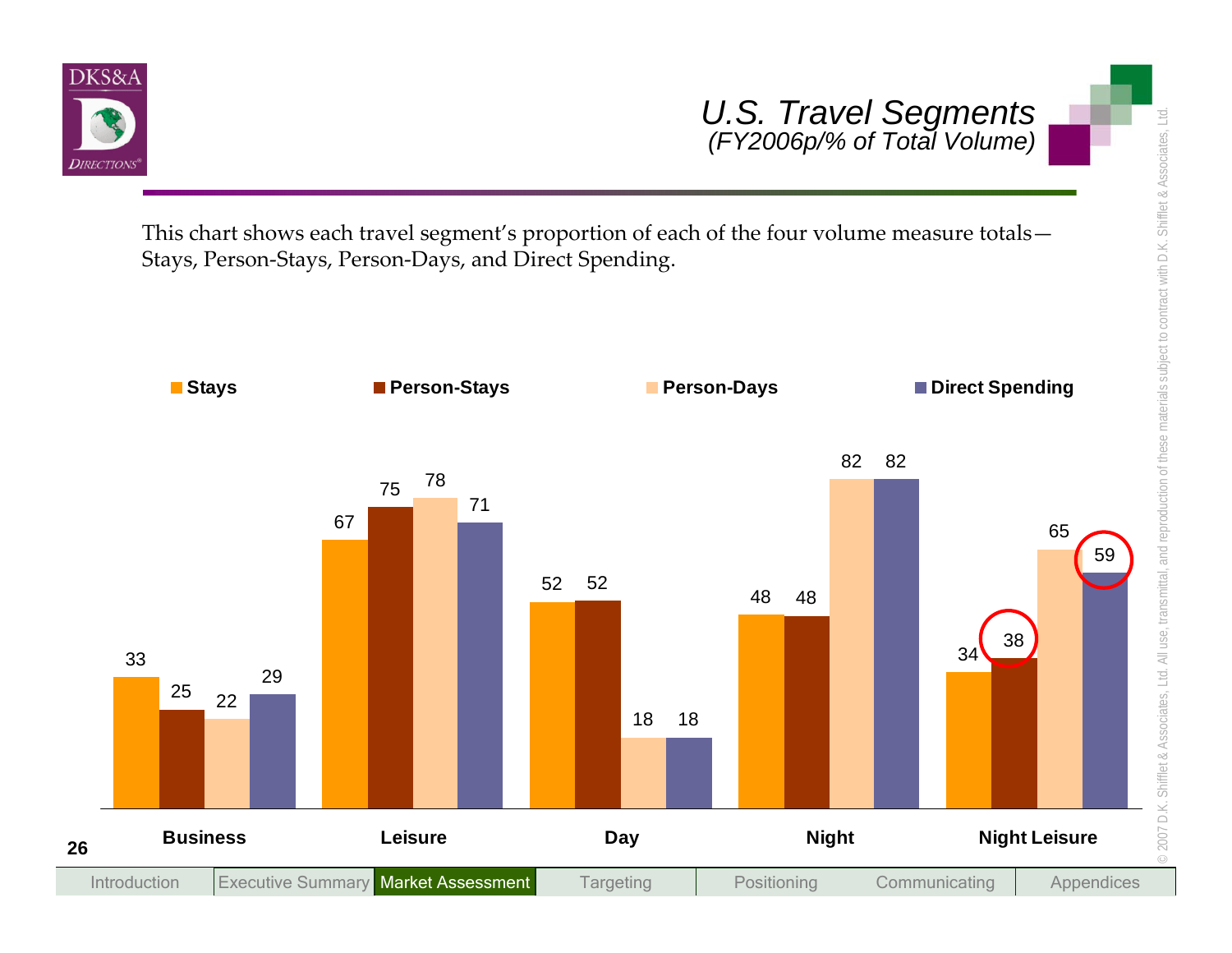# U.S. Travel Segments

*(FY2006p/% of Total Volume)*

This chart shows each travel segment's proportion of each of the four volume measure totals—Stays, Person-Stays, Person-Days, and Direct Spending.

| | Business | Leisure | Day | Night | Night Leisure |
|---|---|---|---|---|---|
| Stays | 33 | 67 | 52 | 48 | 34 |
| Person-Stays | 25 | 75 | 52 | 48 | 38 |
| Person-Days | 22 | 78 | 18 | 82 | 65 |
| Direct Spending | 29 | 71 | 18 | 82 | 59 |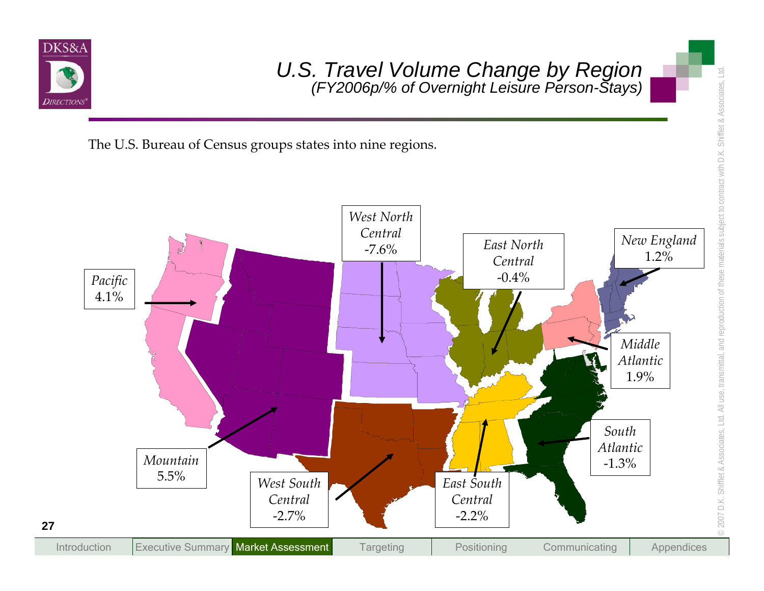# U.S. Travel Volume Change by Region

*(FY2006p/% of Overnight Leisure Person-Stays)*

The U.S. Bureau of Census groups states into nine regions.

*Pacific* 4.1%

*Mountain* 5.5%

*West North Central* -7.6%

*West South Central* -2.7%

*East North Central* -0.4%

*East South Central* -2.2%

*New England* 1.2%

*Middle Atlantic* 1.9%

*South Atlantic* -1.3%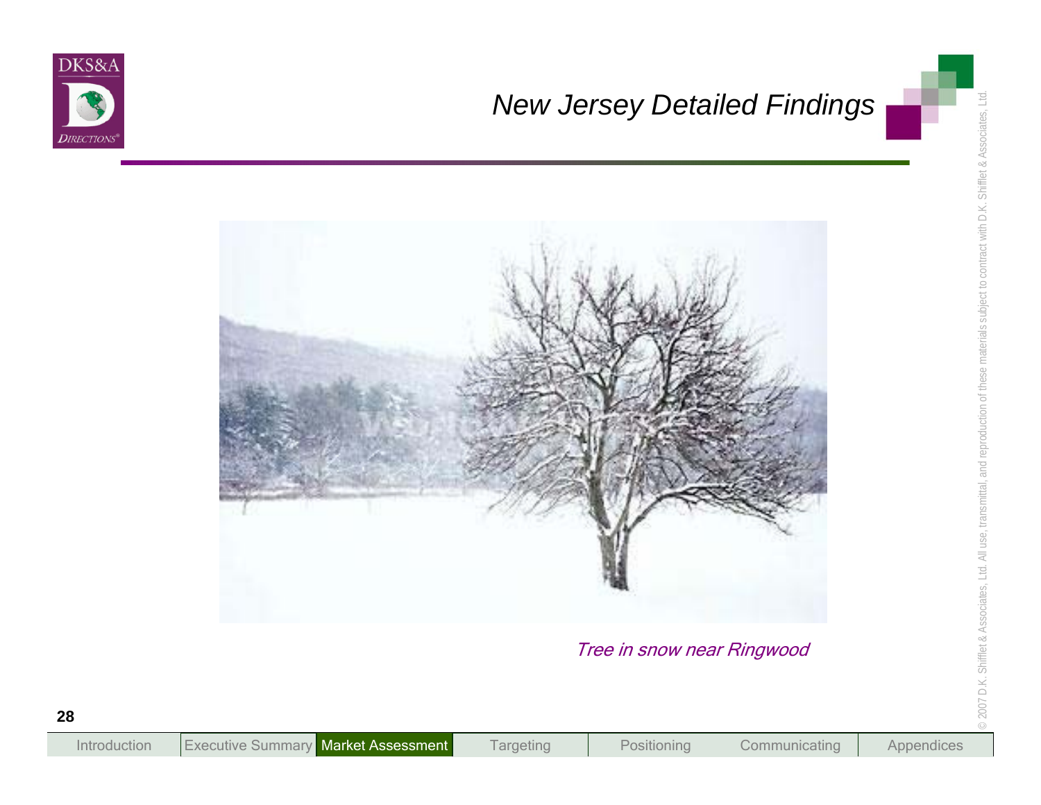# New Jersey Detailed Findings

*Tree in snow near Ringwood*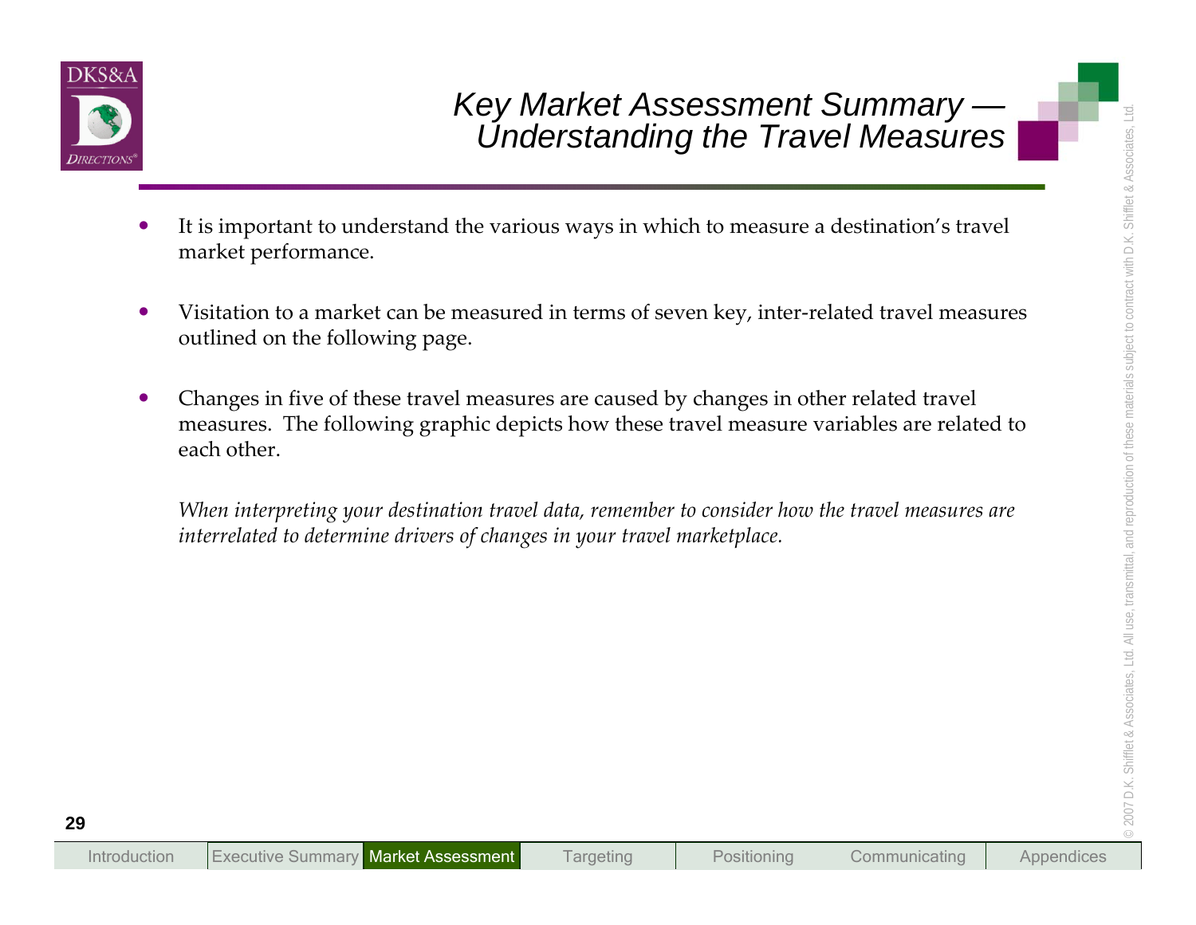# Key Market Assessment Summary — Understanding the Travel Measures

- It is important to understand the various ways in which to measure a destination's travel market performance.
- Visitation to a market can be measured in terms of seven key, inter-related travel measures outlined on the following page.
- Changes in five of these travel measures are caused by changes in other related travel measures. The following graphic depicts how these travel measure variables are related to each other.

*When interpreting your destination travel data, remember to consider how the travel measures are interrelated to determine drivers of changes in your travel marketplace.*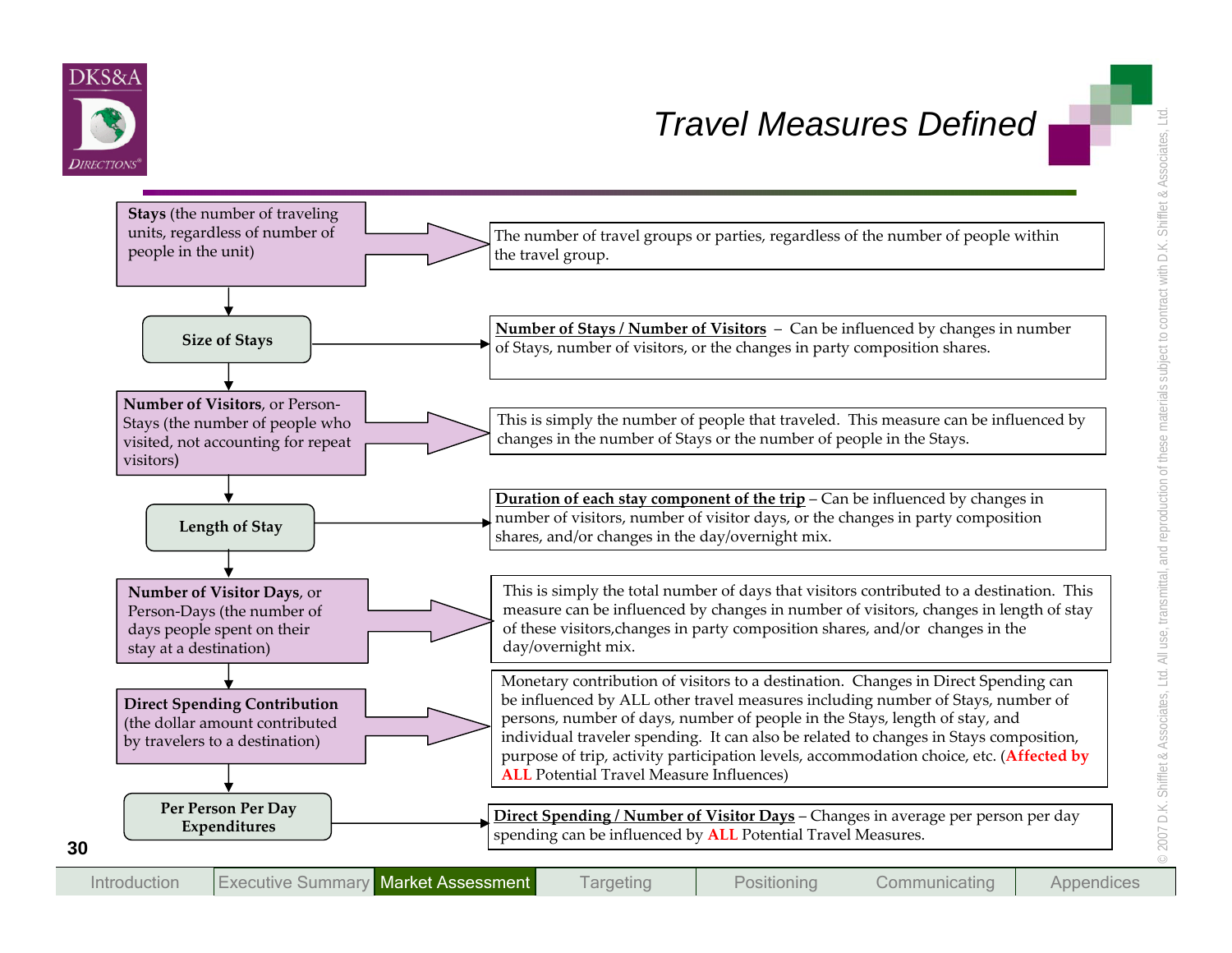# Travel Measures Defined

| Measure | Definition |
| --- | --- |
| **Stays** (the number of traveling units, regardless of number of people in the unit) | The number of travel groups or parties, regardless of the number of people within the travel group. |
| **Size of Stays** | **Number of Stays / Number of Visitors** – Can be influenced by changes in number of Stays, number of visitors, or the changes in party composition shares. |
| **Number of Visitors**, or Person-Stays (the number of people who visited, not accounting for repeat visitors) | This is simply the number of people that traveled. This measure can be influenced by changes in the number of Stays or the number of people in the Stays. |
| **Length of Stay** | **Duration of each stay component of the trip** – Can be influenced by changes in number of visitors, number of visitor days, or the changes in party composition shares, and/or changes in the day/overnight mix. |
| **Number of Visitor Days**, or Person-Days (the number of days people spent on their stay at a destination) | This is simply the total number of days that visitors contributed to a destination. This measure can be influenced by changes in number of visitors, changes in length of stay of these visitors, changes in party composition shares, and/or changes in the day/overnight mix. |
| **Direct Spending Contribution** (the dollar amount contributed by travelers to a destination) | Monetary contribution of visitors to a destination. Changes in Direct Spending can be influenced by ALL other travel measures including number of Stays, number of persons, number of days, number of people in the Stays, length of stay, and individual traveler spending. It can also be related to changes in Stays composition, purpose of trip, activity participation levels, accommodation choice, etc. (**Affected by ALL** Potential Travel Measure Influences) |
| **Per Person Per Day Expenditures** | **Direct Spending / Number of Visitor Days** – Changes in average per person per day spending can be influenced by **ALL** Potential Travel Measures. |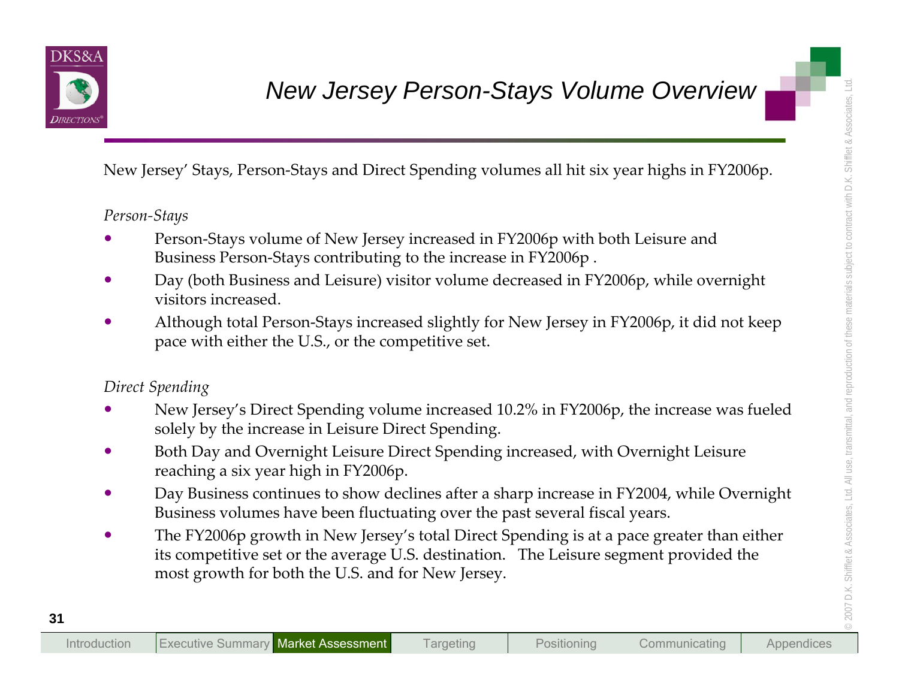# New Jersey Person-Stays Volume Overview

New Jersey' Stays, Person-Stays and Direct Spending volumes all hit six year highs in FY2006p.

*Person-Stays*

- Person-Stays volume of New Jersey increased in FY2006p with both Leisure and Business Person-Stays contributing to the increase in FY2006p .
- Day (both Business and Leisure) visitor volume decreased in FY2006p, while overnight visitors increased.
- Although total Person-Stays increased slightly for New Jersey in FY2006p, it did not keep pace with either the U.S., or the competitive set.

*Direct Spending*

- New Jersey's Direct Spending volume increased 10.2% in FY2006p, the increase was fueled solely by the increase in Leisure Direct Spending.
- Both Day and Overnight Leisure Direct Spending increased, with Overnight Leisure reaching a six year high in FY2006p.
- Day Business continues to show declines after a sharp increase in FY2004, while Overnight Business volumes have been fluctuating over the past several fiscal years.
- The FY2006p growth in New Jersey's total Direct Spending is at a pace greater than either its competitive set or the average U.S. destination. The Leisure segment provided the most growth for both the U.S. and for New Jersey.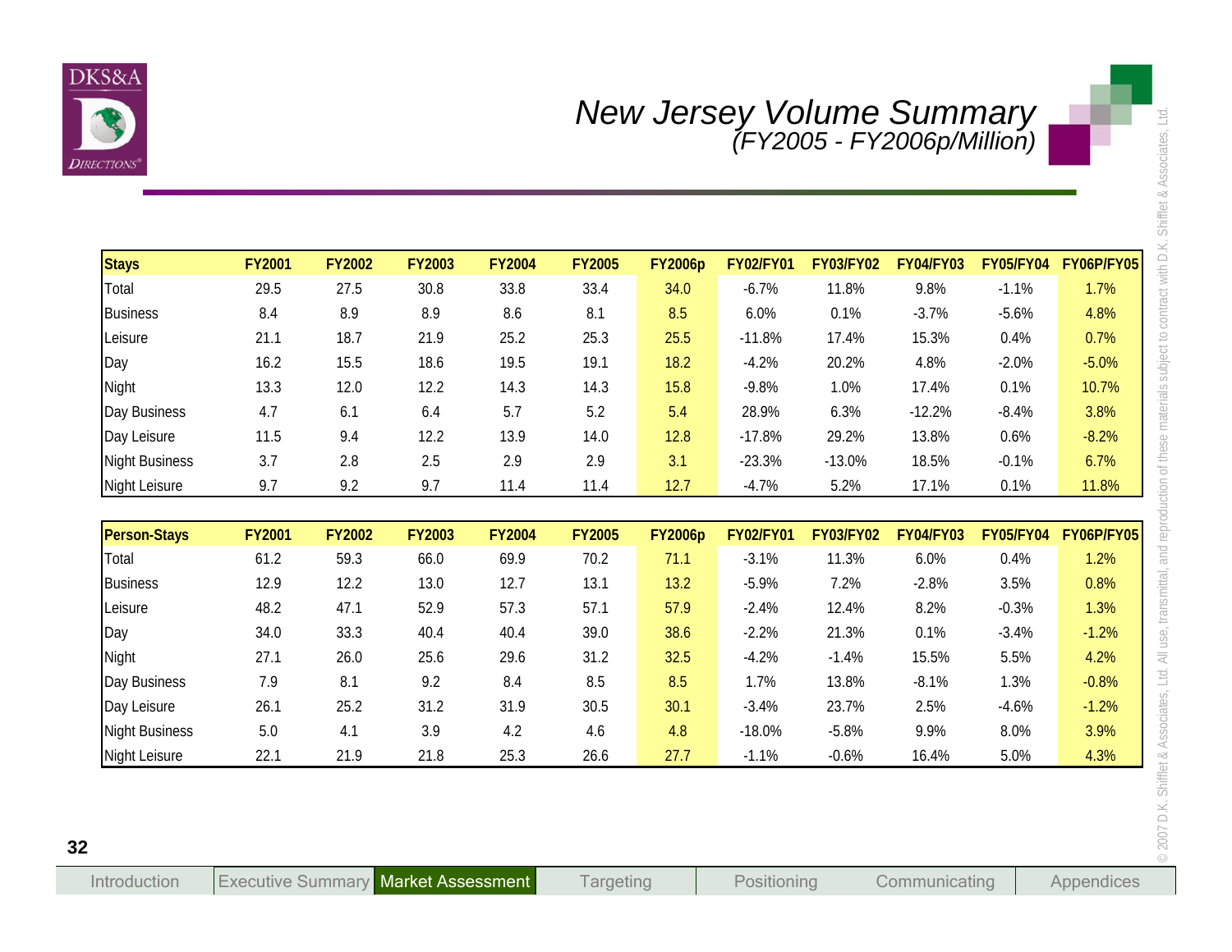# New Jersey Volume Summary

*(FY2005 - FY2006p/Million)*

| Stays | FY2001 | FY2002 | FY2003 | FY2004 | FY2005 | FY2006p | FY02/FY01 | FY03/FY02 | FY04/FY03 | FY05/FY04 | FY06P/FY05 |
|---|---|---|---|---|---|---|---|---|---|---|---|
| Total | 29.5 | 27.5 | 30.8 | 33.8 | 33.4 | 34.0 | -6.7% | 11.8% | 9.8% | -1.1% | 1.7% |
| Business | 8.4 | 8.9 | 8.9 | 8.6 | 8.1 | 8.5 | 6.0% | 0.1% | -3.7% | -5.6% | 4.8% |
| Leisure | 21.1 | 18.7 | 21.9 | 25.2 | 25.3 | 25.5 | -11.8% | 17.4% | 15.3% | 0.4% | 0.7% |
| Day | 16.2 | 15.5 | 18.6 | 19.5 | 19.1 | 18.2 | -4.2% | 20.2% | 4.8% | -2.0% | -5.0% |
| Night | 13.3 | 12.0 | 12.2 | 14.3 | 14.3 | 15.8 | -9.8% | 1.0% | 17.4% | 0.1% | 10.7% |
| Day Business | 4.7 | 6.1 | 6.4 | 5.7 | 5.2 | 5.4 | 28.9% | 6.3% | -12.2% | -8.4% | 3.8% |
| Day Leisure | 11.5 | 9.4 | 12.2 | 13.9 | 14.0 | 12.8 | -17.8% | 29.2% | 13.8% | 0.6% | -8.2% |
| Night Business | 3.7 | 2.8 | 2.5 | 2.9 | 2.9 | 3.1 | -23.3% | -13.0% | 18.5% | -0.1% | 6.7% |
| Night Leisure | 9.7 | 9.2 | 9.7 | 11.4 | 11.4 | 12.7 | -4.7% | 5.2% | 17.1% | 0.1% | 11.8% |

| Person-Stays | FY2001 | FY2002 | FY2003 | FY2004 | FY2005 | FY2006p | FY02/FY01 | FY03/FY02 | FY04/FY03 | FY05/FY04 | FY06P/FY05 |
|---|---|---|---|---|---|---|---|---|---|---|---|
| Total | 61.2 | 59.3 | 66.0 | 69.9 | 70.2 | 71.1 | -3.1% | 11.3% | 6.0% | 0.4% | 1.2% |
| Business | 12.9 | 12.2 | 13.0 | 12.7 | 13.1 | 13.2 | -5.9% | 7.2% | -2.8% | 3.5% | 0.8% |
| Leisure | 48.2 | 47.1 | 52.9 | 57.3 | 57.1 | 57.9 | -2.4% | 12.4% | 8.2% | -0.3% | 1.3% |
| Day | 34.0 | 33.3 | 40.4 | 40.4 | 39.0 | 38.6 | -2.2% | 21.3% | 0.1% | -3.4% | -1.2% |
| Night | 27.1 | 26.0 | 25.6 | 29.6 | 31.2 | 32.5 | -4.2% | -1.4% | 15.5% | 5.5% | 4.2% |
| Day Business | 7.9 | 8.1 | 9.2 | 8.4 | 8.5 | 8.5 | 1.7% | 13.8% | -8.1% | 1.3% | -0.8% |
| Day Leisure | 26.1 | 25.2 | 31.2 | 31.9 | 30.5 | 30.1 | -3.4% | 23.7% | 2.5% | -4.6% | -1.2% |
| Night Business | 5.0 | 4.1 | 3.9 | 4.2 | 4.6 | 4.8 | -18.0% | -5.8% | 9.9% | 8.0% | 3.9% |
| Night Leisure | 22.1 | 21.9 | 21.8 | 25.3 | 26.6 | 27.7 | -1.1% | -0.6% | 16.4% | 5.0% | 4.3% |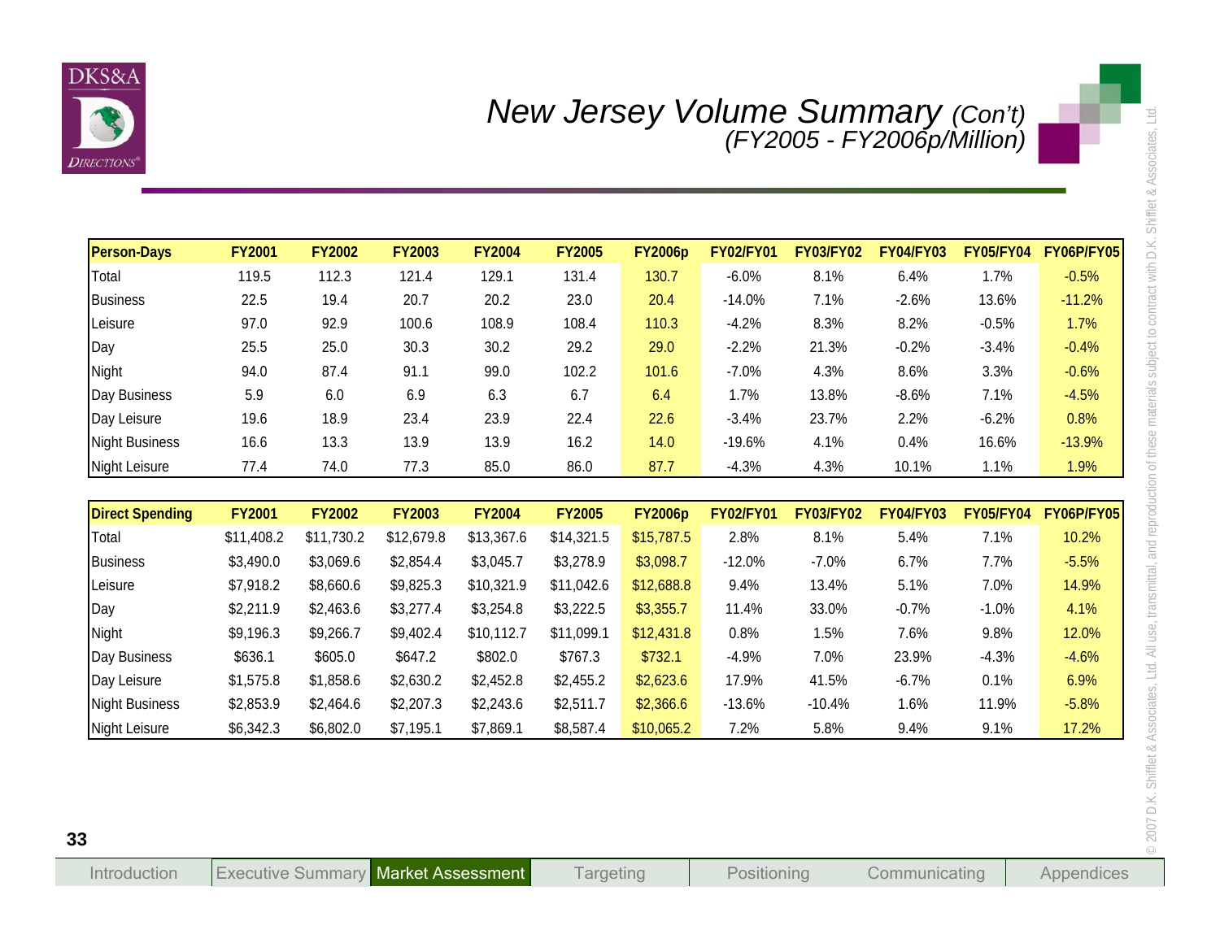# New Jersey Volume Summary *(Con't)*

*(FY2005 - FY2006p/Million)*

| Person-Days | FY2001 | FY2002 | FY2003 | FY2004 | FY2005 | FY2006p | FY02/FY01 | FY03/FY02 | FY04/FY03 | FY05/FY04 | FY06P/FY05 |
|---|---|---|---|---|---|---|---|---|---|---|---|
| Total | 119.5 | 112.3 | 121.4 | 129.1 | 131.4 | 130.7 | -6.0% | 8.1% | 6.4% | 1.7% | -0.5% |
| Business | 22.5 | 19.4 | 20.7 | 20.2 | 23.0 | 20.4 | -14.0% | 7.1% | -2.6% | 13.6% | -11.2% |
| Leisure | 97.0 | 92.9 | 100.6 | 108.9 | 108.4 | 110.3 | -4.2% | 8.3% | 8.2% | -0.5% | 1.7% |
| Day | 25.5 | 25.0 | 30.3 | 30.2 | 29.2 | 29.0 | -2.2% | 21.3% | -0.2% | -3.4% | -0.4% |
| Night | 94.0 | 87.4 | 91.1 | 99.0 | 102.2 | 101.6 | -7.0% | 4.3% | 8.6% | 3.3% | -0.6% |
| Day Business | 5.9 | 6.0 | 6.9 | 6.3 | 6.7 | 6.4 | 1.7% | 13.8% | -8.6% | 7.1% | -4.5% |
| Day Leisure | 19.6 | 18.9 | 23.4 | 23.9 | 22.4 | 22.6 | -3.4% | 23.7% | 2.2% | -6.2% | 0.8% |
| Night Business | 16.6 | 13.3 | 13.9 | 13.9 | 16.2 | 14.0 | -19.6% | 4.1% | 0.4% | 16.6% | -13.9% |
| Night Leisure | 77.4 | 74.0 | 77.3 | 85.0 | 86.0 | 87.7 | -4.3% | 4.3% | 10.1% | 1.1% | 1.9% |

| Direct Spending | FY2001 | FY2002 | FY2003 | FY2004 | FY2005 | FY2006p | FY02/FY01 | FY03/FY02 | FY04/FY03 | FY05/FY04 | FY06P/FY05 |
|---|---|---|---|---|---|---|---|---|---|---|---|
| Total | $11,408.2 | $11,730.2 | $12,679.8 | $13,367.6 | $14,321.5 | $15,787.5 | 2.8% | 8.1% | 5.4% | 7.1% | 10.2% |
| Business | $3,490.0 | $3,069.6 | $2,854.4 | $3,045.7 | $3,278.9 | $3,098.7 | -12.0% | -7.0% | 6.7% | 7.7% | -5.5% |
| Leisure | $7,918.2 | $8,660.6 | $9,825.3 | $10,321.9 | $11,042.6 | $12,688.8 | 9.4% | 13.4% | 5.1% | 7.0% | 14.9% |
| Day | $2,211.9 | $2,463.6 | $3,277.4 | $3,254.8 | $3,222.5 | $3,355.7 | 11.4% | 33.0% | -0.7% | -1.0% | 4.1% |
| Night | $9,196.3 | $9,266.7 | $9,402.4 | $10,112.7 | $11,099.1 | $12,431.8 | 0.8% | 1.5% | 7.6% | 9.8% | 12.0% |
| Day Business | $636.1 | $605.0 | $647.2 | $802.0 | $767.3 | $732.1 | -4.9% | 7.0% | 23.9% | -4.3% | -4.6% |
| Day Leisure | $1,575.8 | $1,858.6 | $2,630.2 | $2,452.8 | $2,455.2 | $2,623.6 | 17.9% | 41.5% | -6.7% | 0.1% | 6.9% |
| Night Business | $2,853.9 | $2,464.6 | $2,207.3 | $2,243.6 | $2,511.7 | $2,366.6 | -13.6% | -10.4% | 1.6% | 11.9% | -5.8% |
| Night Leisure | $6,342.3 | $6,802.0 | $7,195.1 | $7,869.1 | $8,587.4 | $10,065.2 | 7.2% | 5.8% | 9.4% | 9.1% | 17.2% |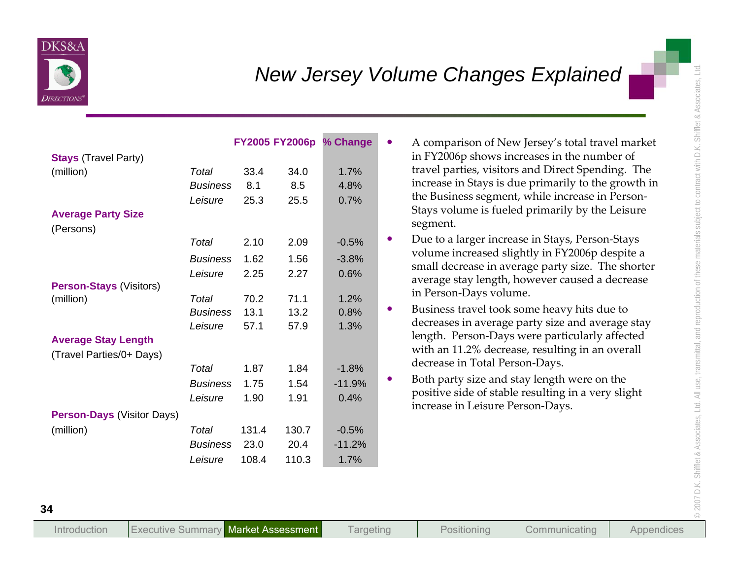# New Jersey Volume Changes Explained

| | | FY2005 | FY2006p | % Change |
|---|---|---|---|---|
| **Stays** (Travel Party) (million) | *Total* | 33.4 | 34.0 | 1.7% |
| | *Business* | 8.1 | 8.5 | 4.8% |
| | *Leisure* | 25.3 | 25.5 | 0.7% |
| **Average Party Size** (Persons) | *Total* | 2.10 | 2.09 | -0.5% |
| | *Business* | 1.62 | 1.56 | -3.8% |
| | *Leisure* | 2.25 | 2.27 | 0.6% |
| **Person-Stays** (Visitors) (million) | *Total* | 70.2 | 71.1 | 1.2% |
| | *Business* | 13.1 | 13.2 | 0.8% |
| | *Leisure* | 57.1 | 57.9 | 1.3% |
| **Average Stay Length** (Travel Parties/0+ Days) | *Total* | 1.87 | 1.84 | -1.8% |
| | *Business* | 1.75 | 1.54 | -11.9% |
| | *Leisure* | 1.90 | 1.91 | 0.4% |
| **Person-Days** (Visitor Days) (million) | *Total* | 131.4 | 130.7 | -0.5% |
| | *Business* | 23.0 | 20.4 | -11.2% |
| | *Leisure* | 108.4 | 110.3 | 1.7% |

- A comparison of New Jersey's total travel market in FY2006p shows increases in the number of travel parties, visitors and Direct Spending. The increase in Stays is due primarily to the growth in the Business segment, while increase in Person-Stays volume is fueled primarily by the Leisure segment.
- Due to a larger increase in Stays, Person-Stays volume increased slightly in FY2006p despite a small decrease in average party size. The shorter average stay length, however caused a decrease in Person-Days volume.
- Business travel took some heavy hits due to decreases in average party size and average stay length. Person-Days were particularly affected with an 11.2% decrease, resulting in an overall decrease in Total Person-Days.
- Both party size and stay length were on the positive side of stable resulting in a very slight increase in Leisure Person-Days.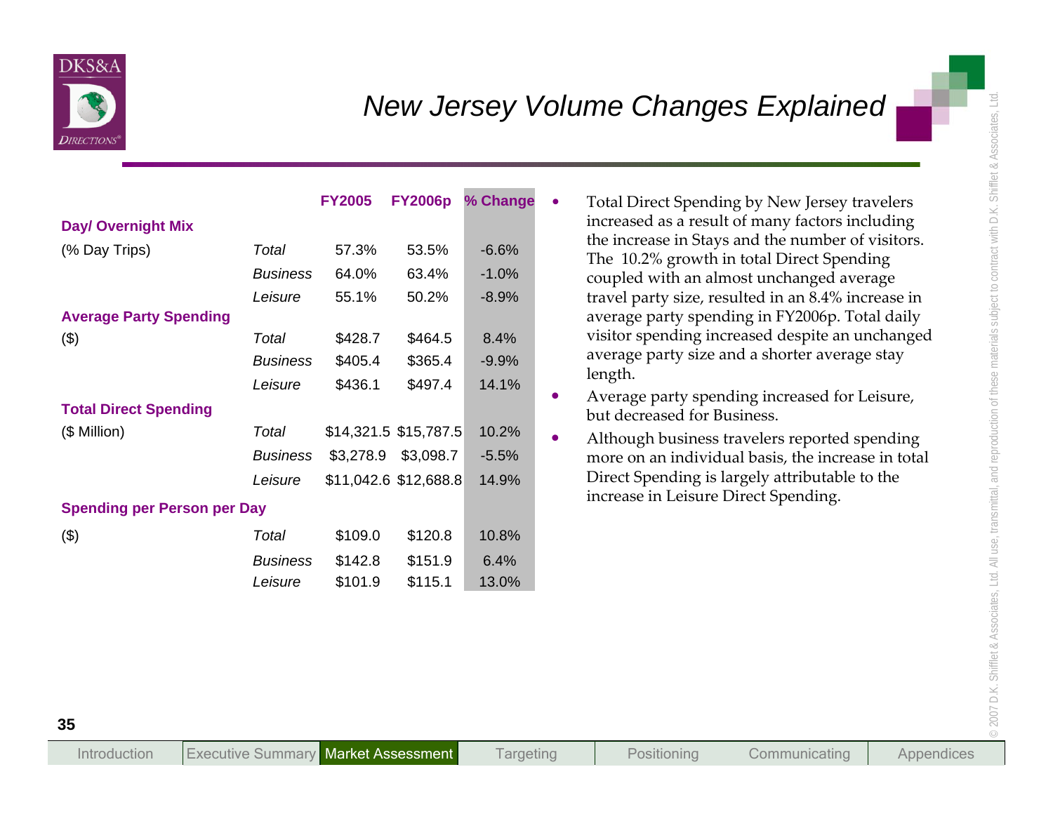# New Jersey Volume Changes Explained

| | | FY2005 | FY2006p | % Change |
|---|---|---|---|---|
| **Day/ Overnight Mix** | | | | |
| (% Day Trips) | *Total* | 57.3% | 53.5% | -6.6% |
| | *Business* | 64.0% | 63.4% | -1.0% |
| | *Leisure* | 55.1% | 50.2% | -8.9% |
| **Average Party Spending** | | | | |
| ($) | *Total* | $428.7 | $464.5 | 8.4% |
| | *Business* | $405.4 | $365.4 | -9.9% |
| | *Leisure* | $436.1 | $497.4 | 14.1% |
| **Total Direct Spending** | | | | |
| ($ Million) | *Total* | $14,321.5 | $15,787.5 | 10.2% |
| | *Business* | $3,278.9 | $3,098.7 | -5.5% |
| | *Leisure* | $11,042.6 | $12,688.8 | 14.9% |
| **Spending per Person per Day** | | | | |
| ($) | *Total* | $109.0 | $120.8 | 10.8% |
| | *Business* | $142.8 | $151.9 | 6.4% |
| | *Leisure* | $101.9 | $115.1 | 13.0% |

- Total Direct Spending by New Jersey travelers increased as a result of many factors including the increase in Stays and the number of visitors. The 10.2% growth in total Direct Spending coupled with an almost unchanged average travel party size, resulted in an 8.4% increase in average party spending in FY2006p. Total daily visitor spending increased despite an unchanged average party size and a shorter average stay length.
- Average party spending increased for Leisure, but decreased for Business.
- Although business travelers reported spending more on an individual basis, the increase in total Direct Spending is largely attributable to the increase in Leisure Direct Spending.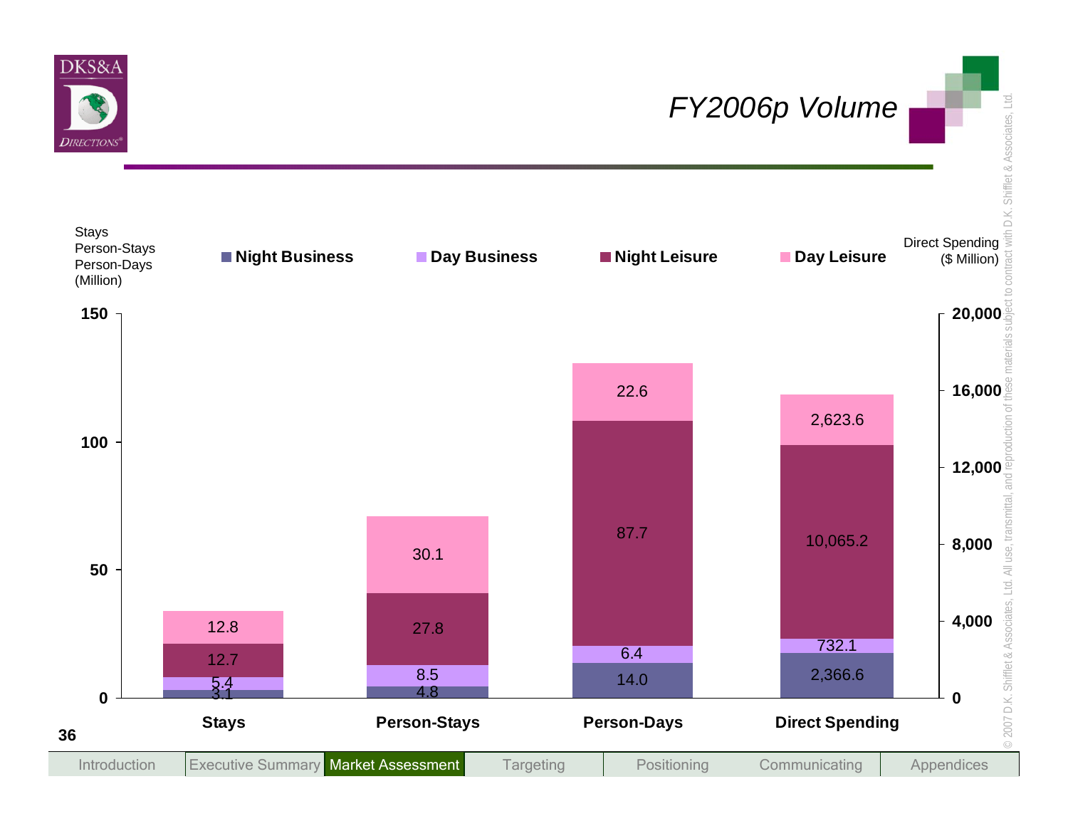# FY2006p Volume

Stays / Person-Stays / Person-Days (Million) — left axis; Direct Spending ($ Million) — right axis

| | Stays | Person-Stays | Person-Days | Direct Spending |
|---|---|---|---|---|
| Night Business | 3.1 | 4.8 | 14.0 | 2,366.6 |
| Day Business | 5.4 | 8.5 | 6.4 | 732.1 |
| Night Leisure | 12.7 | 27.8 | 87.7 | 10,065.2 |
| Day Leisure | 12.8 | 30.1 | 22.6 | 2,623.6 |

Introduction | Executive Summary | Market Assessment | Targeting | Positioning | Communicating | Appendices

© 2007 D.K. Shifflet & Associates, Ltd. All use, transmittal, and reproduction of these materials subject to contract with D.K. Shifflet & Associates, Ltd.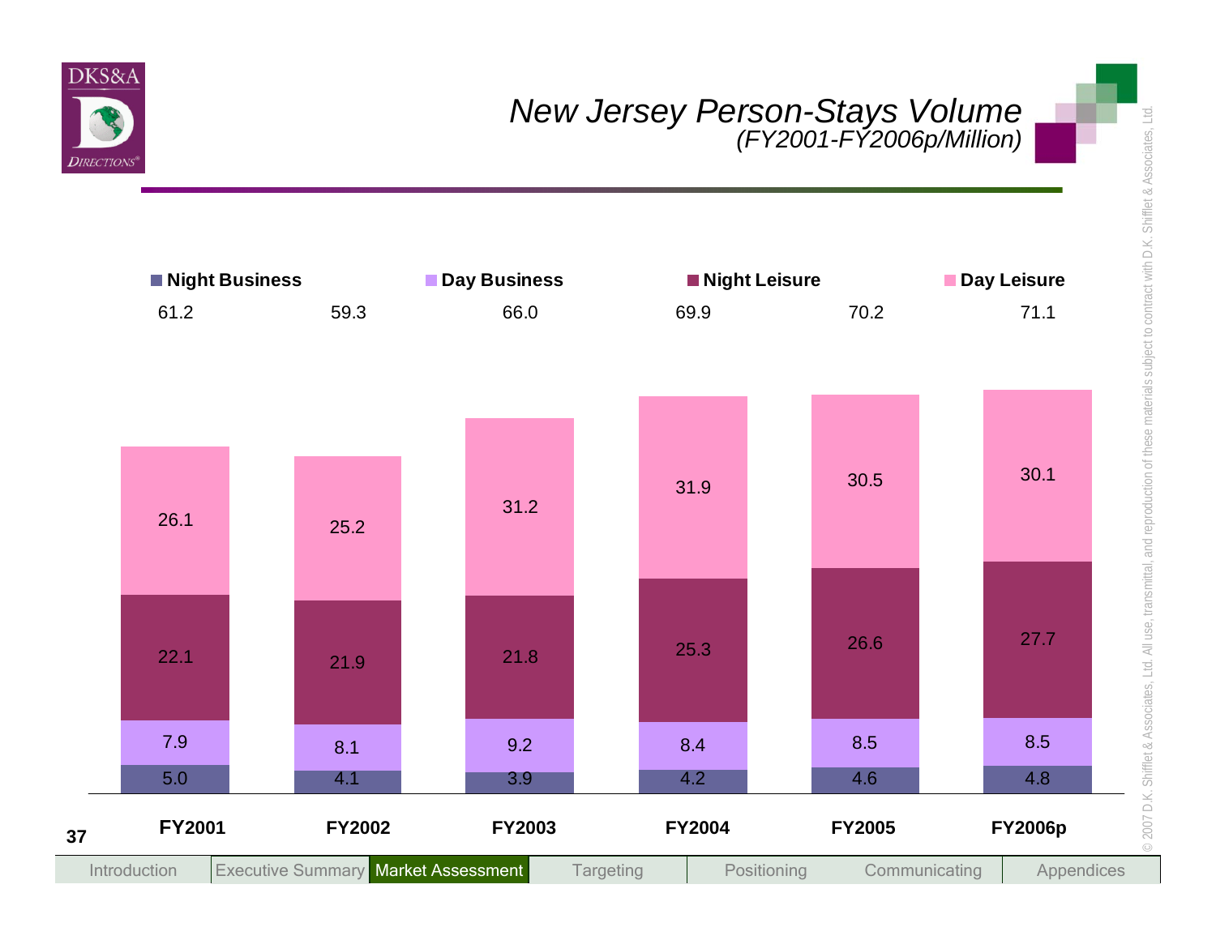# *New Jersey Person-Stays Volume*

*(FY2001-FY2006p/Million)*

| | FY2001 | FY2002 | FY2003 | FY2004 | FY2005 | FY2006p |
|---|---|---|---|---|---|---|
| Night Business | 5.0 | 4.1 | 3.9 | 4.2 | 4.6 | 4.8 |
| Day Business | 7.9 | 8.1 | 9.2 | 8.4 | 8.5 | 8.5 |
| Night Leisure | 22.1 | 21.9 | 21.8 | 25.3 | 26.6 | 27.7 |
| Day Leisure | 26.1 | 25.2 | 31.2 | 31.9 | 30.5 | 30.1 |
| Total | 61.2 | 59.3 | 66.0 | 69.9 | 70.2 | 71.1 |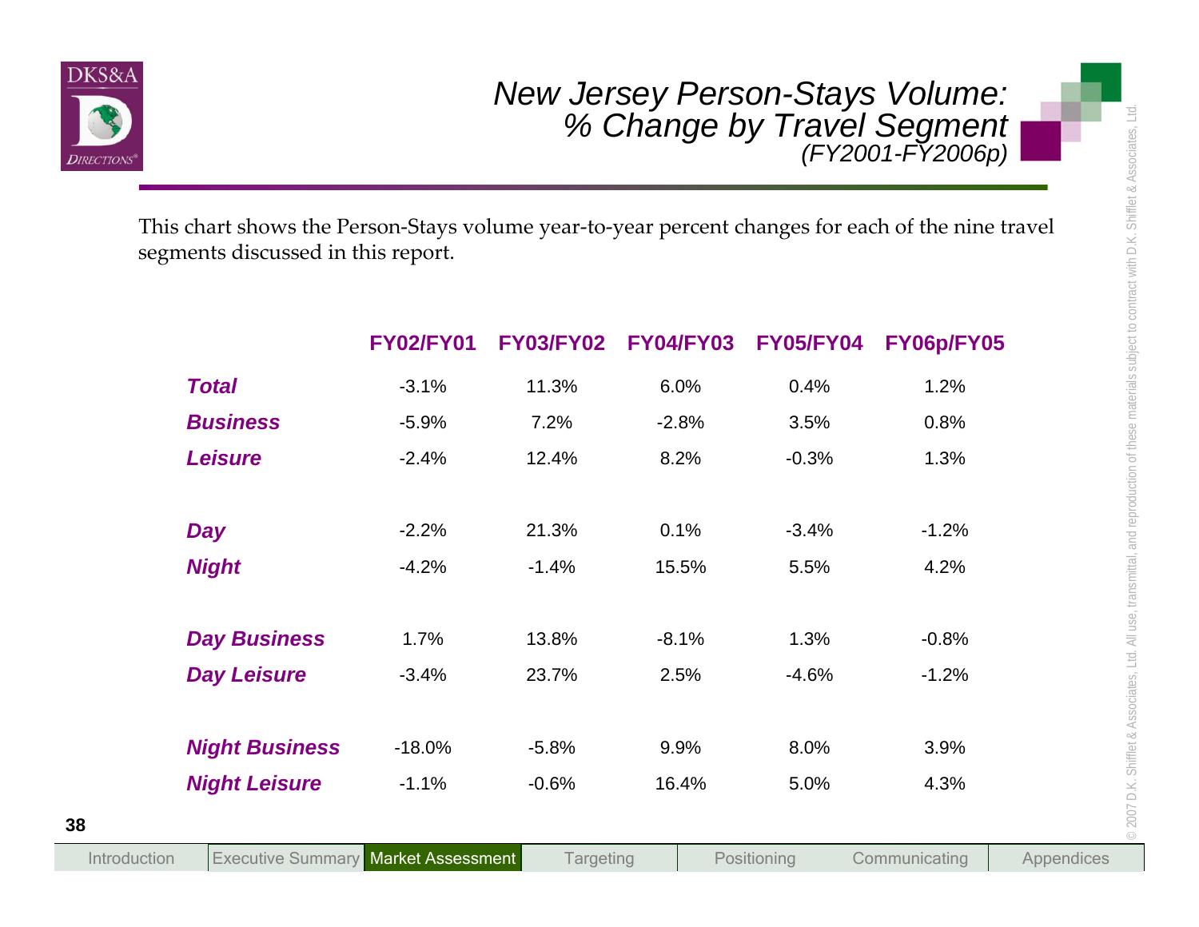# *New Jersey Person-Stays Volume: % Change by Travel Segment*

*(FY2001-FY2006p)*

This chart shows the Person-Stays volume year-to-year percent changes for each of the nine travel segments discussed in this report.

| | FY02/FY01 | FY03/FY02 | FY04/FY03 | FY05/FY04 | FY06p/FY05 |
|---|---|---|---|---|---|
| ***Total*** | -3.1% | 11.3% | 6.0% | 0.4% | 1.2% |
| ***Business*** | -5.9% | 7.2% | -2.8% | 3.5% | 0.8% |
| ***Leisure*** | -2.4% | 12.4% | 8.2% | -0.3% | 1.3% |
| | | | | | |
| ***Day*** | -2.2% | 21.3% | 0.1% | -3.4% | -1.2% |
| ***Night*** | -4.2% | -1.4% | 15.5% | 5.5% | 4.2% |
| | | | | | |
| ***Day Business*** | 1.7% | 13.8% | -8.1% | 1.3% | -0.8% |
| ***Day Leisure*** | -3.4% | 23.7% | 2.5% | -4.6% | -1.2% |
| | | | | | |
| ***Night Business*** | -18.0% | -5.8% | 9.9% | 8.0% | 3.9% |
| ***Night Leisure*** | -1.1% | -0.6% | 16.4% | 5.0% | 4.3% |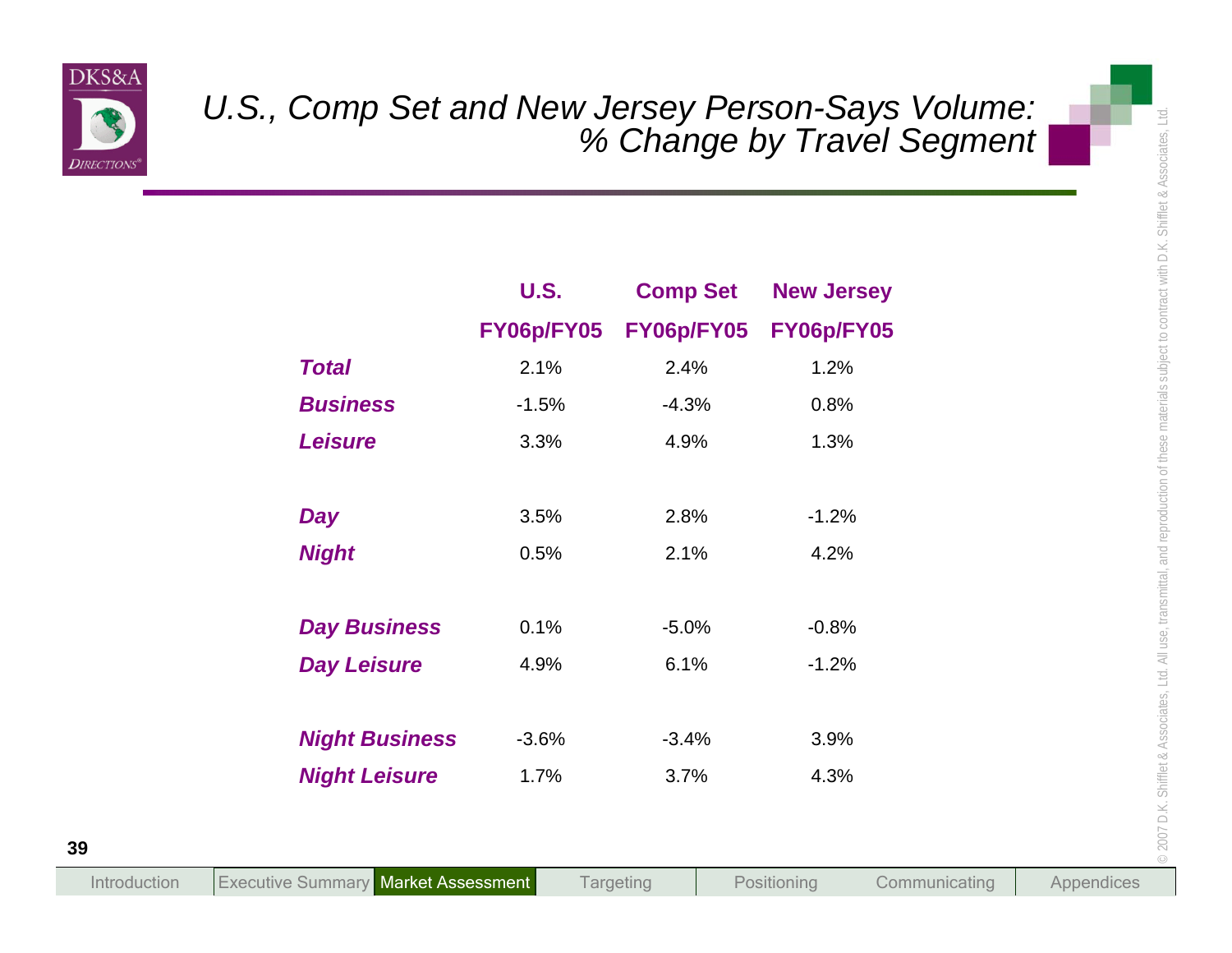# U.S., Comp Set and New Jersey Person-Says Volume: % Change by Travel Segment

| | U.S. FY06p/FY05 | Comp Set FY06p/FY05 | New Jersey FY06p/FY05 |
|---|---|---|---|
| ***Total*** | 2.1% | 2.4% | 1.2% |
| ***Business*** | -1.5% | -4.3% | 0.8% |
| ***Leisure*** | 3.3% | 4.9% | 1.3% |
| | | | |
| ***Day*** | 3.5% | 2.8% | -1.2% |
| ***Night*** | 0.5% | 2.1% | 4.2% |
| | | | |
| ***Day Business*** | 0.1% | -5.0% | -0.8% |
| ***Day Leisure*** | 4.9% | 6.1% | -1.2% |
| | | | |
| ***Night Business*** | -3.6% | -3.4% | 3.9% |
| ***Night Leisure*** | 1.7% | 3.7% | 4.3% |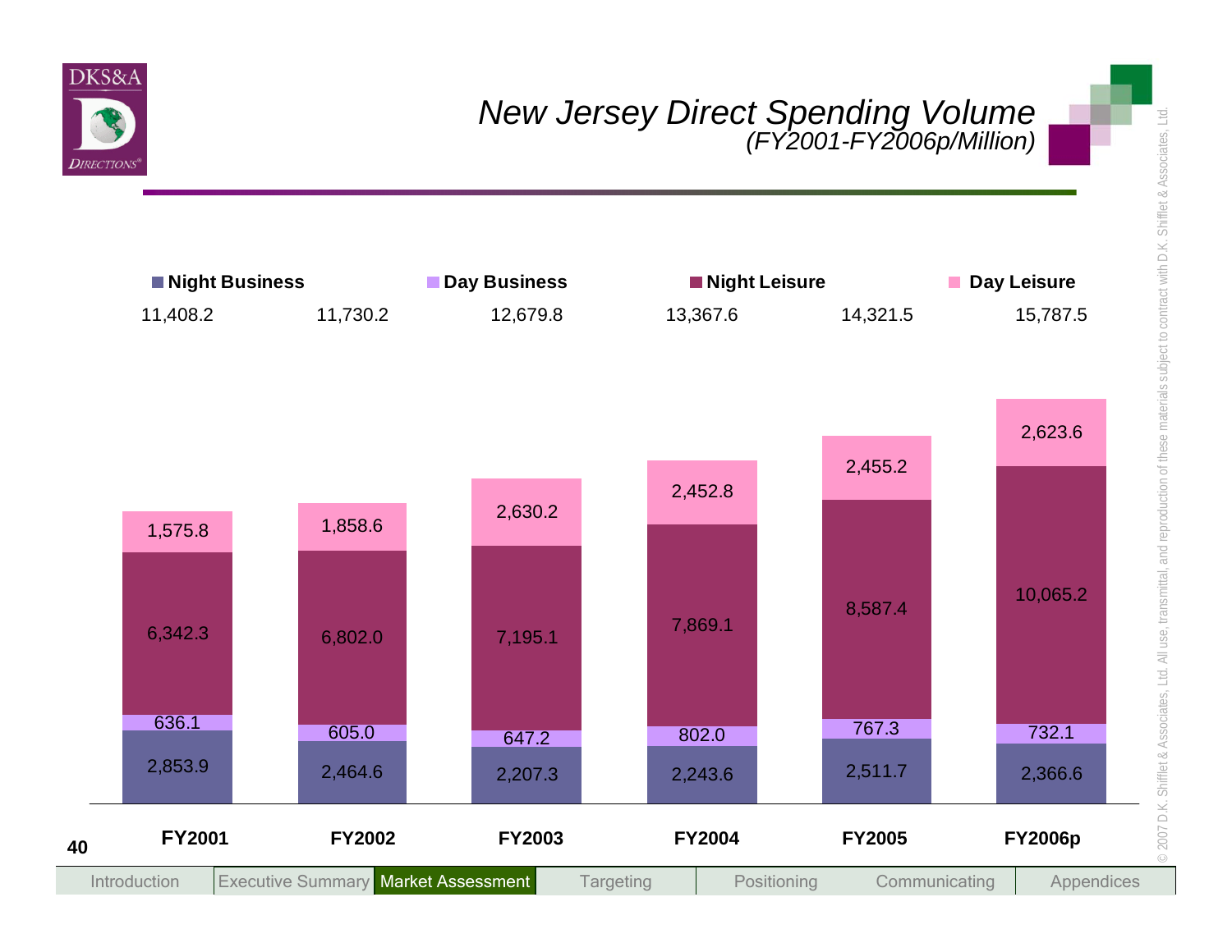# New Jersey Direct Spending Volume
*(FY2001-FY2006p/Million)*

| | FY2001 | FY2002 | FY2003 | FY2004 | FY2005 | FY2006p |
|---|---|---|---|---|---|---|
| Night Business | 2,853.9 | 2,464.6 | 2,207.3 | 2,243.6 | 2,511.7 | 2,366.6 |
| Day Business | 636.1 | 605.0 | 647.2 | 802.0 | 767.3 | 732.1 |
| Night Leisure | 6,342.3 | 6,802.0 | 7,195.1 | 7,869.1 | 8,587.4 | 10,065.2 |
| Day Leisure | 1,575.8 | 1,858.6 | 2,630.2 | 2,452.8 | 2,455.2 | 2,623.6 |
| Total | 11,408.2 | 11,730.2 | 12,679.8 | 13,367.6 | 14,321.5 | 15,787.5 |

Introduction | Executive Summary | Market Assessment | Targeting | Positioning | Communicating | Appendices

© 2007 D.K. Shifflet & Associates, Ltd. All use, transmittal, and reproduction of these materials subject to contract with D.K. Shifflet & Associates, Ltd.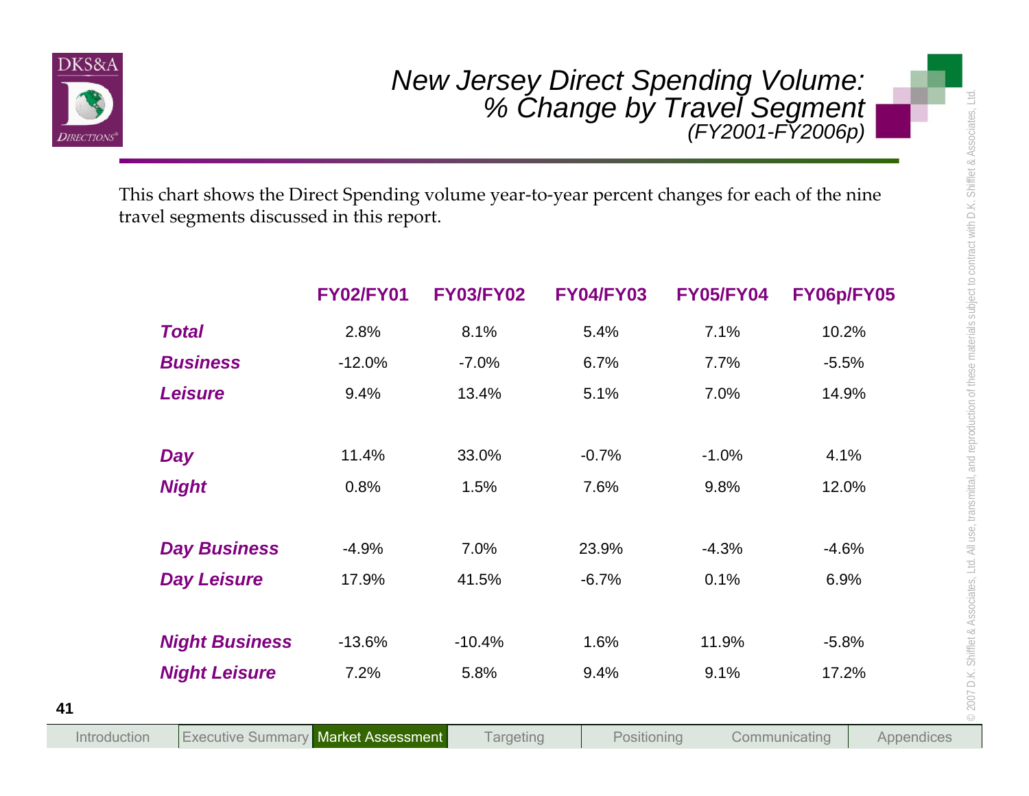# New Jersey Direct Spending Volume: % Change by Travel Segment

*(FY2001-FY2006p)*

This chart shows the Direct Spending volume year-to-year percent changes for each of the nine travel segments discussed in this report.

| | FY02/FY01 | FY03/FY02 | FY04/FY03 | FY05/FY04 | FY06p/FY05 |
|---|---|---|---|---|---|
| ***Total*** | 2.8% | 8.1% | 5.4% | 7.1% | 10.2% |
| ***Business*** | -12.0% | -7.0% | 6.7% | 7.7% | -5.5% |
| ***Leisure*** | 9.4% | 13.4% | 5.1% | 7.0% | 14.9% |
| ***Day*** | 11.4% | 33.0% | -0.7% | -1.0% | 4.1% |
| ***Night*** | 0.8% | 1.5% | 7.6% | 9.8% | 12.0% |
| ***Day Business*** | -4.9% | 7.0% | 23.9% | -4.3% | -4.6% |
| ***Day Leisure*** | 17.9% | 41.5% | -6.7% | 0.1% | 6.9% |
| ***Night Business*** | -13.6% | -10.4% | 1.6% | 11.9% | -5.8% |
| ***Night Leisure*** | 7.2% | 5.8% | 9.4% | 9.1% | 17.2% |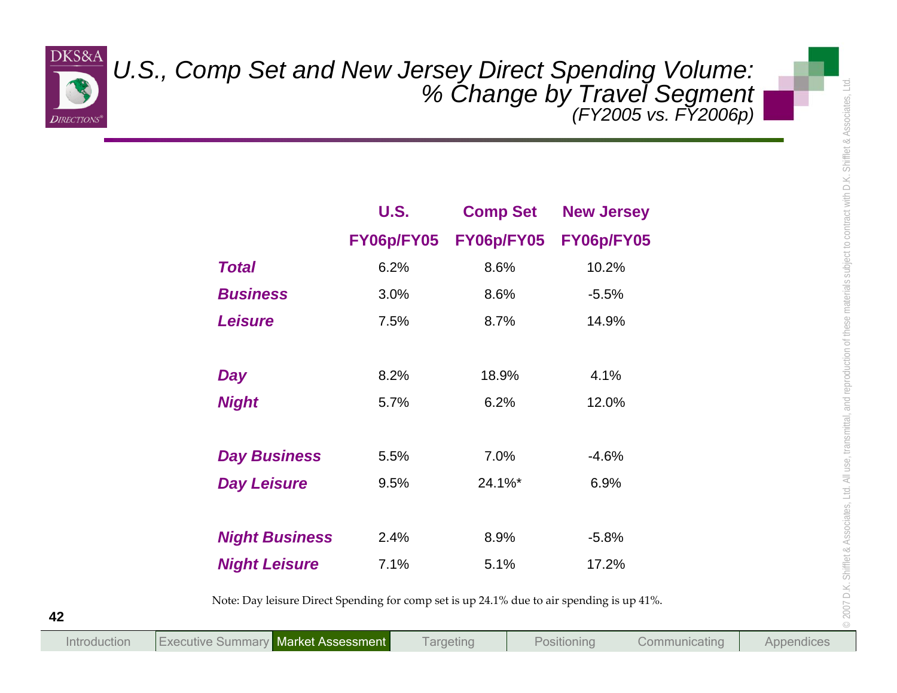# U.S., Comp Set and New Jersey Direct Spending Volume: % Change by Travel Segment

*(FY2005 vs. FY2006p)*

| | U.S. FY06p/FY05 | Comp Set FY06p/FY05 | New Jersey FY06p/FY05 |
|---|---|---|---|
| ***Total*** | 6.2% | 8.6% | 10.2% |
| ***Business*** | 3.0% | 8.6% | -5.5% |
| ***Leisure*** | 7.5% | 8.7% | 14.9% |
| | | | |
| ***Day*** | 8.2% | 18.9% | 4.1% |
| ***Night*** | 5.7% | 6.2% | 12.0% |
| | | | |
| ***Day Business*** | 5.5% | 7.0% | -4.6% |
| ***Day Leisure*** | 9.5% | 24.1%* | 6.9% |
| | | | |
| ***Night Business*** | 2.4% | 8.9% | -5.8% |
| ***Night Leisure*** | 7.1% | 5.1% | 17.2% |

Note: Day leisure Direct Spending for comp set is up 24.1% due to air spending is up 41%.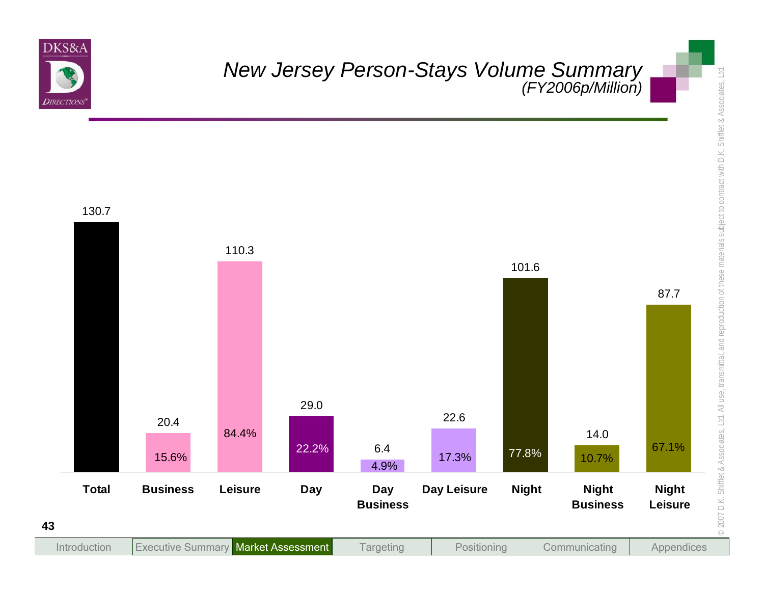# New Jersey Person-Stays Volume Summary

*(FY2006p/Million)*

| Category | Volume (Million) | Share |
|---|---|---|
| Total | 130.7 | |
| Business | 20.4 | 15.6% |
| Leisure | 110.3 | 84.4% |
| Day | 29.0 | 22.2% |
| Day Business | 6.4 | 4.9% |
| Day Leisure | 22.6 | 17.3% |
| Night | 101.6 | 77.8% |
| Night Business | 14.0 | 10.7% |
| Night Leisure | 87.7 | 67.1% |

Introduction | Executive Summary | **Market Assessment** | Targeting | Positioning | Communicating | Appendices

© 2007 D.K. Shifflet & Associates, Ltd. All use, transmittal, and reproduction of these materials subject to contract with D.K. Shifflet & Associates, Ltd.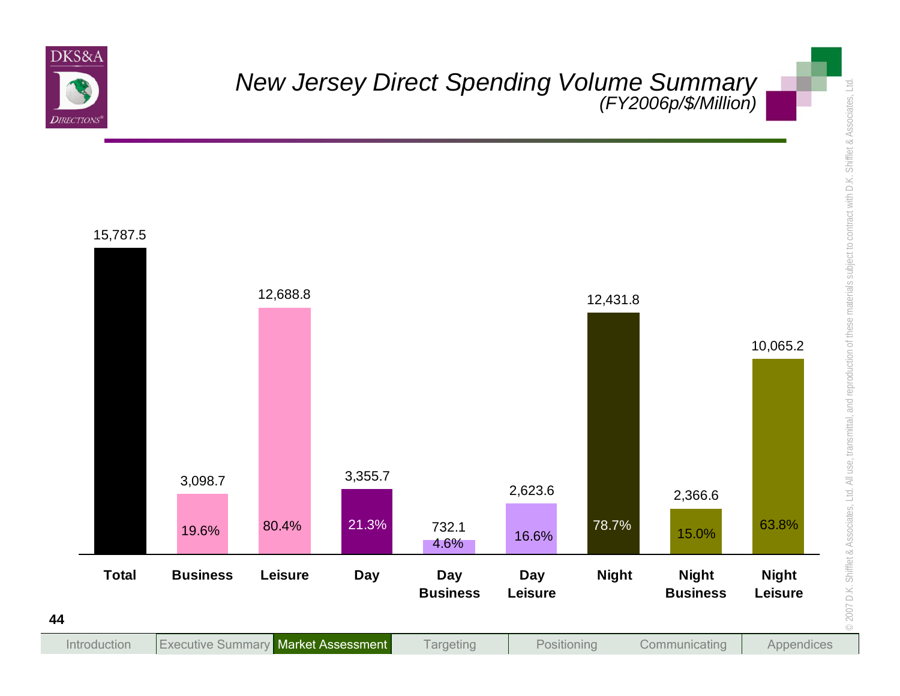# New Jersey Direct Spending Volume Summary

*(FY2006p/$/Million)*

| Category | Spending ($ Million) | Share |
|---|---|---|
| Total | 15,787.5 | |
| Business | 3,098.7 | 19.6% |
| Leisure | 12,688.8 | 80.4% |
| Day | 3,355.7 | 21.3% |
| Day Business | 732.1 | 4.6% |
| Day Leisure | 2,623.6 | 16.6% |
| Night | 12,431.8 | 78.7% |
| Night Business | 2,366.6 | 15.0% |
| Night Leisure | 10,065.2 | 63.8% |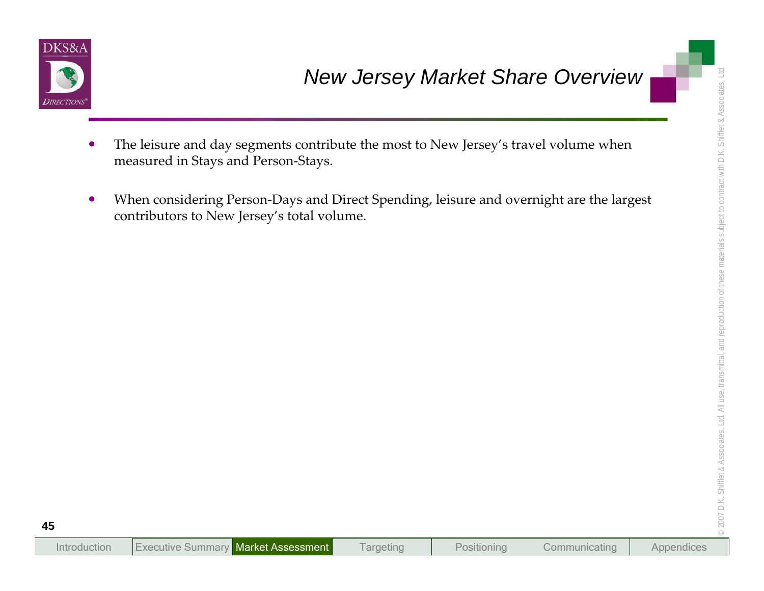# New Jersey Market Share Overview

- The leisure and day segments contribute the most to New Jersey's travel volume when measured in Stays and Person-Stays.
- When considering Person-Days and Direct Spending, leisure and overnight are the largest contributors to New Jersey's total volume.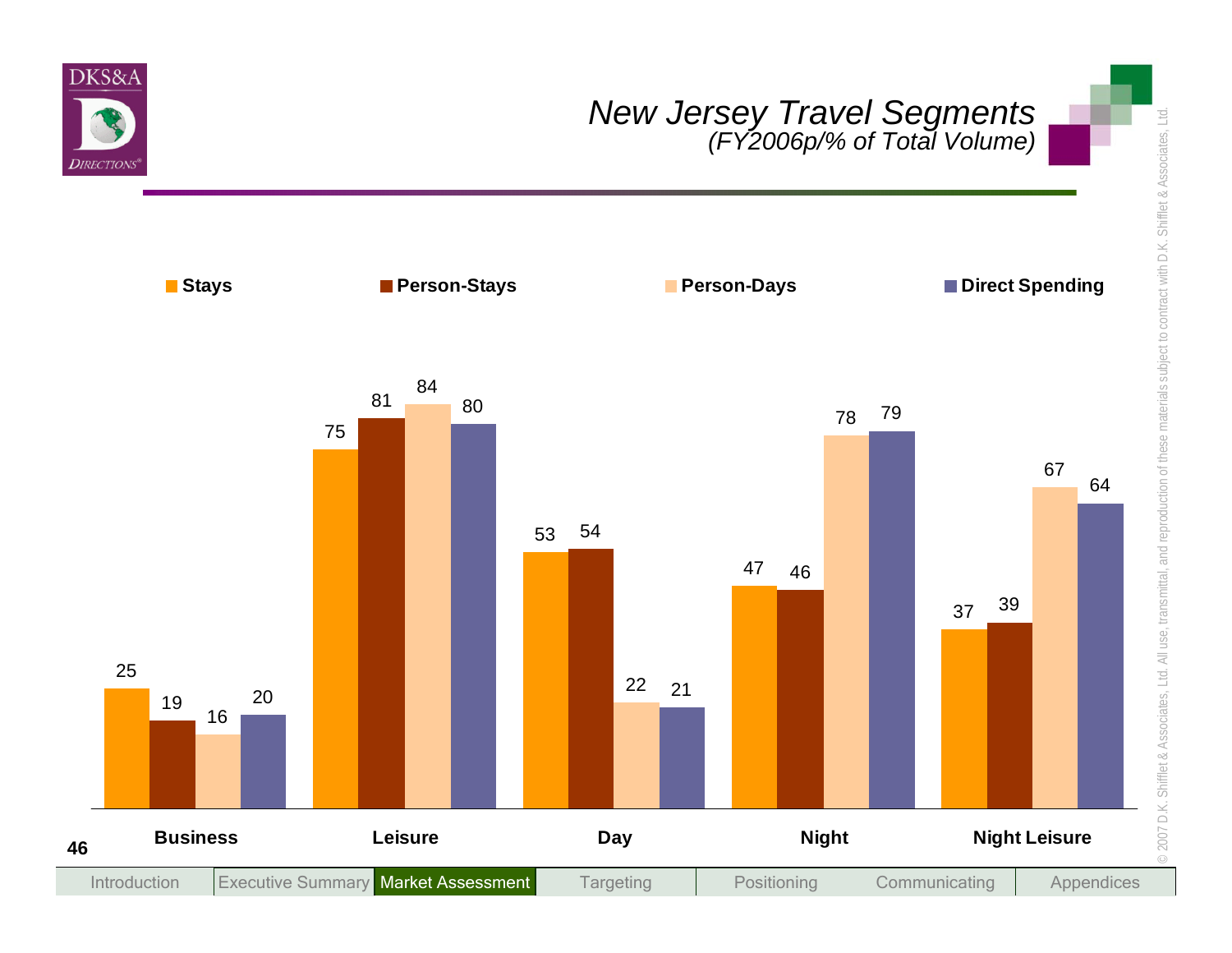# *New Jersey Travel Segments*

*(FY2006p/% of Total Volume)*

| | Stays | Person-Stays | Person-Days | Direct Spending |
|---|---|---|---|---|
| Business | 25 | 19 | 16 | 20 |
| Leisure | 75 | 81 | 84 | 80 |
| Day | 53 | 54 | 22 | 21 |
| Night | 47 | 46 | 78 | 79 |
| Night Leisure | 37 | 39 | 67 | 64 |

Introduction | Executive Summary | Market Assessment | Targeting | Positioning | Communicating | Appendices

© 2007 D.K. Shifflet & Associates, Ltd. All use, transmittal, and reproduction of these materials subject to contract with D.K. Shifflet & Associates, Ltd.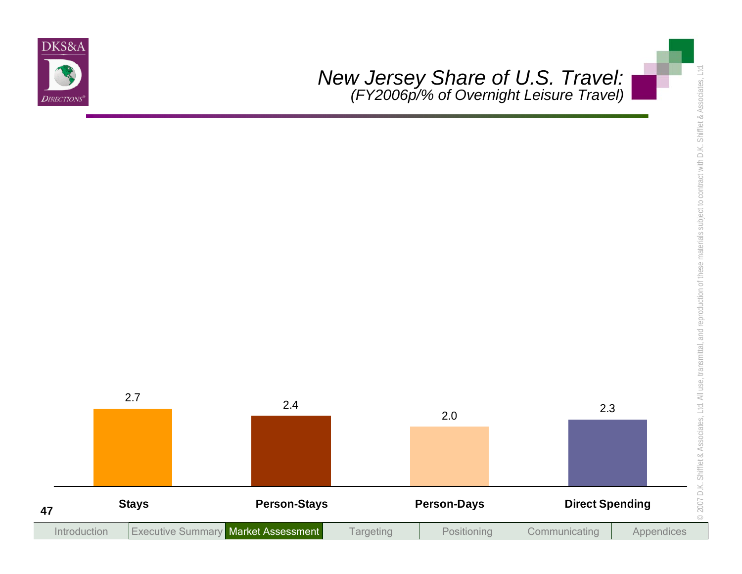# New Jersey Share of U.S. Travel:
*(FY2006p/% of Overnight Leisure Travel)*

| Stays | Person-Stays | Person-Days | Direct Spending |
|---|---|---|---|
| 2.7 | 2.4 | 2.0 | 2.3 |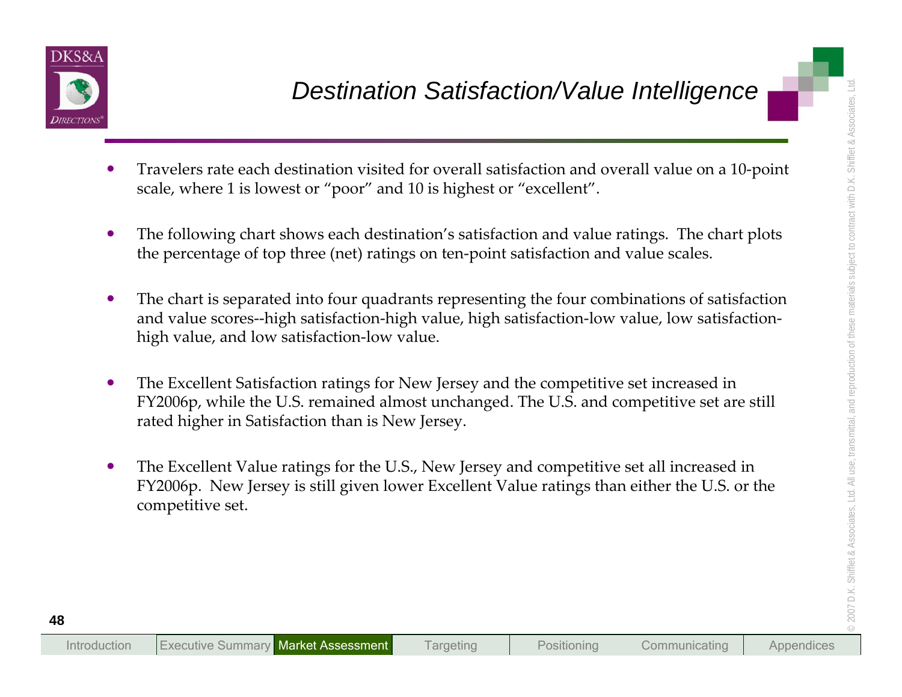# Destination Satisfaction/Value Intelligence

- Travelers rate each destination visited for overall satisfaction and overall value on a 10-point scale, where 1 is lowest or "poor" and 10 is highest or "excellent".

- The following chart shows each destination's satisfaction and value ratings. The chart plots the percentage of top three (net) ratings on ten-point satisfaction and value scales.

- The chart is separated into four quadrants representing the four combinations of satisfaction and value scores--high satisfaction-high value, high satisfaction-low value, low satisfaction-high value, and low satisfaction-low value.

- The Excellent Satisfaction ratings for New Jersey and the competitive set increased in FY2006p, while the U.S. remained almost unchanged. The U.S. and competitive set are still rated higher in Satisfaction than is New Jersey.

- The Excellent Value ratings for the U.S., New Jersey and competitive set all increased in FY2006p. New Jersey is still given lower Excellent Value ratings than either the U.S. or the competitive set.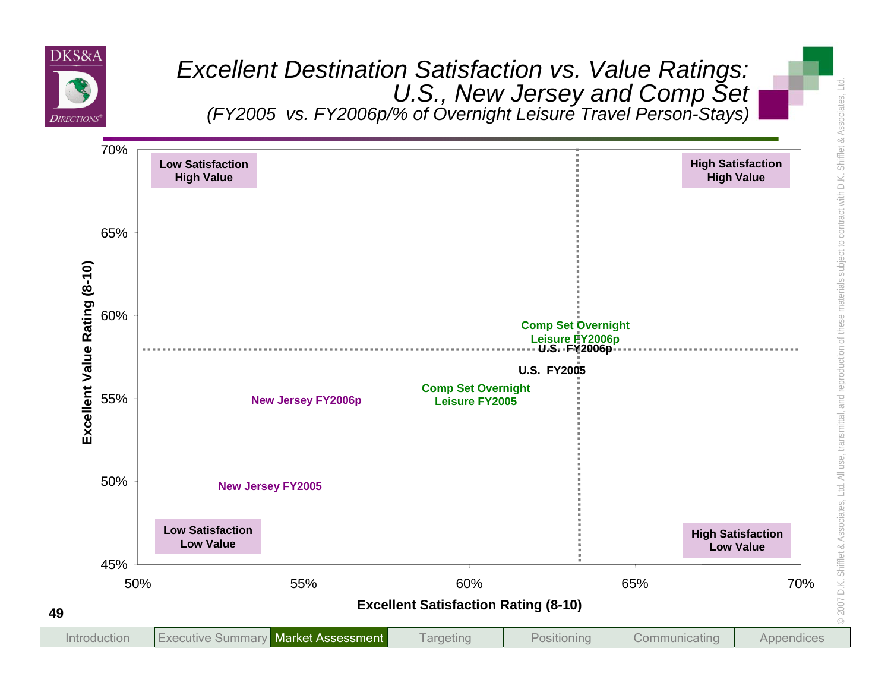# Excellent Destination Satisfaction vs. Value Ratings: U.S., New Jersey and Comp Set

*(FY2005 vs. FY2006p/% of Overnight Leisure Travel Person-Stays)*

Excellent Value Rating (8-10)

70%

65%

60%

55%

50%

45%

Low Satisfaction High Value

High Satisfaction High Value

Comp Set Overnight Leisure FY2006p

U.S. FY2006p

U.S. FY2005

Comp Set Overnight Leisure FY2005

New Jersey FY2006p

New Jersey FY2005

Low Satisfaction Low Value

High Satisfaction Low Value

50% 55% 60% 65% 70%

Excellent Satisfaction Rating (8-10)

© 2007 D.K. Shifflet & Associates, Ltd. All use, transmittal, and reproduction of these materials subject to contract with D.K. Shifflet & Associates, Ltd.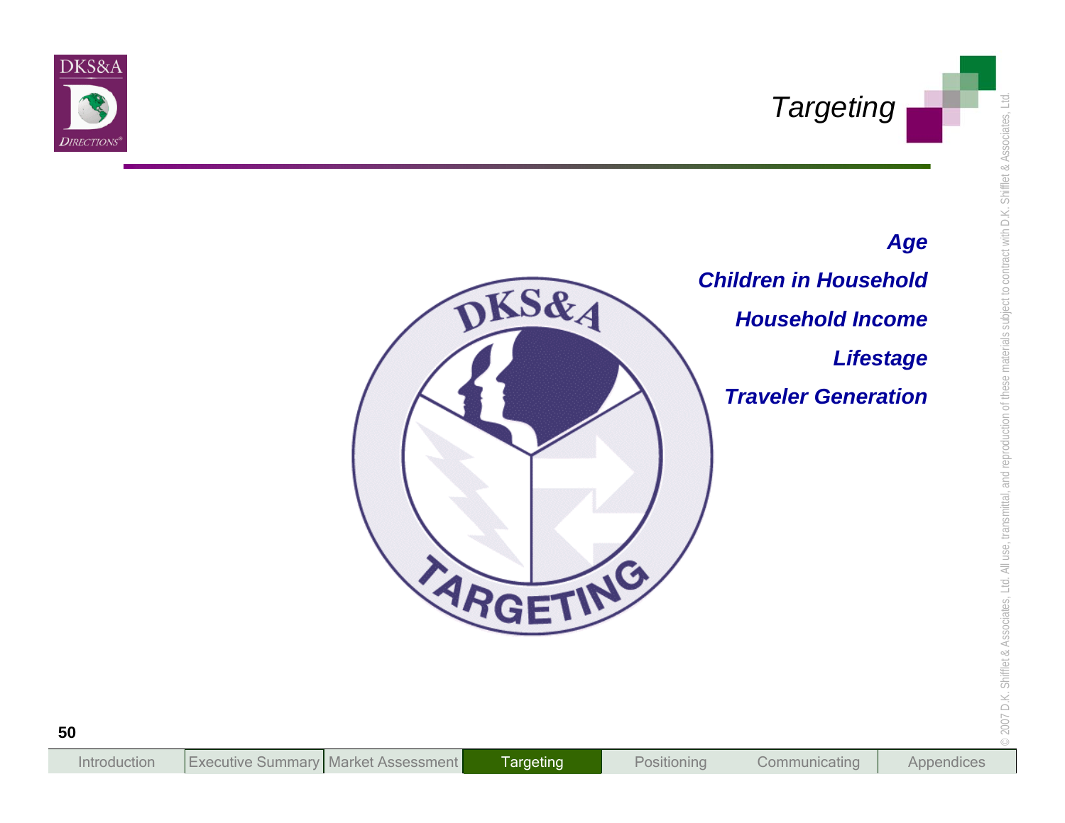# Targeting

***Age***

***Children in Household***

***Household Income***

***Lifestage***

***Traveler Generation***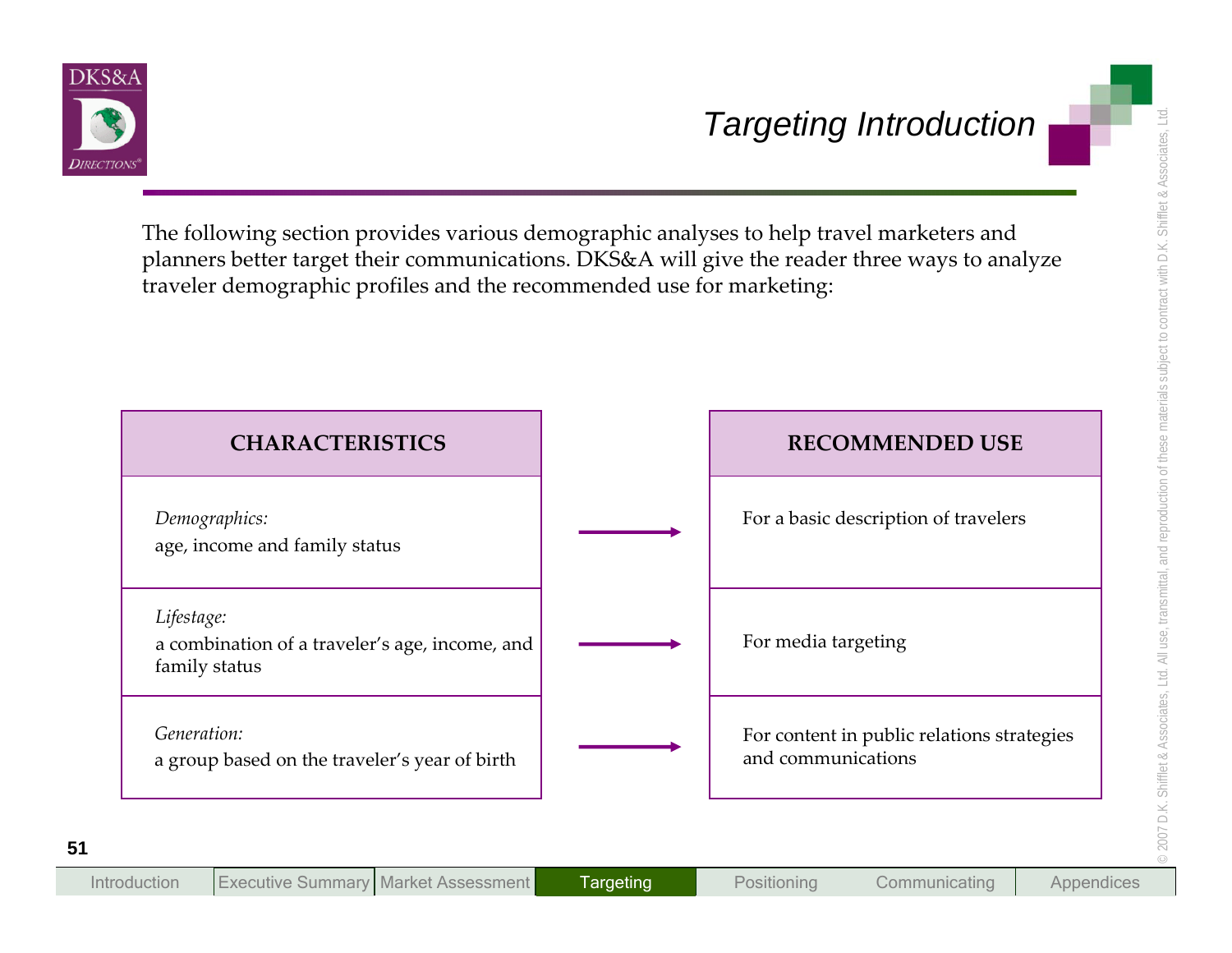# Targeting Introduction

The following section provides various demographic analyses to help travel marketers and planners better target their communications. DKS&A will give the reader three ways to analyze traveler demographic profiles and the recommended use for marketing:

| CHARACTERISTICS | | RECOMMENDED USE |
|---|---|---|
| *Demographics:* age, income and family status | → | For a basic description of travelers |
| *Lifestage:* a combination of a traveler's age, income, and family status | → | For media targeting |
| *Generation:* a group based on the traveler's year of birth | → | For content in public relations strategies and communications |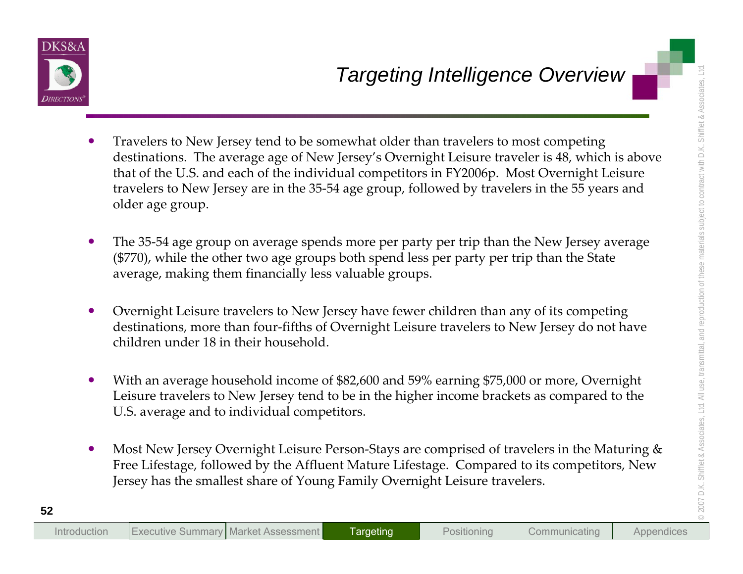# Targeting Intelligence Overview

- Travelers to New Jersey tend to be somewhat older than travelers to most competing destinations. The average age of New Jersey's Overnight Leisure traveler is 48, which is above that of the U.S. and each of the individual competitors in FY2006p. Most Overnight Leisure travelers to New Jersey are in the 35-54 age group, followed by travelers in the 55 years and older age group.

- The 35-54 age group on average spends more per party per trip than the New Jersey average ($770), while the other two age groups both spend less per party per trip than the State average, making them financially less valuable groups.

- Overnight Leisure travelers to New Jersey have fewer children than any of its competing destinations, more than four-fifths of Overnight Leisure travelers to New Jersey do not have children under 18 in their household.

- With an average household income of $82,600 and 59% earning $75,000 or more, Overnight Leisure travelers to New Jersey tend to be in the higher income brackets as compared to the U.S. average and to individual competitors.

- Most New Jersey Overnight Leisure Person-Stays are comprised of travelers in the Maturing & Free Lifestage, followed by the Affluent Mature Lifestage. Compared to its competitors, New Jersey has the smallest share of Young Family Overnight Leisure travelers.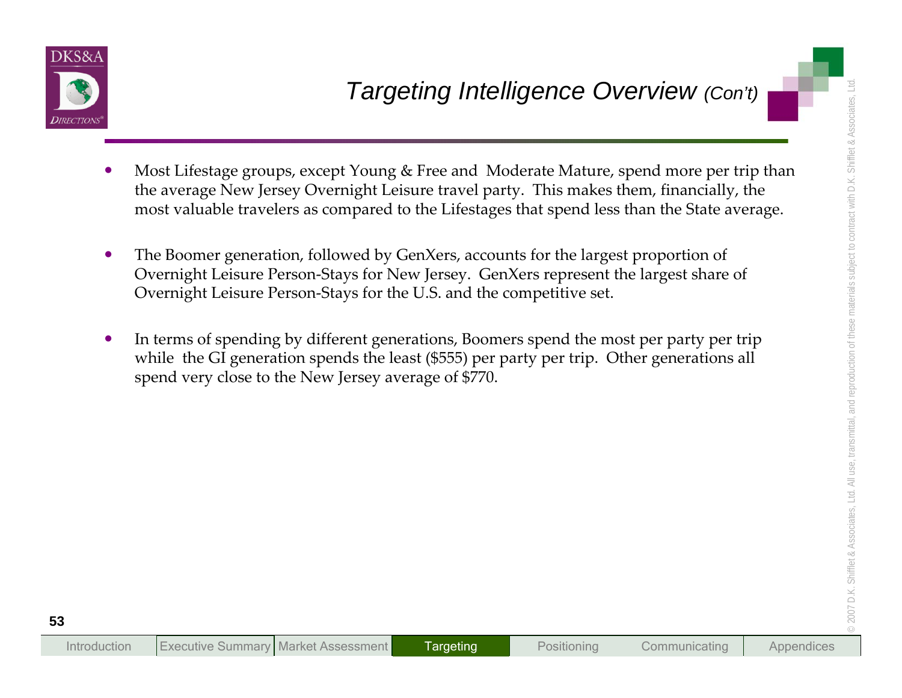## Targeting Intelligence Overview *(Con't)*

- Most Lifestage groups, except Young & Free and Moderate Mature, spend more per trip than the average New Jersey Overnight Leisure travel party. This makes them, financially, the most valuable travelers as compared to the Lifestages that spend less than the State average.

- The Boomer generation, followed by GenXers, accounts for the largest proportion of Overnight Leisure Person-Stays for New Jersey. GenXers represent the largest share of Overnight Leisure Person-Stays for the U.S. and the competitive set.

- In terms of spending by different generations, Boomers spend the most per party per trip while the GI generation spends the least ($555) per party per trip. Other generations all spend very close to the New Jersey average of $770.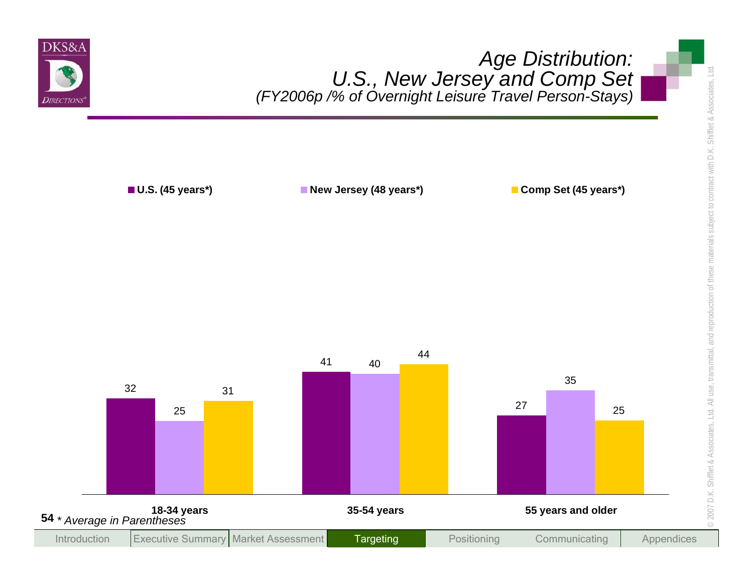# Age Distribution: U.S., New Jersey and Comp Set

*(FY2006p /% of Overnight Leisure Travel Person-Stays)*

| | U.S. (45 years*) | New Jersey (48 years*) | Comp Set (45 years*) |
|---|---|---|---|
| 18-34 years | 32 | 25 | 31 |
| 35-54 years | 41 | 40 | 44 |
| 55 years and older | 27 | 35 | 25 |

\* *Average in Parentheses*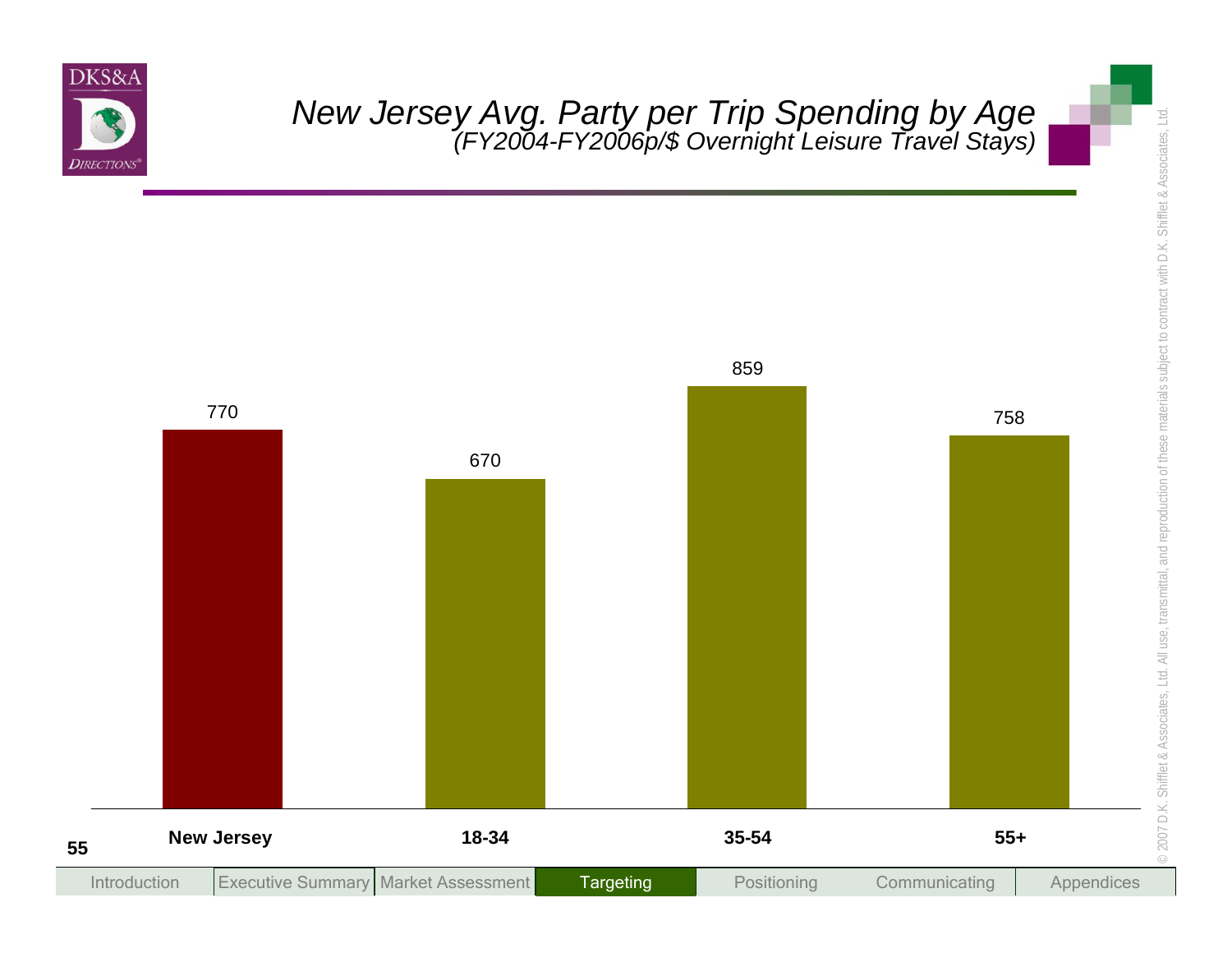# New Jersey Avg. Party per Trip Spending by Age

*(FY2004-FY2006p/$ Overnight Leisure Travel Stays)*

| | New Jersey | 18-34 | 35-54 | 55+ |
|---|---|---|---|---|
| Avg. Party per Trip Spending ($) | 770 | 670 | 859 | 758 |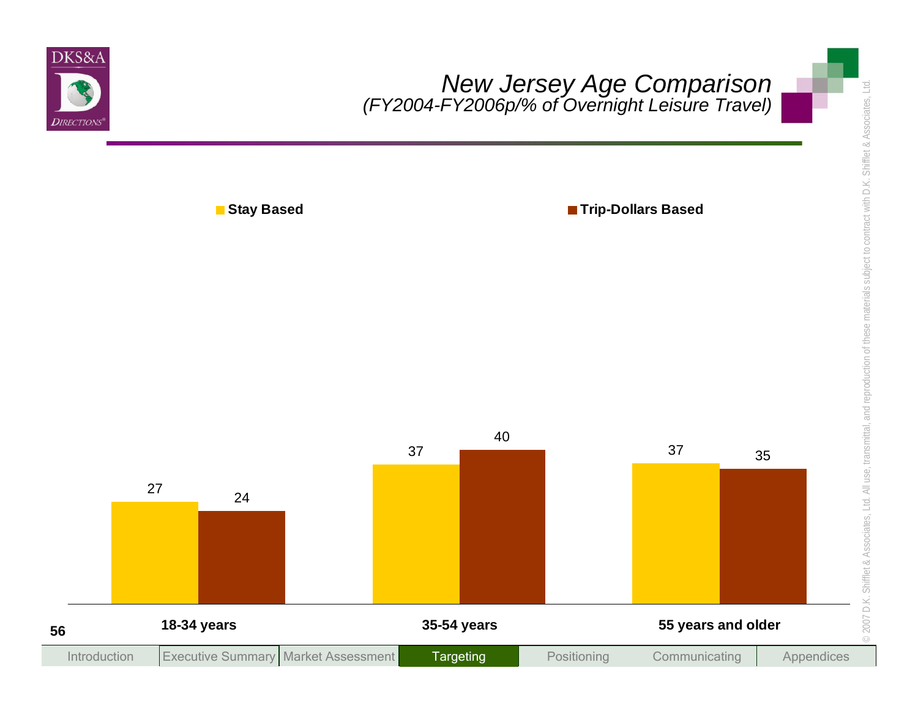# New Jersey Age Comparison
*(FY2004-FY2006p/% of Overnight Leisure Travel)*

| | Stay Based | Trip-Dollars Based |
|---|---|---|
| 18-34 years | 27 | 24 |
| 35-54 years | 37 | 40 |
| 55 years and older | 37 | 35 |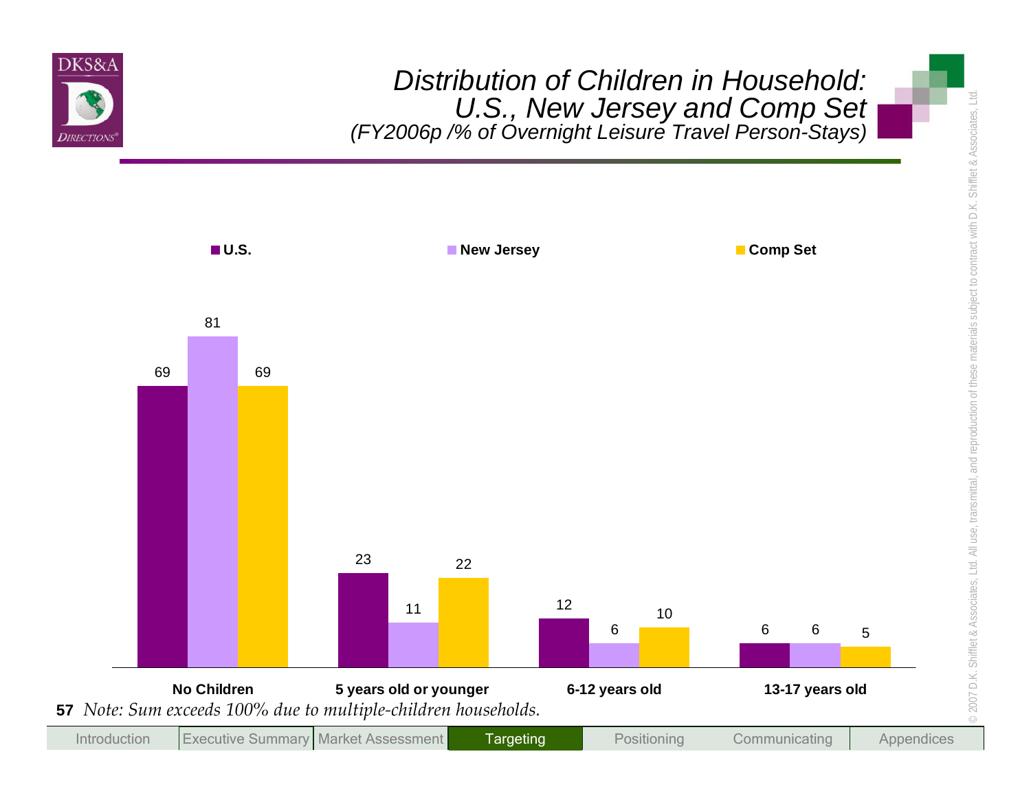# Distribution of Children in Household: U.S., New Jersey and Comp Set

*(FY2006p /% of Overnight Leisure Travel Person-Stays)*

| | U.S. | New Jersey | Comp Set |
|---|---|---|---|
| No Children | 69 | 81 | 69 |
| 5 years old or younger | 23 | 11 | 22 |
| 6-12 years old | 12 | 6 | 10 |
| 13-17 years old | 6 | 6 | 5 |

*Note: Sum exceeds 100% due to multiple-children households.*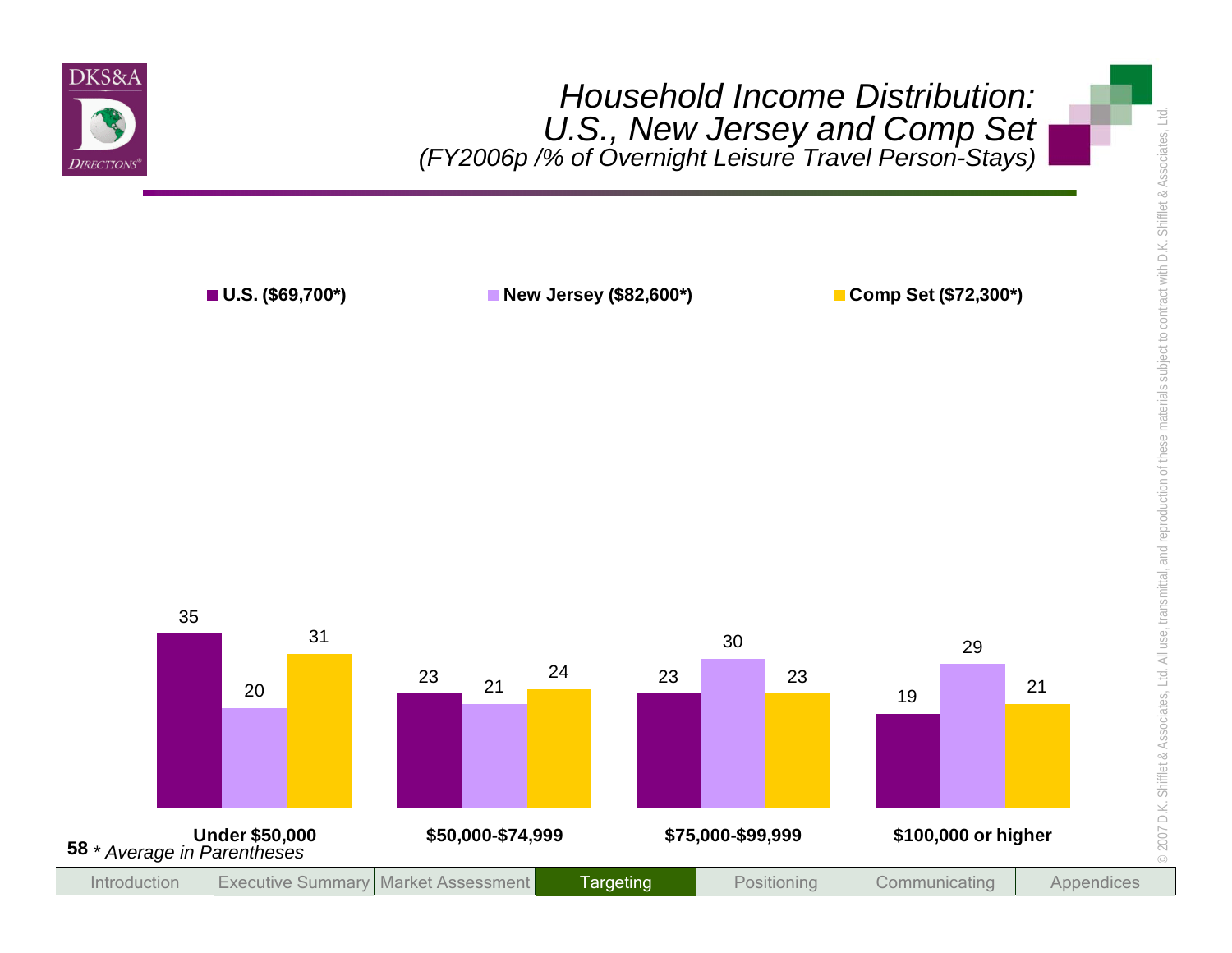# Household Income Distribution: U.S., New Jersey and Comp Set

*(FY2006p /% of Overnight Leisure Travel Person-Stays)*

| | U.S. ($69,700*) | New Jersey ($82,600*) | Comp Set ($72,300*) |
|---|---|---|---|
| Under $50,000 | 35 | 20 | 31 |
| $50,000-$74,999 | 23 | 21 | 24 |
| $75,000-$99,999 | 23 | 30 | 23 |
| $100,000 or higher | 19 | 29 | 21 |

\* *Average in Parentheses*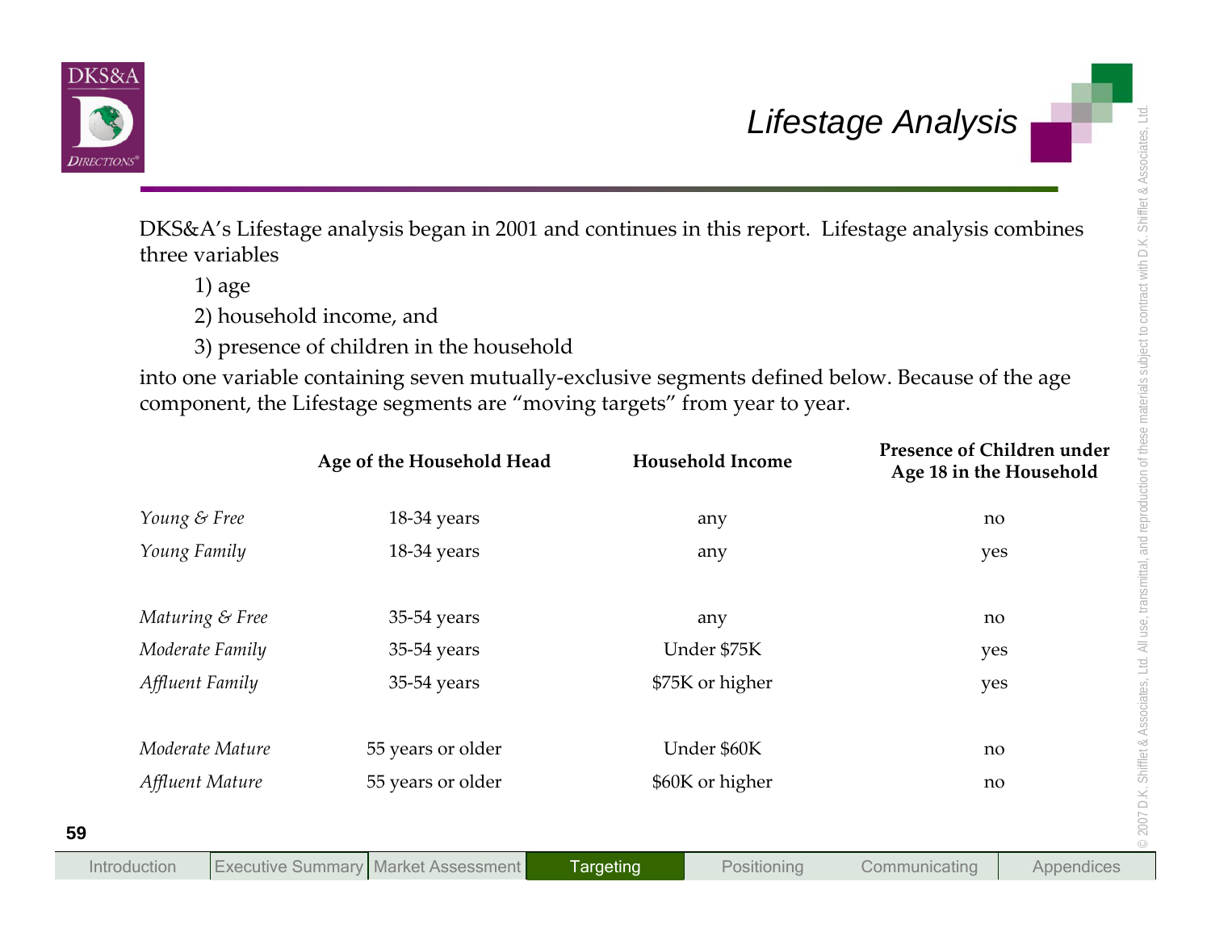# Lifestage Analysis

DKS&A's Lifestage analysis began in 2001 and continues in this report. Lifestage analysis combines three variables

1) age
2) household income, and
3) presence of children in the household

into one variable containing seven mutually-exclusive segments defined below. Because of the age component, the Lifestage segments are "moving targets" from year to year.

| | Age of the Household Head | Household Income | Presence of Children under Age 18 in the Household |
|---|---|---|---|
| *Young & Free* | 18-34 years | any | no |
| *Young Family* | 18-34 years | any | yes |
| *Maturing & Free* | 35-54 years | any | no |
| *Moderate Family* | 35-54 years | Under $75K | yes |
| *Affluent Family* | 35-54 years | $75K or higher | yes |
| *Moderate Mature* | 55 years or older | Under $60K | no |
| *Affluent Mature* | 55 years or older | $60K or higher | no |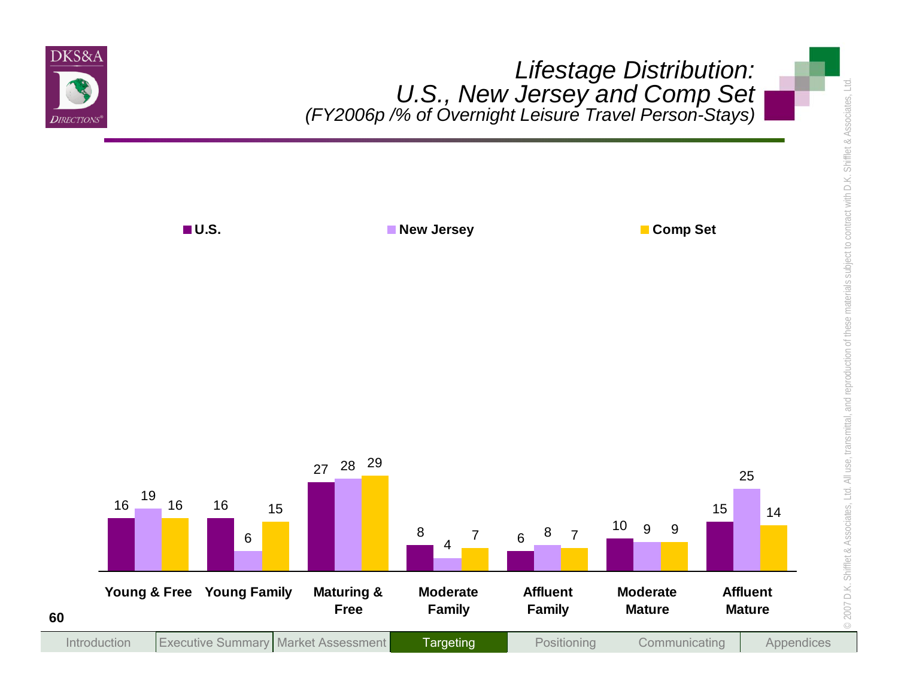# Lifestage Distribution: U.S., New Jersey and Comp Set

*(FY2006p /% of Overnight Leisure Travel Person-Stays)*

| Lifestage | U.S. | New Jersey | Comp Set |
|---|---|---|---|
| Young & Free | 16 | 19 | 16 |
| Young Family | 16 | 6 | 15 |
| Maturing & Free | 27 | 28 | 29 |
| Moderate Family | 8 | 4 | 7 |
| Affluent Family | 6 | 8 | 7 |
| Moderate Mature | 10 | 9 | 9 |
| Affluent Mature | 15 | 25 | 14 |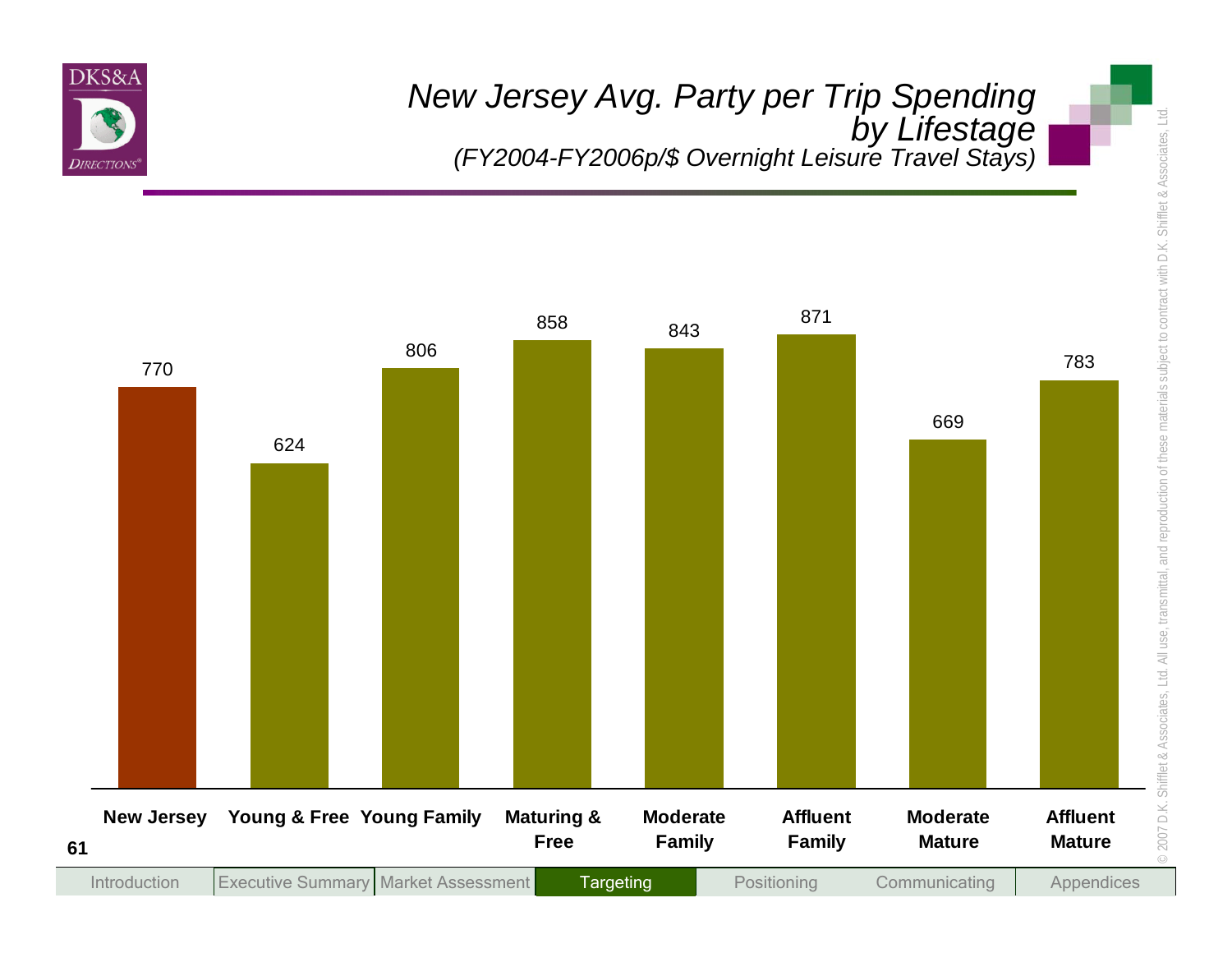# New Jersey Avg. Party per Trip Spending by Lifestage

*(FY2004-FY2006p/$ Overnight Leisure Travel Stays)*

| New Jersey | Young & Free | Young Family | Maturing & Free | Moderate Family | Affluent Family | Moderate Mature | Affluent Mature |
|---|---|---|---|---|---|---|---|
| 770 | 624 | 806 | 858 | 843 | 871 | 669 | 783 |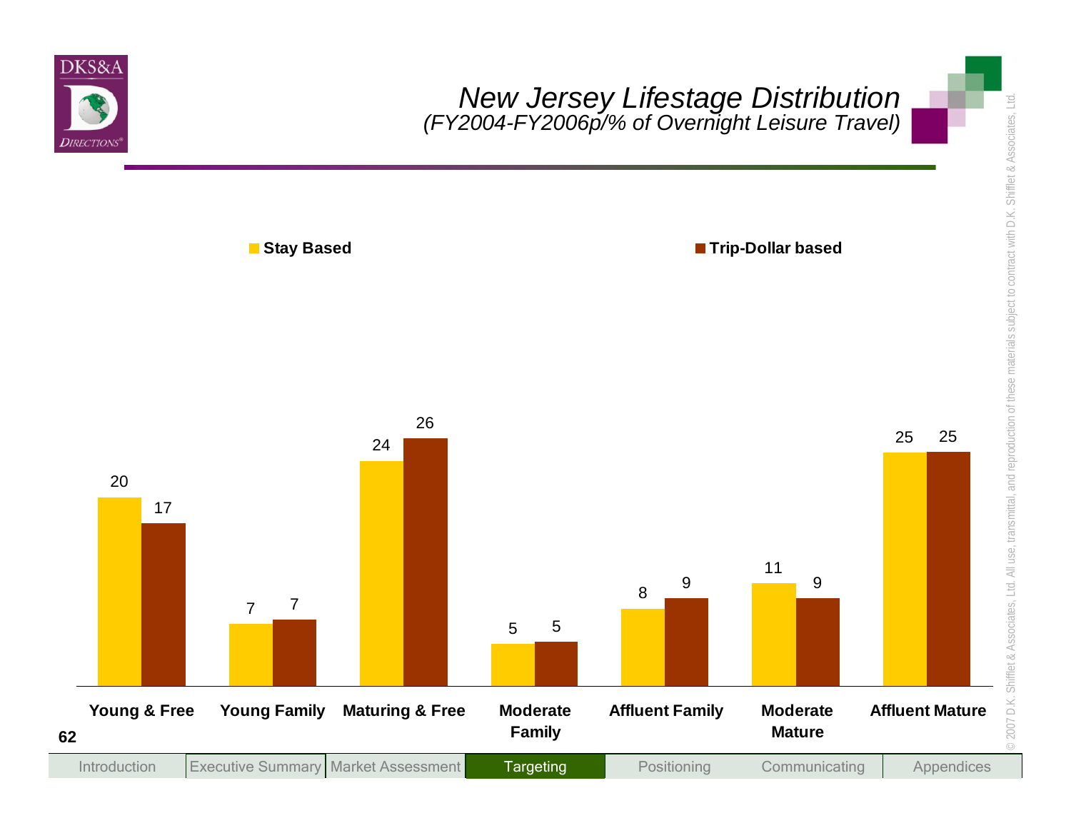# New Jersey Lifestage Distribution

*(FY2004-FY2006p/% of Overnight Leisure Travel)*

| Lifestage | Stay Based | Trip-Dollar based |
|---|---|---|
| Young & Free | 20 | 17 |
| Young Family | 7 | 7 |
| Maturing & Free | 24 | 26 |
| Moderate Family | 5 | 5 |
| Affluent Family | 8 | 9 |
| Moderate Mature | 11 | 9 |
| Affluent Mature | 25 | 25 |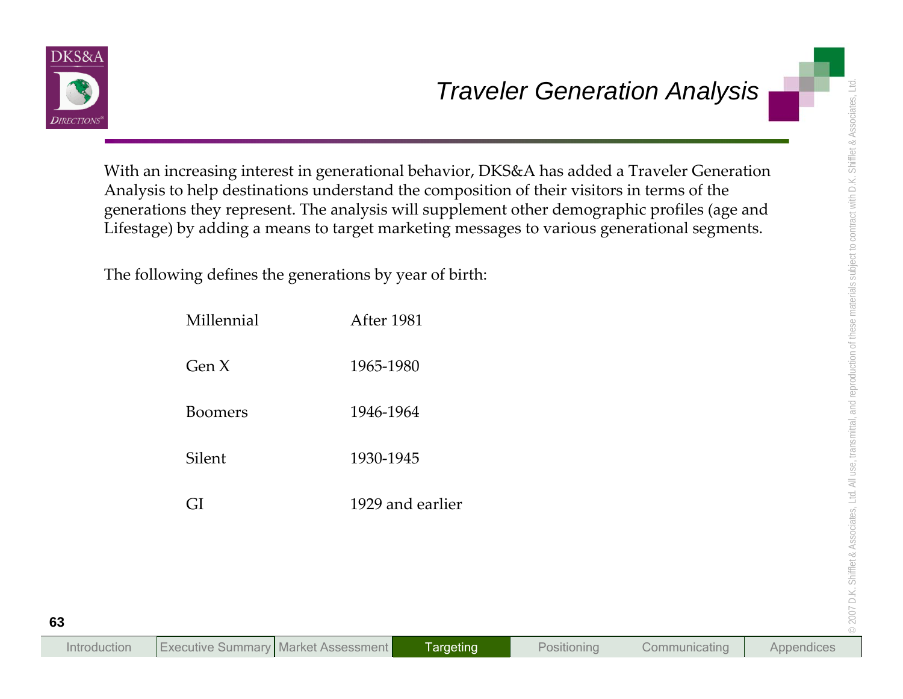# Traveler Generation Analysis

With an increasing interest in generational behavior, DKS&A has added a Traveler Generation Analysis to help destinations understand the composition of their visitors in terms of the generations they represent. The analysis will supplement other demographic profiles (age and Lifestage) by adding a means to target marketing messages to various generational segments.

The following defines the generations by year of birth:

| Generation | Year of Birth |
|---|---|
| Millennial | After 1981 |
| Gen X | 1965-1980 |
| Boomers | 1946-1964 |
| Silent | 1930-1945 |
| GI | 1929 and earlier |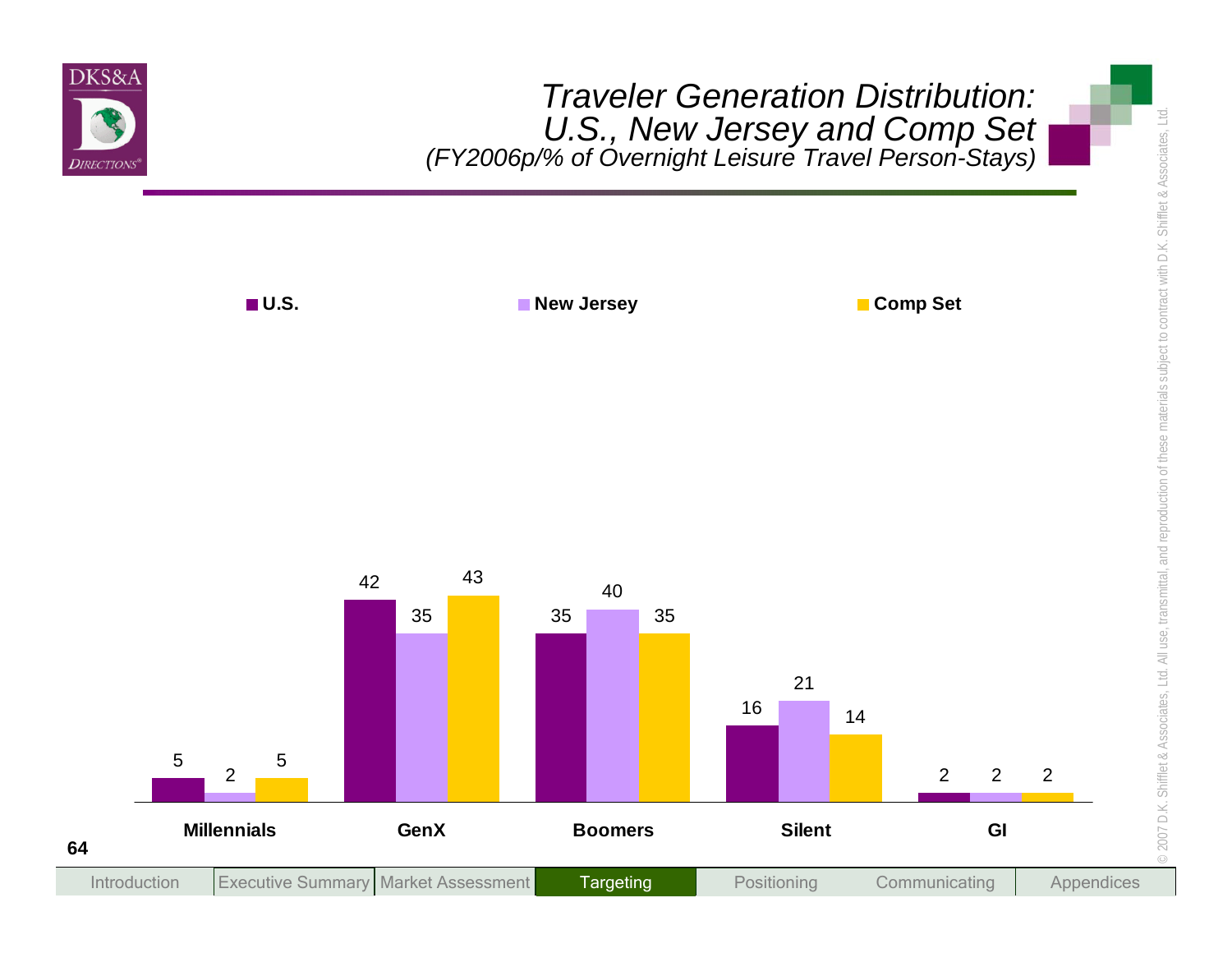# Traveler Generation Distribution: U.S., New Jersey and Comp Set

*(FY2006p/% of Overnight Leisure Travel Person-Stays)*

| | U.S. | New Jersey | Comp Set |
|---|---|---|---|
| Millennials | 5 | 2 | 5 |
| GenX | 42 | 35 | 43 |
| Boomers | 35 | 40 | 35 |
| Silent | 16 | 21 | 14 |
| GI | 2 | 2 | 2 |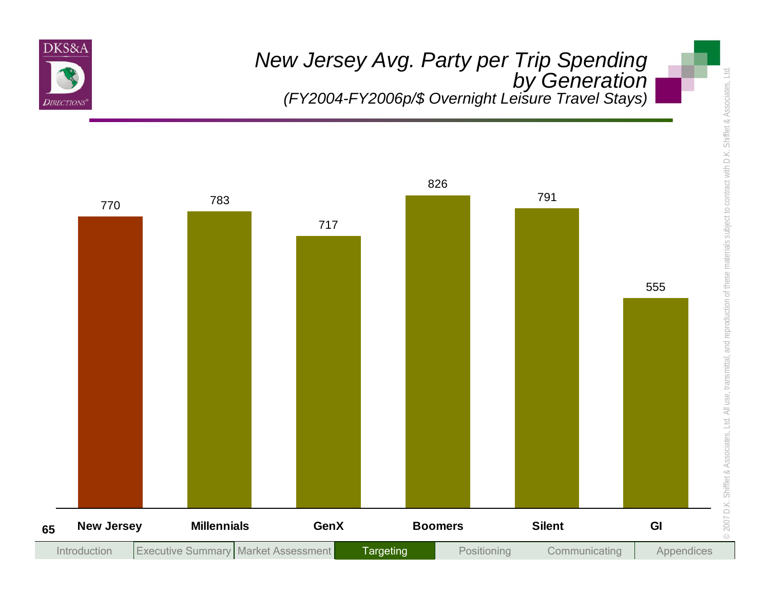# New Jersey Avg. Party per Trip Spending by Generation

*(FY2004-FY2006p/$ Overnight Leisure Travel Stays)*

| New Jersey | Millennials | GenX | Boomers | Silent | GI |
|---|---|---|---|---|---|
| 770 | 783 | 717 | 826 | 791 | 555 |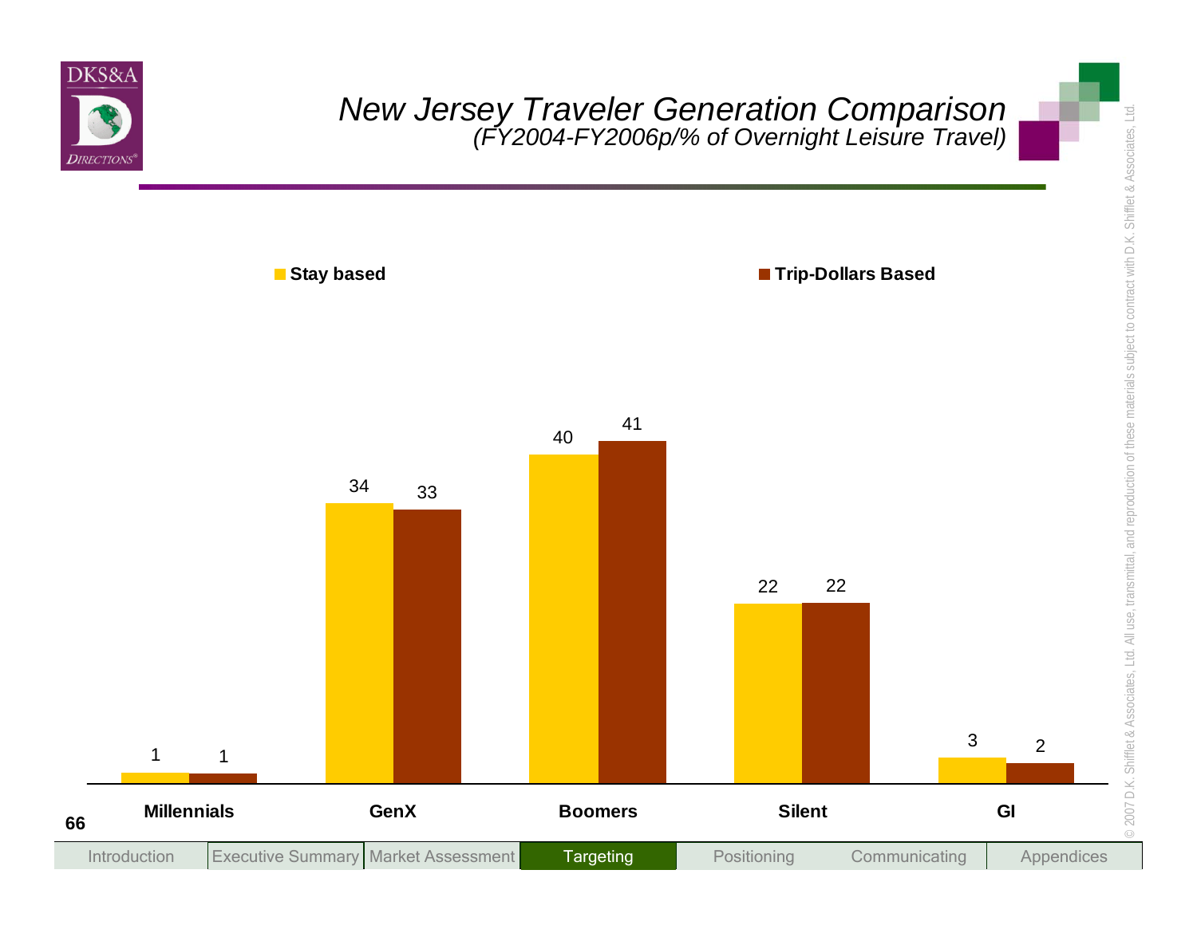# New Jersey Traveler Generation Comparison

*(FY2004-FY2006p/% of Overnight Leisure Travel)*

| | Stay based | Trip-Dollars Based |
|---|---|---|
| Millennials | 1 | 1 |
| GenX | 34 | 33 |
| Boomers | 40 | 41 |
| Silent | 22 | 22 |
| GI | 3 | 2 |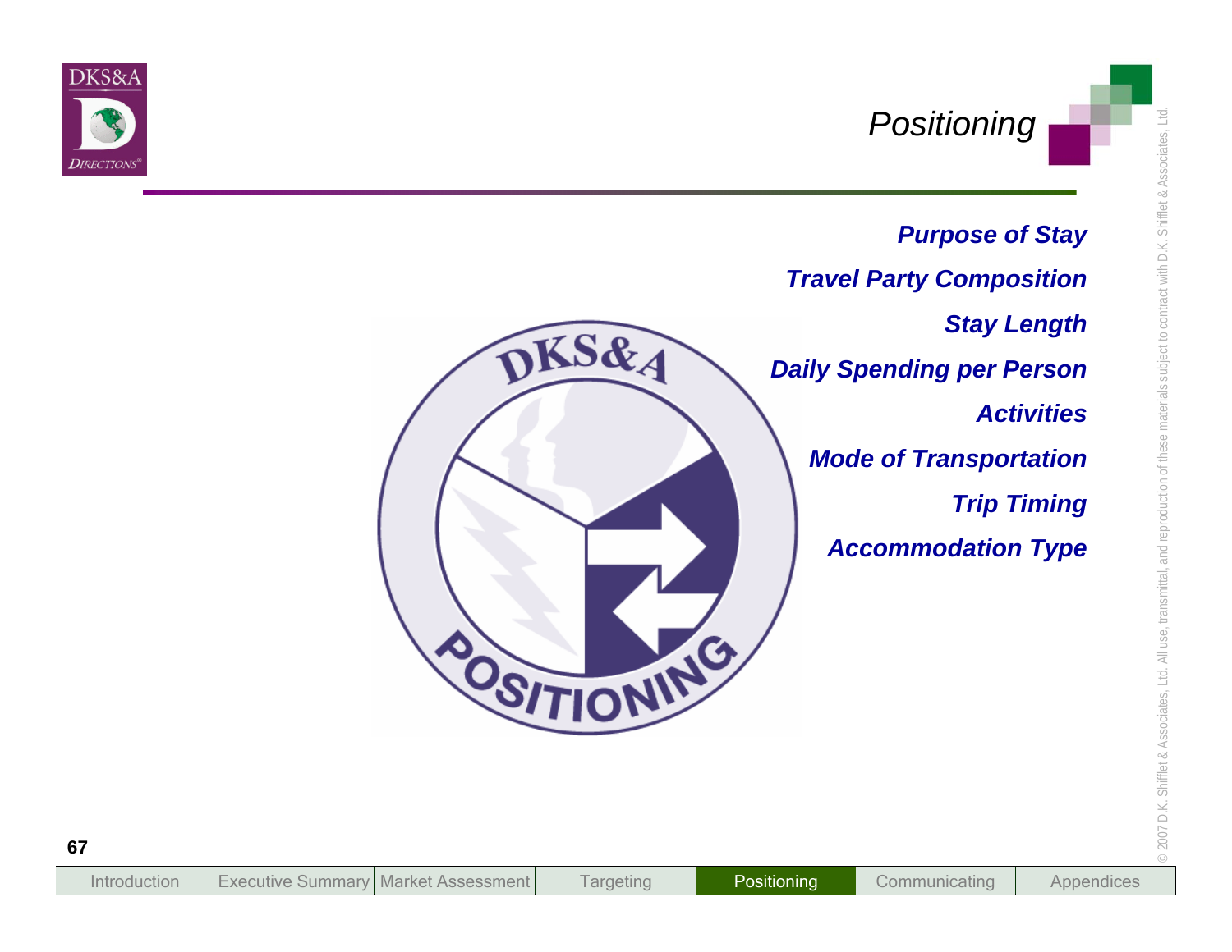# Positioning

***Purpose of Stay***

***Travel Party Composition***

***Stay Length***

***Daily Spending per Person***

***Activities***

***Mode of Transportation***

***Trip Timing***

***Accommodation Type***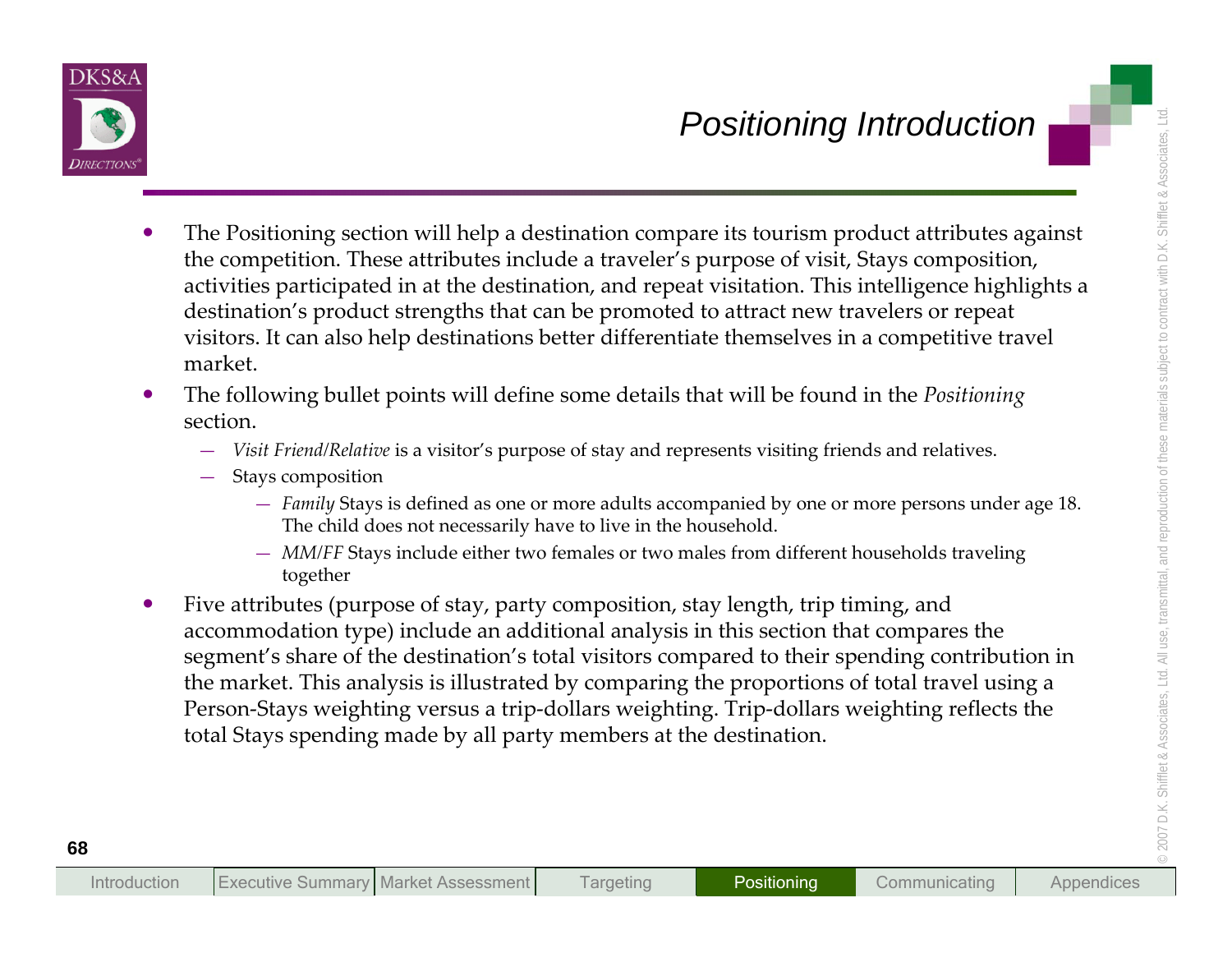# Positioning Introduction

- The Positioning section will help a destination compare its tourism product attributes against the competition. These attributes include a traveler's purpose of visit, Stays composition, activities participated in at the destination, and repeat visitation. This intelligence highlights a destination's product strengths that can be promoted to attract new travelers or repeat visitors. It can also help destinations better differentiate themselves in a competitive travel market.
- The following bullet points will define some details that will be found in the *Positioning* section.
  - *Visit Friend/Relative* is a visitor's purpose of stay and represents visiting friends and relatives.
  - Stays composition
    - *Family* Stays is defined as one or more adults accompanied by one or more persons under age 18. The child does not necessarily have to live in the household.
    - *MM/FF* Stays include either two females or two males from different households traveling together
- Five attributes (purpose of stay, party composition, stay length, trip timing, and accommodation type) include an additional analysis in this section that compares the segment's share of the destination's total visitors compared to their spending contribution in the market. This analysis is illustrated by comparing the proportions of total travel using a Person-Stays weighting versus a trip-dollars weighting. Trip-dollars weighting reflects the total Stays spending made by all party members at the destination.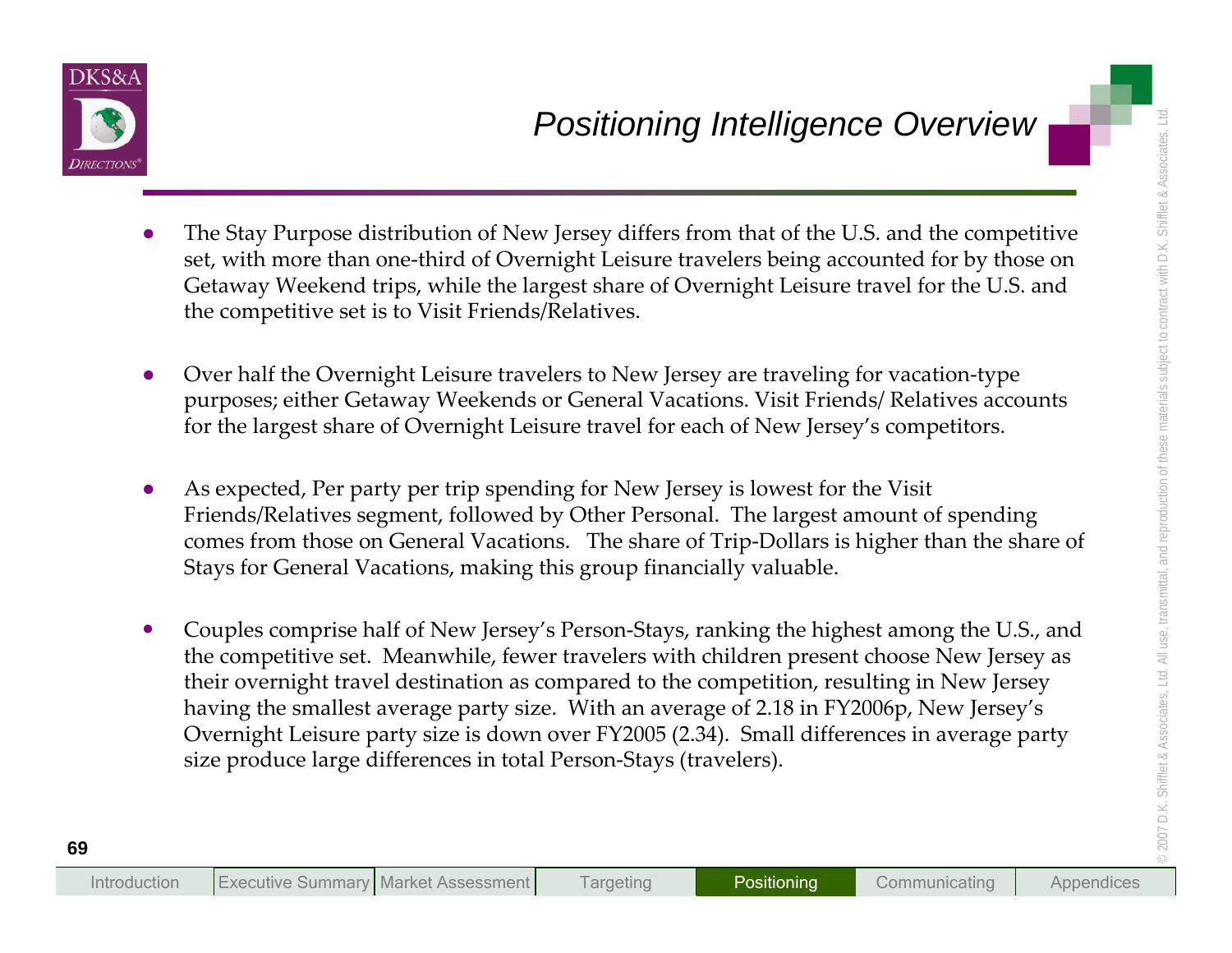# Positioning Intelligence Overview

- The Stay Purpose distribution of New Jersey differs from that of the U.S. and the competitive set, with more than one-third of Overnight Leisure travelers being accounted for by those on Getaway Weekend trips, while the largest share of Overnight Leisure travel for the U.S. and the competitive set is to Visit Friends/Relatives.

- Over half the Overnight Leisure travelers to New Jersey are traveling for vacation-type purposes; either Getaway Weekends or General Vacations. Visit Friends/ Relatives accounts for the largest share of Overnight Leisure travel for each of New Jersey's competitors.

- As expected, Per party per trip spending for New Jersey is lowest for the Visit Friends/Relatives segment, followed by Other Personal. The largest amount of spending comes from those on General Vacations. The share of Trip-Dollars is higher than the share of Stays for General Vacations, making this group financially valuable.

- Couples comprise half of New Jersey's Person-Stays, ranking the highest among the U.S., and the competitive set. Meanwhile, fewer travelers with children present choose New Jersey as their overnight travel destination as compared to the competition, resulting in New Jersey having the smallest average party size. With an average of 2.18 in FY2006p, New Jersey's Overnight Leisure party size is down over FY2005 (2.34). Small differences in average party size produce large differences in total Person-Stays (travelers).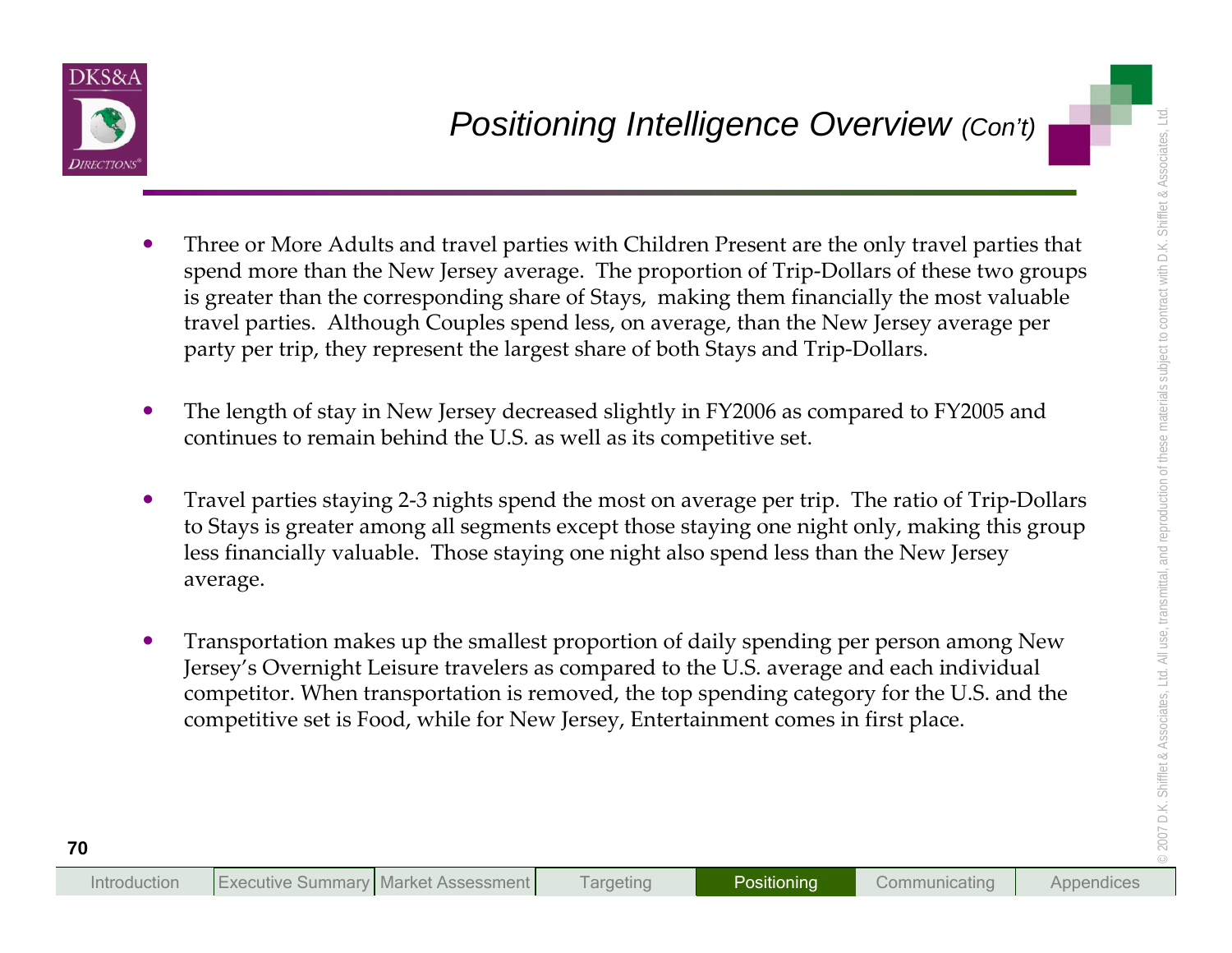## *Positioning Intelligence Overview (Con't)*

- Three or More Adults and travel parties with Children Present are the only travel parties that spend more than the New Jersey average. The proportion of Trip-Dollars of these two groups is greater than the corresponding share of Stays, making them financially the most valuable travel parties. Although Couples spend less, on average, than the New Jersey average per party per trip, they represent the largest share of both Stays and Trip-Dollars.

- The length of stay in New Jersey decreased slightly in FY2006 as compared to FY2005 and continues to remain behind the U.S. as well as its competitive set.

- Travel parties staying 2-3 nights spend the most on average per trip. The ratio of Trip-Dollars to Stays is greater among all segments except those staying one night only, making this group less financially valuable. Those staying one night also spend less than the New Jersey average.

- Transportation makes up the smallest proportion of daily spending per person among New Jersey's Overnight Leisure travelers as compared to the U.S. average and each individual competitor. When transportation is removed, the top spending category for the U.S. and the competitive set is Food, while for New Jersey, Entertainment comes in first place.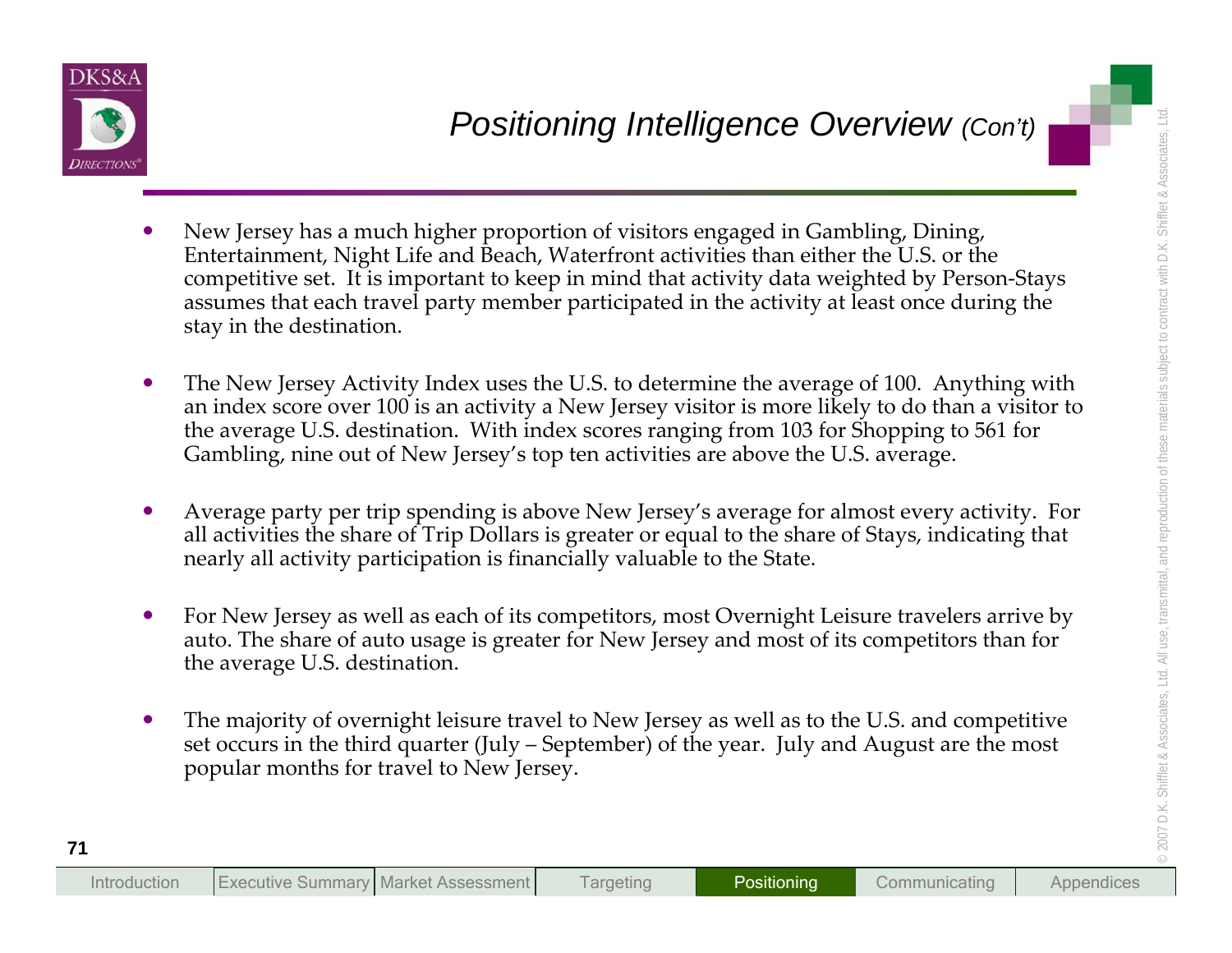# Positioning Intelligence Overview *(Con't)*

- New Jersey has a much higher proportion of visitors engaged in Gambling, Dining, Entertainment, Night Life and Beach, Waterfront activities than either the U.S. or the competitive set. It is important to keep in mind that activity data weighted by Person-Stays assumes that each travel party member participated in the activity at least once during the stay in the destination.

- The New Jersey Activity Index uses the U.S. to determine the average of 100. Anything with an index score over 100 is an activity a New Jersey visitor is more likely to do than a visitor to the average U.S. destination. With index scores ranging from 103 for Shopping to 561 for Gambling, nine out of New Jersey's top ten activities are above the U.S. average.

- Average party per trip spending is above New Jersey's average for almost every activity. For all activities the share of Trip Dollars is greater or equal to the share of Stays, indicating that nearly all activity participation is financially valuable to the State.

- For New Jersey as well as each of its competitors, most Overnight Leisure travelers arrive by auto. The share of auto usage is greater for New Jersey and most of its competitors than for the average U.S. destination.

- The majority of overnight leisure travel to New Jersey as well as to the U.S. and competitive set occurs in the third quarter (July – September) of the year. July and August are the most popular months for travel to New Jersey.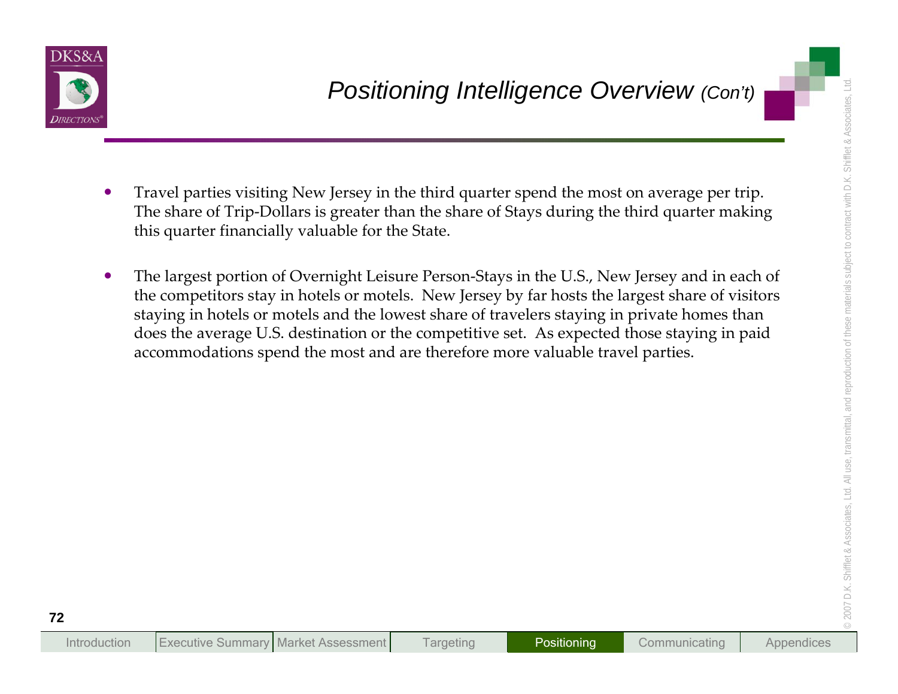## Positioning Intelligence Overview *(Con't)*

- Travel parties visiting New Jersey in the third quarter spend the most on average per trip. The share of Trip-Dollars is greater than the share of Stays during the third quarter making this quarter financially valuable for the State.

- The largest portion of Overnight Leisure Person-Stays in the U.S., New Jersey and in each of the competitors stay in hotels or motels. New Jersey by far hosts the largest share of visitors staying in hotels or motels and the lowest share of travelers staying in private homes than does the average U.S. destination or the competitive set. As expected those staying in paid accommodations spend the most and are therefore more valuable travel parties.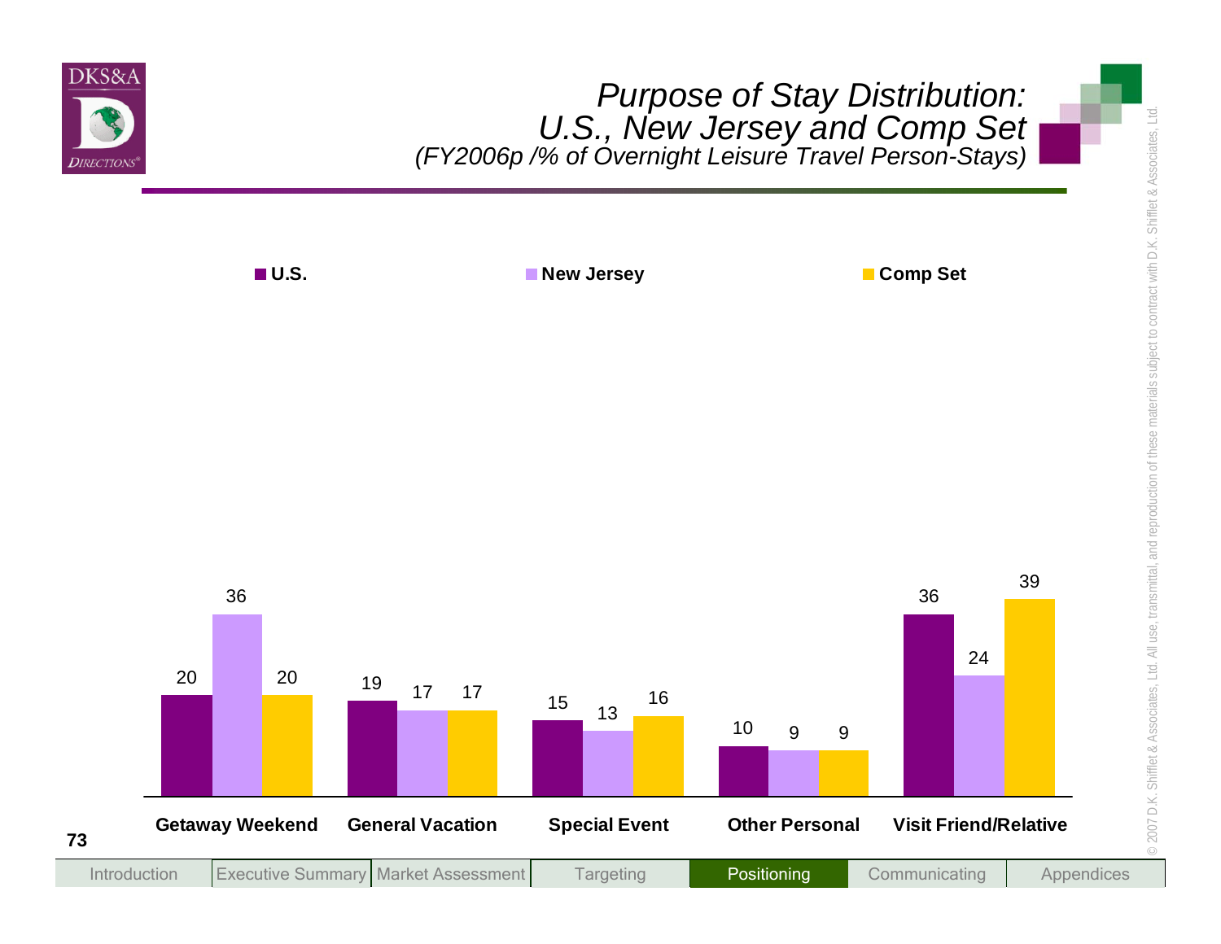# Purpose of Stay Distribution: U.S., New Jersey and Comp Set

*(FY2006p /% of Overnight Leisure Travel Person-Stays)*

| | U.S. | New Jersey | Comp Set |
|---|---|---|---|
| Getaway Weekend | 20 | 36 | 20 |
| General Vacation | 19 | 17 | 17 |
| Special Event | 15 | 13 | 16 |
| Other Personal | 10 | 9 | 9 |
| Visit Friend/Relative | 36 | 24 | 39 |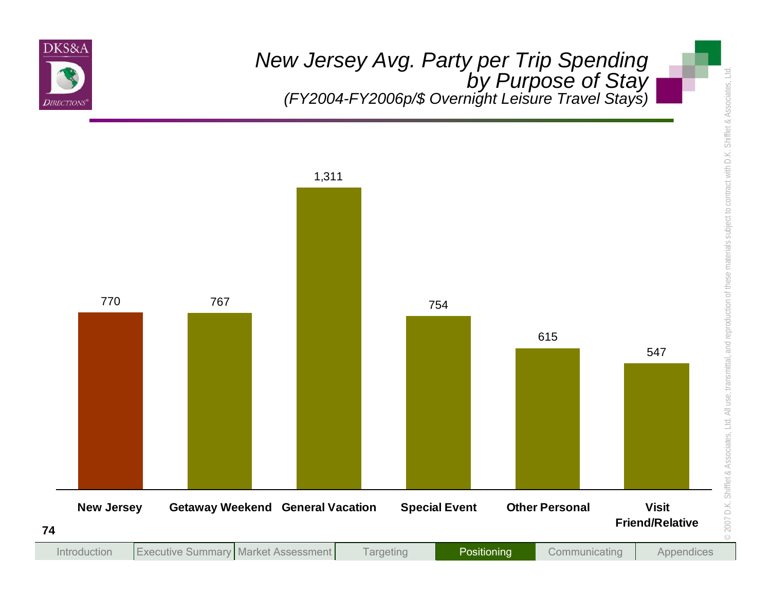# New Jersey Avg. Party per Trip Spending by Purpose of Stay

*(FY2004-FY2006p/$ Overnight Leisure Travel Stays)*

| Purpose of Stay | Avg. Party per Trip Spending ($) |
|---|---|
| New Jersey | 770 |
| Getaway Weekend | 767 |
| General Vacation | 1,311 |
| Special Event | 754 |
| Other Personal | 615 |
| Visit Friend/Relative | 547 |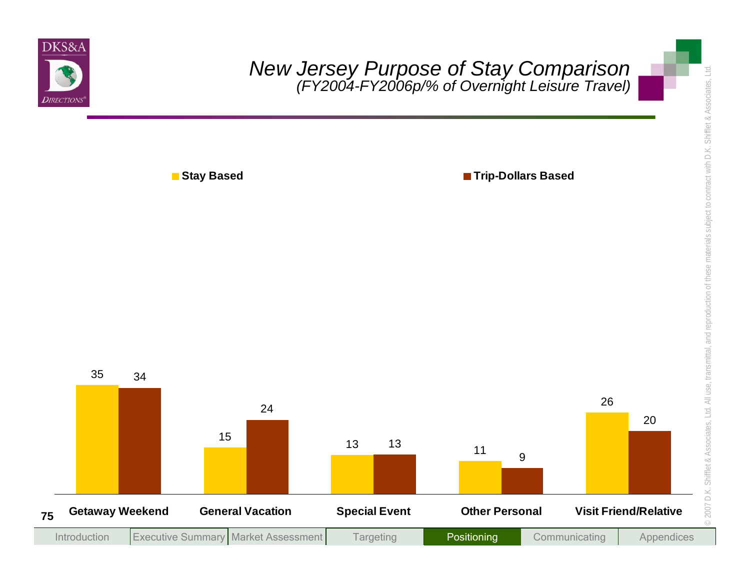# New Jersey Purpose of Stay Comparison
*(FY2004-FY2006p/% of Overnight Leisure Travel)*

| Purpose | Stay Based | Trip-Dollars Based |
|---|---|---|
| Getaway Weekend | 35 | 34 |
| General Vacation | 15 | 24 |
| Special Event | 13 | 13 |
| Other Personal | 11 | 9 |
| Visit Friend/Relative | 26 | 20 |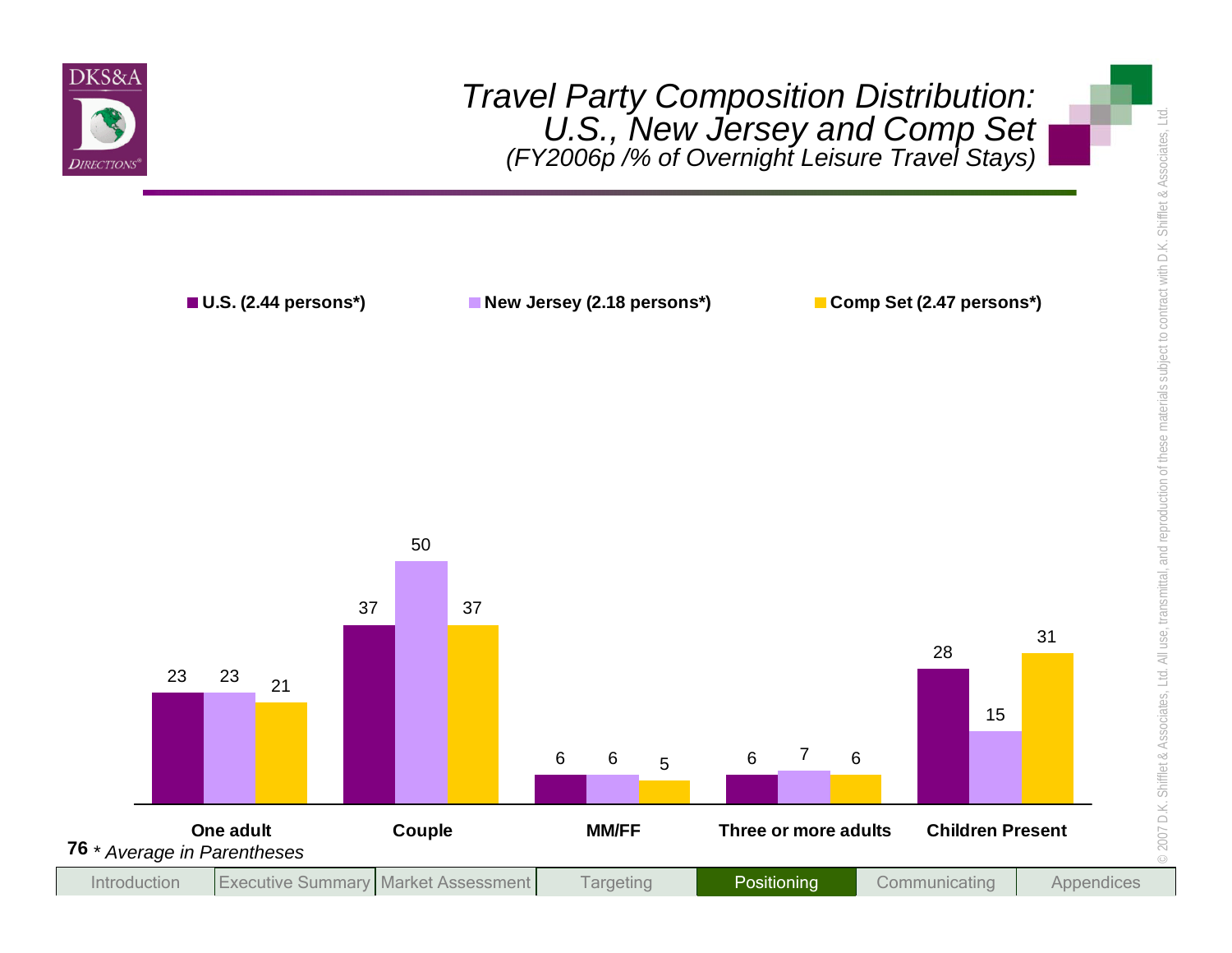# Travel Party Composition Distribution: U.S., New Jersey and Comp Set

*(FY2006p /% of Overnight Leisure Travel Stays)*

| | U.S. (2.44 persons*) | New Jersey (2.18 persons*) | Comp Set (2.47 persons*) |
|---|---|---|---|
| One adult | 23 | 23 | 21 |
| Couple | 37 | 50 | 37 |
| MM/FF | 6 | 6 | 5 |
| Three or more adults | 6 | 7 | 6 |
| Children Present | 28 | 15 | 31 |

* *Average in Parentheses*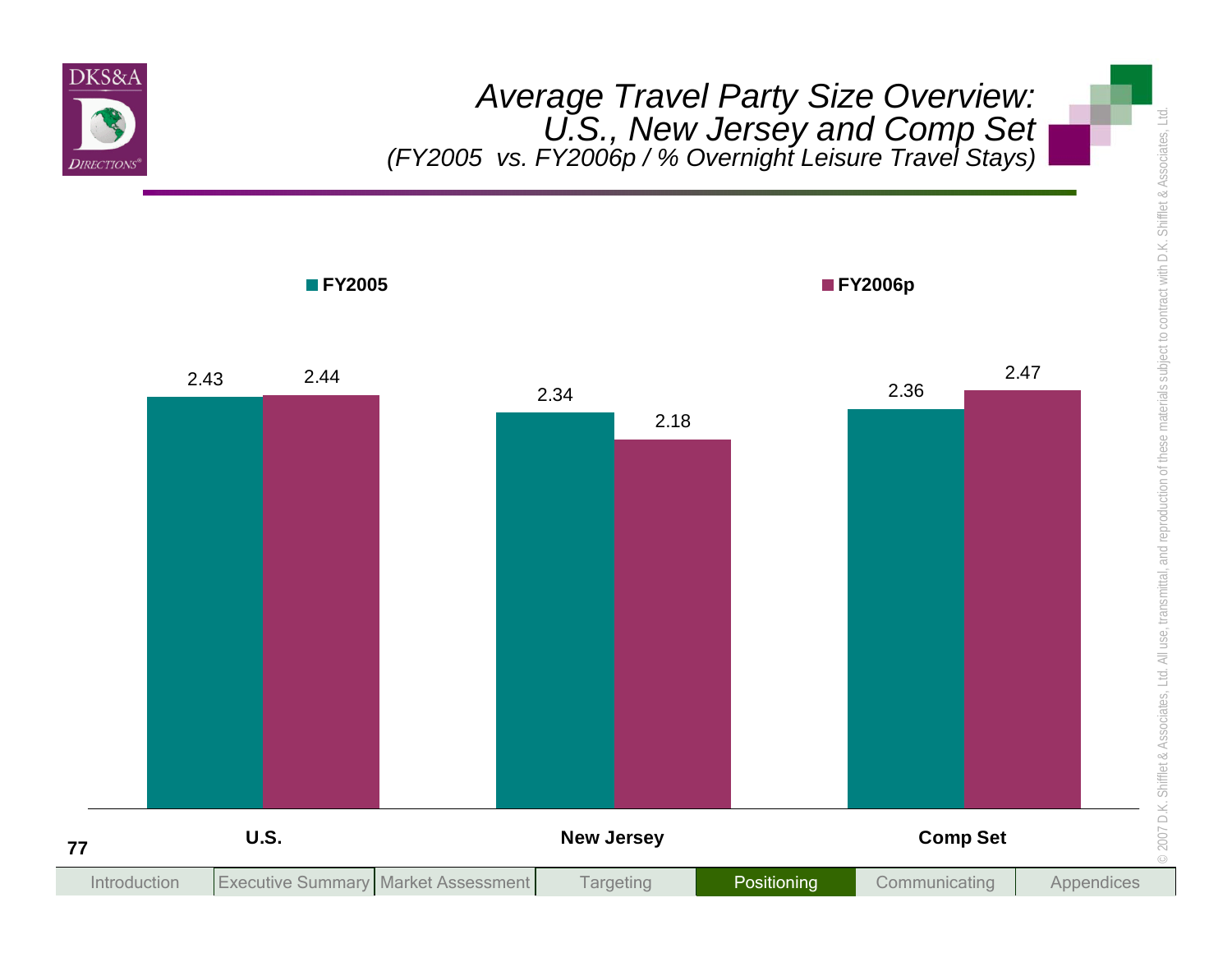# Average Travel Party Size Overview: U.S., New Jersey and Comp Set

*(FY2005 vs. FY2006p / % Overnight Leisure Travel Stays)*

| | FY2005 | FY2006p |
|---|---|---|
| U.S. | 2.43 | 2.44 |
| New Jersey | 2.34 | 2.18 |
| Comp Set | 2.36 | 2.47 |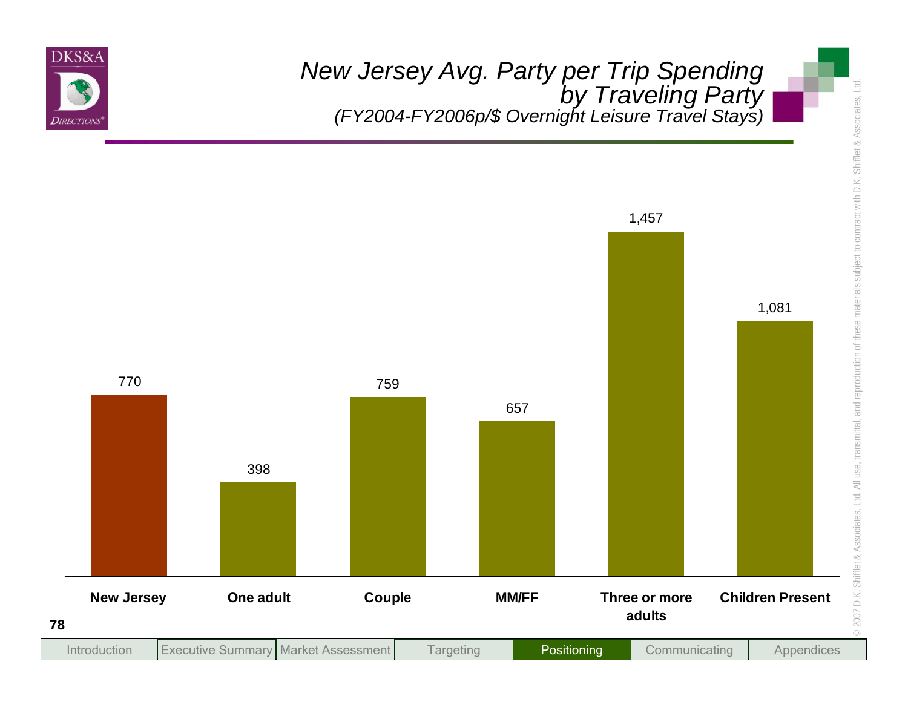# New Jersey Avg. Party per Trip Spending by Traveling Party

*(FY2004-FY2006p/$ Overnight Leisure Travel Stays)*

| Traveling Party | Avg. Party per Trip Spending |
|---|---|
| New Jersey | 770 |
| One adult | 398 |
| Couple | 759 |
| MM/FF | 657 |
| Three or more adults | 1,457 |
| Children Present | 1,081 |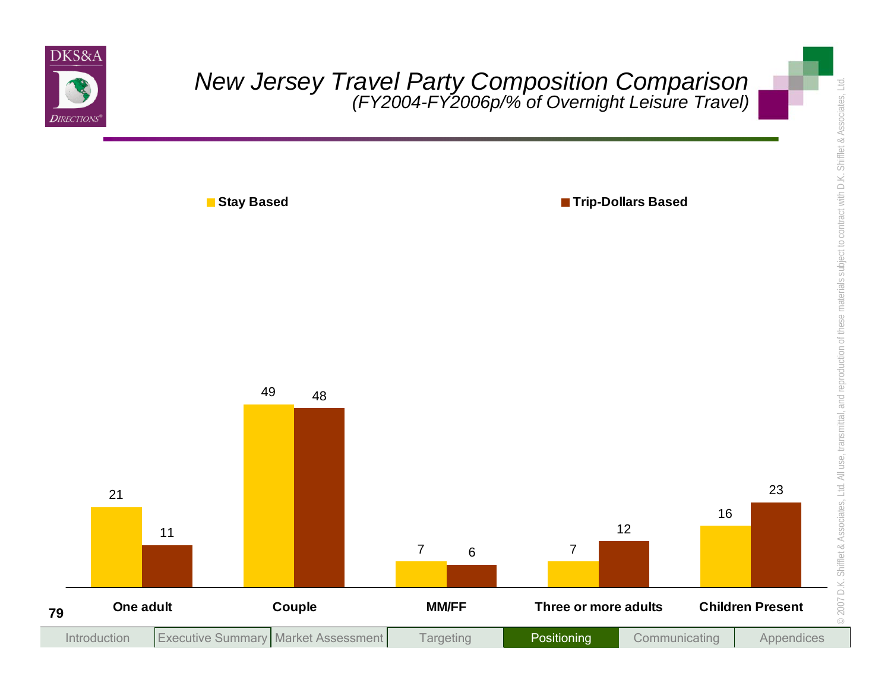# New Jersey Travel Party Composition Comparison
*(FY2004-FY2006p/% of Overnight Leisure Travel)*

| | Stay Based | Trip-Dollars Based |
|---|---|---|
| One adult | 21 | 11 |
| Couple | 49 | 48 |
| MM/FF | 7 | 6 |
| Three or more adults | 7 | 12 |
| Children Present | 16 | 23 |

Introduction | Executive Summary | Market Assessment | Targeting | Positioning | Communicating | Appendices

© 2007 D.K. Shifflet & Associates, Ltd. All use, transmittal, and reproduction of these materials subject to contract with D.K. Shifflet & Associates, Ltd.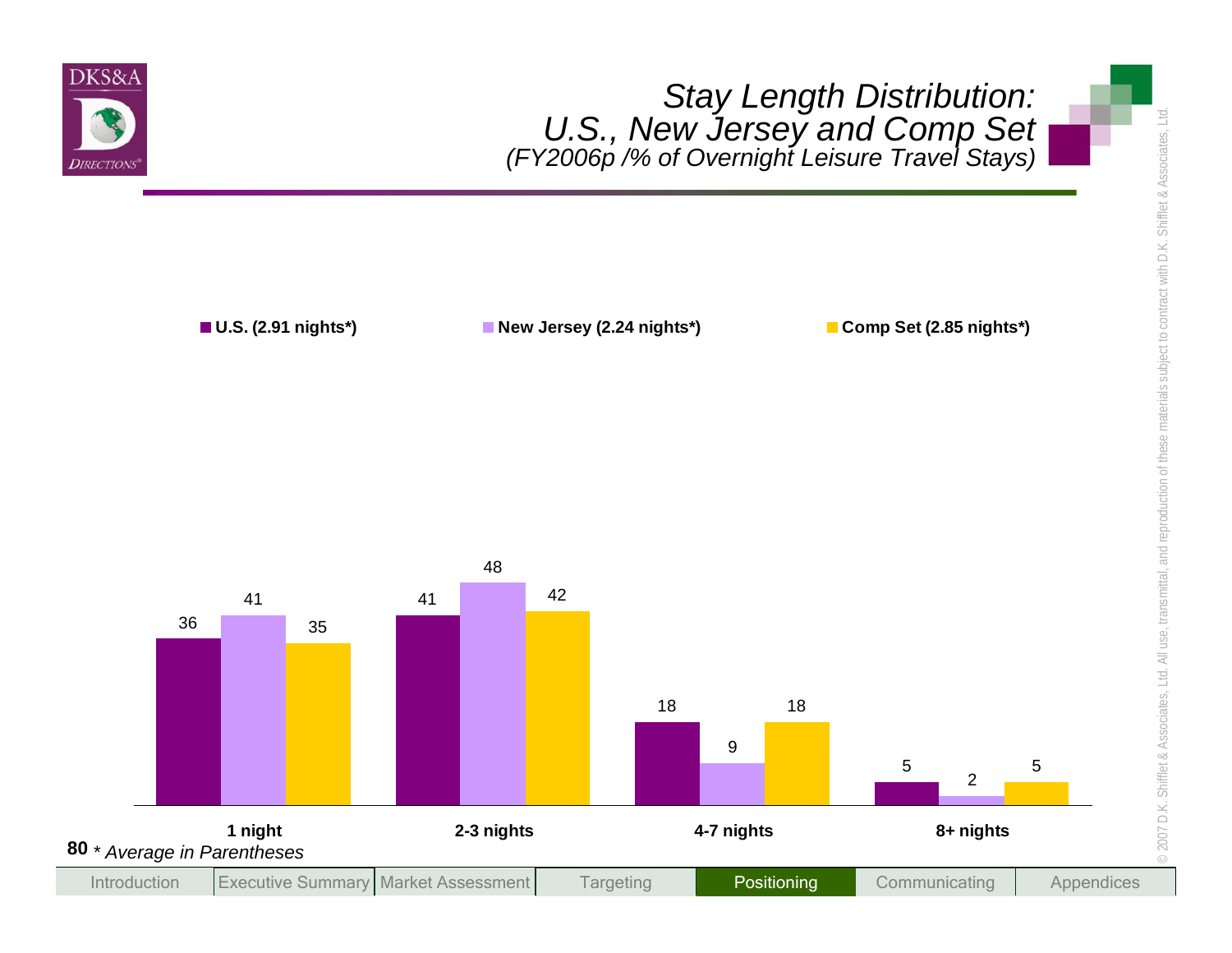# Stay Length Distribution: U.S., New Jersey and Comp Set

*(FY2006p /% of Overnight Leisure Travel Stays)*

| | U.S. (2.91 nights*) | New Jersey (2.24 nights*) | Comp Set (2.85 nights*) |
|---|---|---|---|
| 1 night | 36 | 41 | 35 |
| 2-3 nights | 41 | 48 | 42 |
| 4-7 nights | 18 | 9 | 18 |
| 8+ nights | 5 | 2 | 5 |

\* *Average in Parentheses*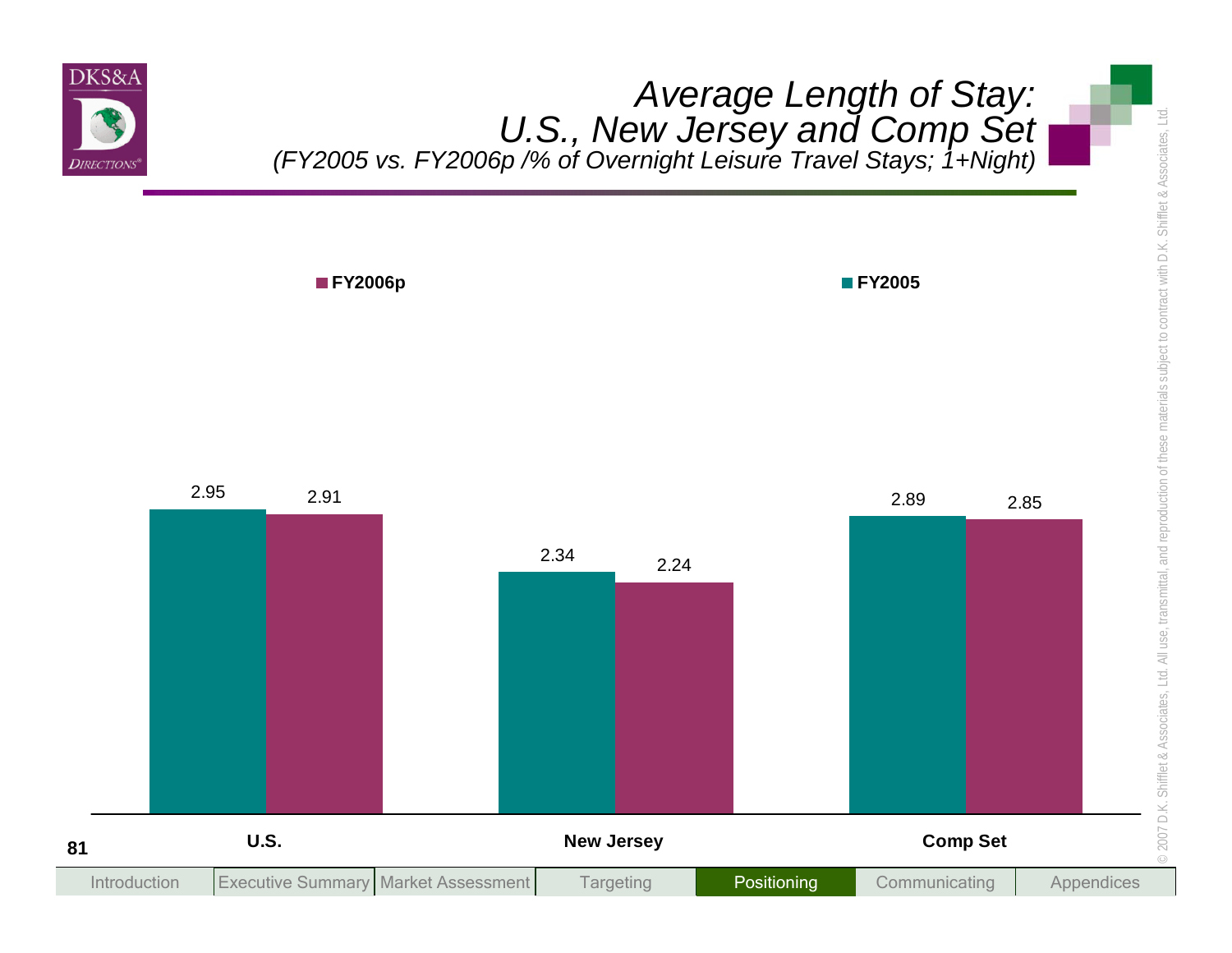# Average Length of Stay: U.S., New Jersey and Comp Set

*(FY2005 vs. FY2006p /% of Overnight Leisure Travel Stays; 1+Night)*

| | FY2005 | FY2006p |
|---|---|---|
| U.S. | 2.95 | 2.91 |
| New Jersey | 2.34 | 2.24 |
| Comp Set | 2.89 | 2.85 |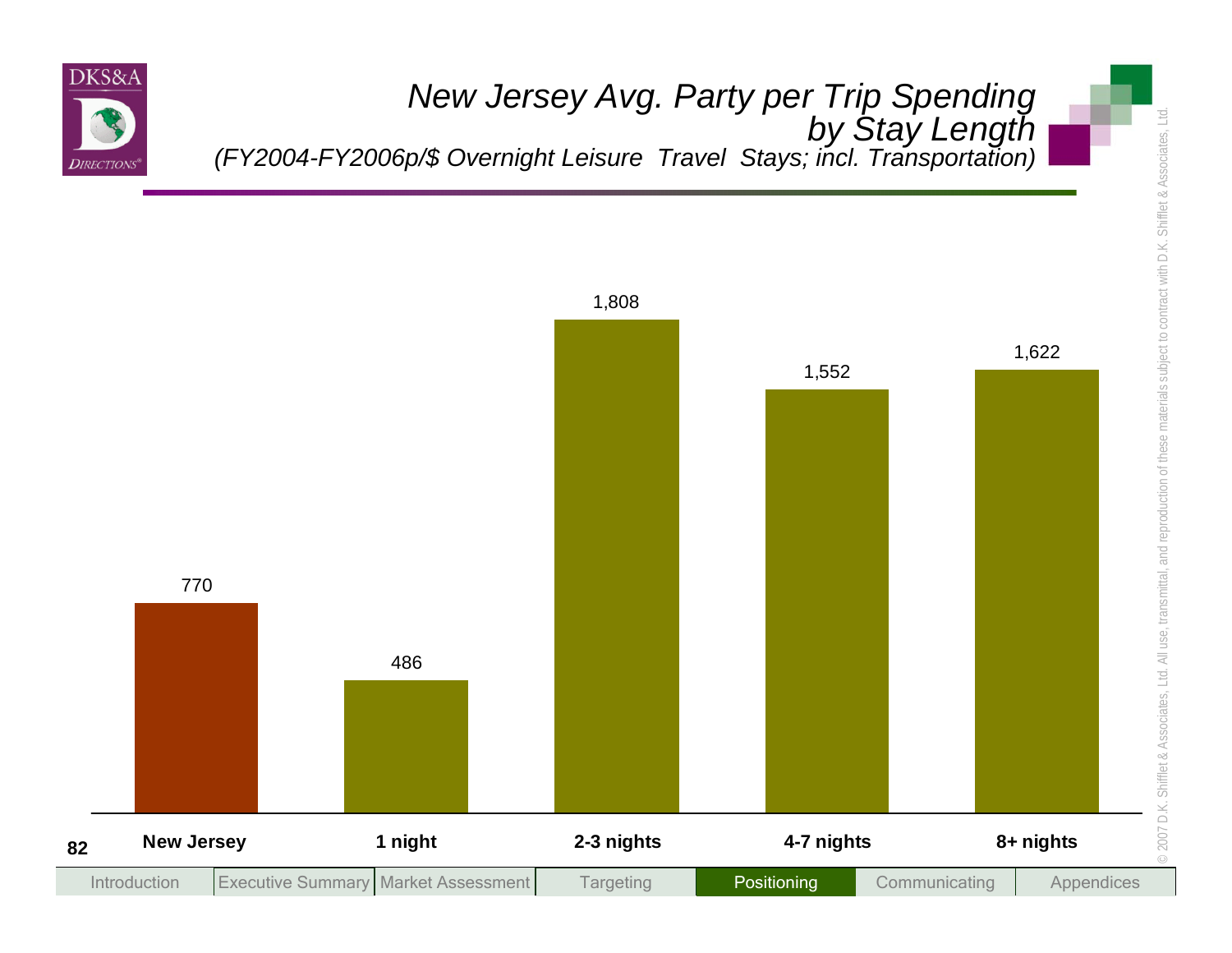# New Jersey Avg. Party per Trip Spending by Stay Length

*(FY2004-FY2006p/$ Overnight Leisure Travel Stays; incl. Transportation)*

| New Jersey | 1 night | 2-3 nights | 4-7 nights | 8+ nights |
|---|---|---|---|---|
| 770 | 486 | 1,808 | 1,552 | 1,622 |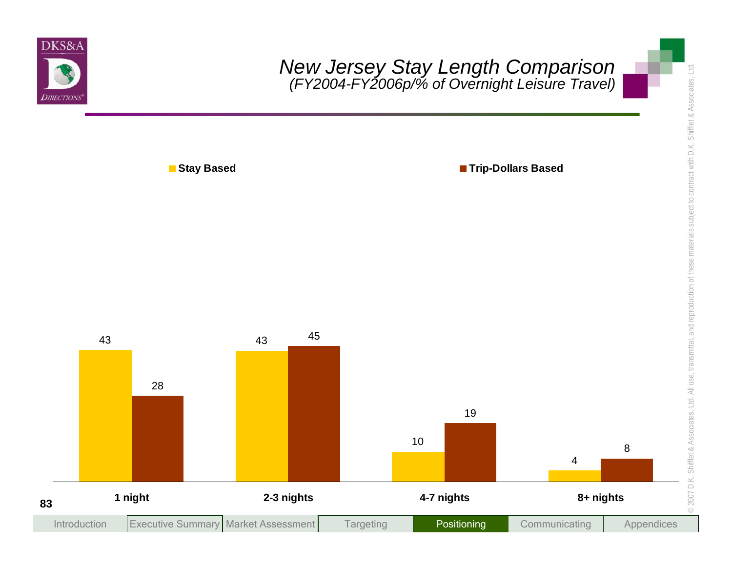# New Jersey Stay Length Comparison
## (FY2004-FY2006p/% of Overnight Leisure Travel)

| | Stay Based | Trip-Dollars Based |
|---|---|---|
| 1 night | 43 | 28 |
| 2-3 nights | 43 | 45 |
| 4-7 nights | 10 | 19 |
| 8+ nights | 4 | 8 |

Introduction | Executive Summary | Market Assessment | Targeting | **Positioning** | Communicating | Appendices

© 2007 D.K. Shifflet & Associates, Ltd. All use, transmittal, and reproduction of these materials subject to contract with D.K. Shifflet & Associates, Ltd.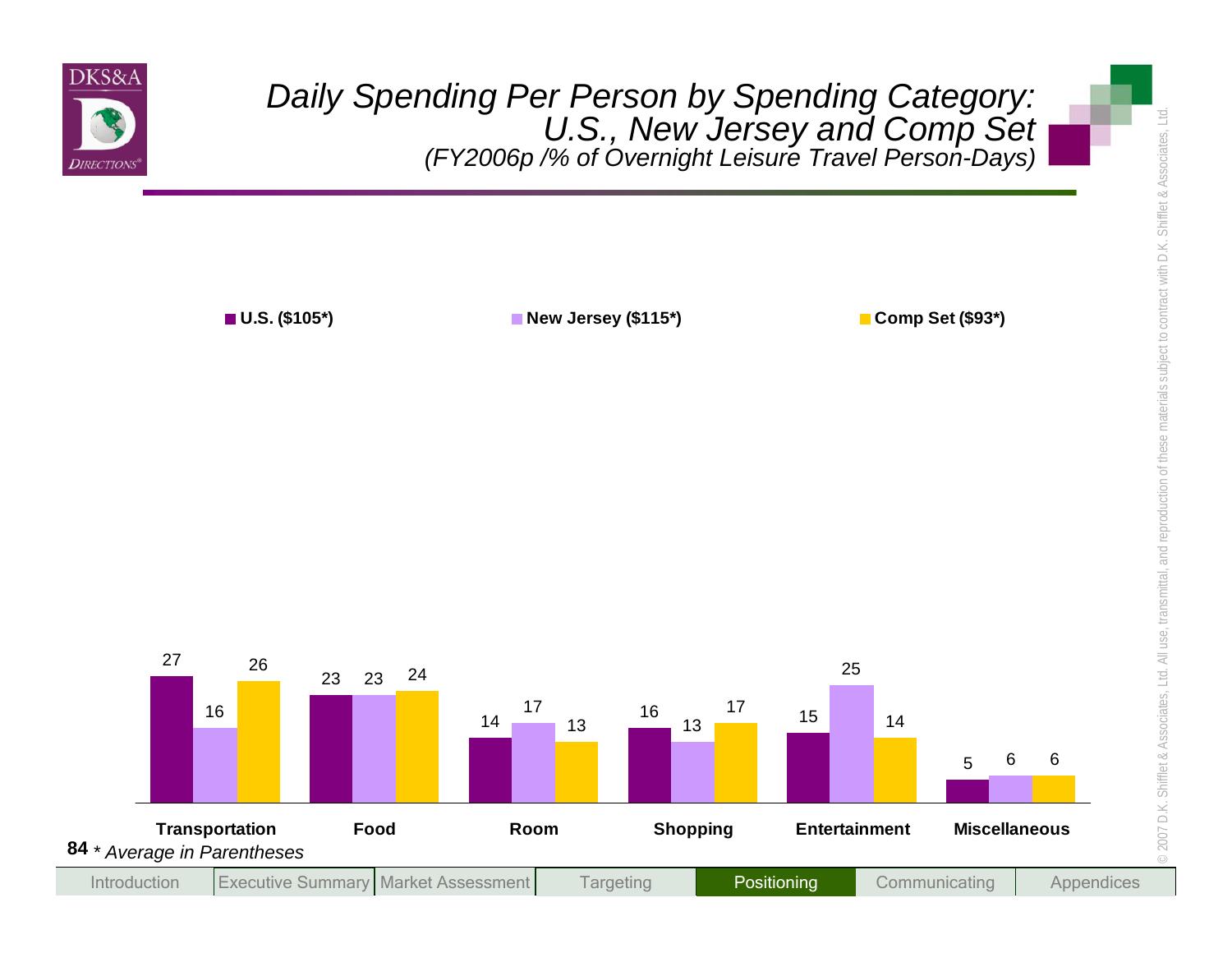# Daily Spending Per Person by Spending Category: U.S., New Jersey and Comp Set

*(FY2006p /% of Overnight Leisure Travel Person-Days)*

| | U.S. ($105*) | New Jersey ($115*) | Comp Set ($93*) |
|---|---|---|---|
| Transportation | 27 | 16 | 26 |
| Food | 23 | 23 | 24 |
| Room | 14 | 17 | 13 |
| Shopping | 16 | 13 | 17 |
| Entertainment | 15 | 25 | 14 |
| Miscellaneous | 5 | 6 | 6 |

\* *Average in Parentheses*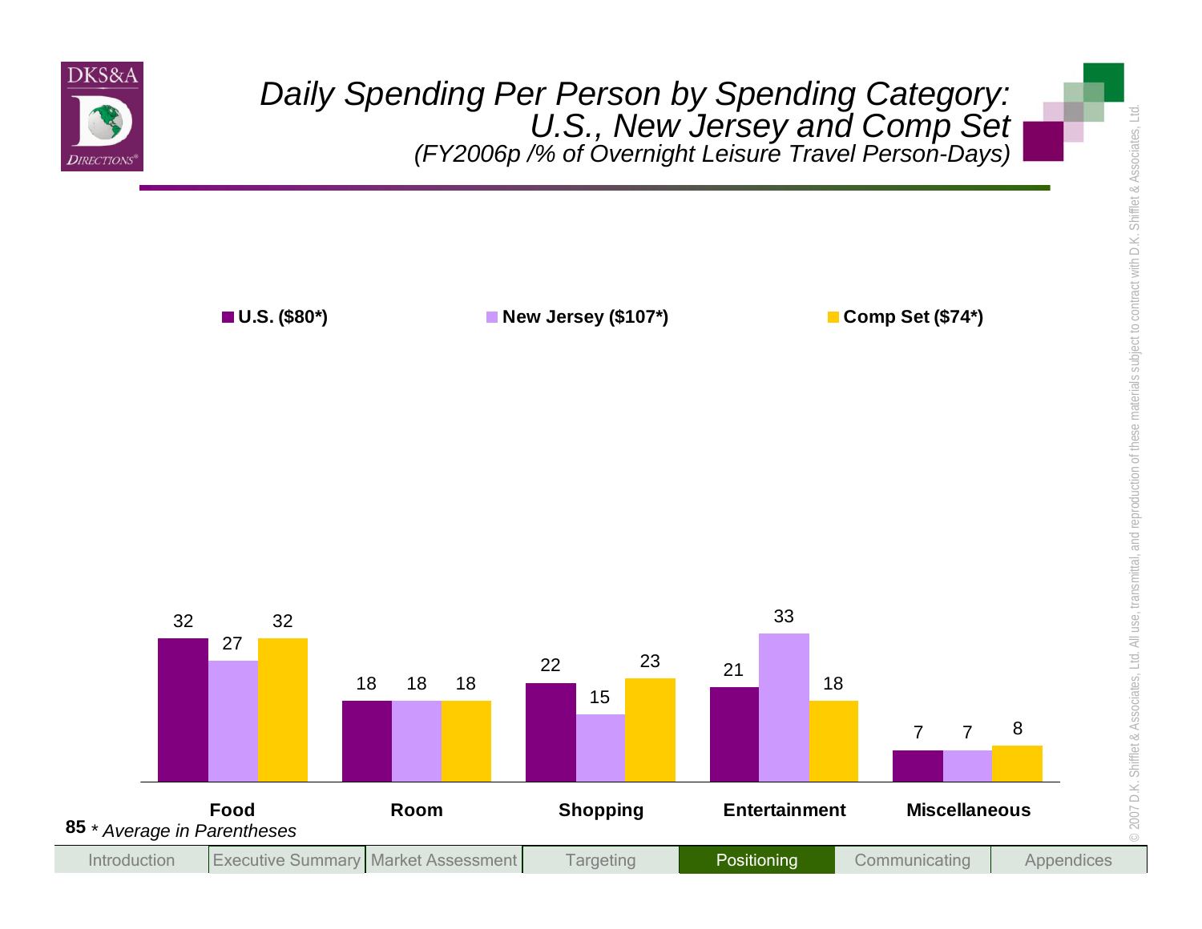# Daily Spending Per Person by Spending Category: U.S., New Jersey and Comp Set

*(FY2006p /% of Overnight Leisure Travel Person-Days)*

| | U.S. ($80*) | New Jersey ($107*) | Comp Set ($74*) |
|---|---|---|---|
| Food | 32 | 27 | 32 |
| Room | 18 | 18 | 18 |
| Shopping | 22 | 15 | 23 |
| Entertainment | 21 | 33 | 18 |
| Miscellaneous | 7 | 7 | 8 |

\* *Average in Parentheses*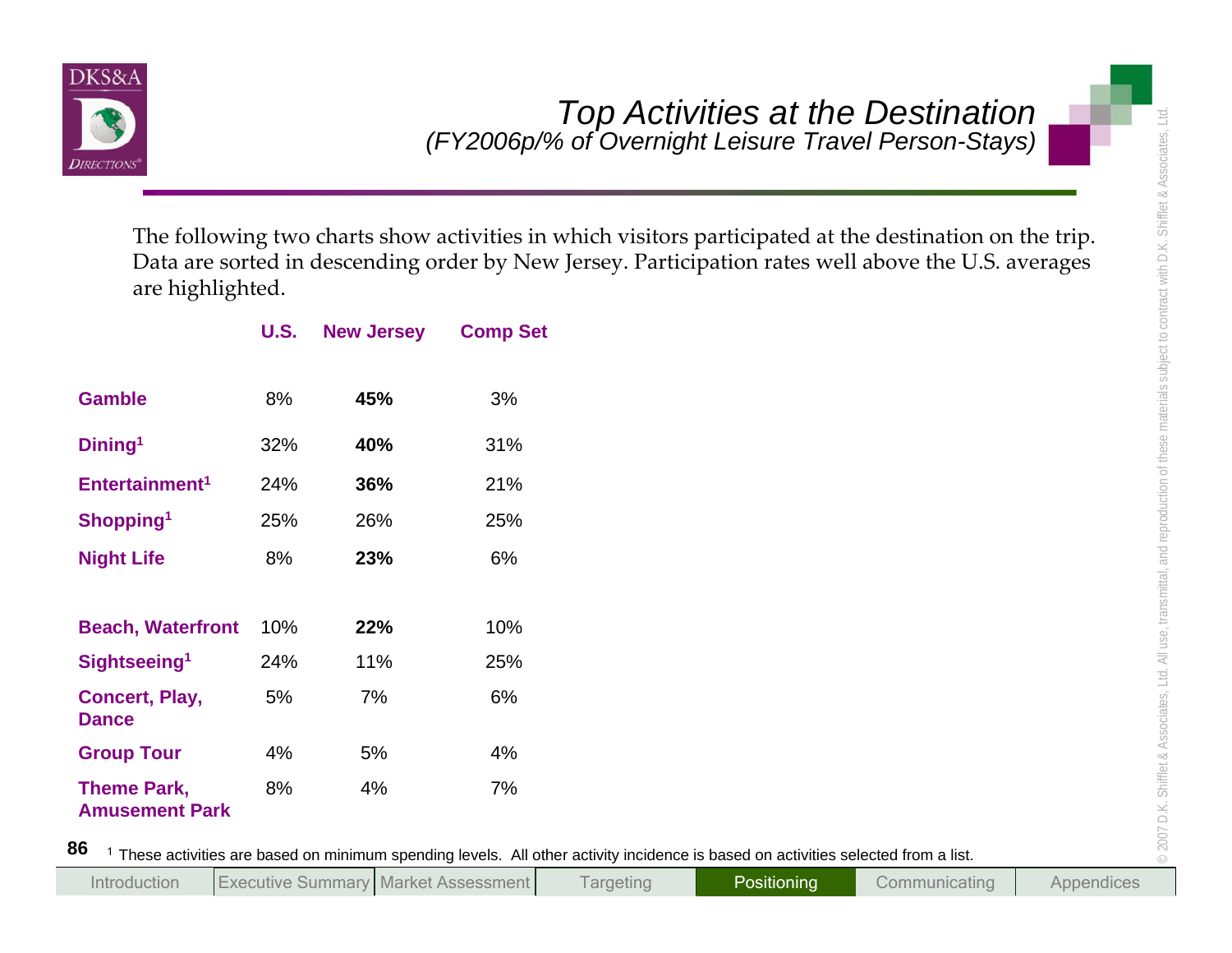# Top Activities at the Destination

*(FY2006p/% of Overnight Leisure Travel Person-Stays)*

The following two charts show activities in which visitors participated at the destination on the trip. Data are sorted in descending order by New Jersey. Participation rates well above the U.S. averages are highlighted.

| | U.S. | New Jersey | Comp Set |
|---|---|---|---|
| **Gamble** | 8% | **45%** | 3% |
| **Dining[1]** | 32% | **40%** | 31% |
| **Entertainment[1]** | 24% | **36%** | 21% |
| **Shopping[1]** | 25% | 26% | 25% |
| **Night Life** | 8% | **23%** | 6% |

| | U.S. | New Jersey | Comp Set |
|---|---|---|---|
| **Beach, Waterfront** | 10% | **22%** | 10% |
| **Sightseeing[1]** | 24% | 11% | 25% |
| **Concert, Play, Dance** | 5% | 7% | 6% |
| **Group Tour** | 4% | 5% | 4% |
| **Theme Park, Amusement Park** | 8% | 4% | 7% |

[1] These activities are based on minimum spending levels. All other activity incidence is based on activities selected from a list.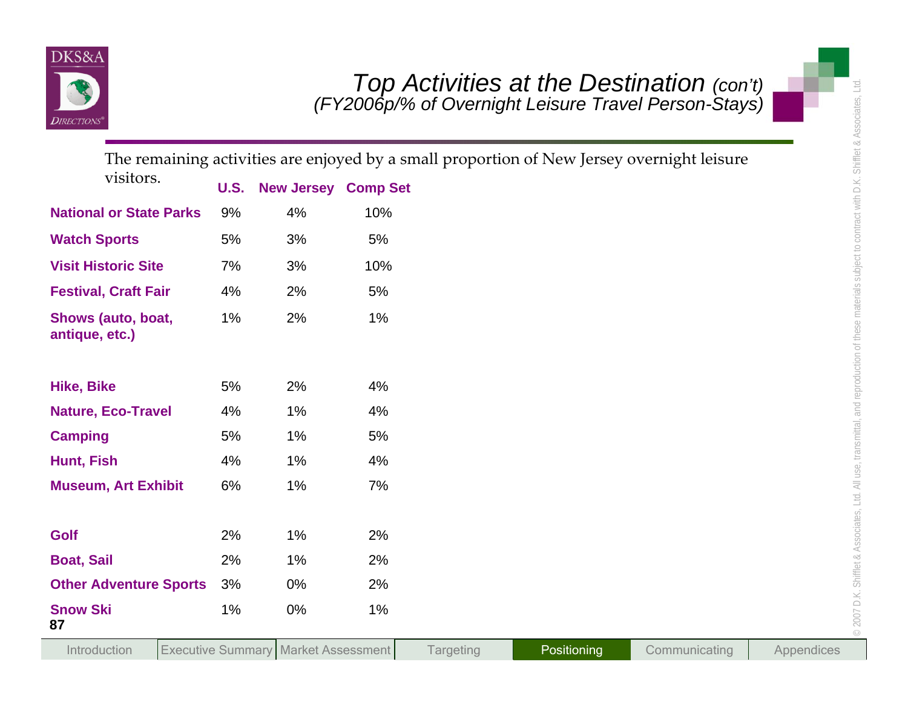# Top Activities at the Destination *(con't)*

*(FY2006p/% of Overnight Leisure Travel Person-Stays)*

The remaining activities are enjoyed by a small proportion of New Jersey overnight leisure visitors.

| | U.S. | New Jersey | Comp Set |
|---|---|---|---|
| **National or State Parks** | 9% | 4% | 10% |
| **Watch Sports** | 5% | 3% | 5% |
| **Visit Historic Site** | 7% | 3% | 10% |
| **Festival, Craft Fair** | 4% | 2% | 5% |
| **Shows (auto, boat, antique, etc.)** | 1% | 2% | 1% |
| **Hike, Bike** | 5% | 2% | 4% |
| **Nature, Eco-Travel** | 4% | 1% | 4% |
| **Camping** | 5% | 1% | 5% |
| **Hunt, Fish** | 4% | 1% | 4% |
| **Museum, Art Exhibit** | 6% | 1% | 7% |
| **Golf** | 2% | 1% | 2% |
| **Boat, Sail** | 2% | 1% | 2% |
| **Other Adventure Sports** | 3% | 0% | 2% |
| **Snow Ski** | 1% | 0% | 1% |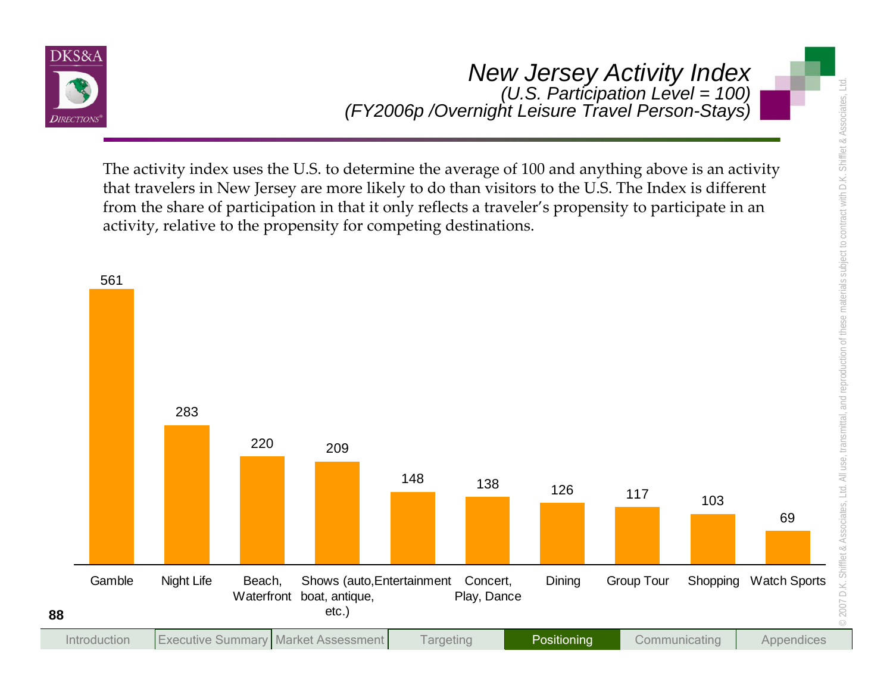# New Jersey Activity Index

*(U.S. Participation Level = 100)*
*(FY2006p /Overnight Leisure Travel Person-Stays)*

The activity index uses the U.S. to determine the average of 100 and anything above is an activity that travelers in New Jersey are more likely to do than visitors to the U.S. The Index is different from the share of participation in that it only reflects a traveler's propensity to participate in an activity, relative to the propensity for competing destinations.

| Activity | Index |
|---|---|
| Gamble | 561 |
| Night Life | 283 |
| Beach, Waterfront | 220 |
| Shows (auto, boat, antique, etc.) | 209 |
| Entertainment | 148 |
| Concert, Play, Dance | 138 |
| Dining | 126 |
| Group Tour | 117 |
| Shopping | 103 |
| Watch Sports | 69 |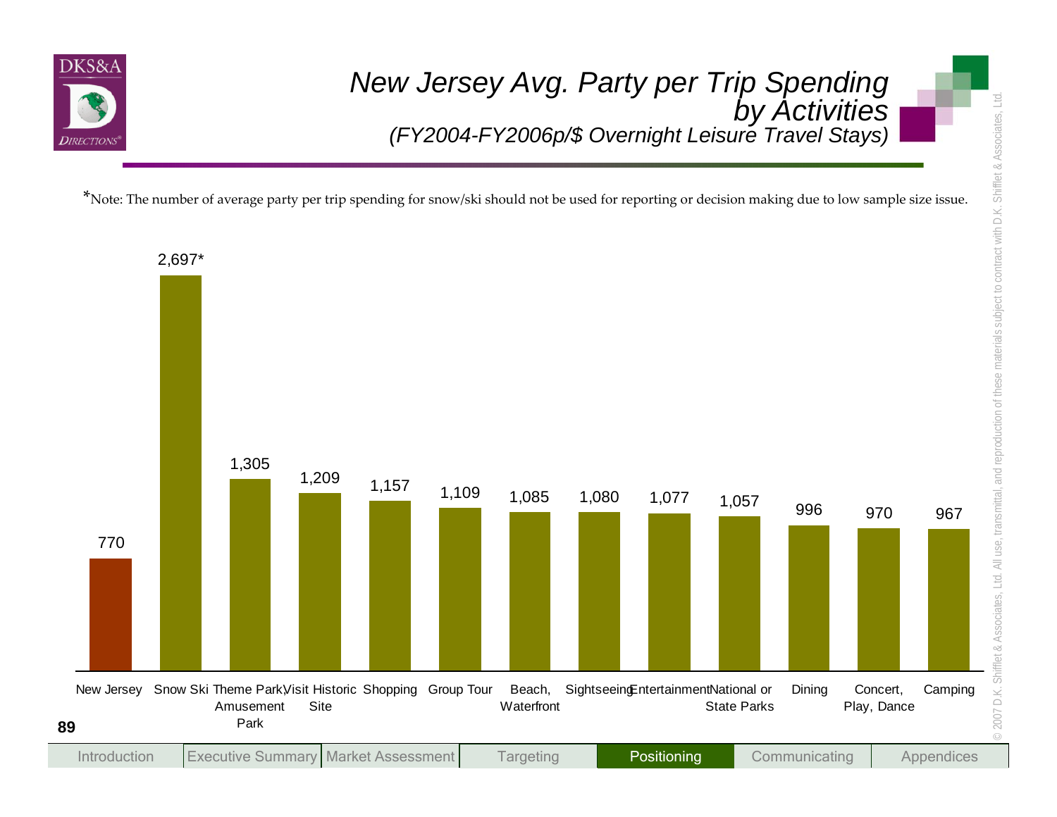# New Jersey Avg. Party per Trip Spending by Activities

*(FY2004-FY2006p/$ Overnight Leisure Travel Stays)*

*Note: The number of average party per trip spending for snow/ski should not be used for reporting or decision making due to low sample size issue.

| Activity | Avg. Party per Trip Spending ($) |
|---|---|
| New Jersey | 770 |
| Snow Ski | 2,697* |
| Theme Park, Amusement Park | 1,305 |
| Visit Historic Site | 1,209 |
| Shopping | 1,157 |
| Group Tour | 1,109 |
| Beach, Waterfront | 1,085 |
| Sightseeing | 1,080 |
| Entertainment | 1,077 |
| National or State Parks | 1,057 |
| Dining | 996 |
| Concert, Play, Dance | 970 |
| Camping | 967 |

Introduction | Executive Summary | Market Assessment | Targeting | **Positioning** | Communicating | Appendices

© 2007 D.K. Shifflet & Associates, Ltd. All use, transmittal, and reproduction of these materials subject to contract with D.K. Shifflet & Associates, Ltd.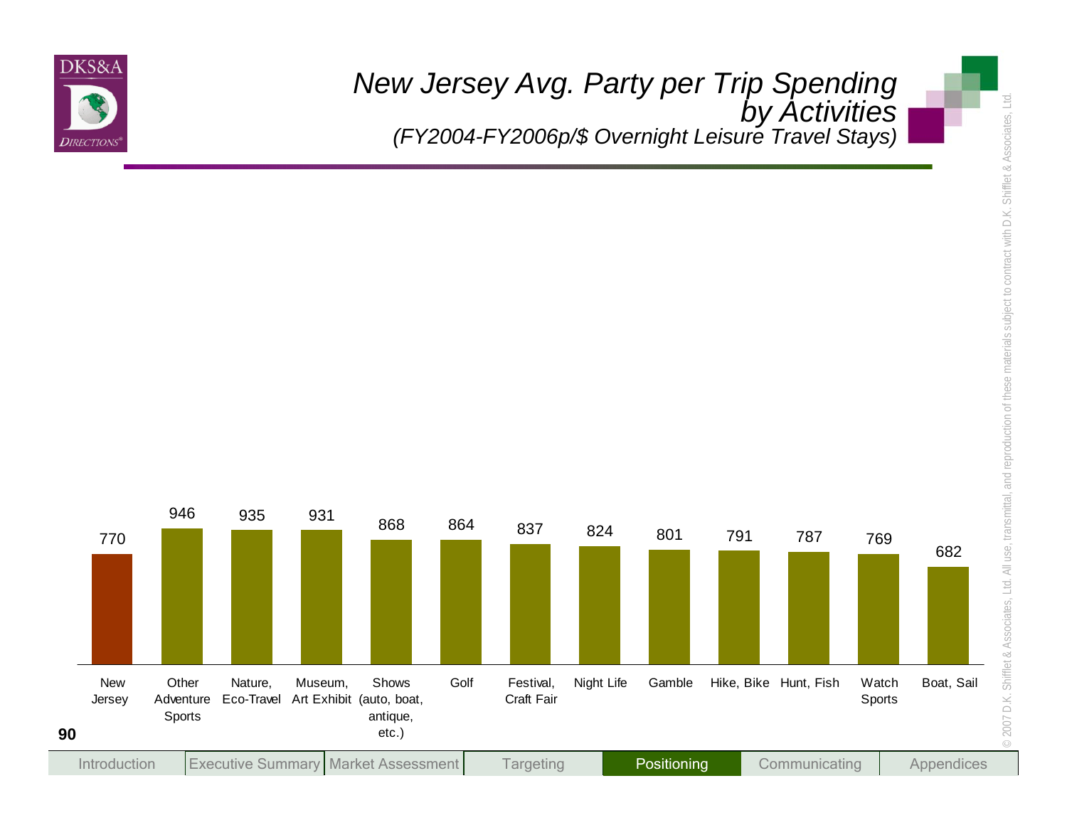# New Jersey Avg. Party per Trip Spending by Activities

*(FY2004-FY2006p/$ Overnight Leisure Travel Stays)*

| Activity | Spending ($) |
|---|---|
| New Jersey | 770 |
| Other Adventure Sports | 946 |
| Nature, Eco-Travel | 935 |
| Museum, Art Exhibit | 931 |
| Shows (auto, boat, antique, etc.) | 868 |
| Golf | 864 |
| Festival, Craft Fair | 837 |
| Night Life | 824 |
| Gamble | 801 |
| Hike, Bike | 791 |
| Hunt, Fish | 787 |
| Watch Sports | 769 |
| Boat, Sail | 682 |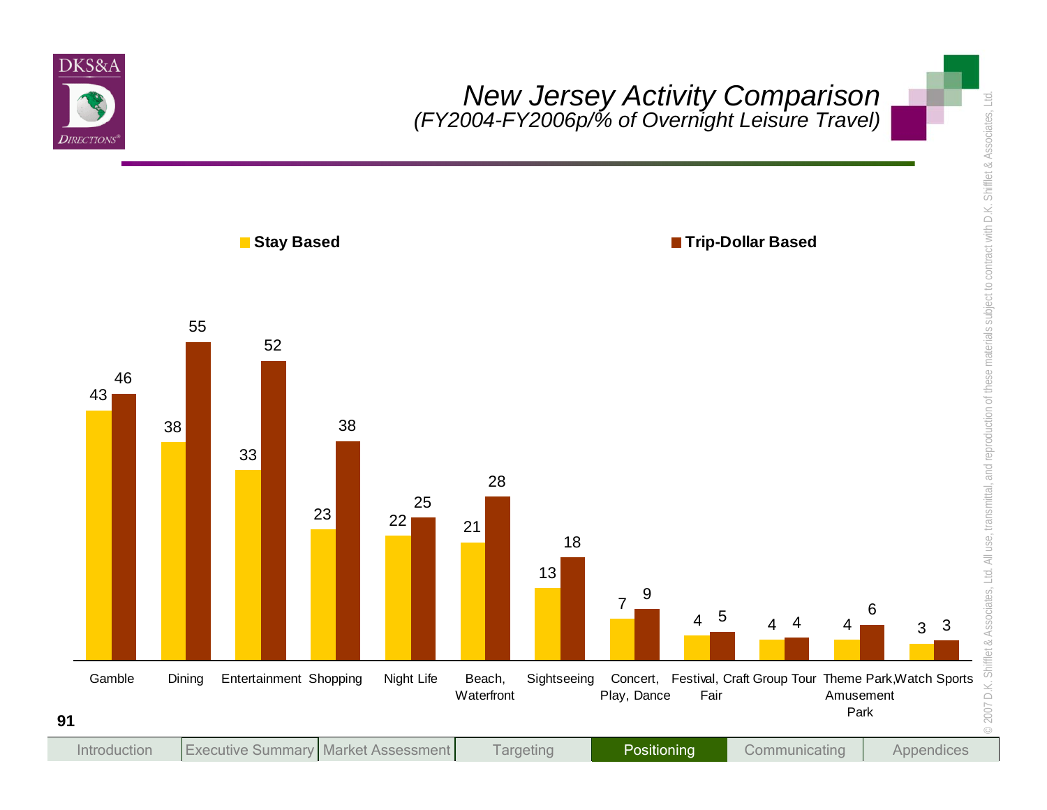# New Jersey Activity Comparison
*(FY2004-FY2006p/% of Overnight Leisure Travel)*

| Activity | Stay Based | Trip-Dollar Based |
|---|---|---|
| Gamble | 43 | 46 |
| Dining | 38 | 55 |
| Entertainment | 33 | 52 |
| Shopping | 23 | 38 |
| Night Life | 22 | 25 |
| Beach, Waterfront | 21 | 28 |
| Sightseeing | 13 | 18 |
| Concert, Play, Dance | 7 | 9 |
| Festival, Craft Fair | 4 | 5 |
| Group Tour | 4 | 4 |
| Theme Park, Amusement Park | 4 | 6 |
| Watch Sports | 3 | 3 |

Introduction | Executive Summary | Market Assessment | Targeting | **Positioning** | Communicating | Appendices

© 2007 D.K. Shifflet & Associates, Ltd. All use, transmittal, and reproduction of these materials subject to contract with D.K. Shifflet & Associates, Ltd.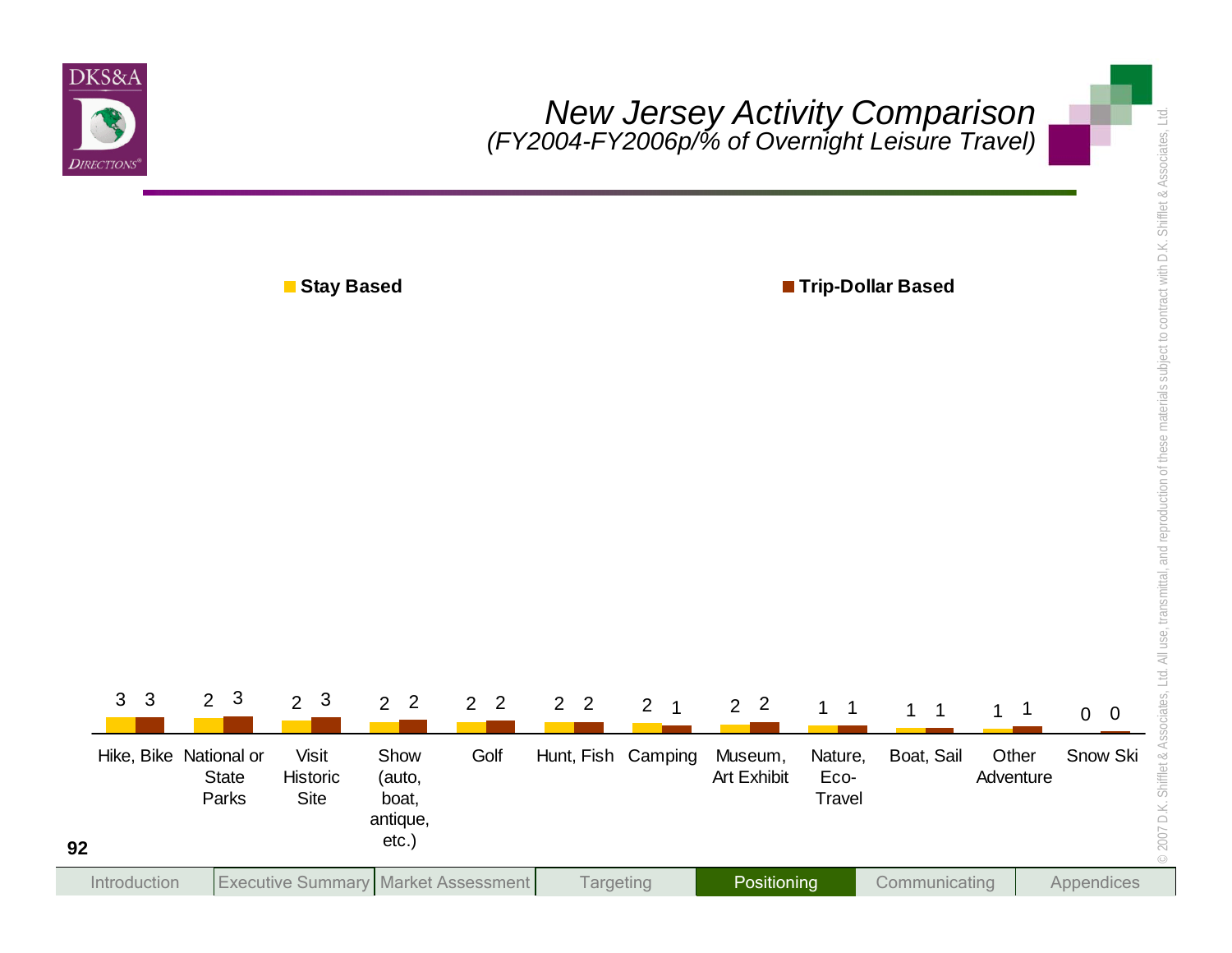# New Jersey Activity Comparison

*(FY2004-FY2006p/% of Overnight Leisure Travel)*

| Activity | Stay Based | Trip-Dollar Based |
|---|---|---|
| Hike, Bike | 3 | 3 |
| National or State Parks | 2 | 3 |
| Visit Historic Site | 2 | 3 |
| Show (auto, boat, antique, etc.) | 2 | 2 |
| Golf | 2 | 2 |
| Hunt, Fish | 2 | 2 |
| Camping | 2 | 1 |
| Museum, Art Exhibit | 2 | 2 |
| Nature, Eco-Travel | 1 | 1 |
| Boat, Sail | 1 | 1 |
| Other Adventure | 1 | 1 |
| Snow Ski | 0 | 0 |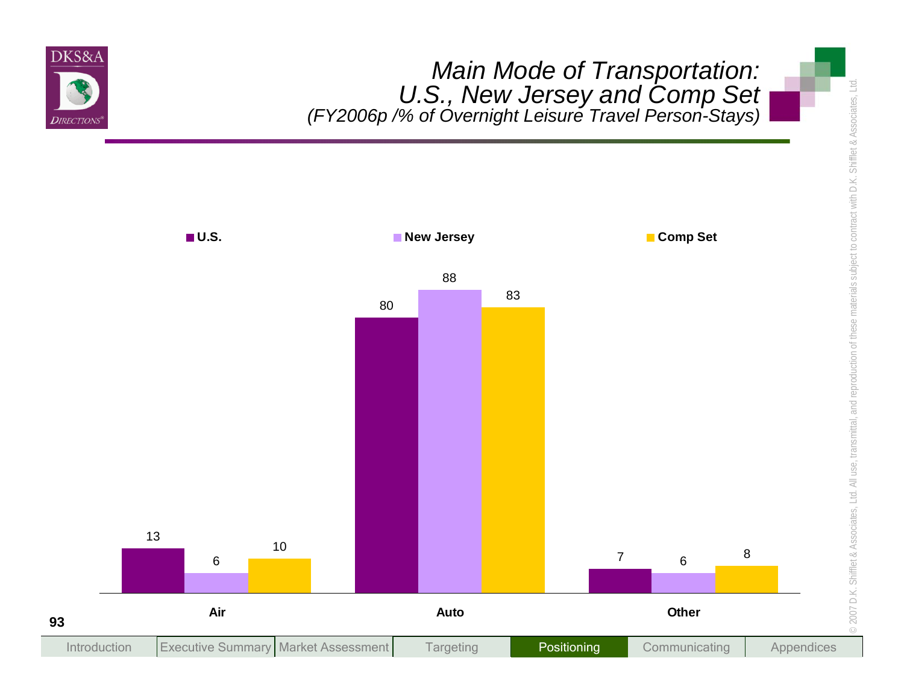# Main Mode of Transportation: U.S., New Jersey and Comp Set

*(FY2006p /% of Overnight Leisure Travel Person-Stays)*

| | U.S. | New Jersey | Comp Set |
|---|---|---|---|
| Air | 13 | 6 | 10 |
| Auto | 80 | 88 | 83 |
| Other | 7 | 6 | 8 |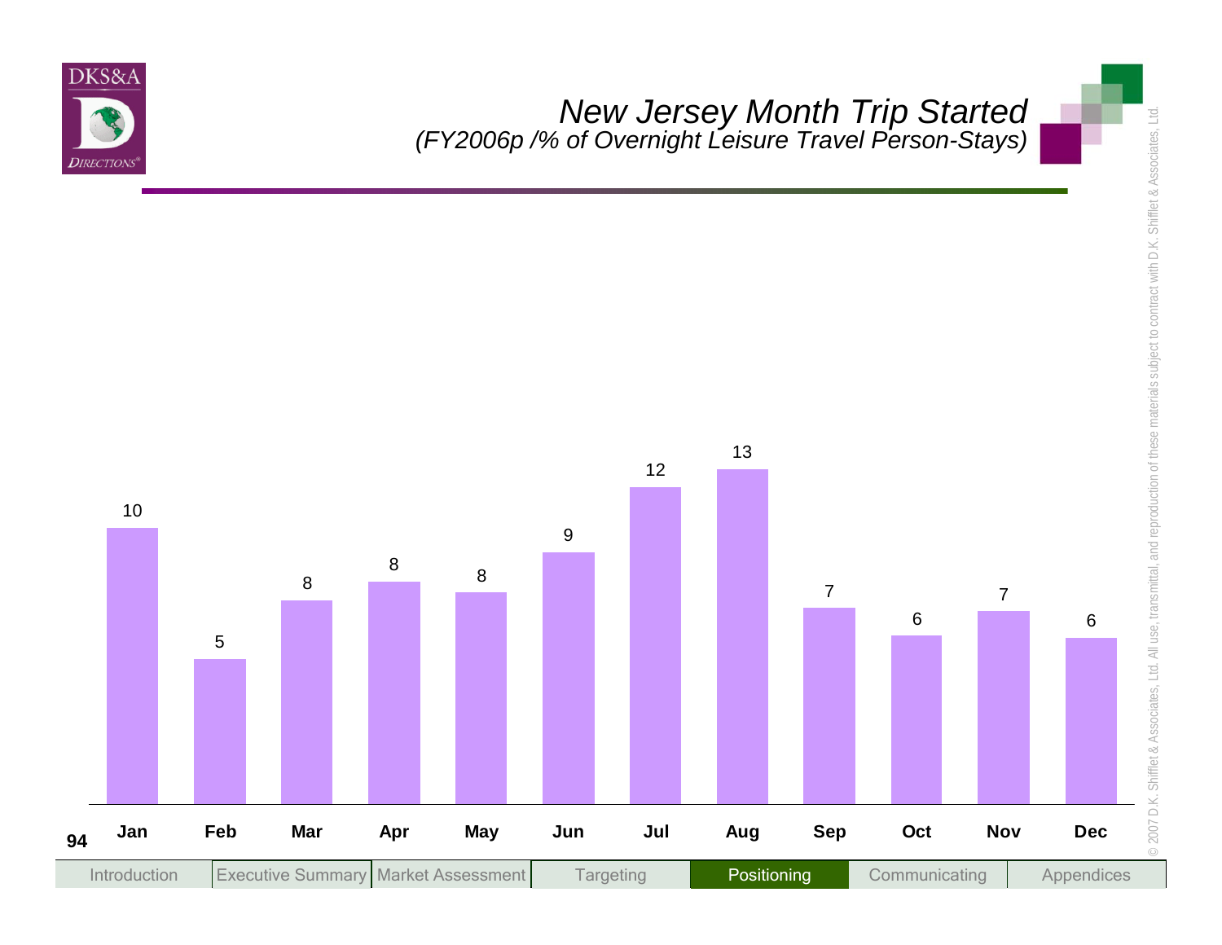# New Jersey Month Trip Started

*(FY2006p /% of Overnight Leisure Travel Person-Stays)*

| Month | % |
|---|---|
| Jan | 10 |
| Feb | 5 |
| Mar | 8 |
| Apr | 8 |
| May | 8 |
| Jun | 9 |
| Jul | 12 |
| Aug | 13 |
| Sep | 7 |
| Oct | 6 |
| Nov | 7 |
| Dec | 6 |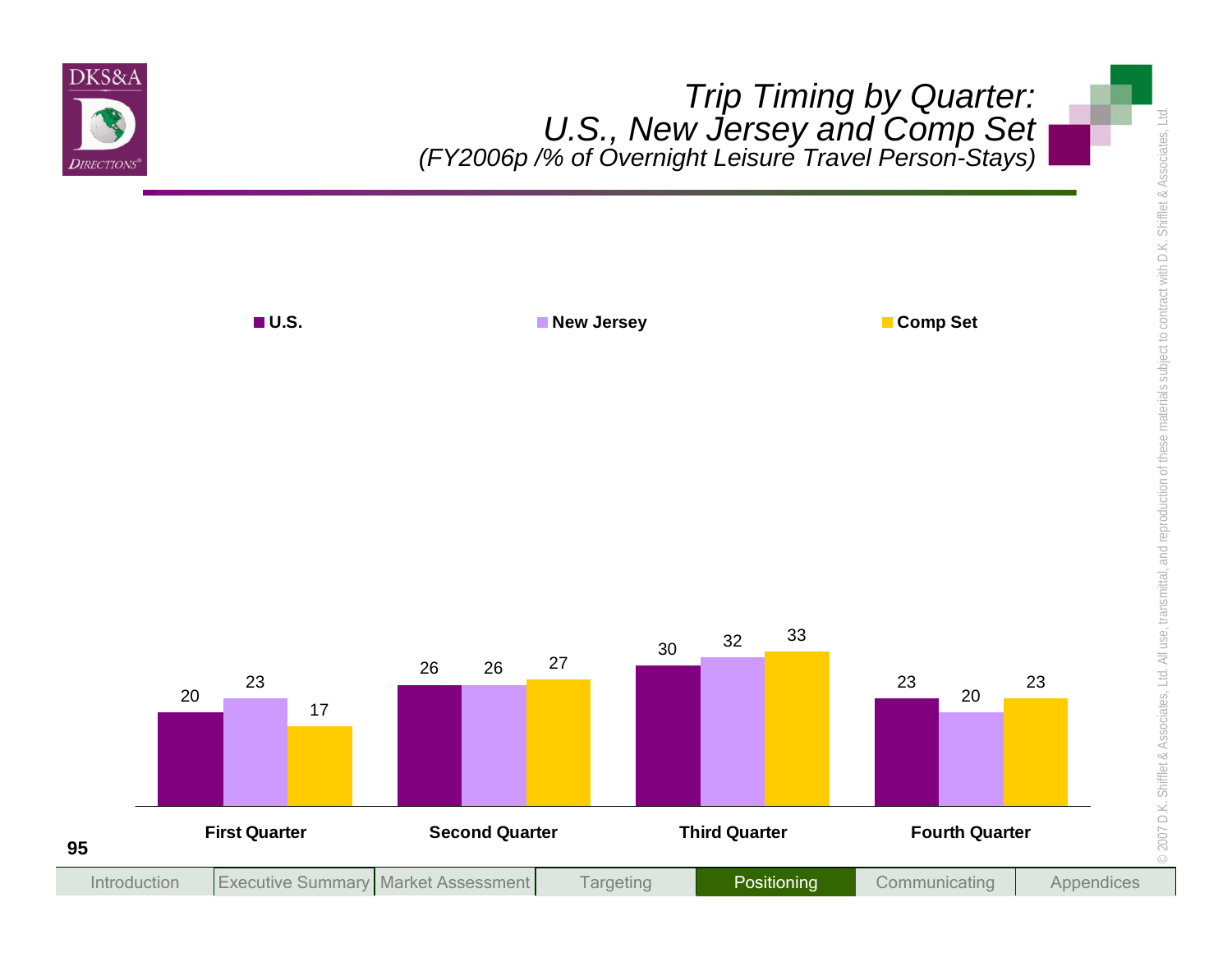# Trip Timing by Quarter: U.S., New Jersey and Comp Set

*(FY2006p /% of Overnight Leisure Travel Person-Stays)*

| | U.S. | New Jersey | Comp Set |
|---|---|---|---|
| First Quarter | 20 | 23 | 17 |
| Second Quarter | 26 | 26 | 27 |
| Third Quarter | 30 | 32 | 33 |
| Fourth Quarter | 23 | 20 | 23 |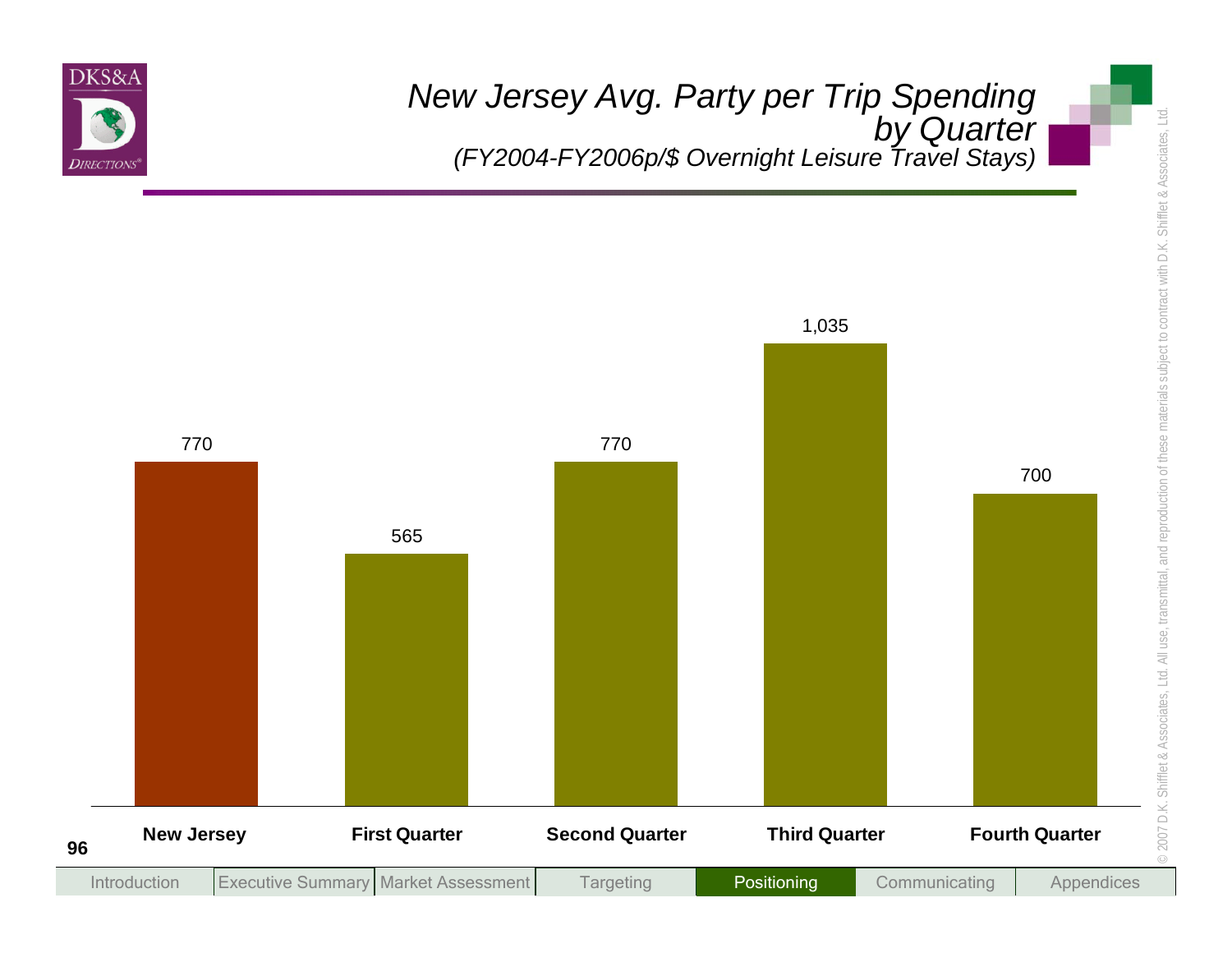# New Jersey Avg. Party per Trip Spending by Quarter

*(FY2004-FY2006p/$ Overnight Leisure Travel Stays)*

| New Jersey | First Quarter | Second Quarter | Third Quarter | Fourth Quarter |
|---|---|---|---|---|
| 770 | 565 | 770 | 1,035 | 700 |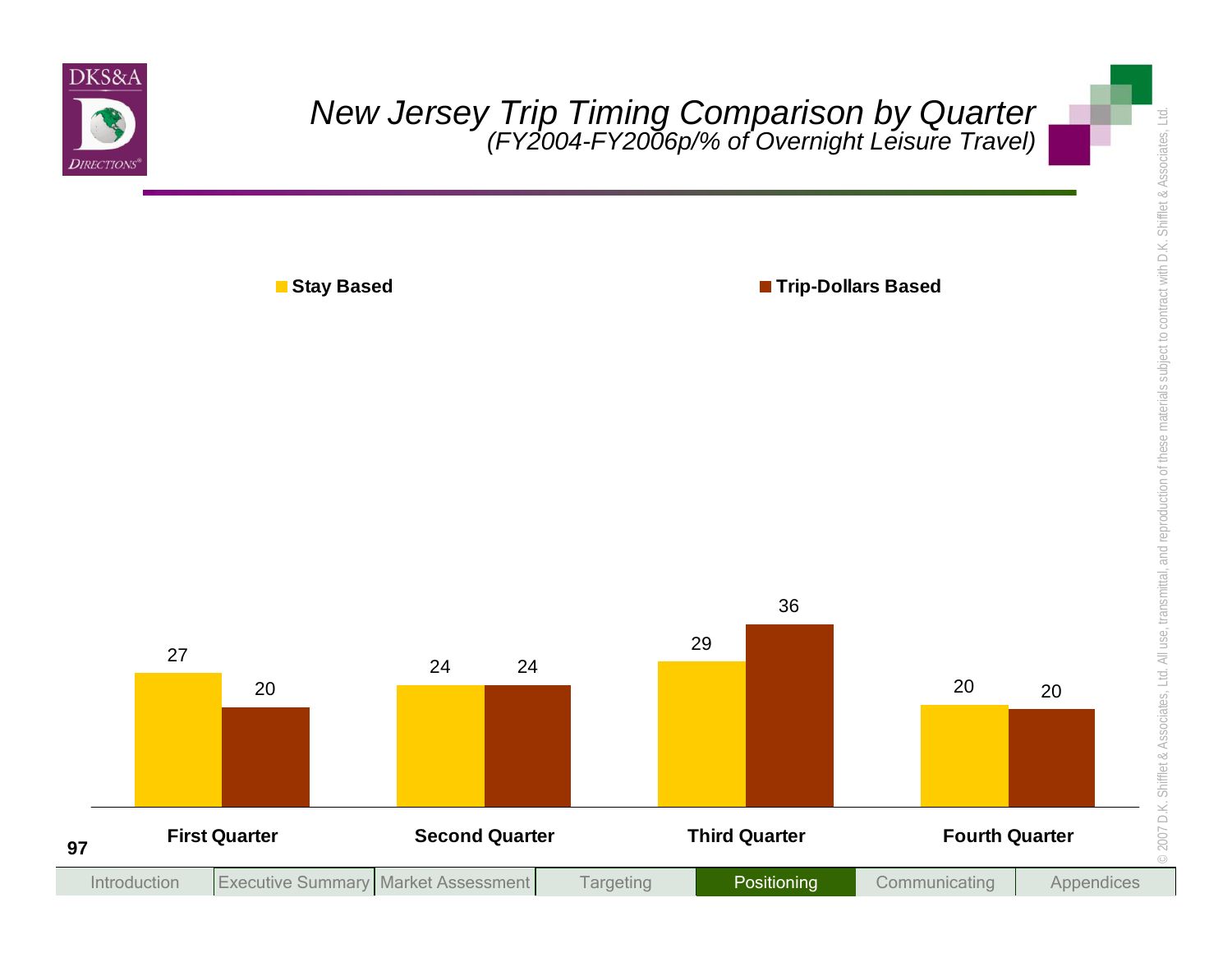# New Jersey Trip Timing Comparison by Quarter

*(FY2004-FY2006p/% of Overnight Leisure Travel)*

| | Stay Based | Trip-Dollars Based |
|---|---|---|
| First Quarter | 27 | 20 |
| Second Quarter | 24 | 24 |
| Third Quarter | 29 | 36 |
| Fourth Quarter | 20 | 20 |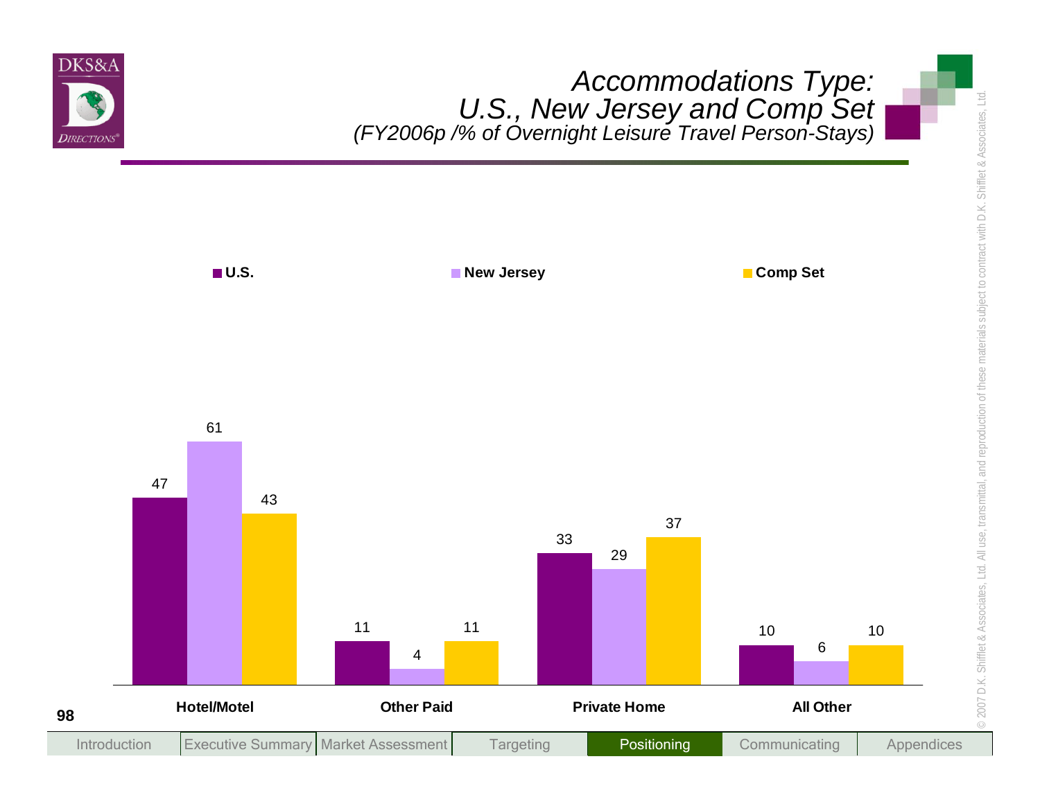# Accommodations Type: U.S., New Jersey and Comp Set

*(FY2006p /% of Overnight Leisure Travel Person-Stays)*

| | U.S. | New Jersey | Comp Set |
|---|---|---|---|
| Hotel/Motel | 47 | 61 | 43 |
| Other Paid | 11 | 4 | 11 |
| Private Home | 33 | 29 | 37 |
| All Other | 10 | 6 | 10 |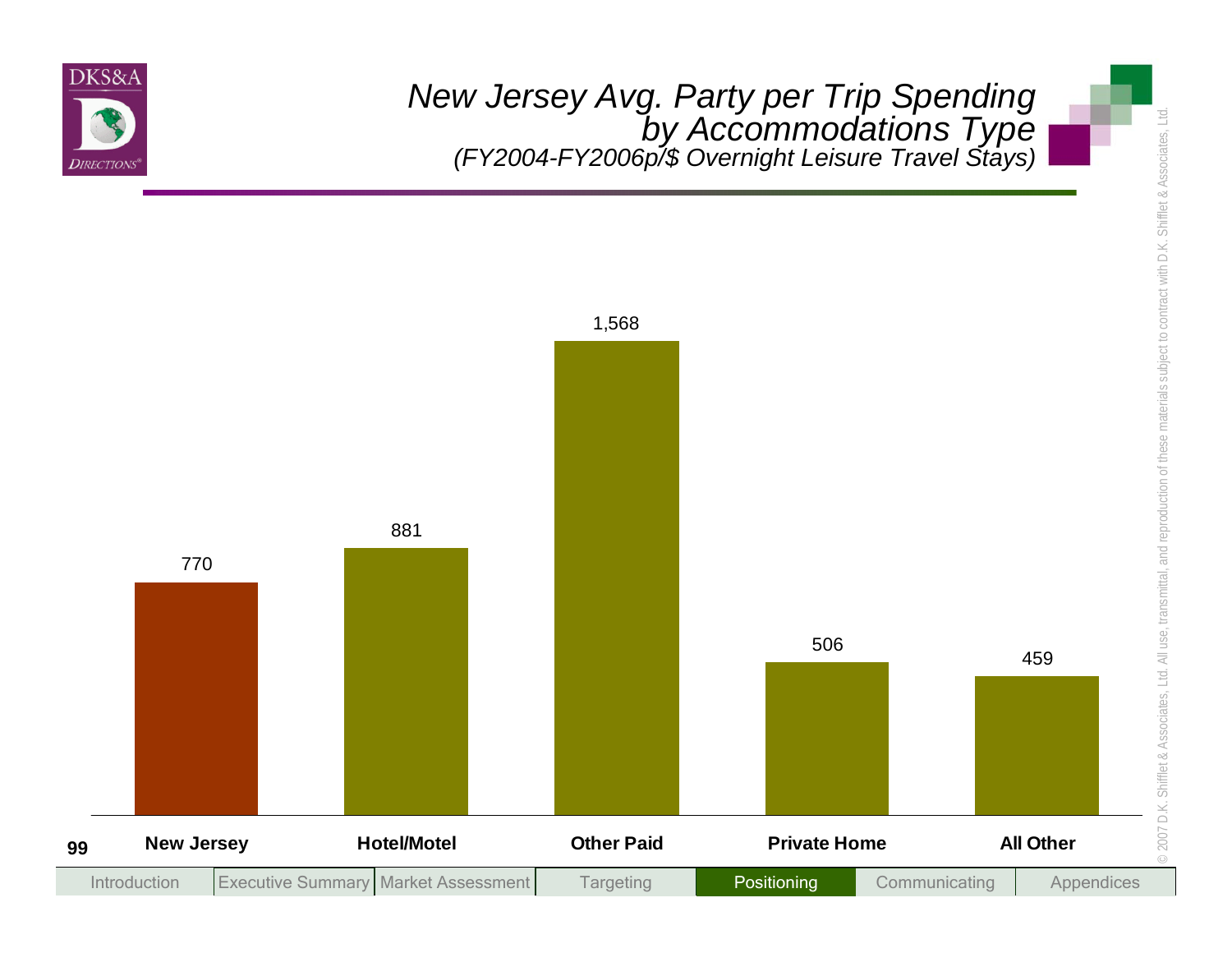# New Jersey Avg. Party per Trip Spending by Accommodations Type

*(FY2004-FY2006p/$ Overnight Leisure Travel Stays)*

| Category | Value |
|---|---|
| New Jersey | 770 |
| Hotel/Motel | 881 |
| Other Paid | 1,568 |
| Private Home | 506 |
| All Other | 459 |

© 2007 D.K. Shifflet & Associates, Ltd. All use, transmittal, and reproduction of these materials subject to contract with D.K. Shifflet & Associates, Ltd.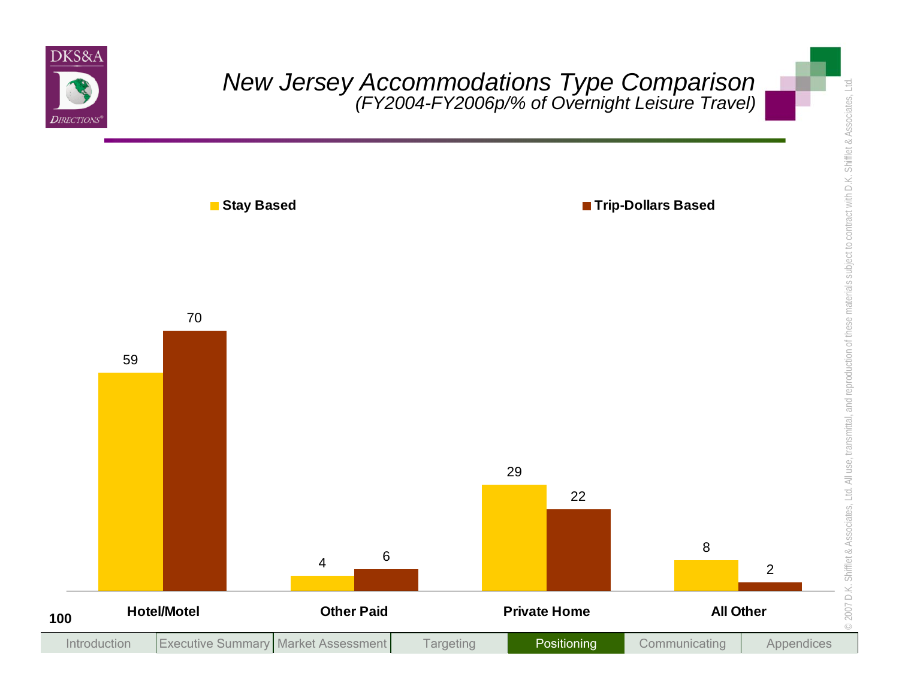# *New Jersey Accommodations Type Comparison*

*(FY2004-FY2006p/% of Overnight Leisure Travel)*

| | Stay Based | Trip-Dollars Based |
|---|---|---|
| **Hotel/Motel** | 59 | 70 |
| **Other Paid** | 4 | 6 |
| **Private Home** | 29 | 22 |
| **All Other** | 8 | 2 |

Introduction | Executive Summary | Market Assessment | Targeting | Positioning | Communicating | Appendices

© 2007 D.K. Shifflet & Associates, Ltd. All use, transmittal, and reproduction of these materials subject to contract with D.K. Shifflet & Associates, Ltd.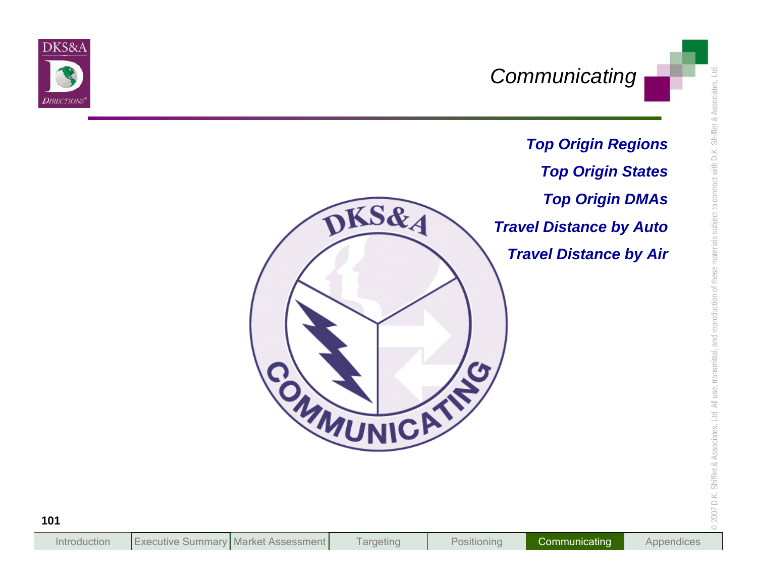# Communicating

***Top Origin Regions***

***Top Origin States***

***Top Origin DMAs***

***Travel Distance by Auto***

***Travel Distance by Air***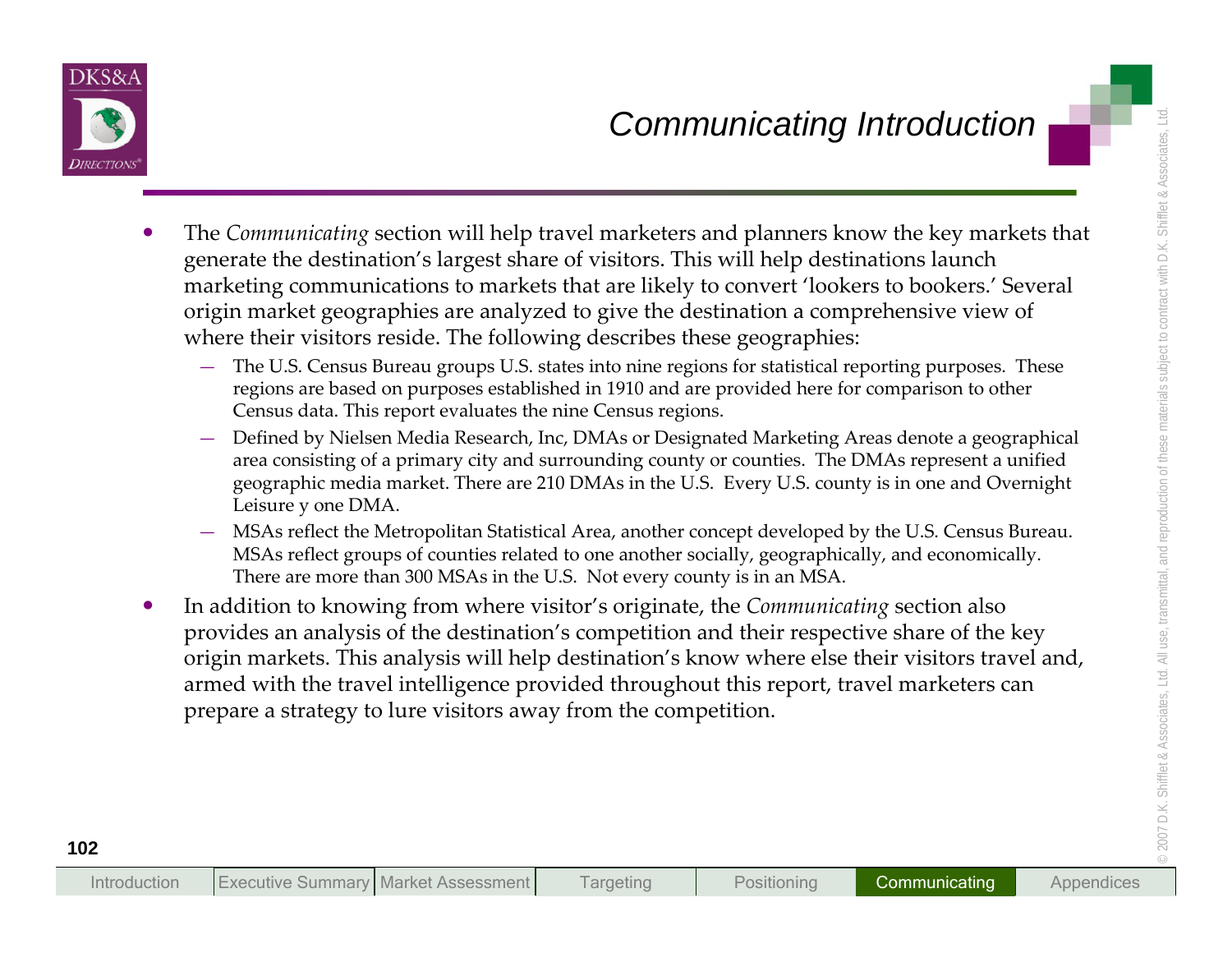# Communicating Introduction

- The *Communicating* section will help travel marketers and planners know the key markets that generate the destination's largest share of visitors. This will help destinations launch marketing communications to markets that are likely to convert 'lookers to bookers.' Several origin market geographies are analyzed to give the destination a comprehensive view of where their visitors reside. The following describes these geographies:
  - The U.S. Census Bureau groups U.S. states into nine regions for statistical reporting purposes. These regions are based on purposes established in 1910 and are provided here for comparison to other Census data. This report evaluates the nine Census regions.
  - Defined by Nielsen Media Research, Inc, DMAs or Designated Marketing Areas denote a geographical area consisting of a primary city and surrounding county or counties. The DMAs represent a unified geographic media market. There are 210 DMAs in the U.S. Every U.S. county is in one and Overnight Leisure y one DMA.
  - MSAs reflect the Metropolitan Statistical Area, another concept developed by the U.S. Census Bureau. MSAs reflect groups of counties related to one another socially, geographically, and economically. There are more than 300 MSAs in the U.S. Not every county is in an MSA.
- In addition to knowing from where visitor's originate, the *Communicating* section also provides an analysis of the destination's competition and their respective share of the key origin markets. This analysis will help destination's know where else their visitors travel and, armed with the travel intelligence provided throughout this report, travel marketers can prepare a strategy to lure visitors away from the competition.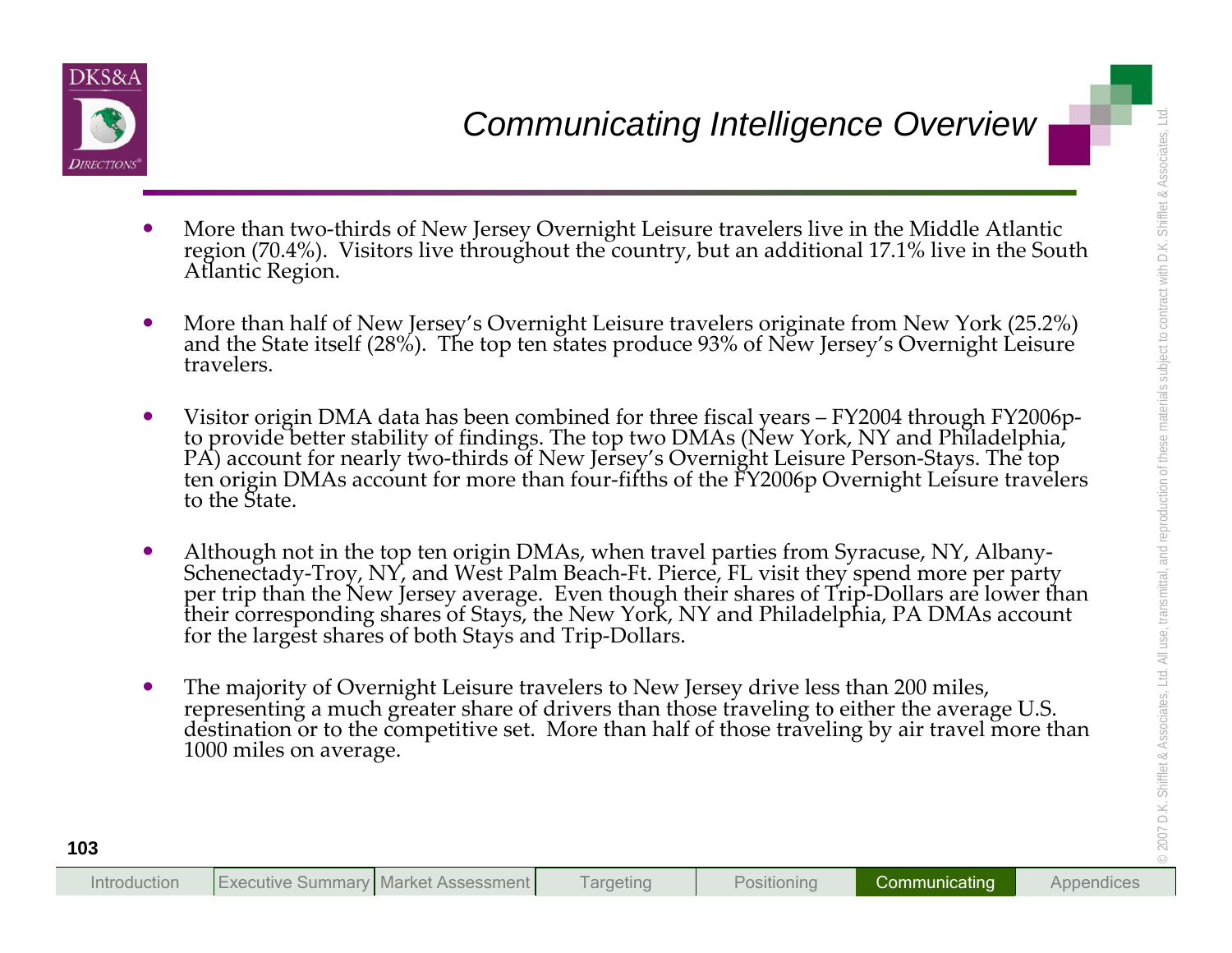# Communicating Intelligence Overview

- More than two-thirds of New Jersey Overnight Leisure travelers live in the Middle Atlantic region (70.4%). Visitors live throughout the country, but an additional 17.1% live in the South Atlantic Region.

- More than half of New Jersey's Overnight Leisure travelers originate from New York (25.2%) and the State itself (28%). The top ten states produce 93% of New Jersey's Overnight Leisure travelers.

- Visitor origin DMA data has been combined for three fiscal years – FY2004 through FY2006p- to provide better stability of findings. The top two DMAs (New York, NY and Philadelphia, PA) account for nearly two-thirds of New Jersey's Overnight Leisure Person-Stays. The top ten origin DMAs account for more than four-fifths of the FY2006p Overnight Leisure travelers to the State.

- Although not in the top ten origin DMAs, when travel parties from Syracuse, NY, Albany-Schenectady-Troy, NY, and West Palm Beach-Ft. Pierce, FL visit they spend more per party per trip than the New Jersey average. Even though their shares of Trip-Dollars are lower than their corresponding shares of Stays, the New York, NY and Philadelphia, PA DMAs account for the largest shares of both Stays and Trip-Dollars.

- The majority of Overnight Leisure travelers to New Jersey drive less than 200 miles, representing a much greater share of drivers than those traveling to either the average U.S. destination or to the competitive set. More than half of those traveling by air travel more than 1000 miles on average.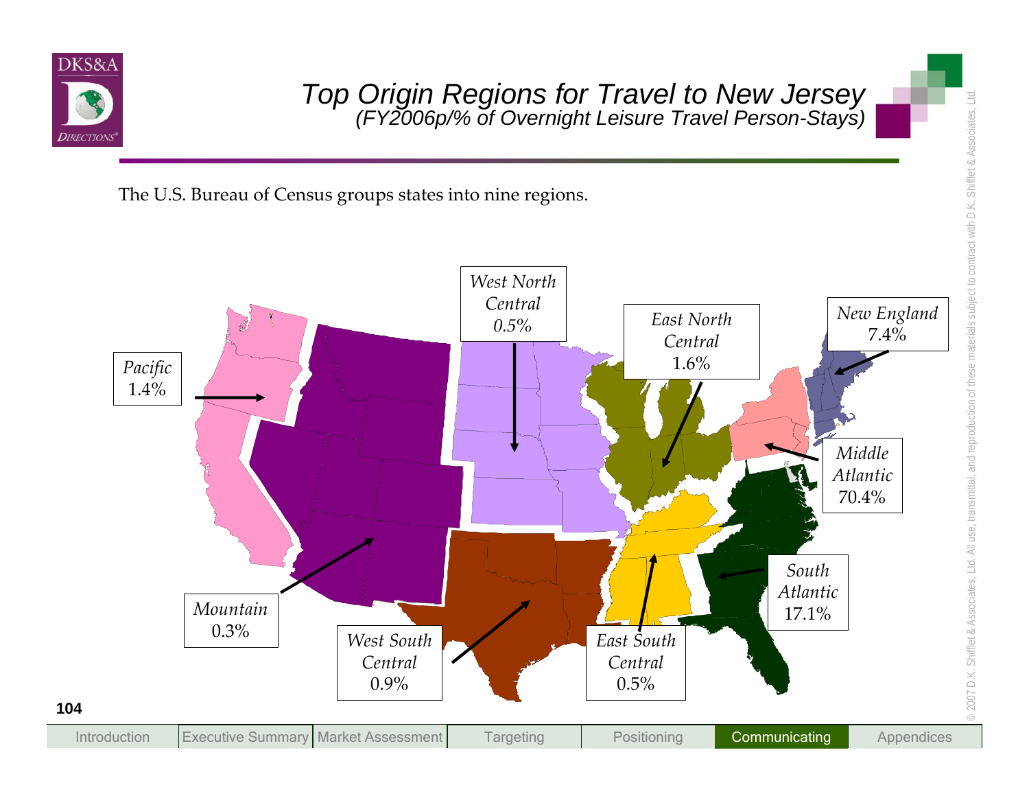# Top Origin Regions for Travel to New Jersey
*(FY2006p/% of Overnight Leisure Travel Person-Stays)*

The U.S. Bureau of Census groups states into nine regions.

*Pacific* 1.4%

*Mountain* 0.3%

*West North Central* 0.5%

*West South Central* 0.9%

*East North Central* 1.6%

*East South Central* 0.5%

*New England* 7.4%

*Middle Atlantic* 70.4%

*South Atlantic* 17.1%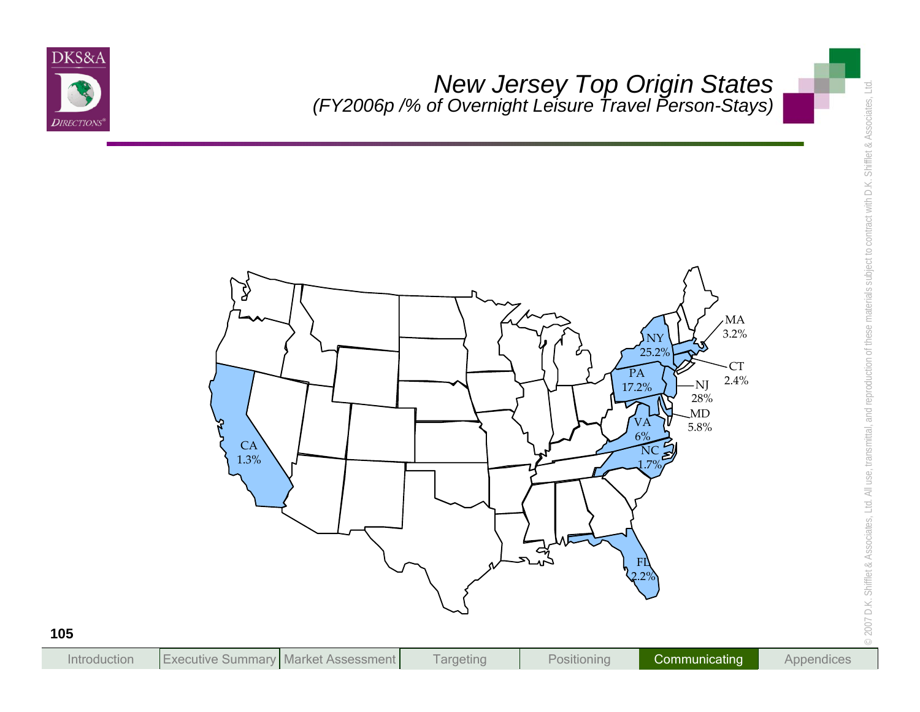# New Jersey Top Origin States

*(FY2006p /% of Overnight Leisure Travel Person-Stays)*

| State | % |
| --- | --- |
| NJ | 28% |
| NY | 25.2% |
| PA | 17.2% |
| VA | 6% |
| MD | 5.8% |
| MA | 3.2% |
| CT | 2.4% |
| FL | 2.2% |
| NC | 1.7% |
| CA | 1.3% |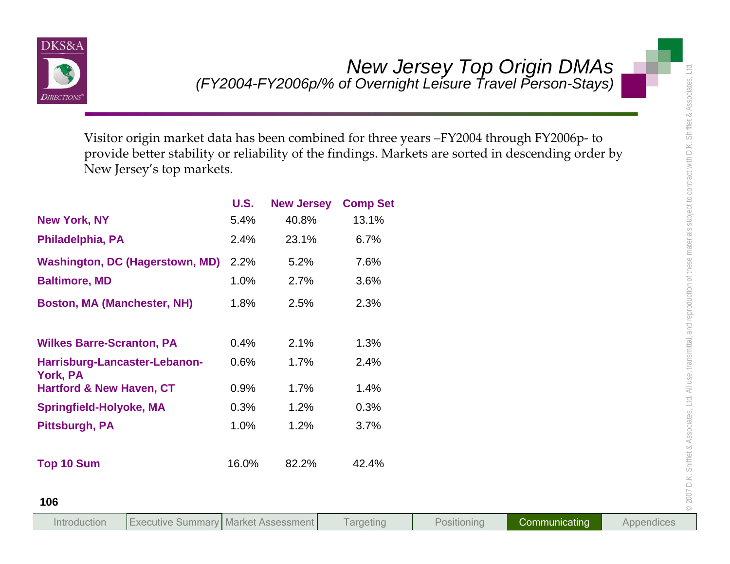# New Jersey Top Origin DMAs

## (FY2004-FY2006p/% of Overnight Leisure Travel Person-Stays)

Visitor origin market data has been combined for three years –FY2004 through FY2006p- to provide better stability or reliability of the findings. Markets are sorted in descending order by New Jersey's top markets.

| | U.S. | New Jersey | Comp Set |
|---|---|---|---|
| **New York, NY** | 5.4% | 40.8% | 13.1% |
| **Philadelphia, PA** | 2.4% | 23.1% | 6.7% |
| **Washington, DC (Hagerstown, MD)** | 2.2% | 5.2% | 7.6% |
| **Baltimore, MD** | 1.0% | 2.7% | 3.6% |
| **Boston, MA (Manchester, NH)** | 1.8% | 2.5% | 2.3% |
| **Wilkes Barre-Scranton, PA** | 0.4% | 2.1% | 1.3% |
| **Harrisburg-Lancaster-Lebanon-York, PA** | 0.6% | 1.7% | 2.4% |
| **Hartford & New Haven, CT** | 0.9% | 1.7% | 1.4% |
| **Springfield-Holyoke, MA** | 0.3% | 1.2% | 0.3% |
| **Pittsburgh, PA** | 1.0% | 1.2% | 3.7% |
| **Top 10 Sum** | 16.0% | 82.2% | 42.4% |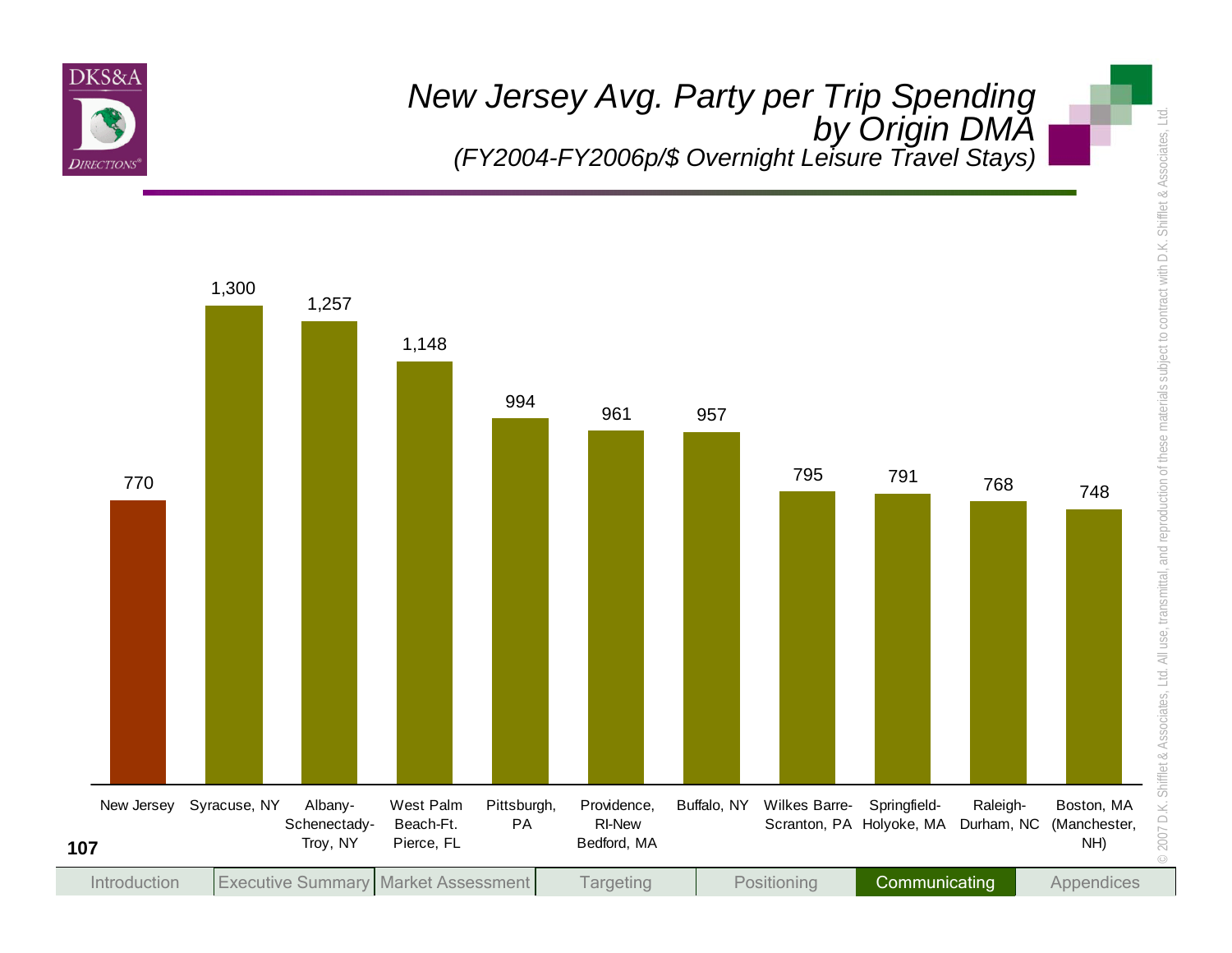# New Jersey Avg. Party per Trip Spending by Origin DMA

*(FY2004-FY2006p/$ Overnight Leisure Travel Stays)*

| Origin DMA | Avg. Party per Trip Spending ($) |
|---|---|
| New Jersey | 770 |
| Syracuse, NY | 1,300 |
| Albany-Schenectady-Troy, NY | 1,257 |
| West Palm Beach-Ft. Pierce, FL | 1,148 |
| Pittsburgh, PA | 994 |
| Providence, RI-New Bedford, MA | 961 |
| Buffalo, NY | 957 |
| Wilkes Barre-Scranton, PA | 795 |
| Springfield-Holyoke, MA | 791 |
| Raleigh-Durham, NC | 768 |
| Boston, MA (Manchester, NH) | 748 |

© 2007 D.K. Shifflet & Associates, Ltd. All use, transmittal, and reproduction of these materials subject to contract with D.K. Shifflet & Associates, Ltd.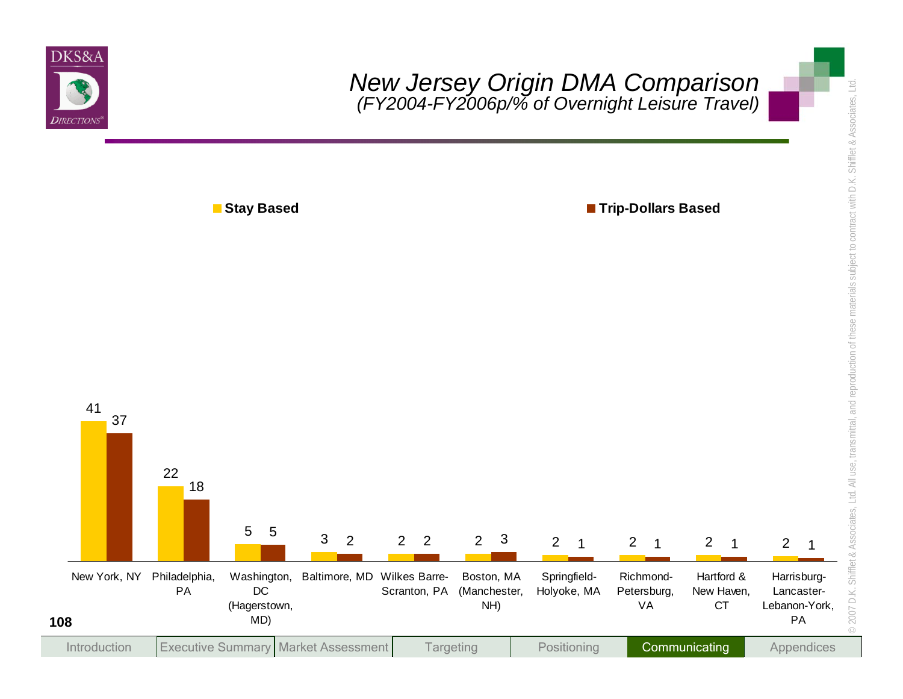# New Jersey Origin DMA Comparison
*(FY2004-FY2006p/% of Overnight Leisure Travel)*

| DMA | Stay Based | Trip-Dollars Based |
|---|---|---|
| New York, NY | 41 | 37 |
| Philadelphia, PA | 22 | 18 |
| Washington, DC (Hagerstown, MD) | 5 | 5 |
| Baltimore, MD | 3 | 2 |
| Wilkes Barre-Scranton, PA | 2 | 2 |
| Boston, MA (Manchester, NH) | 2 | 3 |
| Springfield-Holyoke, MA | 2 | 1 |
| Richmond-Petersburg, VA | 2 | 1 |
| Hartford & New Haven, CT | 2 | 1 |
| Harrisburg-Lancaster-Lebanon-York, PA | 2 | 1 |

Introduction | Executive Summary | Market Assessment | Targeting | Positioning | Communicating | Appendices

© 2007 D.K. Shifflet & Associates, Ltd. All use, transmittal, and reproduction of these materials subject to contract with D.K. Shifflet & Associates, Ltd.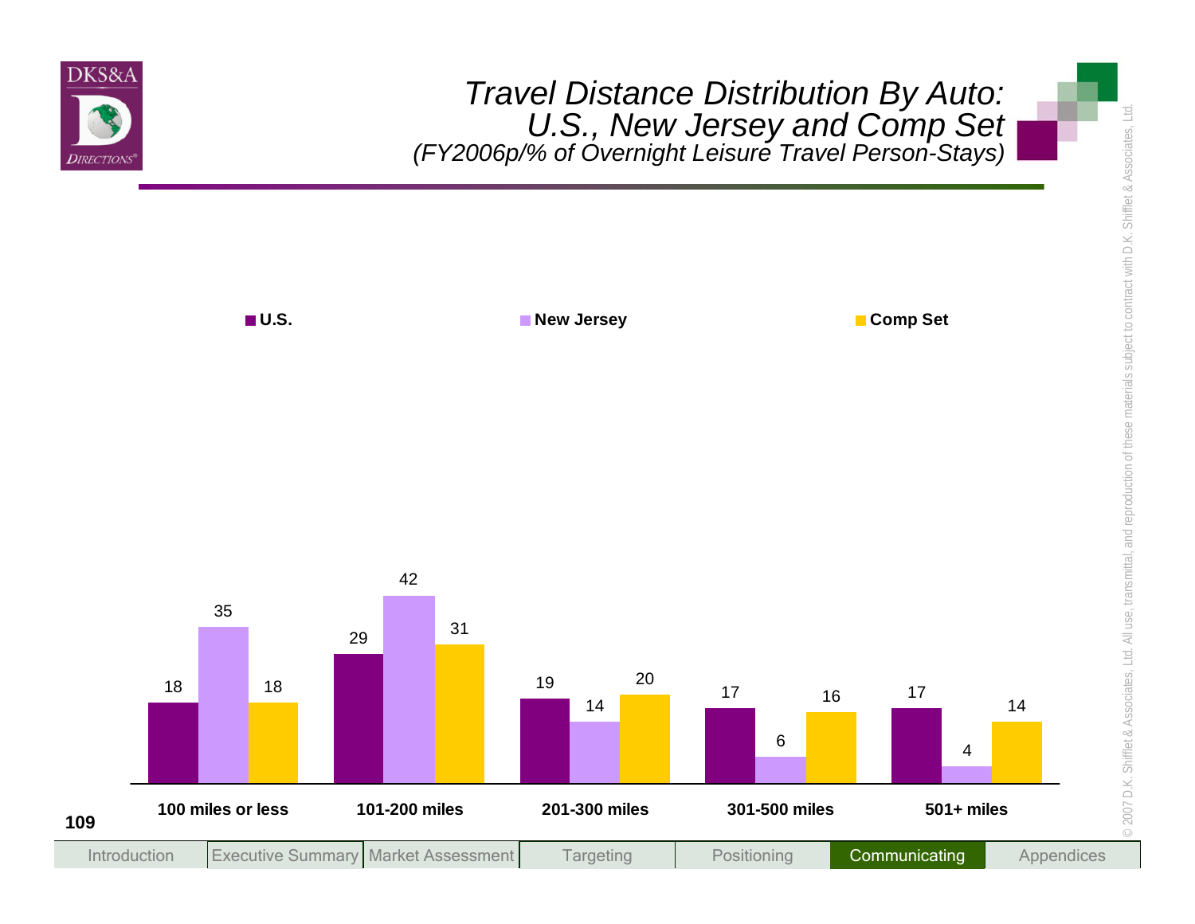# *Travel Distance Distribution By Auto: U.S., New Jersey and Comp Set*

*(FY2006p/% of Overnight Leisure Travel Person-Stays)*

| | U.S. | New Jersey | Comp Set |
|---|---|---|---|
| 100 miles or less | 18 | 35 | 18 |
| 101-200 miles | 29 | 42 | 31 |
| 201-300 miles | 19 | 14 | 20 |
| 301-500 miles | 17 | 6 | 16 |
| 501+ miles | 17 | 4 | 14 |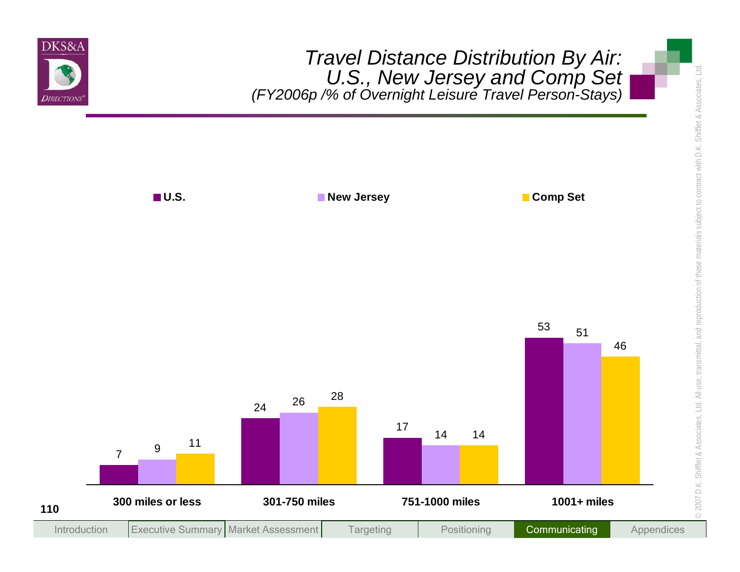# *Travel Distance Distribution By Air: U.S., New Jersey and Comp Set*

*(FY2006p /% of Overnight Leisure Travel Person-Stays)*

| | U.S. | New Jersey | Comp Set |
|---|---|---|---|
| 300 miles or less | 7 | 9 | 11 |
| 301-750 miles | 24 | 26 | 28 |
| 751-1000 miles | 17 | 14 | 14 |
| 1001+ miles | 53 | 51 | 46 |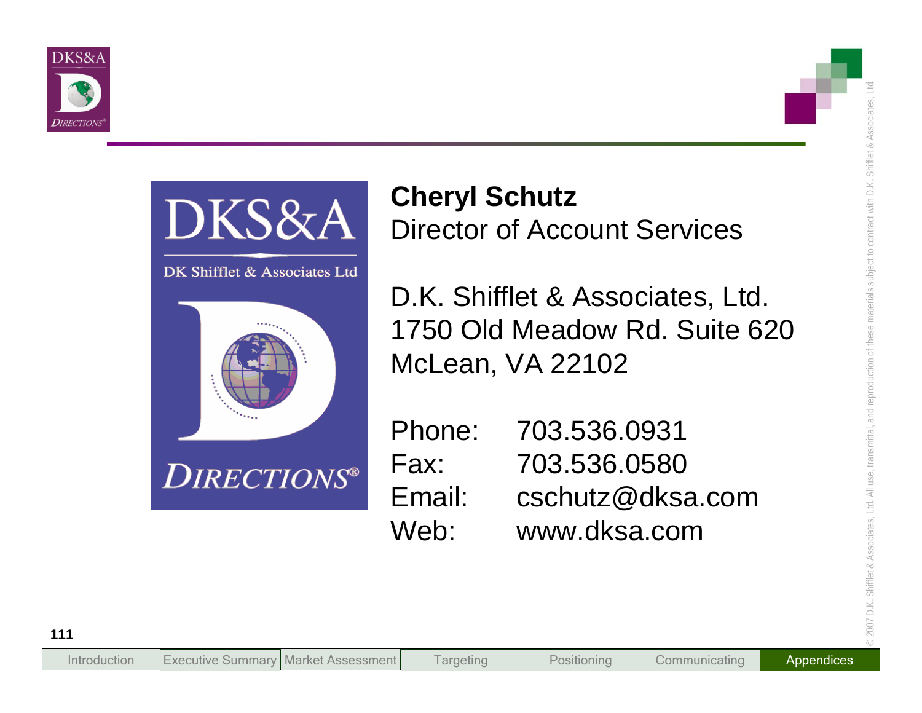**Cheryl Schutz**
Director of Account Services

D.K. Shifflet & Associates, Ltd.
1750 Old Meadow Rd. Suite 620
McLean, VA 22102

| | |
|---|---|
| Phone: | 703.536.0931 |
| Fax: | 703.536.0580 |
| Email: | cschutz@dksa.com |
| Web: | www.dksa.com |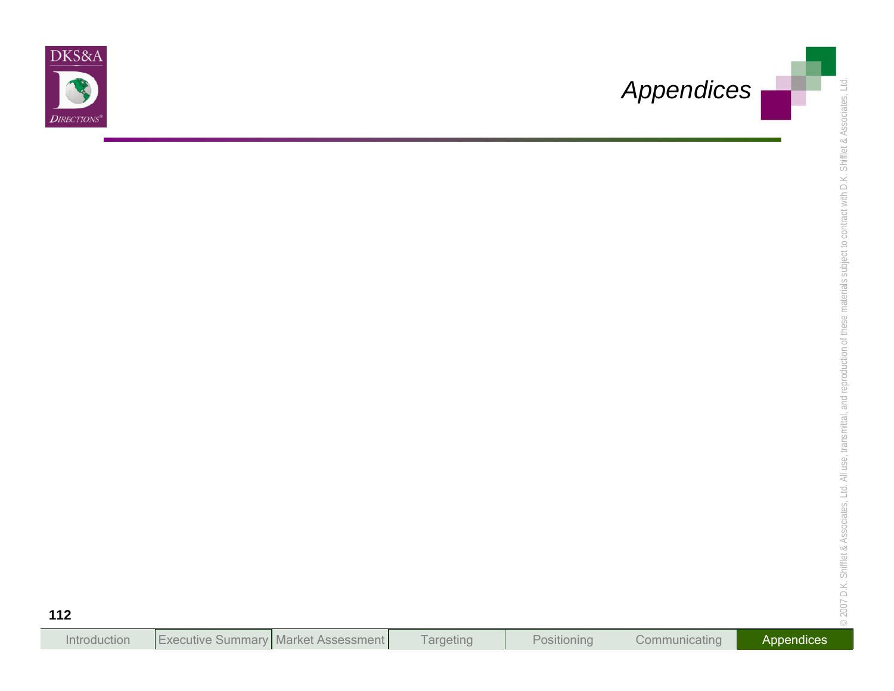# Appendices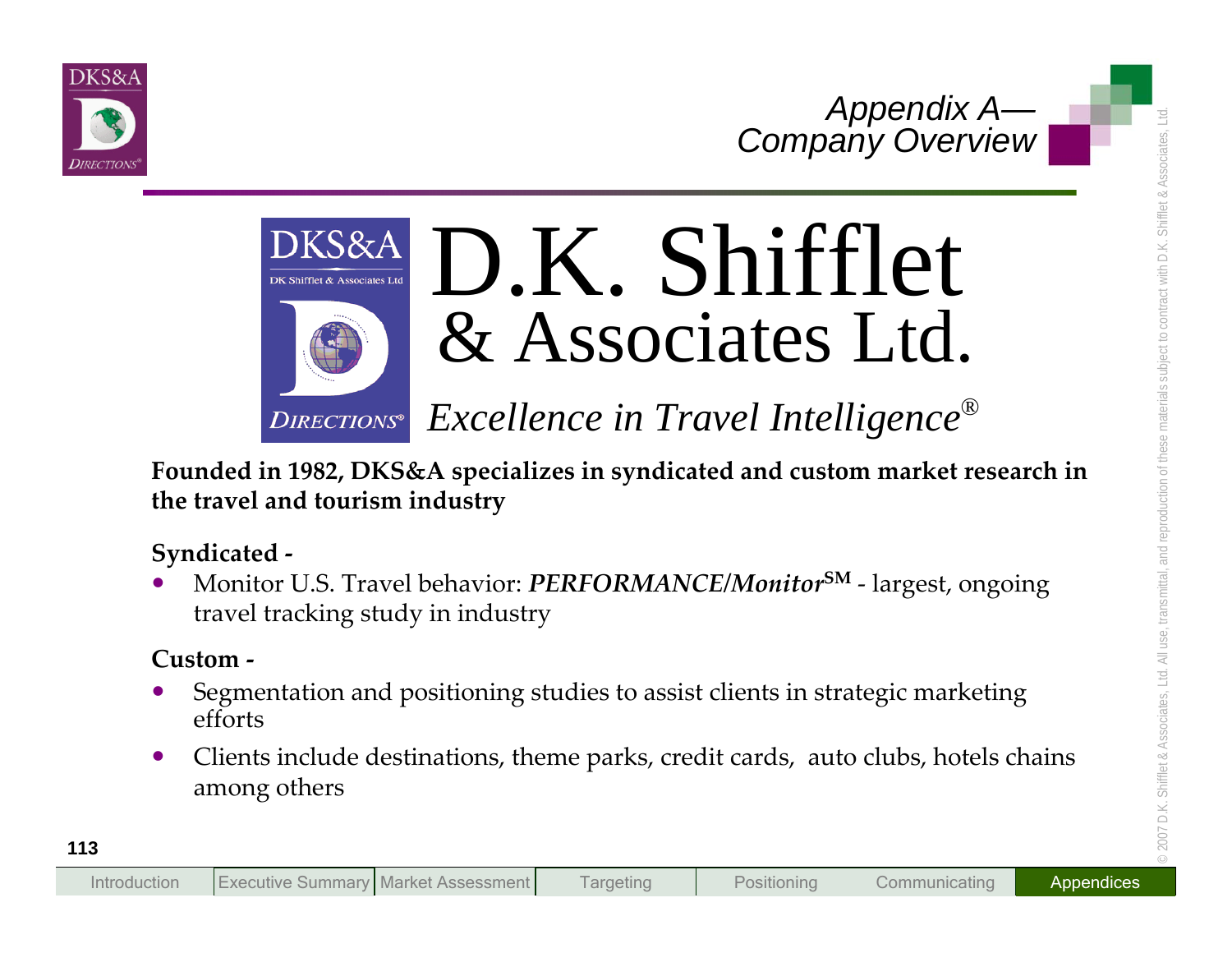# Appendix A— Company Overview

# D.K. Shifflet & Associates Ltd.

*Excellence in Travel Intelligence®*

**Founded in 1982, DKS&A specializes in syndicated and custom market research in the travel and tourism industry**

**Syndicated -**

- Monitor U.S. Travel behavior: ***PERFORMANCE/Monitor*℠** - largest, ongoing travel tracking study in industry

**Custom -**

- Segmentation and positioning studies to assist clients in strategic marketing efforts
- Clients include destinations, theme parks, credit cards, auto clubs, hotels chains among others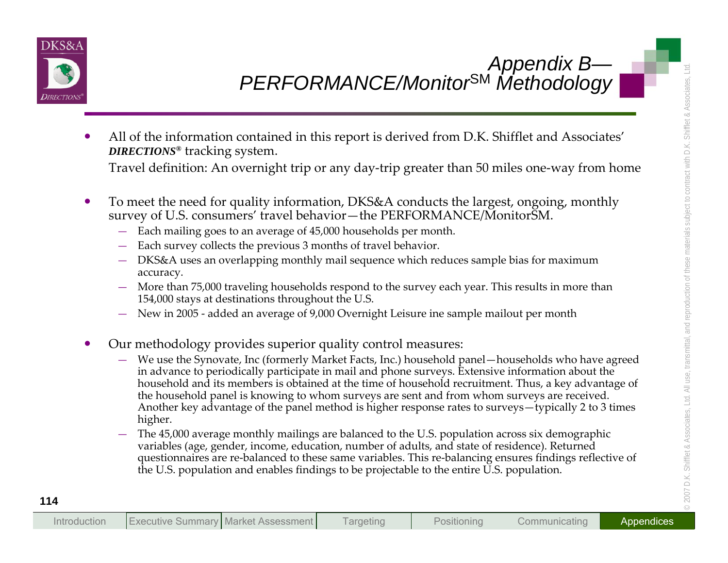# Appendix B—PERFORMANCE/Monitor℠ Methodology

- All of the information contained in this report is derived from D.K. Shifflet and Associates' ***DIRECTIONS®*** tracking system.

  Travel definition: An overnight trip or any day-trip greater than 50 miles one-way from home

- To meet the need for quality information, DKS&A conducts the largest, ongoing, monthly survey of U.S. consumers' travel behavior—the PERFORMANCE/MonitorSM.
  - Each mailing goes to an average of 45,000 households per month.
  - Each survey collects the previous 3 months of travel behavior.
  - DKS&A uses an overlapping monthly mail sequence which reduces sample bias for maximum accuracy.
  - More than 75,000 traveling households respond to the survey each year. This results in more than 154,000 stays at destinations throughout the U.S.
  - New in 2005 - added an average of 9,000 Overnight Leisure ine sample mailout per month

- Our methodology provides superior quality control measures:
  - We use the Synovate, Inc (formerly Market Facts, Inc.) household panel—households who have agreed in advance to periodically participate in mail and phone surveys. Extensive information about the household and its members is obtained at the time of household recruitment. Thus, a key advantage of the household panel is knowing to whom surveys are sent and from whom surveys are received. Another key advantage of the panel method is higher response rates to surveys—typically 2 to 3 times higher.
  - The 45,000 average monthly mailings are balanced to the U.S. population across six demographic variables (age, gender, income, education, number of adults, and state of residence). Returned questionnaires are re-balanced to these same variables. This re-balancing ensures findings reflective of the U.S. population and enables findings to be projectable to the entire U.S. population.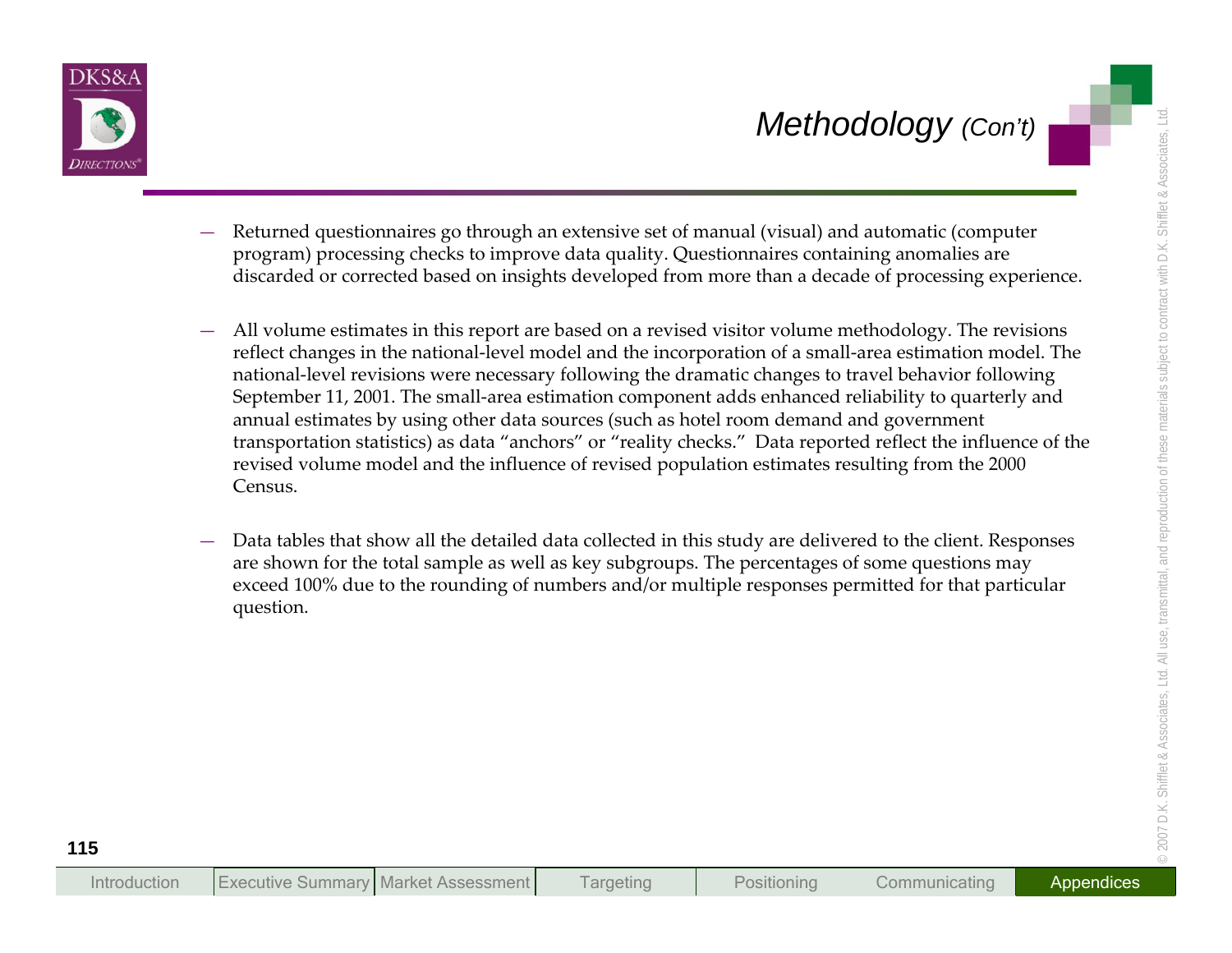# Methodology *(Con't)*

- Returned questionnaires go through an extensive set of manual (visual) and automatic (computer program) processing checks to improve data quality. Questionnaires containing anomalies are discarded or corrected based on insights developed from more than a decade of processing experience.

- All volume estimates in this report are based on a revised visitor volume methodology. The revisions reflect changes in the national-level model and the incorporation of a small-area estimation model. The national-level revisions were necessary following the dramatic changes to travel behavior following September 11, 2001. The small-area estimation component adds enhanced reliability to quarterly and annual estimates by using other data sources (such as hotel room demand and government transportation statistics) as data "anchors" or "reality checks." Data reported reflect the influence of the revised volume model and the influence of revised population estimates resulting from the 2000 Census.

- Data tables that show all the detailed data collected in this study are delivered to the client. Responses are shown for the total sample as well as key subgroups. The percentages of some questions may exceed 100% due to the rounding of numbers and/or multiple responses permitted for that particular question.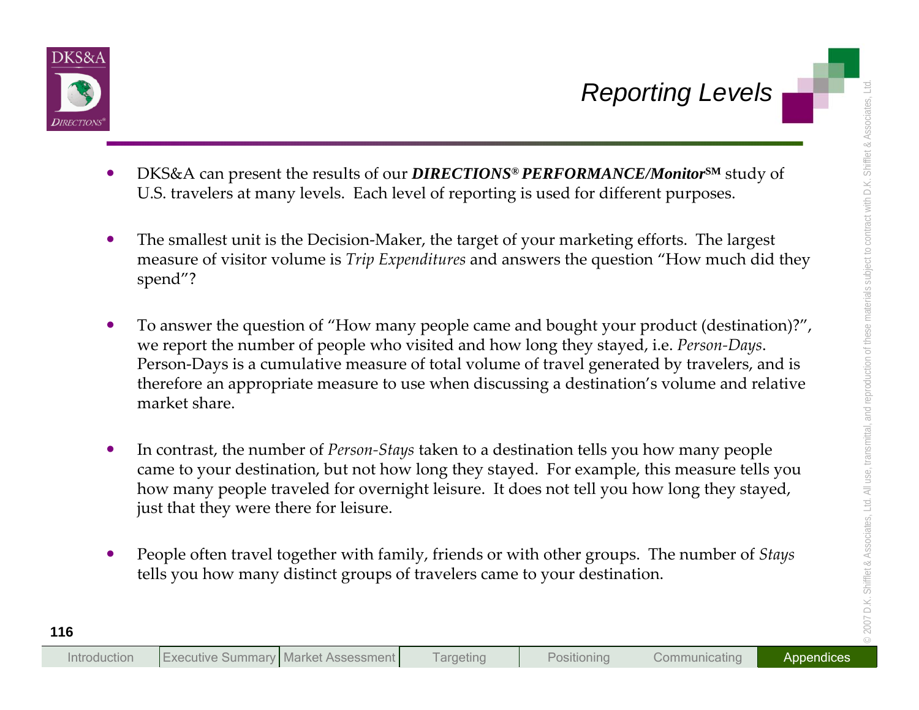# Reporting Levels

- DKS&A can present the results of our ***DIRECTIONS® PERFORMANCE/Monitor℠*** study of U.S. travelers at many levels. Each level of reporting is used for different purposes.

- The smallest unit is the Decision-Maker, the target of your marketing efforts. The largest measure of visitor volume is *Trip Expenditures* and answers the question "How much did they spend"?

- To answer the question of "How many people came and bought your product (destination)?", we report the number of people who visited and how long they stayed, i.e. *Person-Days*. Person-Days is a cumulative measure of total volume of travel generated by travelers, and is therefore an appropriate measure to use when discussing a destination's volume and relative market share.

- In contrast, the number of *Person-Stays* taken to a destination tells you how many people came to your destination, but not how long they stayed. For example, this measure tells you how many people traveled for overnight leisure. It does not tell you how long they stayed, just that they were there for leisure.

- People often travel together with family, friends or with other groups. The number of *Stays* tells you how many distinct groups of travelers came to your destination.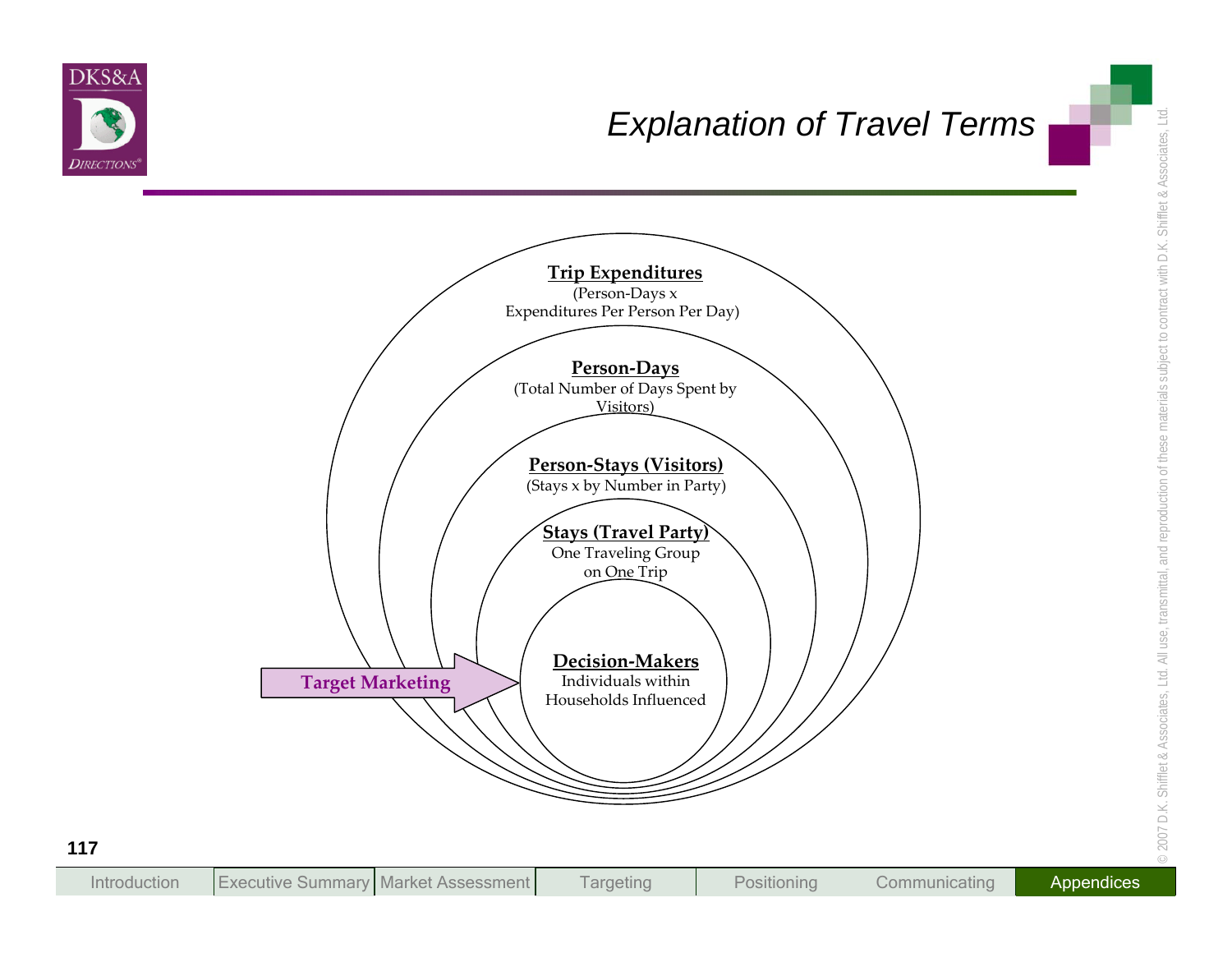# Explanation of Travel Terms

**Trip Expenditures**
(Person-Days x Expenditures Per Person Per Day)

**Person-Days**
(Total Number of Days Spent by Visitors)

**Person-Stays (Visitors)**
(Stays x by Number in Party)

**Stays (Travel Party)**
One Traveling Group on One Trip

**Decision-Makers**
Individuals within Households Influenced

**Target Marketing**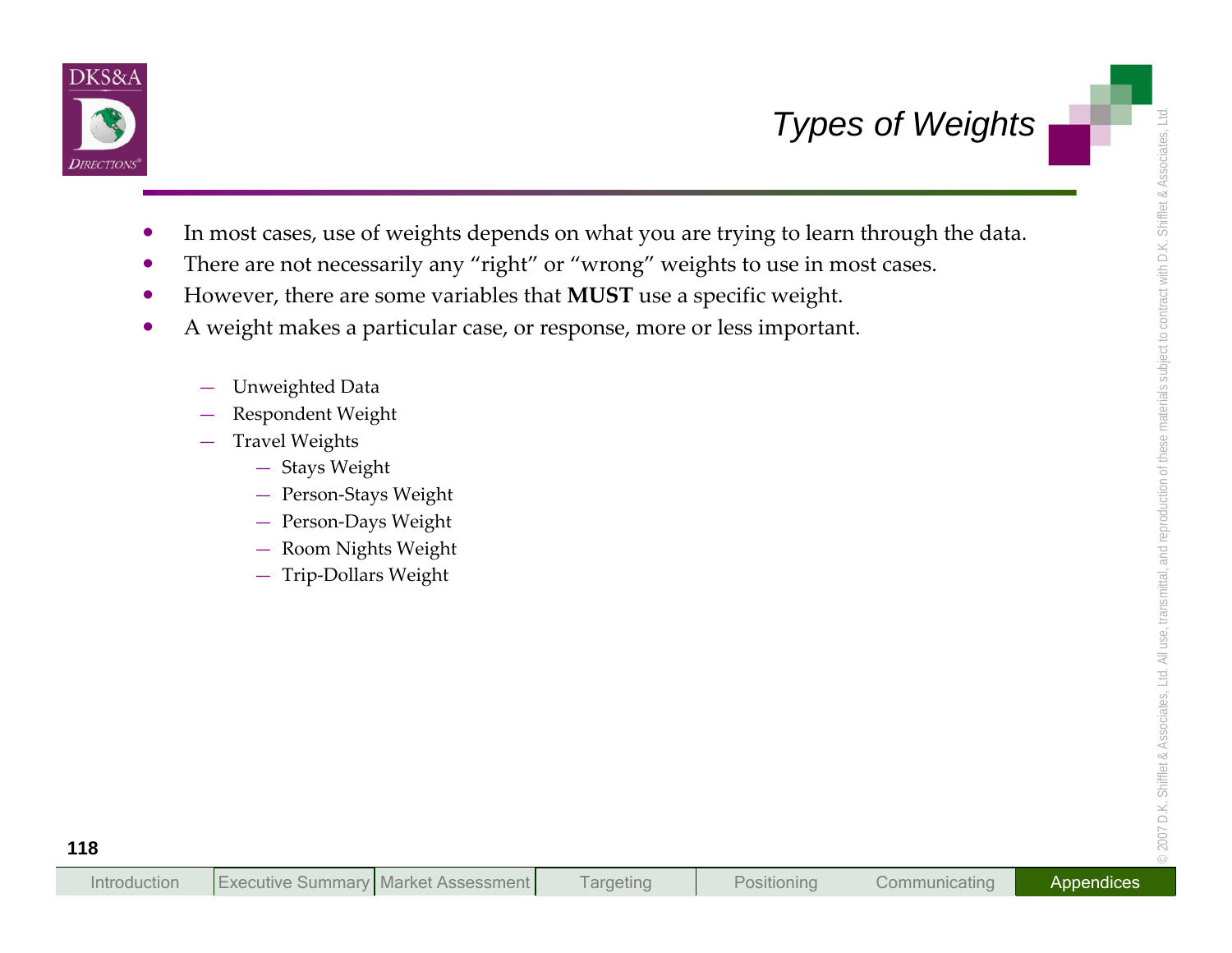# Types of Weights

- In most cases, use of weights depends on what you are trying to learn through the data.
- There are not necessarily any “right” or “wrong” weights to use in most cases.
- However, there are some variables that **MUST** use a specific weight.
- A weight makes a particular case, or response, more or less important.

  - Unweighted Data
  - Respondent Weight
  - Travel Weights
    - Stays Weight
    - Person-Stays Weight
    - Person-Days Weight
    - Room Nights Weight
    - Trip-Dollars Weight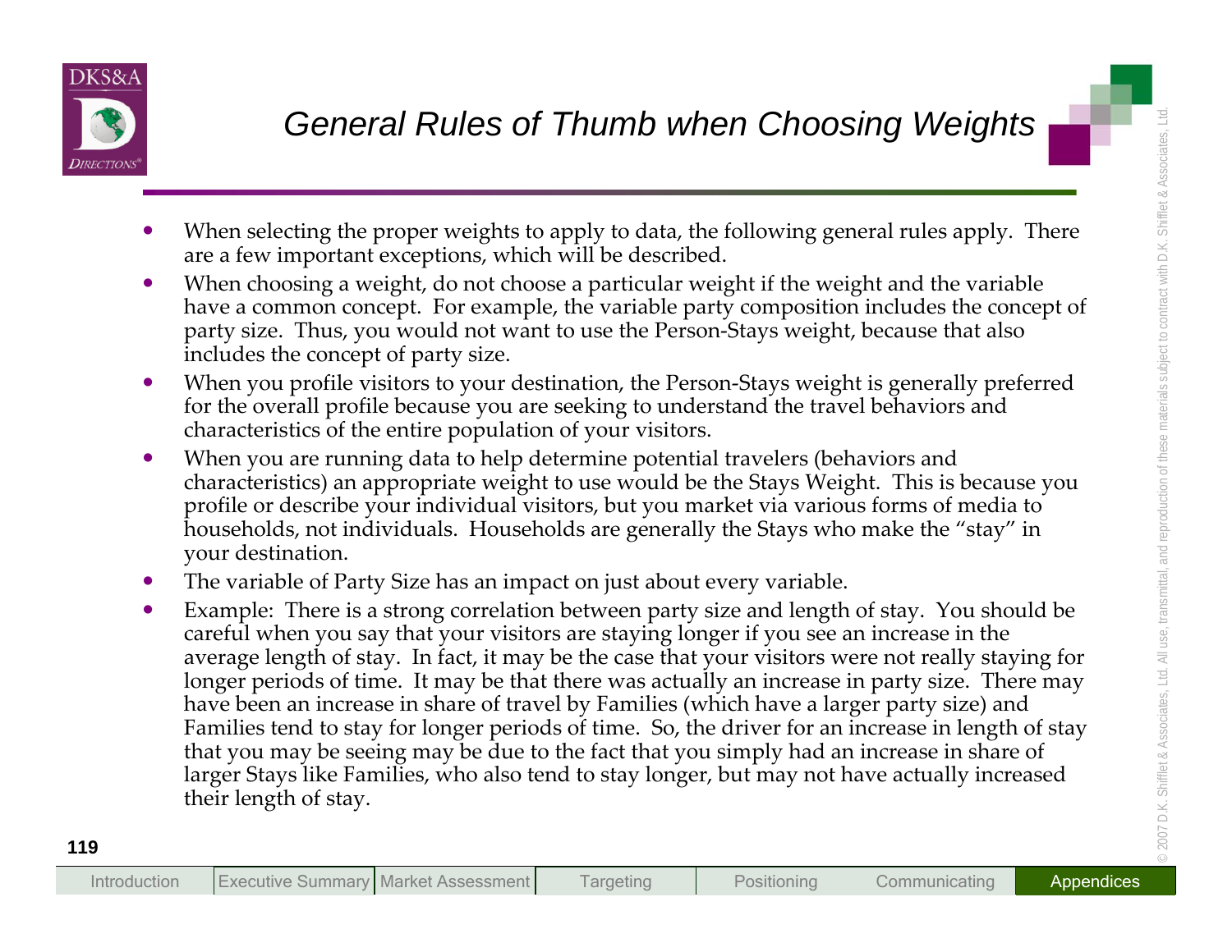# General Rules of Thumb when Choosing Weights

- When selecting the proper weights to apply to data, the following general rules apply. There are a few important exceptions, which will be described.
- When choosing a weight, do not choose a particular weight if the weight and the variable have a common concept. For example, the variable party composition includes the concept of party size. Thus, you would not want to use the Person-Stays weight, because that also includes the concept of party size.
- When you profile visitors to your destination, the Person-Stays weight is generally preferred for the overall profile because you are seeking to understand the travel behaviors and characteristics of the entire population of your visitors.
- When you are running data to help determine potential travelers (behaviors and characteristics) an appropriate weight to use would be the Stays Weight. This is because you profile or describe your individual visitors, but you market via various forms of media to households, not individuals. Households are generally the Stays who make the "stay" in your destination.
- The variable of Party Size has an impact on just about every variable.
- Example: There is a strong correlation between party size and length of stay. You should be careful when you say that your visitors are staying longer if you see an increase in the average length of stay. In fact, it may be the case that your visitors were not really staying for longer periods of time. It may be that there was actually an increase in party size. There may have been an increase in share of travel by Families (which have a larger party size) and Families tend to stay for longer periods of time. So, the driver for an increase in length of stay that you may be seeing may be due to the fact that you simply had an increase in share of larger Stays like Families, who also tend to stay longer, but may not have actually increased their length of stay.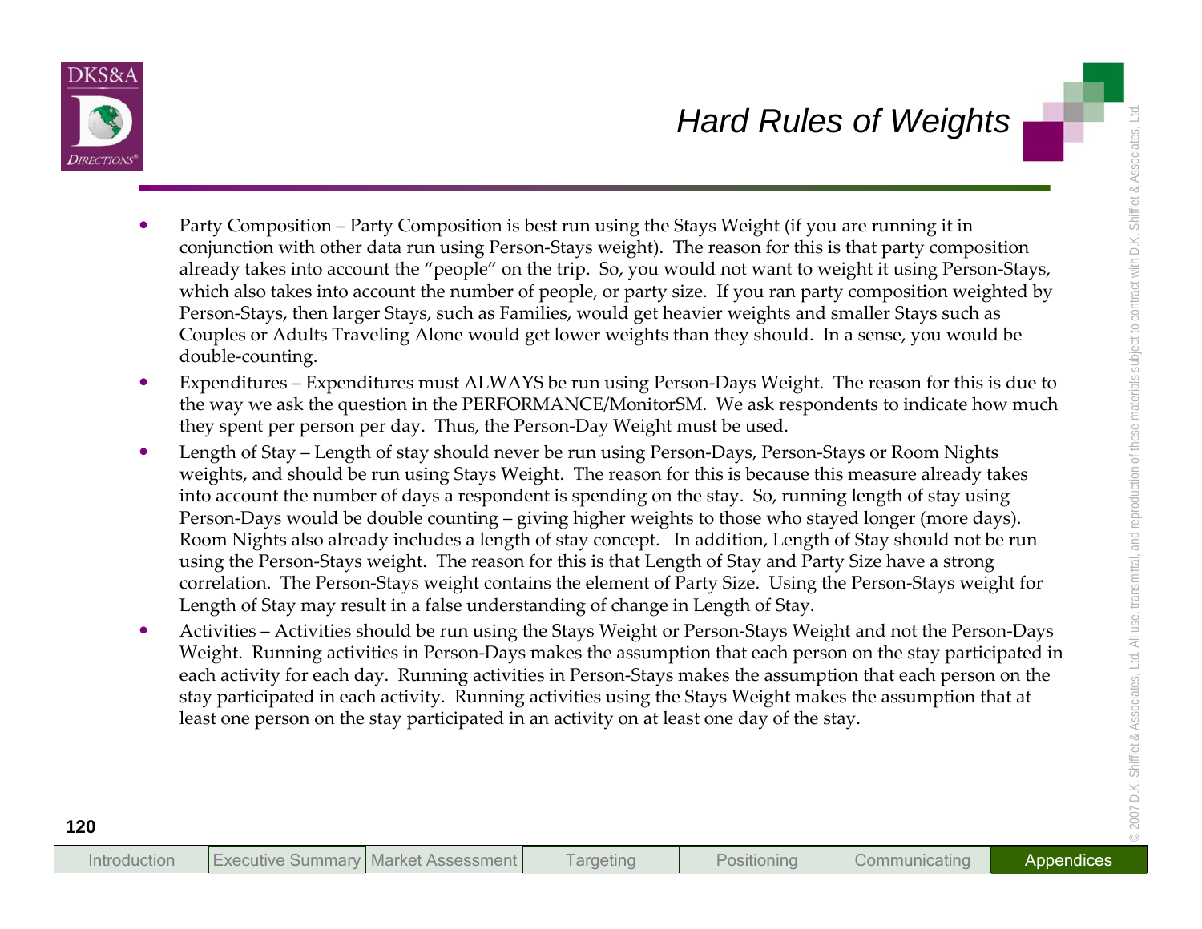# Hard Rules of Weights

- Party Composition – Party Composition is best run using the Stays Weight (if you are running it in conjunction with other data run using Person-Stays weight). The reason for this is that party composition already takes into account the "people" on the trip. So, you would not want to weight it using Person-Stays, which also takes into account the number of people, or party size. If you ran party composition weighted by Person-Stays, then larger Stays, such as Families, would get heavier weights and smaller Stays such as Couples or Adults Traveling Alone would get lower weights than they should. In a sense, you would be double-counting.
- Expenditures – Expenditures must ALWAYS be run using Person-Days Weight. The reason for this is due to the way we ask the question in the PERFORMANCE/MonitorSM. We ask respondents to indicate how much they spent per person per day. Thus, the Person-Day Weight must be used.
- Length of Stay – Length of stay should never be run using Person-Days, Person-Stays or Room Nights weights, and should be run using Stays Weight. The reason for this is because this measure already takes into account the number of days a respondent is spending on the stay. So, running length of stay using Person-Days would be double counting – giving higher weights to those who stayed longer (more days). Room Nights also already includes a length of stay concept. In addition, Length of Stay should not be run using the Person-Stays weight. The reason for this is that Length of Stay and Party Size have a strong correlation. The Person-Stays weight contains the element of Party Size. Using the Person-Stays weight for Length of Stay may result in a false understanding of change in Length of Stay.
- Activities – Activities should be run using the Stays Weight or Person-Stays Weight and not the Person-Days Weight. Running activities in Person-Days makes the assumption that each person on the stay participated in each activity for each day. Running activities in Person-Stays makes the assumption that each person on the stay participated in each activity. Running activities using the Stays Weight makes the assumption that at least one person on the stay participated in an activity on at least one day of the stay.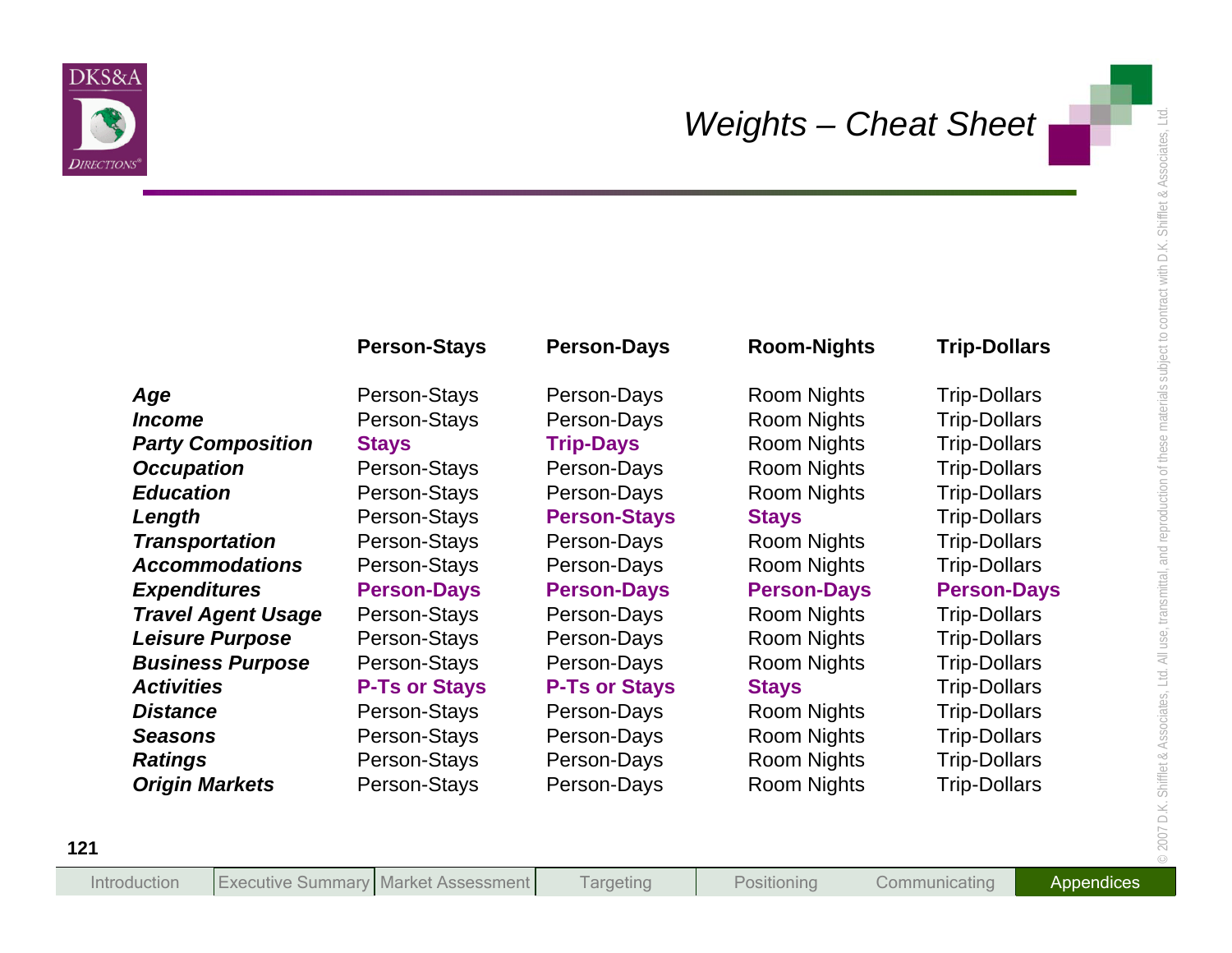# Weights – Cheat Sheet

| | Person-Stays | Person-Days | Room-Nights | Trip-Dollars |
|---|---|---|---|---|
| ***Age*** | Person-Stays | Person-Days | Room Nights | Trip-Dollars |
| ***Income*** | Person-Stays | Person-Days | Room Nights | Trip-Dollars |
| ***Party Composition*** | **Stays** | **Trip-Days** | Room Nights | Trip-Dollars |
| ***Occupation*** | Person-Stays | Person-Days | Room Nights | Trip-Dollars |
| ***Education*** | Person-Stays | Person-Days | Room Nights | Trip-Dollars |
| ***Length*** | Person-Stays | **Person-Stays** | **Stays** | Trip-Dollars |
| ***Transportation*** | Person-Stays | Person-Days | Room Nights | Trip-Dollars |
| ***Accommodations*** | Person-Stays | Person-Days | Room Nights | Trip-Dollars |
| ***Expenditures*** | **Person-Days** | **Person-Days** | **Person-Days** | **Person-Days** |
| ***Travel Agent Usage*** | Person-Stays | Person-Days | Room Nights | Trip-Dollars |
| ***Leisure Purpose*** | Person-Stays | Person-Days | Room Nights | Trip-Dollars |
| ***Business Purpose*** | Person-Stays | Person-Days | Room Nights | Trip-Dollars |
| ***Activities*** | **P-Ts or Stays** | **P-Ts or Stays** | **Stays** | Trip-Dollars |
| ***Distance*** | Person-Stays | Person-Days | Room Nights | Trip-Dollars |
| ***Seasons*** | Person-Stays | Person-Days | Room Nights | Trip-Dollars |
| ***Ratings*** | Person-Stays | Person-Days | Room Nights | Trip-Dollars |
| ***Origin Markets*** | Person-Stays | Person-Days | Room Nights | Trip-Dollars |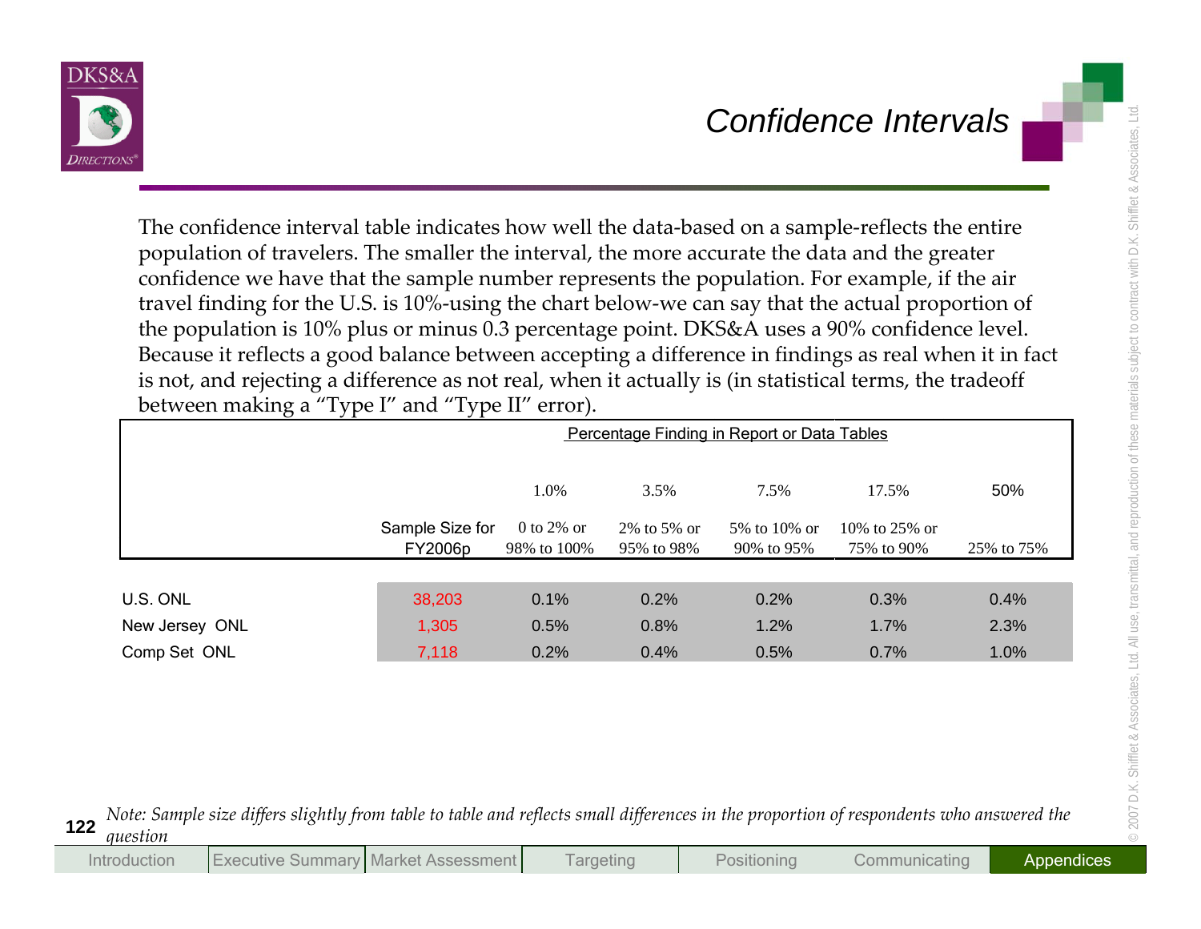# Confidence Intervals

The confidence interval table indicates how well the data-based on a sample-reflects the entire population of travelers. The smaller the interval, the more accurate the data and the greater confidence we have that the sample number represents the population. For example, if the air travel finding for the U.S. is 10%-using the chart below-we can say that the actual proportion of the population is 10% plus or minus 0.3 percentage point. DKS&A uses a 90% confidence level. Because it reflects a good balance between accepting a difference in findings as real when it in fact is not, and rejecting a difference as not real, when it actually is (in statistical terms, the tradeoff between making a "Type I" and "Type II" error).

| | | Percentage Finding in Report or Data Tables | | | | |
|---|---|---|---|---|---|---|
| | | 1.0% | 3.5% | 7.5% | 17.5% | 50% |
| | Sample Size for FY2006p | 0 to 2% or 98% to 100% | 2% to 5% or 95% to 98% | 5% to 10% or 90% to 95% | 10% to 25% or 75% to 90% | 25% to 75% |
| U.S. ONL | 38,203 | 0.1% | 0.2% | 0.2% | 0.3% | 0.4% |
| New Jersey ONL | 1,305 | 0.5% | 0.8% | 1.2% | 1.7% | 2.3% |
| Comp Set ONL | 7,118 | 0.2% | 0.4% | 0.5% | 0.7% | 1.0% |

*Note: Sample size differs slightly from table to table and reflects small differences in the proportion of respondents who answered the question*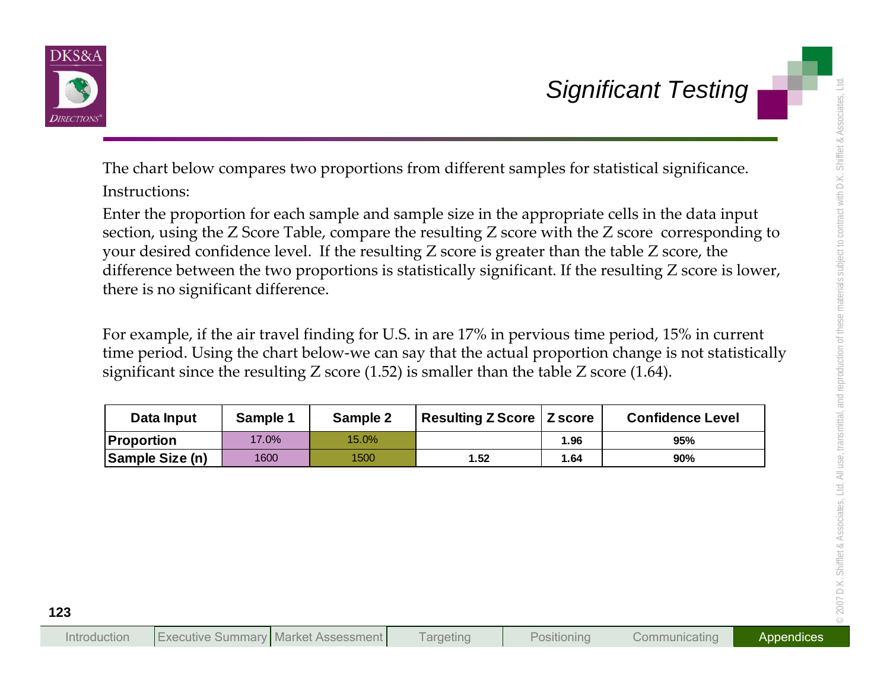# Significant Testing

The chart below compares two proportions from different samples for statistical significance.

Instructions:

Enter the proportion for each sample and sample size in the appropriate cells in the data input section, using the Z Score Table, compare the resulting Z score with the Z score corresponding to your desired confidence level. If the resulting Z score is greater than the table Z score, the difference between the two proportions is statistically significant. If the resulting Z score is lower, there is no significant difference.

For example, if the air travel finding for U.S. in are 17% in pervious time period, 15% in current time period. Using the chart below-we can say that the actual proportion change is not statistically significant since the resulting Z score (1.52) is smaller than the table Z score (1.64).

| Data Input | Sample 1 | Sample 2 | Resulting Z Score | Z score | Confidence Level |
|---|---|---|---|---|---|
| **Proportion** | 17.0% | 15.0% | | **1.96** | **95%** |
| **Sample Size (n)** | 1600 | 1500 | **1.52** | **1.64** | **90%** |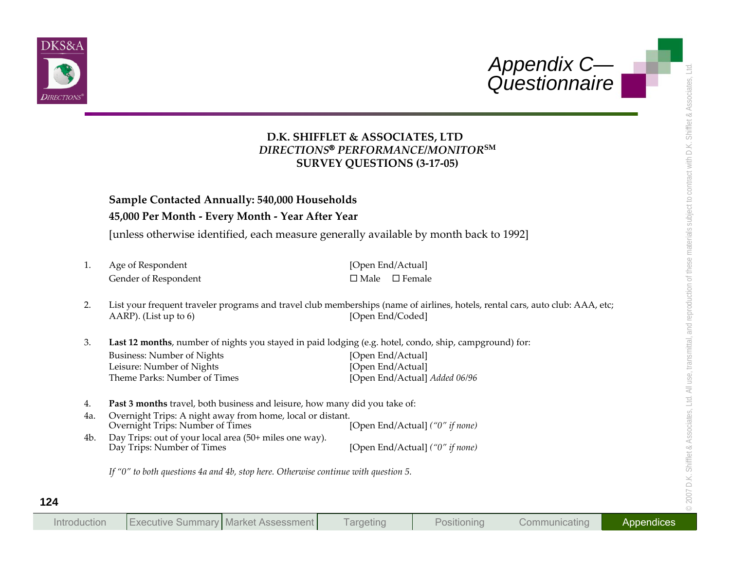# Appendix C—Questionnaire

**D.K. SHIFFLET & ASSOCIATES, LTD**
***DIRECTIONS® PERFORMANCE/MONITOR℠***
**SURVEY QUESTIONS (3-17-05)**

**Sample Contacted Annually: 540,000 Households**

**45,000 Per Month - Every Month - Year After Year**

[unless otherwise identified, each measure generally available by month back to 1992]

1. Age of Respondent [Open End/Actual]
   Gender of Respondent ☐ Male ☐ Female

2. List your frequent traveler programs and travel club memberships (name of airlines, hotels, rental cars, auto club: AAA, etc; AARP). (List up to 6) [Open End/Coded]

3. **Last 12 months**, number of nights you stayed in paid lodging (e.g. hotel, condo, ship, campground) for:
   Business: Number of Nights [Open End/Actual]
   Leisure: Number of Nights [Open End/Actual]
   Theme Parks: Number of Times [Open End/Actual] *Added 06/96*

4. **Past 3 months** travel, both business and leisure, how many did you take of:

4a. Overnight Trips: A night away from home, local or distant.
   Overnight Trips: Number of Times [Open End/Actual] *("0" if none)*

4b. Day Trips: out of your local area (50+ miles one way).
   Day Trips: Number of Times [Open End/Actual] *("0" if none)*

*If "0" to both questions 4a and 4b, stop here. Otherwise continue with question 5.*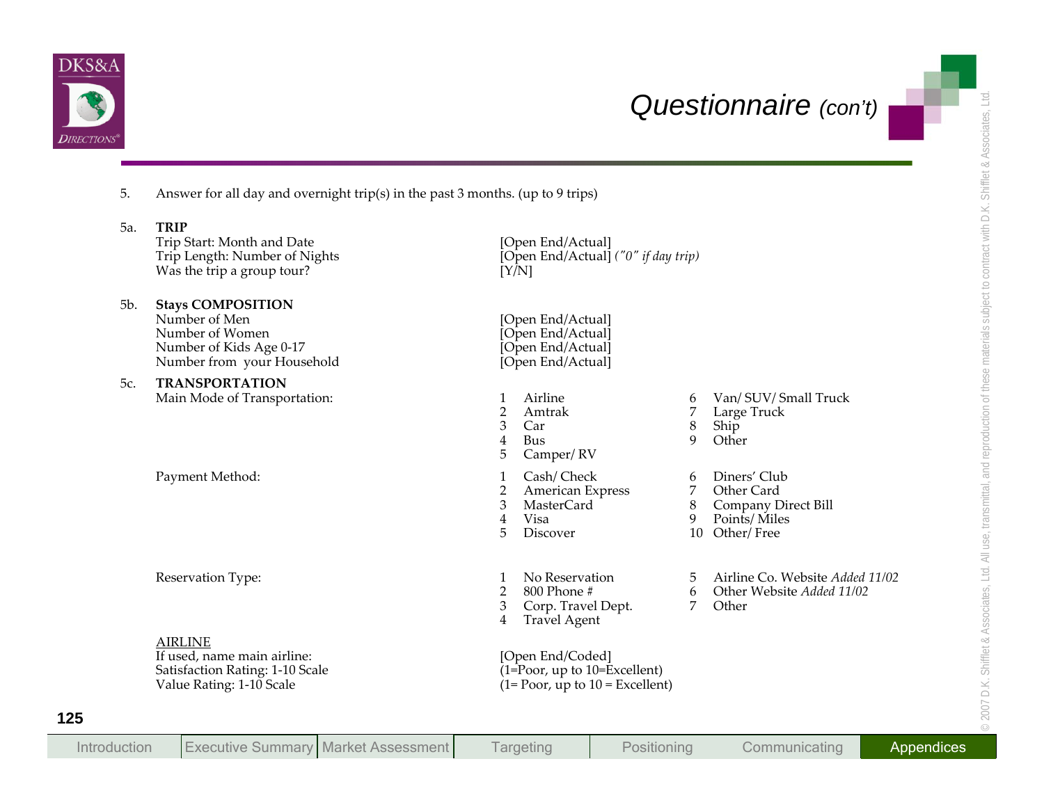## Questionnaire *(con't)*

5. Answer for all day and overnight trip(s) in the past 3 months. (up to 9 trips)

5a. **TRIP**

| | |
|---|---|
| Trip Start: Month and Date | [Open End/Actual] |
| Trip Length: Number of Nights | [Open End/Actual] *("0" if day trip)* |
| Was the trip a group tour? | [Y/N] |

5b. **Stays COMPOSITION**

| | |
|---|---|
| Number of Men | [Open End/Actual] |
| Number of Women | [Open End/Actual] |
| Number of Kids Age 0-17 | [Open End/Actual] |
| Number from your Household | [Open End/Actual] |

5c. **TRANSPORTATION**

Main Mode of Transportation:

1 Airline
2 Amtrak
3 Car
4 Bus
5 Camper/ RV
6 Van/ SUV/ Small Truck
7 Large Truck
8 Ship
9 Other

Payment Method:

1 Cash/ Check
2 American Express
3 MasterCard
4 Visa
5 Discover
6 Diners' Club
7 Other Card
8 Company Direct Bill
9 Points/ Miles
10 Other/ Free

Reservation Type:

1 No Reservation
2 800 Phone #
3 Corp. Travel Dept.
4 Travel Agent
5 Airline Co. Website *Added 11/02*
6 Other Website *Added 11/02*
7 Other

<u>AIRLINE</u>

| | |
|---|---|
| If used, name main airline: | [Open End/Coded] |
| Satisfaction Rating: 1-10 Scale | (1=Poor, up to 10=Excellent) |
| Value Rating: 1-10 Scale | (1= Poor, up to 10 = Excellent) |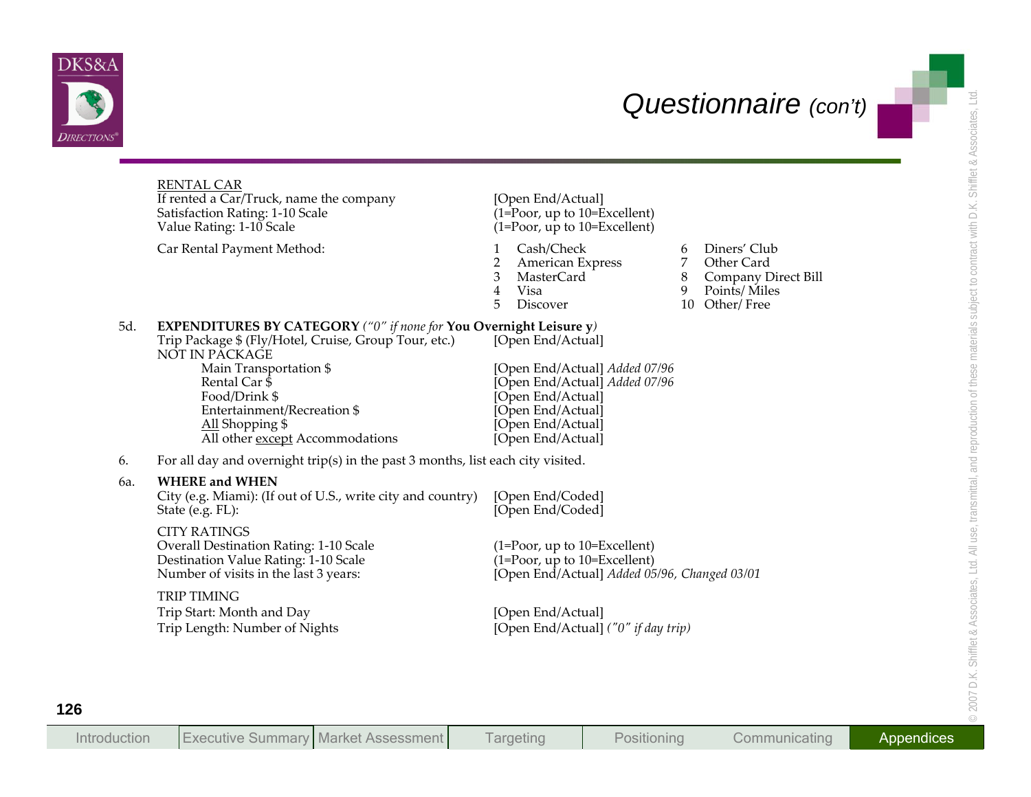## Questionnaire *(con't)*

RENTAL CAR

| | |
|---|---|
| If rented a Car/Truck, name the company | [Open End/Actual] |
| Satisfaction Rating: 1-10 Scale | (1=Poor, up to 10=Excellent) |
| Value Rating: 1-10 Scale | (1=Poor, up to 10=Excellent) |

Car Rental Payment Method:

| | | | |
|---|---|---|---|
| 1 | Cash/Check | 6 | Diners' Club |
| 2 | American Express | 7 | Other Card |
| 3 | MasterCard | 8 | Company Direct Bill |
| 4 | Visa | 9 | Points/ Miles |
| 5 | Discover | 10 | Other/ Free |

5d. **EXPENDITURES BY CATEGORY** *("0" if none for* **You Overnight Leisure y***)*

| | |
|---|---|
| Trip Package $ (Fly/Hotel, Cruise, Group Tour, etc.) | [Open End/Actual] |
| NOT IN PACKAGE | |
| Main Transportation $ | [Open End/Actual] *Added 07/96* |
| Rental Car $ | [Open End/Actual] *Added 07/96* |
| Food/Drink $ | [Open End/Actual] |
| Entertainment/Recreation $ | [Open End/Actual] |
| All Shopping $ | [Open End/Actual] |
| All other except Accommodations | [Open End/Actual] |

6. For all day and overnight trip(s) in the past 3 months, list each city visited.

6a. **WHERE and WHEN**

| | |
|---|---|
| City (e.g. Miami): (If out of U.S., write city and country) | [Open End/Coded] |
| State (e.g. FL): | [Open End/Coded] |

CITY RATINGS

| | |
|---|---|
| Overall Destination Rating: 1-10 Scale | (1=Poor, up to 10=Excellent) |
| Destination Value Rating: 1-10 Scale | (1=Poor, up to 10=Excellent) |
| Number of visits in the last 3 years: | [Open End/Actual] *Added 05/96, Changed 03/01* |

TRIP TIMING

| | |
|---|---|
| Trip Start: Month and Day | [Open End/Actual] |
| Trip Length: Number of Nights | [Open End/Actual] *("0" if day trip)* |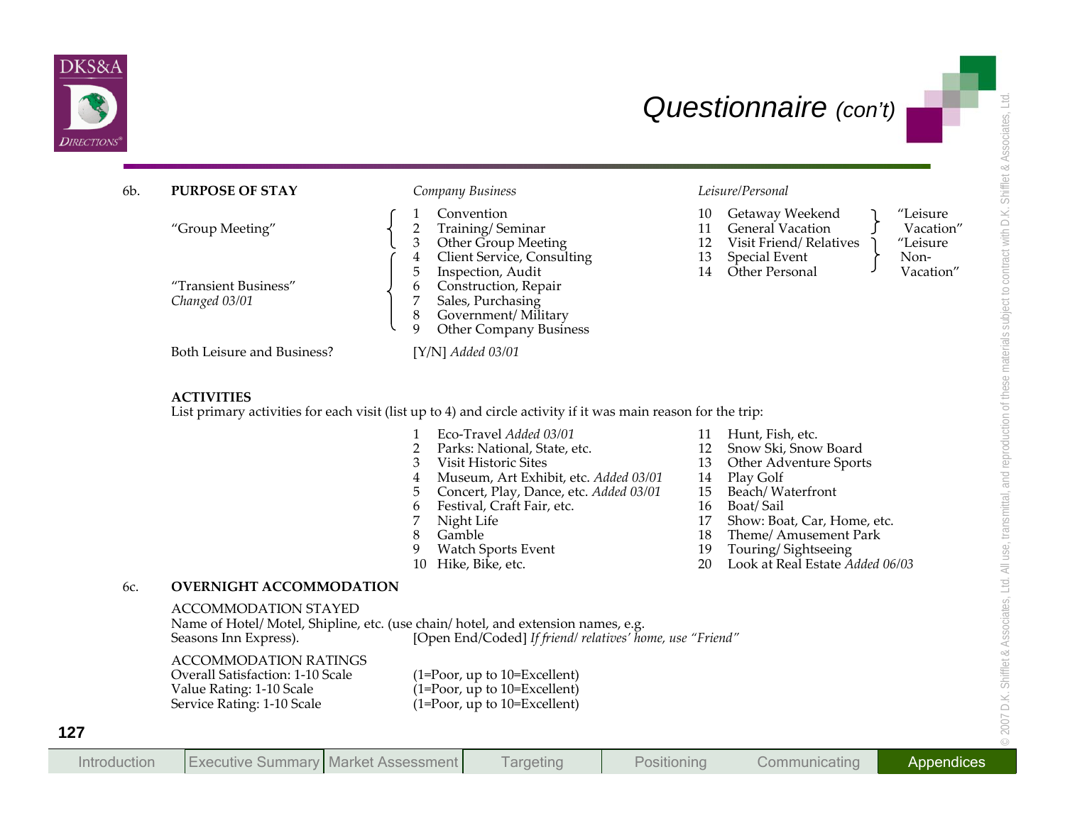# Questionnaire *(con't)*

**6b. PURPOSE OF STAY**

| | *Company Business* | *Leisure/Personal* | |
|---|---|---|---|
| "Group Meeting" | 1 Convention | 10 Getaway Weekend | "Leisure Vacation" |
| | 2 Training/ Seminar | 11 General Vacation | |
| | 3 Other Group Meeting | 12 Visit Friend/ Relatives | "Leisure Non-Vacation" |
| "Transient Business" *Changed 03/01* | 4 Client Service, Consulting | 13 Special Event | |
| | 5 Inspection, Audit | 14 Other Personal | |
| | 6 Construction, Repair | | |
| | 7 Sales, Purchasing | | |
| | 8 Government/ Military | | |
| | 9 Other Company Business | | |

Both Leisure and Business? [Y/N] *Added 03/01*

**ACTIVITIES**

List primary activities for each visit (list up to 4) and circle activity if it was main reason for the trip:

1. Eco-Travel *Added 03/01*
2. Parks: National, State, etc.
3. Visit Historic Sites
4. Museum, Art Exhibit, etc. *Added 03/01*
5. Concert, Play, Dance, etc. *Added 03/01*
6. Festival, Craft Fair, etc.
7. Night Life
8. Gamble
9. Watch Sports Event
10. Hike, Bike, etc.
11. Hunt, Fish, etc.
12. Snow Ski, Snow Board
13. Other Adventure Sports
14. Play Golf
15. Beach/ Waterfront
16. Boat/ Sail
17. Show: Boat, Car, Home, etc.
18. Theme/ Amusement Park
19. Touring/ Sightseeing
20. Look at Real Estate *Added 06/03*

**6c. OVERNIGHT ACCOMMODATION**

ACCOMMODATION STAYED

Name of Hotel/ Motel, Shipline, etc. (use chain/ hotel, and extension names, e.g. Seasons Inn Express). [Open End/Coded] *If friend/ relatives' home, use "Friend"*

ACCOMMODATION RATINGS

| | |
|---|---|
| Overall Satisfaction: 1-10 Scale | (1=Poor, up to 10=Excellent) |
| Value Rating: 1-10 Scale | (1=Poor, up to 10=Excellent) |
| Service Rating: 1-10 Scale | (1=Poor, up to 10=Excellent) |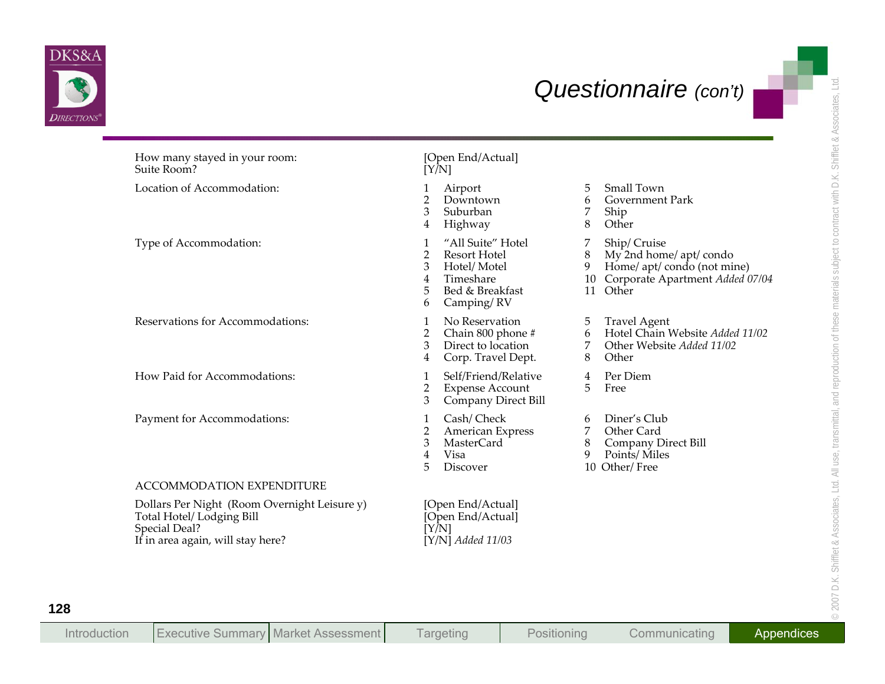## Questionnaire *(con't)*

| | | |
|---|---|---|
| How many stayed in your room:<br>Suite Room? | [Open End/Actual]<br>[Y/N] | |
| Location of Accommodation: | 1 Airport<br>2 Downtown<br>3 Suburban<br>4 Highway | 5 Small Town<br>6 Government Park<br>7 Ship<br>8 Other |
| Type of Accommodation: | 1 "All Suite" Hotel<br>2 Resort Hotel<br>3 Hotel/ Motel<br>4 Timeshare<br>5 Bed & Breakfast<br>6 Camping/ RV | 7 Ship/ Cruise<br>8 My 2nd home/ apt/ condo<br>9 Home/ apt/ condo (not mine)<br>10 Corporate Apartment *Added 07/04*<br>11 Other |
| Reservations for Accommodations: | 1 No Reservation<br>2 Chain 800 phone #<br>3 Direct to location<br>4 Corp. Travel Dept. | 5 Travel Agent<br>6 Hotel Chain Website *Added 11/02*<br>7 Other Website *Added 11/02*<br>8 Other |
| How Paid for Accommodations: | 1 Self/Friend/Relative<br>2 Expense Account<br>3 Company Direct Bill | 4 Per Diem<br>5 Free |
| Payment for Accommodations: | 1 Cash/ Check<br>2 American Express<br>3 MasterCard<br>4 Visa<br>5 Discover | 6 Diner's Club<br>7 Other Card<br>8 Company Direct Bill<br>9 Points/ Miles<br>10 Other/ Free |

ACCOMMODATION EXPENDITURE

| | |
|---|---|
| Dollars Per Night (Room Overnight Leisure y) | [Open End/Actual] |
| Total Hotel/ Lodging Bill | [Open End/Actual] |
| Special Deal? | [Y/N] |
| If in area again, will stay here? | [Y/N] *Added 11/03* |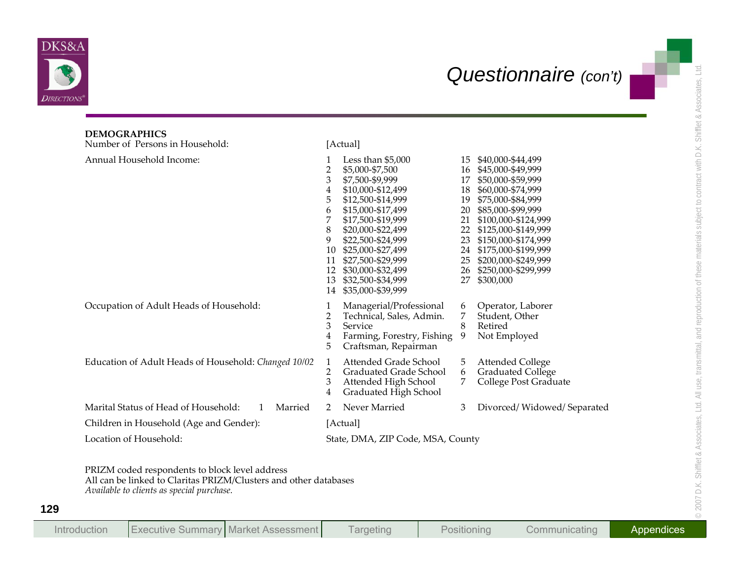# Questionnaire *(con't)*

**DEMOGRAPHICS**

| | | |
|---|---|---|
| Number of Persons in Household: | [Actual] | |
| Annual Household Income: | 1 Less than $5,000<br>2 $5,000-$7,500<br>3 $7,500-$9,999<br>4 $10,000-$12,499<br>5 $12,500-$14,999<br>6 $15,000-$17,499<br>7 $17,500-$19,999<br>8 $20,000-$22,499<br>9 $22,500-$24,999<br>10 $25,000-$27,499<br>11 $27,500-$29,999<br>12 $30,000-$32,499<br>13 $32,500-$34,999<br>14 $35,000-$39,999 | 15 $40,000-$44,499<br>16 $45,000-$49,999<br>17 $50,000-$59,999<br>18 $60,000-$74,999<br>19 $75,000-$84,999<br>20 $85,000-$99,999<br>21 $100,000-$124,999<br>22 $125,000-$149,999<br>23 $150,000-$174,999<br>24 $175,000-$199,999<br>25 $200,000-$249,999<br>26 $250,000-$299,999<br>27 $300,000 |
| Occupation of Adult Heads of Household: | 1 Managerial/Professional<br>2 Technical, Sales, Admin.<br>3 Service<br>4 Farming, Forestry, Fishing<br>5 Craftsman, Repairman | 6 Operator, Laborer<br>7 Student, Other<br>8 Retired<br>9 Not Employed |
| Education of Adult Heads of Household: *Changed 10/02* | 1 Attended Grade School<br>2 Graduated Grade School<br>3 Attended High School<br>4 Graduated High School | 5 Attended College<br>6 Graduated College<br>7 College Post Graduate |
| Marital Status of Head of Household: 1 Married | 2 Never Married | 3 Divorced/ Widowed/ Separated |
| Children in Household (Age and Gender): | [Actual] | |
| Location of Household: | State, DMA, ZIP Code, MSA, County | |

PRIZM coded respondents to block level address
All can be linked to Claritas PRIZM/Clusters and other databases
*Available to clients as special purchase.*